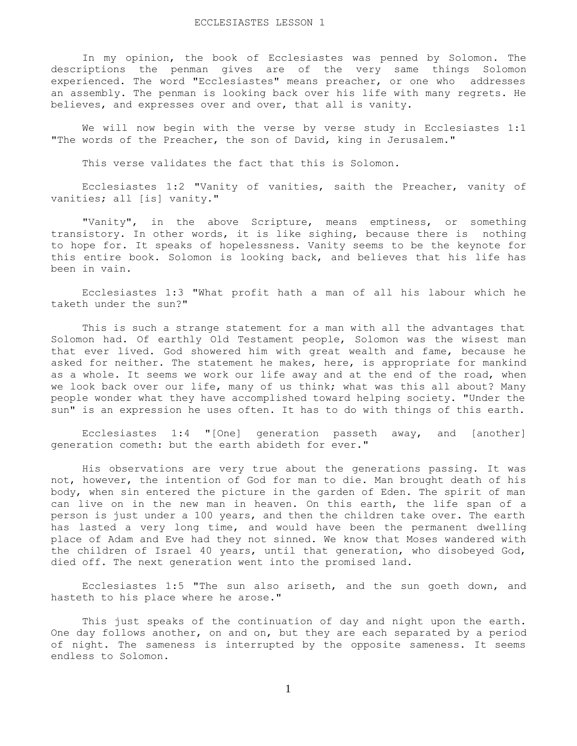# ECCLESIASTES LESSON 1

In my opinion, the book of Ecclesiastes was penned by Solomon. The descriptions the penman gives are of the very same things Solomon experienced. The word "Ecclesiastes" means preacher, or one who addresses an assembly. The penman is looking back over his life with many regrets. He believes, and expresses over and over, that all is vanity.

We will now begin with the verse by verse study in Ecclesiastes 1:1 "The words of the Preacher, the son of David, king in Jerusalem."

This verse validates the fact that this is Solomon.

Ecclesiastes 1:2 "Vanity of vanities, saith the Preacher, vanity of vanities; all [is] vanity."

"Vanity", in the above Scripture, means emptiness, or something transistory. In other words, it is like sighing, because there is nothing to hope for. It speaks of hopelessness. Vanity seems to be the keynote for this entire book. Solomon is looking back, and believes that his life has been in vain.

Ecclesiastes 1:3 "What profit hath a man of all his labour which he taketh under the sun?"

This is such a strange statement for a man with all the advantages that Solomon had. Of earthly Old Testament people, Solomon was the wisest man that ever lived. God showered him with great wealth and fame, because he asked for neither. The statement he makes, here, is appropriate for mankind as a whole. It seems we work our life away and at the end of the road, when we look back over our life, many of us think; what was this all about? Many people wonder what they have accomplished toward helping society. "Under the sun" is an expression he uses often. It has to do with things of this earth.

Ecclesiastes 1:4 "[One] generation passeth away, and [another] generation cometh: but the earth abideth for ever."

His observations are very true about the generations passing. It was not, however, the intention of God for man to die. Man brought death of his body, when sin entered the picture in the garden of Eden. The spirit of man can live on in the new man in heaven. On this earth, the life span of a person is just under a 100 years, and then the children take over. The earth has lasted a very long time, and would have been the permanent dwelling place of Adam and Eve had they not sinned. We know that Moses wandered with the children of Israel 40 years, until that generation, who disobeyed God, died off. The next generation went into the promised land.

Ecclesiastes 1:5 "The sun also ariseth, and the sun goeth down, and hasteth to his place where he arose."

This just speaks of the continuation of day and night upon the earth. One day follows another, on and on, but they are each separated by a period of night. The sameness is interrupted by the opposite sameness. It seems endless to Solomon.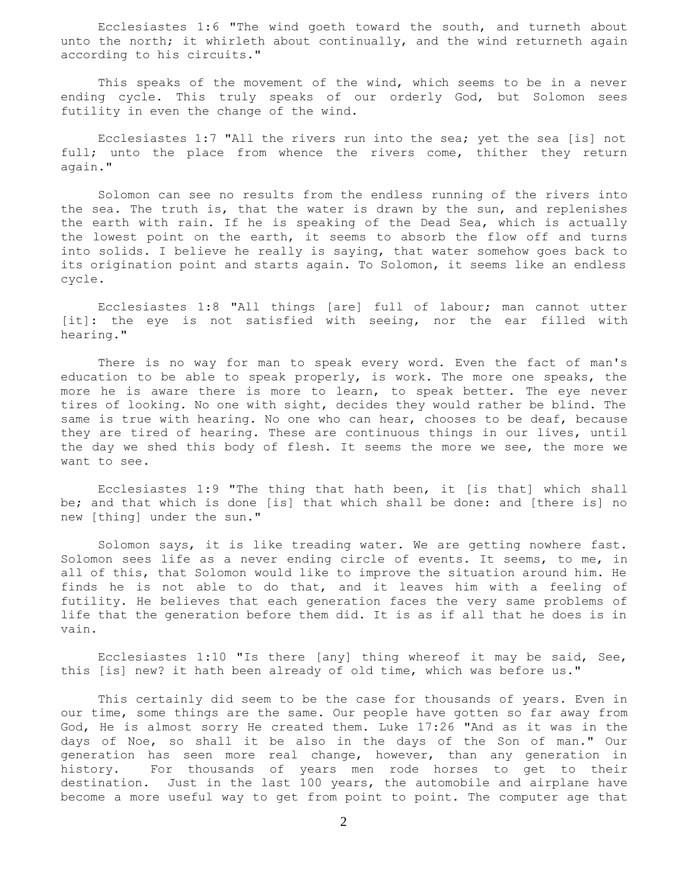Ecclesiastes 1:6 "The wind goeth toward the south, and turneth about unto the north; it whirleth about continually, and the wind returneth again according to his circuits."

This speaks of the movement of the wind, which seems to be in a never ending cycle. This truly speaks of our orderly God, but Solomon sees futility in even the change of the wind.

Ecclesiastes 1:7 "All the rivers run into the sea; yet the sea [is] not full; unto the place from whence the rivers come, thither they return again."

Solomon can see no results from the endless running of the rivers into the sea. The truth is, that the water is drawn by the sun, and replenishes the earth with rain. If he is speaking of the Dead Sea, which is actually the lowest point on the earth, it seems to absorb the flow off and turns into solids. I believe he really is saying, that water somehow goes back to its origination point and starts again. To Solomon, it seems like an endless cycle.

Ecclesiastes 1:8 "All things [are] full of labour; man cannot utter [it]: the eye is not satisfied with seeing, nor the ear filled with hearing."

There is no way for man to speak every word. Even the fact of man's education to be able to speak properly, is work. The more one speaks, the more he is aware there is more to learn, to speak better. The eye never tires of looking. No one with sight, decides they would rather be blind. The same is true with hearing. No one who can hear, chooses to be deaf, because they are tired of hearing. These are continuous things in our lives, until the day we shed this body of flesh. It seems the more we see, the more we want to see.

Ecclesiastes 1:9 "The thing that hath been, it [is that] which shall be; and that which is done [is] that which shall be done: and [there is] no new [thing] under the sun."

Solomon says, it is like treading water. We are getting nowhere fast. Solomon sees life as a never ending circle of events. It seems, to me, in all of this, that Solomon would like to improve the situation around him. He finds he is not able to do that, and it leaves him with a feeling of futility. He believes that each generation faces the very same problems of life that the generation before them did. It is as if all that he does is in vain.

Ecclesiastes 1:10 "Is there [any] thing whereof it may be said, See, this [is] new? it hath been already of old time, which was before us."

This certainly did seem to be the case for thousands of years. Even in our time, some things are the same. Our people have gotten so far away from God, He is almost sorry He created them. Luke 17:26 "And as it was in the days of Noe, so shall it be also in the days of the Son of man." Our generation has seen more real change, however, than any generation in history. For thousands of years men rode horses to get to their destination. Just in the last 100 years, the automobile and airplane have become a more useful way to get from point to point. The computer age that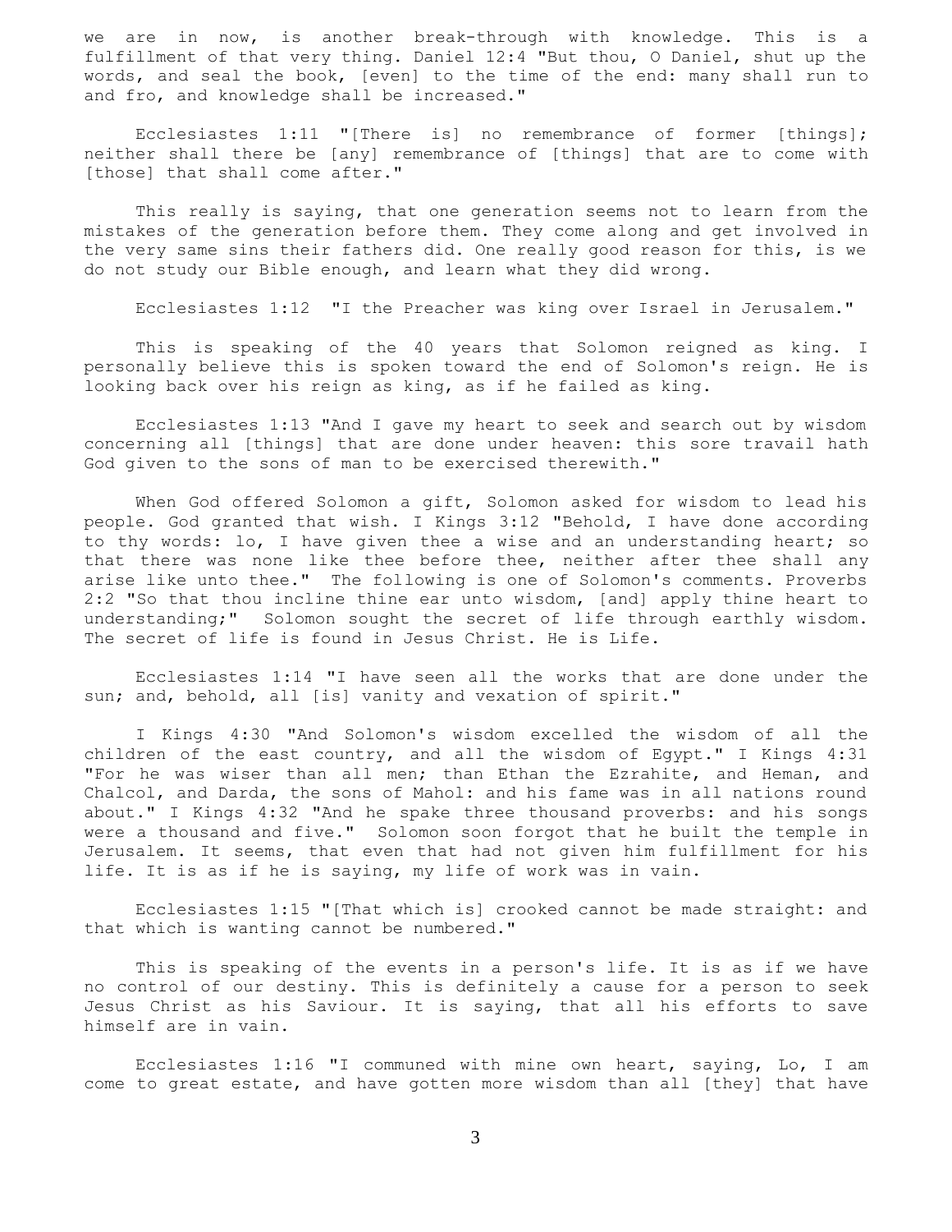we are in now, is another break-through with knowledge. This is a fulfillment of that very thing. Daniel 12:4 "But thou, O Daniel, shut up the words, and seal the book, [even] to the time of the end: many shall run to and fro, and knowledge shall be increased."

Ecclesiastes 1:11 "[There is] no remembrance of former [things]; neither shall there be [any] remembrance of [things] that are to come with [those] that shall come after."

This really is saying, that one generation seems not to learn from the mistakes of the generation before them. They come along and get involved in the very same sins their fathers did. One really good reason for this, is we do not study our Bible enough, and learn what they did wrong.

Ecclesiastes 1:12 "I the Preacher was king over Israel in Jerusalem."

This is speaking of the 40 years that Solomon reigned as king. I personally believe this is spoken toward the end of Solomon's reign. He is looking back over his reign as king, as if he failed as king.

Ecclesiastes 1:13 "And I gave my heart to seek and search out by wisdom concerning all [things] that are done under heaven: this sore travail hath God given to the sons of man to be exercised therewith."

When God offered Solomon a gift, Solomon asked for wisdom to lead his people. God granted that wish. I Kings 3:12 "Behold, I have done according to thy words: lo, I have given thee a wise and an understanding heart; so that there was none like thee before thee, neither after thee shall any arise like unto thee." The following is one of Solomon's comments. Proverbs 2:2 "So that thou incline thine ear unto wisdom, [and] apply thine heart to understanding;" Solomon sought the secret of life through earthly wisdom. The secret of life is found in Jesus Christ. He is Life.

Ecclesiastes 1:14 "I have seen all the works that are done under the sun; and, behold, all [is] vanity and vexation of spirit."

I Kings 4:30 "And Solomon's wisdom excelled the wisdom of all the children of the east country, and all the wisdom of Egypt." I Kings 4:31 "For he was wiser than all men; than Ethan the Ezrahite, and Heman, and Chalcol, and Darda, the sons of Mahol: and his fame was in all nations round about." I Kings 4:32 "And he spake three thousand proverbs: and his songs were a thousand and five." Solomon soon forgot that he built the temple in Jerusalem. It seems, that even that had not given him fulfillment for his life. It is as if he is saying, my life of work was in vain.

Ecclesiastes 1:15 "[That which is] crooked cannot be made straight: and that which is wanting cannot be numbered."

This is speaking of the events in a person's life. It is as if we have no control of our destiny. This is definitely a cause for a person to seek Jesus Christ as his Saviour. It is saying, that all his efforts to save himself are in vain.

Ecclesiastes 1:16 "I communed with mine own heart, saying, Lo, I am come to great estate, and have gotten more wisdom than all [they] that have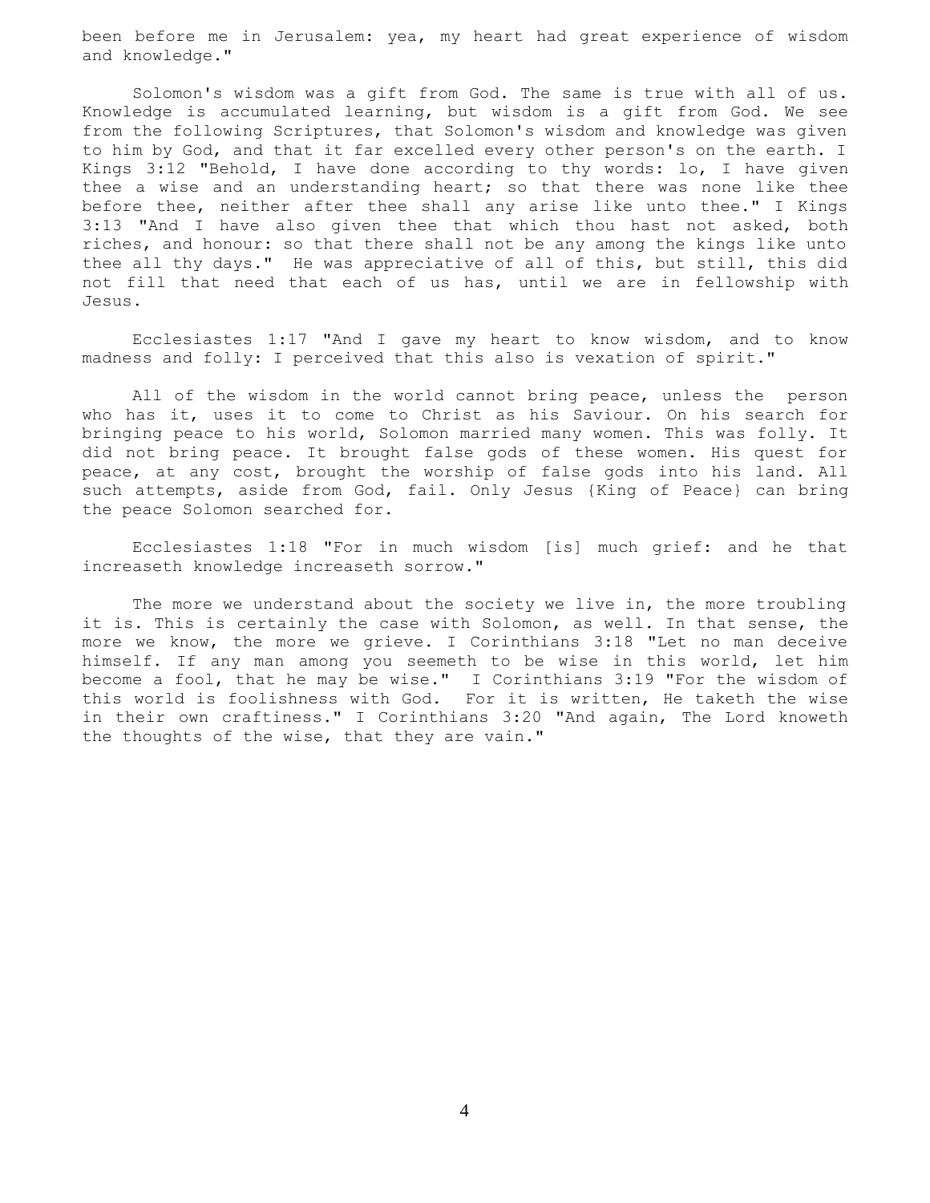been before me in Jerusalem: yea, my heart had great experience of wisdom and knowledge."

Solomon's wisdom was a gift from God. The same is true with all of us. Knowledge is accumulated learning, but wisdom is a gift from God. We see from the following Scriptures, that Solomon's wisdom and knowledge was given to him by God, and that it far excelled every other person's on the earth. I Kings 3:12 "Behold, I have done according to thy words: lo, I have given thee a wise and an understanding heart; so that there was none like thee before thee, neither after thee shall any arise like unto thee." I Kings 3:13 "And I have also given thee that which thou hast not asked, both riches, and honour: so that there shall not be any among the kings like unto thee all thy days." He was appreciative of all of this, but still, this did not fill that need that each of us has, until we are in fellowship with Jesus.

Ecclesiastes 1:17 "And I gave my heart to know wisdom, and to know madness and folly: I perceived that this also is vexation of spirit."

All of the wisdom in the world cannot bring peace, unless the person who has it, uses it to come to Christ as his Saviour. On his search for bringing peace to his world, Solomon married many women. This was folly. It did not bring peace. It brought false gods of these women. His quest for peace, at any cost, brought the worship of false gods into his land. All such attempts, aside from God, fail. Only Jesus {King of Peace} can bring the peace Solomon searched for.

Ecclesiastes 1:18 "For in much wisdom [is] much grief: and he that increaseth knowledge increaseth sorrow."

The more we understand about the society we live in, the more troubling it is. This is certainly the case with Solomon, as well. In that sense, the more we know, the more we grieve. I Corinthians 3:18 "Let no man deceive himself. If any man among you seemeth to be wise in this world, let him become a fool, that he may be wise." I Corinthians 3:19 "For the wisdom of this world is foolishness with God. For it is written, He taketh the wise in their own craftiness." I Corinthians 3:20 "And again, The Lord knoweth the thoughts of the wise, that they are vain."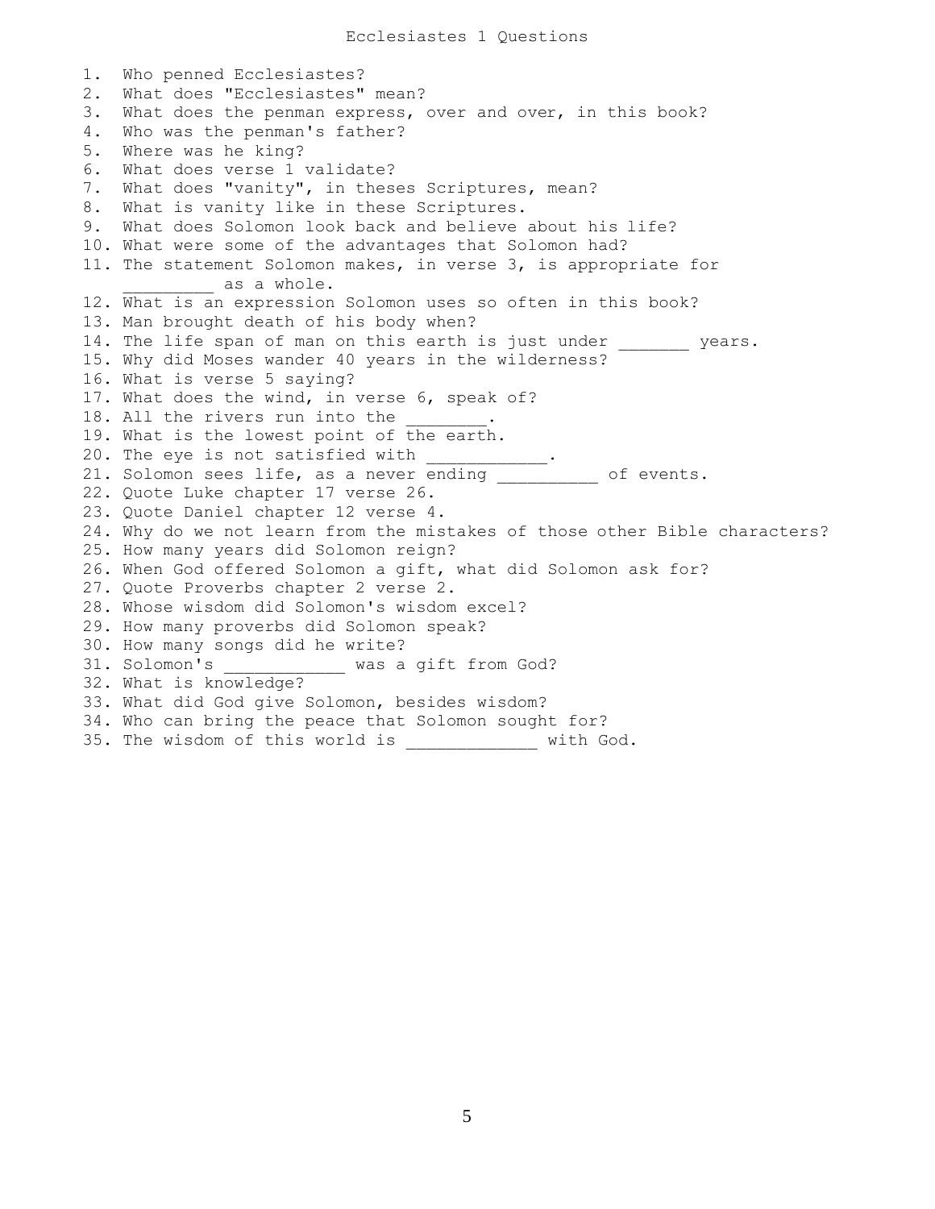# Ecclesiastes 1 Questions

1. Who penned Ecclesiastes?
2. What does "Ecclesiastes" mean?
3. What does the penman express, over and over, in this book?
4. Who was the penman's father?
5. Where was he king?
6. What does verse 1 validate?
7. What does "vanity", in theses Scriptures, mean?
8. What is vanity like in these Scriptures.
9. What does Solomon look back and believe about his life?
10. What were some of the advantages that Solomon had?
11. The statement Solomon makes, in verse 3, is appropriate for _________ as a whole.
12. What is an expression Solomon uses so often in this book?
13. Man brought death of his body when?
14. The life span of man on this earth is just under _______ years.
15. Why did Moses wander 40 years in the wilderness?
16. What is verse 5 saying?
17. What does the wind, in verse 6, speak of?
18. All the rivers run into the ________.
19. What is the lowest point of the earth.
20. The eye is not satisfied with ____________.
21. Solomon sees life, as a never ending __________ of events.
22. Quote Luke chapter 17 verse 26.
23. Quote Daniel chapter 12 verse 4.
24. Why do we not learn from the mistakes of those other Bible characters?
25. How many years did Solomon reign?
26. When God offered Solomon a gift, what did Solomon ask for?
27. Quote Proverbs chapter 2 verse 2.
28. Whose wisdom did Solomon's wisdom excel?
29. How many proverbs did Solomon speak?
30. How many songs did he write?
31. Solomon's ____________ was a gift from God?
32. What is knowledge?
33. What did God give Solomon, besides wisdom?
34. Who can bring the peace that Solomon sought for?
35. The wisdom of this world is _____________ with God.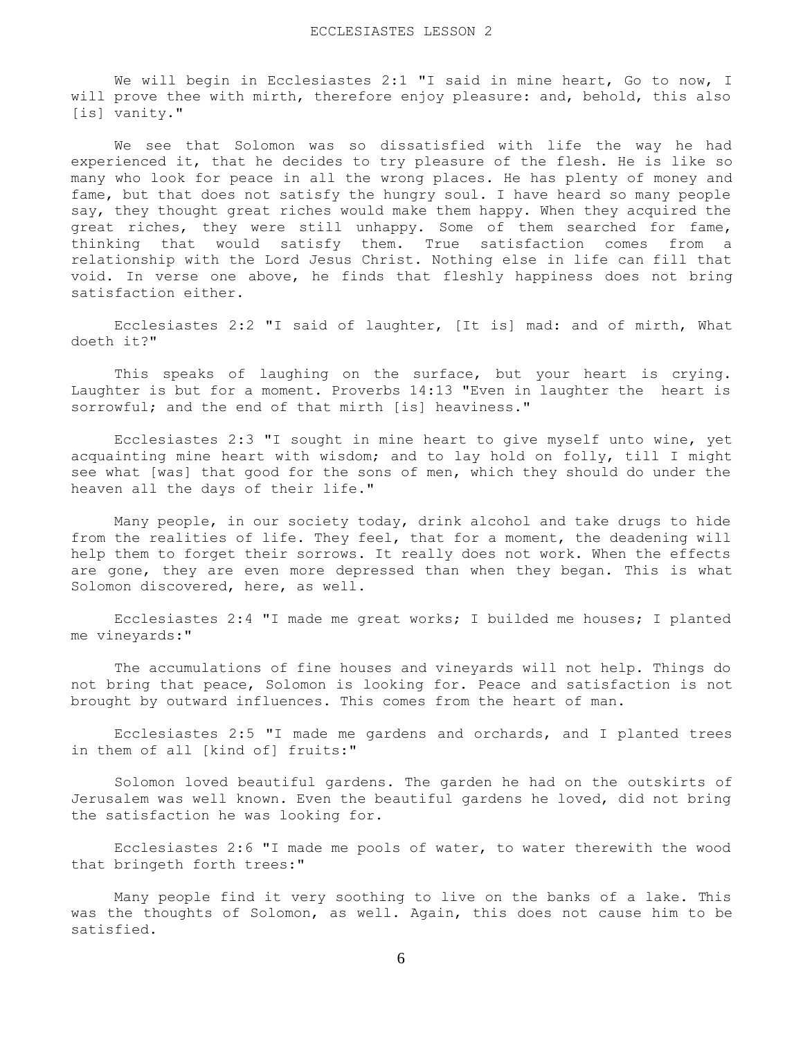# ECCLESIASTES LESSON 2

We will begin in Ecclesiastes 2:1 "I said in mine heart, Go to now, I will prove thee with mirth, therefore enjoy pleasure: and, behold, this also [is] vanity."

We see that Solomon was so dissatisfied with life the way he had experienced it, that he decides to try pleasure of the flesh. He is like so many who look for peace in all the wrong places. He has plenty of money and fame, but that does not satisfy the hungry soul. I have heard so many people say, they thought great riches would make them happy. When they acquired the great riches, they were still unhappy. Some of them searched for fame, thinking that would satisfy them. True satisfaction comes from a relationship with the Lord Jesus Christ. Nothing else in life can fill that void. In verse one above, he finds that fleshly happiness does not bring satisfaction either.

Ecclesiastes 2:2 "I said of laughter, [It is] mad: and of mirth, What doeth it?"

This speaks of laughing on the surface, but your heart is crying. Laughter is but for a moment. Proverbs 14:13 "Even in laughter the heart is sorrowful; and the end of that mirth [is] heaviness."

Ecclesiastes 2:3 "I sought in mine heart to give myself unto wine, yet acquainting mine heart with wisdom; and to lay hold on folly, till I might see what [was] that good for the sons of men, which they should do under the heaven all the days of their life."

Many people, in our society today, drink alcohol and take drugs to hide from the realities of life. They feel, that for a moment, the deadening will help them to forget their sorrows. It really does not work. When the effects are gone, they are even more depressed than when they began. This is what Solomon discovered, here, as well.

Ecclesiastes 2:4 "I made me great works; I builded me houses; I planted me vineyards:"

The accumulations of fine houses and vineyards will not help. Things do not bring that peace, Solomon is looking for. Peace and satisfaction is not brought by outward influences. This comes from the heart of man.

Ecclesiastes 2:5 "I made me gardens and orchards, and I planted trees in them of all [kind of] fruits:"

Solomon loved beautiful gardens. The garden he had on the outskirts of Jerusalem was well known. Even the beautiful gardens he loved, did not bring the satisfaction he was looking for.

Ecclesiastes 2:6 "I made me pools of water, to water therewith the wood that bringeth forth trees:"

Many people find it very soothing to live on the banks of a lake. This was the thoughts of Solomon, as well. Again, this does not cause him to be satisfied.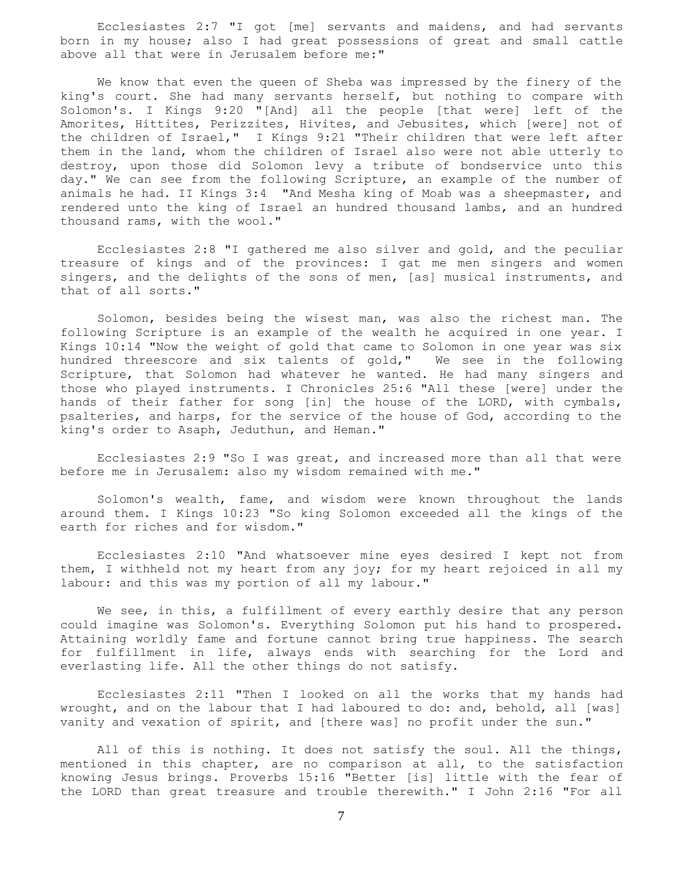Ecclesiastes 2:7 "I got [me] servants and maidens, and had servants born in my house; also I had great possessions of great and small cattle above all that were in Jerusalem before me:"

We know that even the queen of Sheba was impressed by the finery of the king's court. She had many servants herself, but nothing to compare with Solomon's. I Kings 9:20 "[And] all the people [that were] left of the Amorites, Hittites, Perizzites, Hivites, and Jebusites, which [were] not of the children of Israel," I Kings 9:21 "Their children that were left after them in the land, whom the children of Israel also were not able utterly to destroy, upon those did Solomon levy a tribute of bondservice unto this day." We can see from the following Scripture, an example of the number of animals he had. II Kings 3:4 "And Mesha king of Moab was a sheepmaster, and rendered unto the king of Israel an hundred thousand lambs, and an hundred thousand rams, with the wool."

Ecclesiastes 2:8 "I gathered me also silver and gold, and the peculiar treasure of kings and of the provinces: I gat me men singers and women singers, and the delights of the sons of men, [as] musical instruments, and that of all sorts."

Solomon, besides being the wisest man, was also the richest man. The following Scripture is an example of the wealth he acquired in one year. I Kings 10:14 "Now the weight of gold that came to Solomon in one year was six hundred threescore and six talents of gold," We see in the following Scripture, that Solomon had whatever he wanted. He had many singers and those who played instruments. I Chronicles 25:6 "All these [were] under the hands of their father for song [in] the house of the LORD, with cymbals, psalteries, and harps, for the service of the house of God, according to the king's order to Asaph, Jeduthun, and Heman."

Ecclesiastes 2:9 "So I was great, and increased more than all that were before me in Jerusalem: also my wisdom remained with me."

Solomon's wealth, fame, and wisdom were known throughout the lands around them. I Kings 10:23 "So king Solomon exceeded all the kings of the earth for riches and for wisdom."

Ecclesiastes 2:10 "And whatsoever mine eyes desired I kept not from them, I withheld not my heart from any joy; for my heart rejoiced in all my labour: and this was my portion of all my labour."

We see, in this, a fulfillment of every earthly desire that any person could imagine was Solomon's. Everything Solomon put his hand to prospered. Attaining worldly fame and fortune cannot bring true happiness. The search for fulfillment in life, always ends with searching for the Lord and everlasting life. All the other things do not satisfy.

Ecclesiastes 2:11 "Then I looked on all the works that my hands had wrought, and on the labour that I had laboured to do: and, behold, all [was] vanity and vexation of spirit, and [there was] no profit under the sun."

All of this is nothing. It does not satisfy the soul. All the things, mentioned in this chapter, are no comparison at all, to the satisfaction knowing Jesus brings. Proverbs 15:16 "Better [is] little with the fear of the LORD than great treasure and trouble therewith." I John 2:16 "For all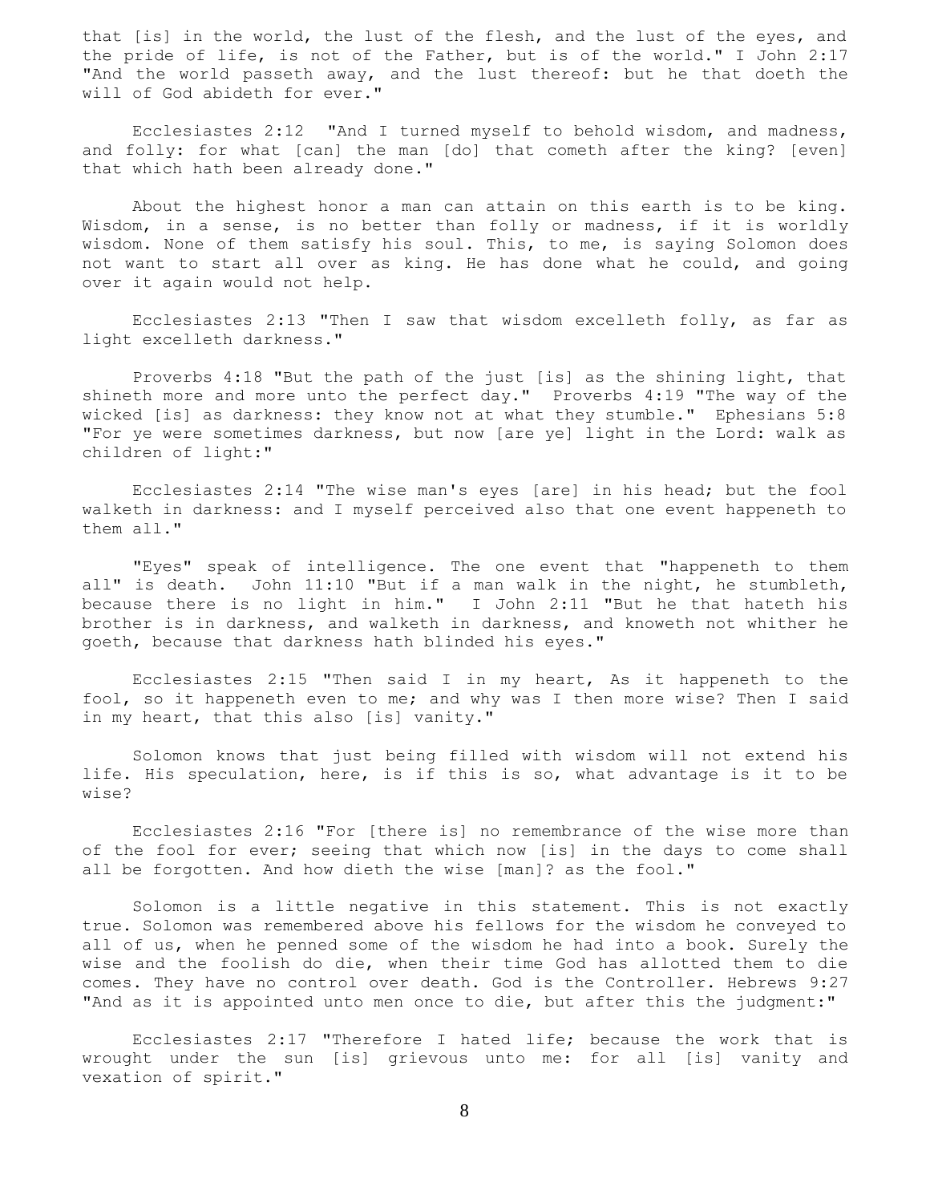that [is] in the world, the lust of the flesh, and the lust of the eyes, and the pride of life, is not of the Father, but is of the world." I John 2:17 "And the world passeth away, and the lust thereof: but he that doeth the will of God abideth for ever."

Ecclesiastes 2:12 "And I turned myself to behold wisdom, and madness, and folly: for what [can] the man [do] that cometh after the king? [even] that which hath been already done."

About the highest honor a man can attain on this earth is to be king. Wisdom, in a sense, is no better than folly or madness, if it is worldly wisdom. None of them satisfy his soul. This, to me, is saying Solomon does not want to start all over as king. He has done what he could, and going over it again would not help.

Ecclesiastes 2:13 "Then I saw that wisdom excelleth folly, as far as light excelleth darkness."

Proverbs 4:18 "But the path of the just [is] as the shining light, that shineth more and more unto the perfect day." Proverbs 4:19 "The way of the wicked [is] as darkness: they know not at what they stumble." Ephesians 5:8 "For ye were sometimes darkness, but now [are ye] light in the Lord: walk as children of light:"

Ecclesiastes 2:14 "The wise man's eyes [are] in his head; but the fool walketh in darkness: and I myself perceived also that one event happeneth to them all."

"Eyes" speak of intelligence. The one event that "happeneth to them all" is death. John 11:10 "But if a man walk in the night, he stumbleth, because there is no light in him." I John 2:11 "But he that hateth his brother is in darkness, and walketh in darkness, and knoweth not whither he goeth, because that darkness hath blinded his eyes."

Ecclesiastes 2:15 "Then said I in my heart, As it happeneth to the fool, so it happeneth even to me; and why was I then more wise? Then I said in my heart, that this also [is] vanity."

Solomon knows that just being filled with wisdom will not extend his life. His speculation, here, is if this is so, what advantage is it to be wise?

Ecclesiastes 2:16 "For [there is] no remembrance of the wise more than of the fool for ever; seeing that which now [is] in the days to come shall all be forgotten. And how dieth the wise [man]? as the fool."

Solomon is a little negative in this statement. This is not exactly true. Solomon was remembered above his fellows for the wisdom he conveyed to all of us, when he penned some of the wisdom he had into a book. Surely the wise and the foolish do die, when their time God has allotted them to die comes. They have no control over death. God is the Controller. Hebrews 9:27 "And as it is appointed unto men once to die, but after this the judgment:"

Ecclesiastes 2:17 "Therefore I hated life; because the work that is wrought under the sun [is] grievous unto me: for all [is] vanity and vexation of spirit."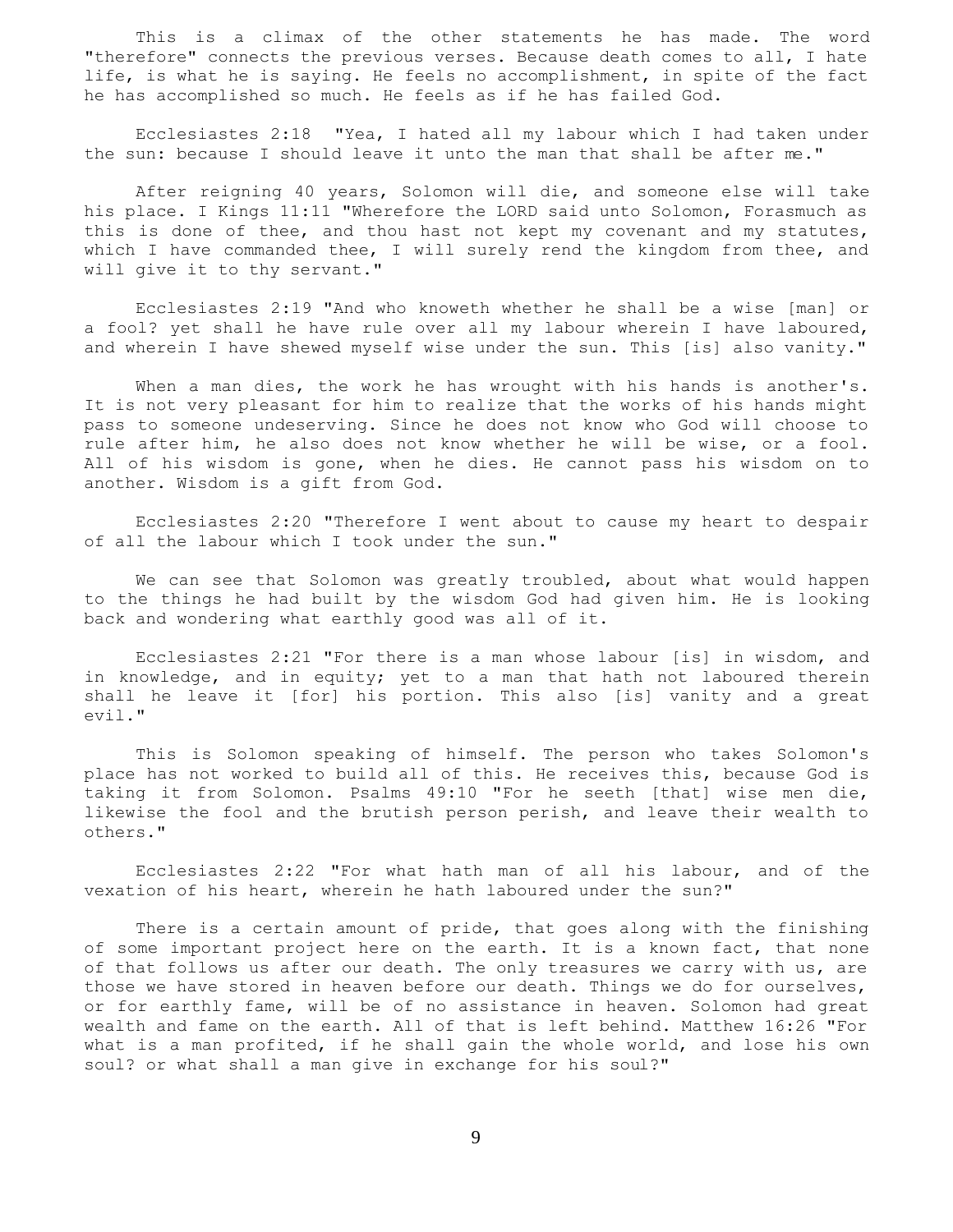This is a climax of the other statements he has made. The word "therefore" connects the previous verses. Because death comes to all, I hate life, is what he is saying. He feels no accomplishment, in spite of the fact he has accomplished so much. He feels as if he has failed God.

Ecclesiastes 2:18 "Yea, I hated all my labour which I had taken under the sun: because I should leave it unto the man that shall be after me."

After reigning 40 years, Solomon will die, and someone else will take his place. I Kings 11:11 "Wherefore the LORD said unto Solomon, Forasmuch as this is done of thee, and thou hast not kept my covenant and my statutes, which I have commanded thee, I will surely rend the kingdom from thee, and will give it to thy servant."

Ecclesiastes 2:19 "And who knoweth whether he shall be a wise [man] or a fool? yet shall he have rule over all my labour wherein I have laboured, and wherein I have shewed myself wise under the sun. This [is] also vanity."

When a man dies, the work he has wrought with his hands is another's. It is not very pleasant for him to realize that the works of his hands might pass to someone undeserving. Since he does not know who God will choose to rule after him, he also does not know whether he will be wise, or a fool. All of his wisdom is gone, when he dies. He cannot pass his wisdom on to another. Wisdom is a gift from God.

Ecclesiastes 2:20 "Therefore I went about to cause my heart to despair of all the labour which I took under the sun."

We can see that Solomon was greatly troubled, about what would happen to the things he had built by the wisdom God had given him. He is looking back and wondering what earthly good was all of it.

Ecclesiastes 2:21 "For there is a man whose labour [is] in wisdom, and in knowledge, and in equity; yet to a man that hath not laboured therein shall he leave it [for] his portion. This also [is] vanity and a great evil."

This is Solomon speaking of himself. The person who takes Solomon's place has not worked to build all of this. He receives this, because God is taking it from Solomon. Psalms 49:10 "For he seeth [that] wise men die, likewise the fool and the brutish person perish, and leave their wealth to others."

Ecclesiastes 2:22 "For what hath man of all his labour, and of the vexation of his heart, wherein he hath laboured under the sun?"

There is a certain amount of pride, that goes along with the finishing of some important project here on the earth. It is a known fact, that none of that follows us after our death. The only treasures we carry with us, are those we have stored in heaven before our death. Things we do for ourselves, or for earthly fame, will be of no assistance in heaven. Solomon had great wealth and fame on the earth. All of that is left behind. Matthew 16:26 "For what is a man profited, if he shall gain the whole world, and lose his own soul? or what shall a man give in exchange for his soul?"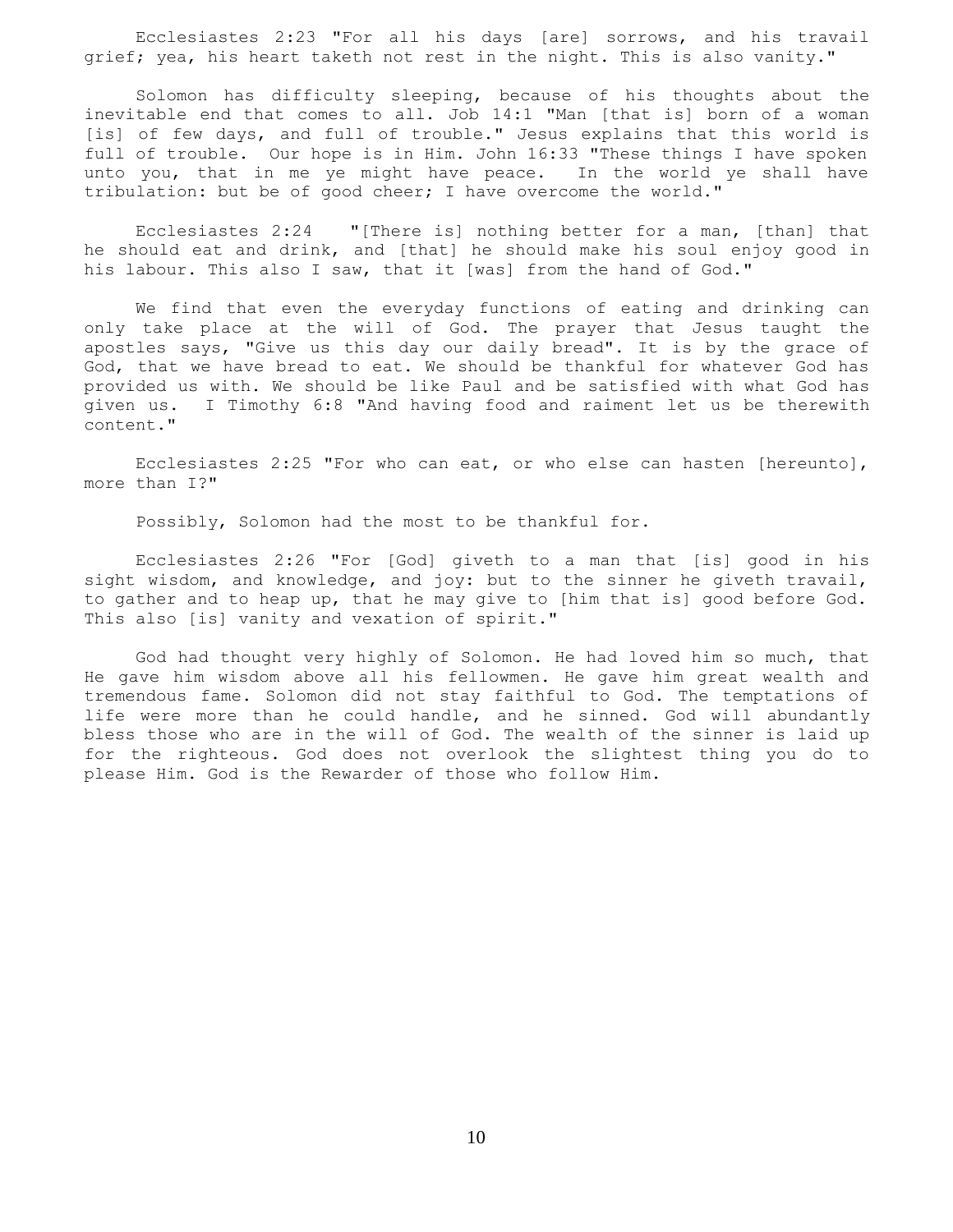Ecclesiastes 2:23 "For all his days [are] sorrows, and his travail grief; yea, his heart taketh not rest in the night. This is also vanity."

Solomon has difficulty sleeping, because of his thoughts about the inevitable end that comes to all. Job 14:1 "Man [that is] born of a woman [is] of few days, and full of trouble." Jesus explains that this world is full of trouble. Our hope is in Him. John 16:33 "These things I have spoken unto you, that in me ye might have peace. In the world ye shall have tribulation: but be of good cheer; I have overcome the world."

Ecclesiastes 2:24 "[There is] nothing better for a man, [than] that he should eat and drink, and [that] he should make his soul enjoy good in his labour. This also I saw, that it [was] from the hand of God."

We find that even the everyday functions of eating and drinking can only take place at the will of God. The prayer that Jesus taught the apostles says, "Give us this day our daily bread". It is by the grace of God, that we have bread to eat. We should be thankful for whatever God has provided us with. We should be like Paul and be satisfied with what God has given us. I Timothy 6:8 "And having food and raiment let us be therewith content."

Ecclesiastes 2:25 "For who can eat, or who else can hasten [hereunto], more than I?"

Possibly, Solomon had the most to be thankful for.

Ecclesiastes 2:26 "For [God] giveth to a man that [is] good in his sight wisdom, and knowledge, and joy: but to the sinner he giveth travail, to gather and to heap up, that he may give to [him that is] good before God. This also [is] vanity and vexation of spirit."

God had thought very highly of Solomon. He had loved him so much, that He gave him wisdom above all his fellowmen. He gave him great wealth and tremendous fame. Solomon did not stay faithful to God. The temptations of life were more than he could handle, and he sinned. God will abundantly bless those who are in the will of God. The wealth of the sinner is laid up for the righteous. God does not overlook the slightest thing you do to please Him. God is the Rewarder of those who follow Him.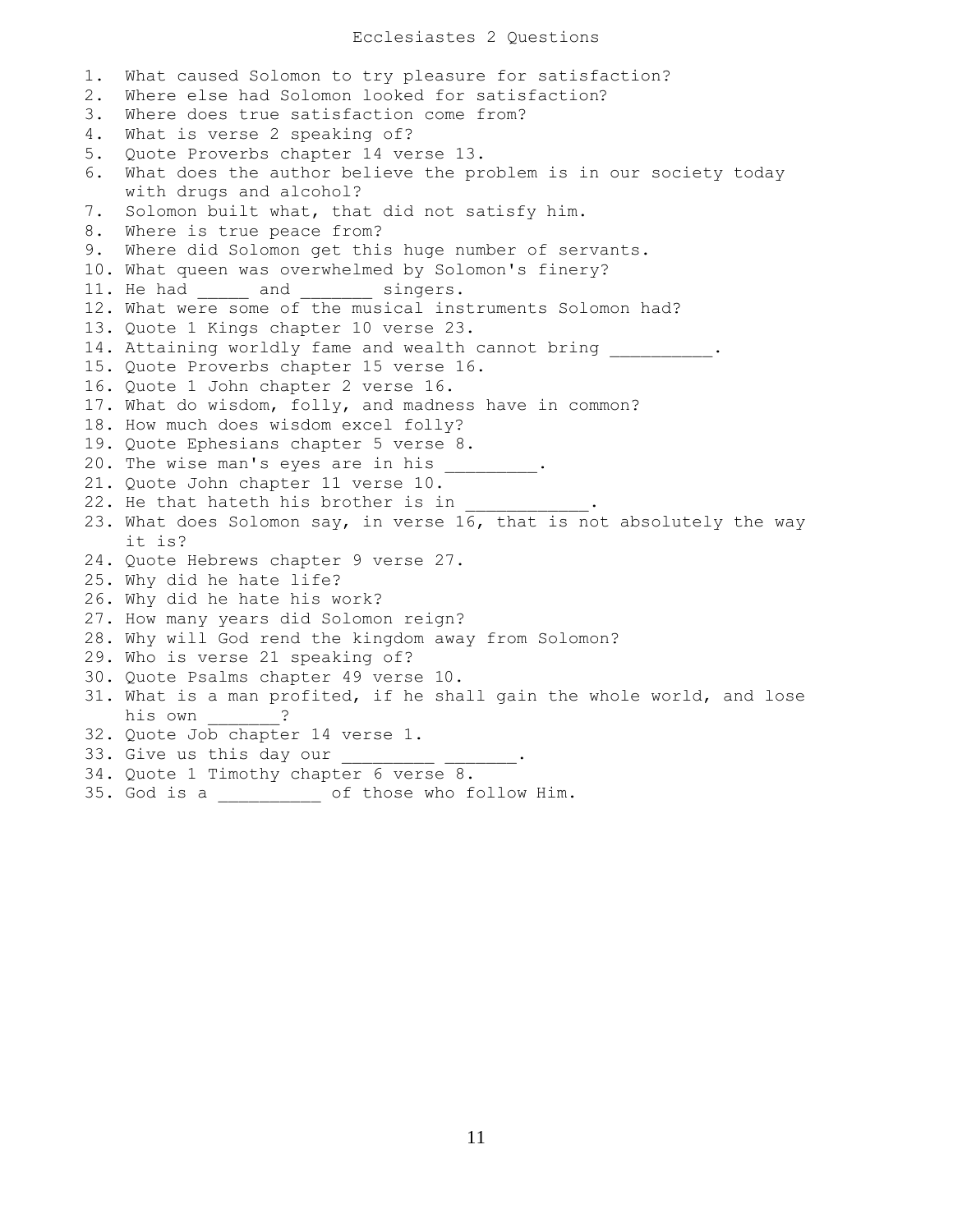# Ecclesiastes 2 Questions

1. What caused Solomon to try pleasure for satisfaction?
2. Where else had Solomon looked for satisfaction?
3. Where does true satisfaction come from?
4. What is verse 2 speaking of?
5. Quote Proverbs chapter 14 verse 13.
6. What does the author believe the problem is in our society today with drugs and alcohol?
7. Solomon built what, that did not satisfy him.
8. Where is true peace from?
9. Where did Solomon get this huge number of servants.
10. What queen was overwhelmed by Solomon's finery?
11. He had _____ and _______ singers.
12. What were some of the musical instruments Solomon had?
13. Quote 1 Kings chapter 10 verse 23.
14. Attaining worldly fame and wealth cannot bring __________.
15. Quote Proverbs chapter 15 verse 16.
16. Quote 1 John chapter 2 verse 16.
17. What do wisdom, folly, and madness have in common?
18. How much does wisdom excel folly?
19. Quote Ephesians chapter 5 verse 8.
20. The wise man's eyes are in his _________.
21. Quote John chapter 11 verse 10.
22. He that hateth his brother is in ____________.
23. What does Solomon say, in verse 16, that is not absolutely the way it is?
24. Quote Hebrews chapter 9 verse 27.
25. Why did he hate life?
26. Why did he hate his work?
27. How many years did Solomon reign?
28. Why will God rend the kingdom away from Solomon?
29. Who is verse 21 speaking of?
30. Quote Psalms chapter 49 verse 10.
31. What is a man profited, if he shall gain the whole world, and lose his own _______?
32. Quote Job chapter 14 verse 1.
33. Give us this day our _________ _______.
34. Quote 1 Timothy chapter 6 verse 8.
35. God is a __________ of those who follow Him.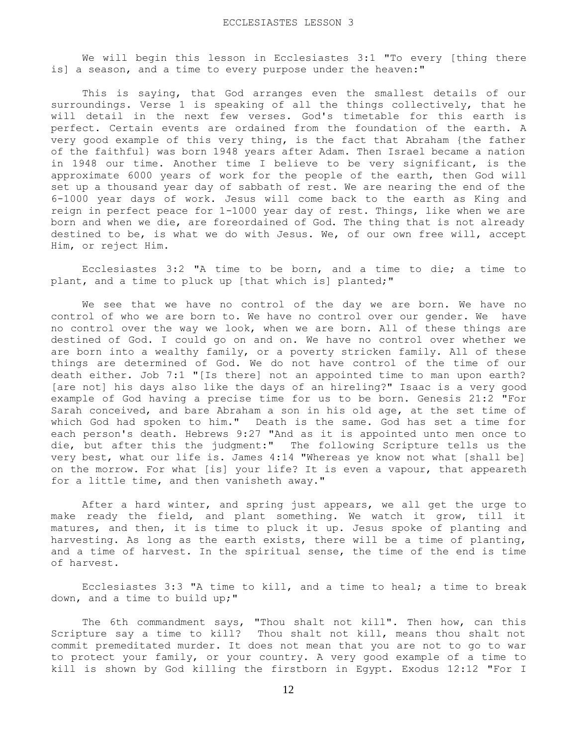# ECCLESIASTES LESSON 3

We will begin this lesson in Ecclesiastes 3:1 "To every [thing there is] a season, and a time to every purpose under the heaven:"

This is saying, that God arranges even the smallest details of our surroundings. Verse 1 is speaking of all the things collectively, that he will detail in the next few verses. God's timetable for this earth is perfect. Certain events are ordained from the foundation of the earth. A very good example of this very thing, is the fact that Abraham {the father of the faithful} was born 1948 years after Adam. Then Israel became a nation in 1948 our time. Another time I believe to be very significant, is the approximate 6000 years of work for the people of the earth, then God will set up a thousand year day of sabbath of rest. We are nearing the end of the 6-1000 year days of work. Jesus will come back to the earth as King and reign in perfect peace for 1-1000 year day of rest. Things, like when we are born and when we die, are foreordained of God. The thing that is not already destined to be, is what we do with Jesus. We, of our own free will, accept Him, or reject Him.

Ecclesiastes 3:2 "A time to be born, and a time to die; a time to plant, and a time to pluck up [that which is] planted;"

We see that we have no control of the day we are born. We have no control of who we are born to. We have no control over our gender. We have no control over the way we look, when we are born. All of these things are destined of God. I could go on and on. We have no control over whether we are born into a wealthy family, or a poverty stricken family. All of these things are determined of God. We do not have control of the time of our death either. Job 7:1 "[Is there] not an appointed time to man upon earth? [are not] his days also like the days of an hireling?" Isaac is a very good example of God having a precise time for us to be born. Genesis 21:2 "For Sarah conceived, and bare Abraham a son in his old age, at the set time of which God had spoken to him." Death is the same. God has set a time for each person's death. Hebrews 9:27 "And as it is appointed unto men once to die, but after this the judgment:" The following Scripture tells us the very best, what our life is. James 4:14 "Whereas ye know not what [shall be] on the morrow. For what [is] your life? It is even a vapour, that appeareth for a little time, and then vanisheth away."

After a hard winter, and spring just appears, we all get the urge to make ready the field, and plant something. We watch it grow, till it matures, and then, it is time to pluck it up. Jesus spoke of planting and harvesting. As long as the earth exists, there will be a time of planting, and a time of harvest. In the spiritual sense, the time of the end is time of harvest.

Ecclesiastes 3:3 "A time to kill, and a time to heal; a time to break down, and a time to build up;"

The 6th commandment says, "Thou shalt not kill". Then how, can this Scripture say a time to kill? Thou shalt not kill, means thou shalt not commit premeditated murder. It does not mean that you are not to go to war to protect your family, or your country. A very good example of a time to kill is shown by God killing the firstborn in Egypt. Exodus 12:12 "For I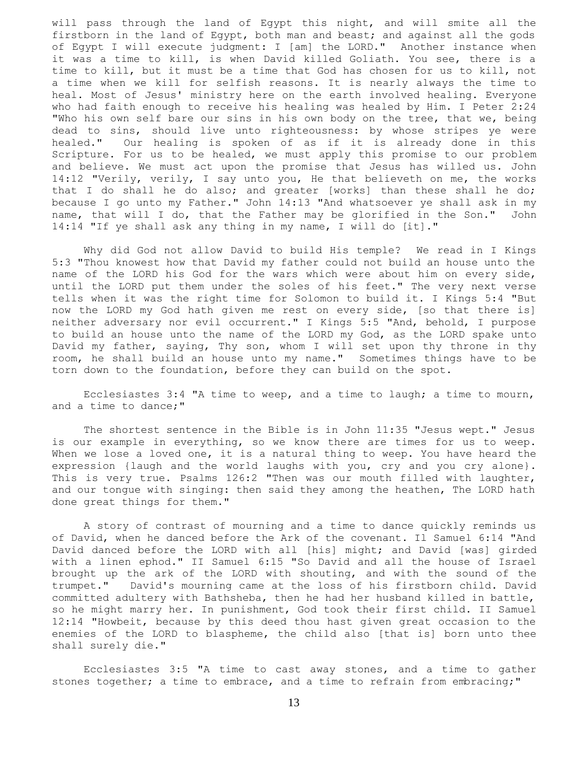will pass through the land of Egypt this night, and will smite all the firstborn in the land of Egypt, both man and beast; and against all the gods of Egypt I will execute judgment: I [am] the LORD." Another instance when it was a time to kill, is when David killed Goliath. You see, there is a time to kill, but it must be a time that God has chosen for us to kill, not a time when we kill for selfish reasons. It is nearly always the time to heal. Most of Jesus' ministry here on the earth involved healing. Everyone who had faith enough to receive his healing was healed by Him. I Peter 2:24 "Who his own self bare our sins in his own body on the tree, that we, being dead to sins, should live unto righteousness: by whose stripes ye were healed." Our healing is spoken of as if it is already done in this Scripture. For us to be healed, we must apply this promise to our problem and believe. We must act upon the promise that Jesus has willed us. John 14:12 "Verily, verily, I say unto you, He that believeth on me, the works that I do shall he do also; and greater [works] than these shall he do; because I go unto my Father." John 14:13 "And whatsoever ye shall ask in my name, that will I do, that the Father may be glorified in the Son." John 14:14 "If ye shall ask any thing in my name, I will do [it]."

Why did God not allow David to build His temple? We read in I Kings 5:3 "Thou knowest how that David my father could not build an house unto the name of the LORD his God for the wars which were about him on every side, until the LORD put them under the soles of his feet." The very next verse tells when it was the right time for Solomon to build it. I Kings 5:4 "But now the LORD my God hath given me rest on every side, [so that there is] neither adversary nor evil occurrent." I Kings 5:5 "And, behold, I purpose to build an house unto the name of the LORD my God, as the LORD spake unto David my father, saying, Thy son, whom I will set upon thy throne in thy room, he shall build an house unto my name." Sometimes things have to be torn down to the foundation, before they can build on the spot.

Ecclesiastes 3:4 "A time to weep, and a time to laugh; a time to mourn, and a time to dance;"

The shortest sentence in the Bible is in John 11:35 "Jesus wept." Jesus is our example in everything, so we know there are times for us to weep. When we lose a loved one, it is a natural thing to weep. You have heard the expression {laugh and the world laughs with you, cry and you cry alone}. This is very true. Psalms 126:2 "Then was our mouth filled with laughter, and our tongue with singing: then said they among the heathen, The LORD hath done great things for them."

A story of contrast of mourning and a time to dance quickly reminds us of David, when he danced before the Ark of the covenant. Il Samuel 6:14 "And David danced before the LORD with all [his] might; and David [was] girded with a linen ephod." II Samuel 6:15 "So David and all the house of Israel brought up the ark of the LORD with shouting, and with the sound of the trumpet." David's mourning came at the loss of his firstborn child. David committed adultery with Bathsheba, then he had her husband killed in battle, so he might marry her. In punishment, God took their first child. II Samuel 12:14 "Howbeit, because by this deed thou hast given great occasion to the enemies of the LORD to blaspheme, the child also [that is] born unto thee shall surely die."

Ecclesiastes 3:5 "A time to cast away stones, and a time to gather stones together; a time to embrace, and a time to refrain from embracing;"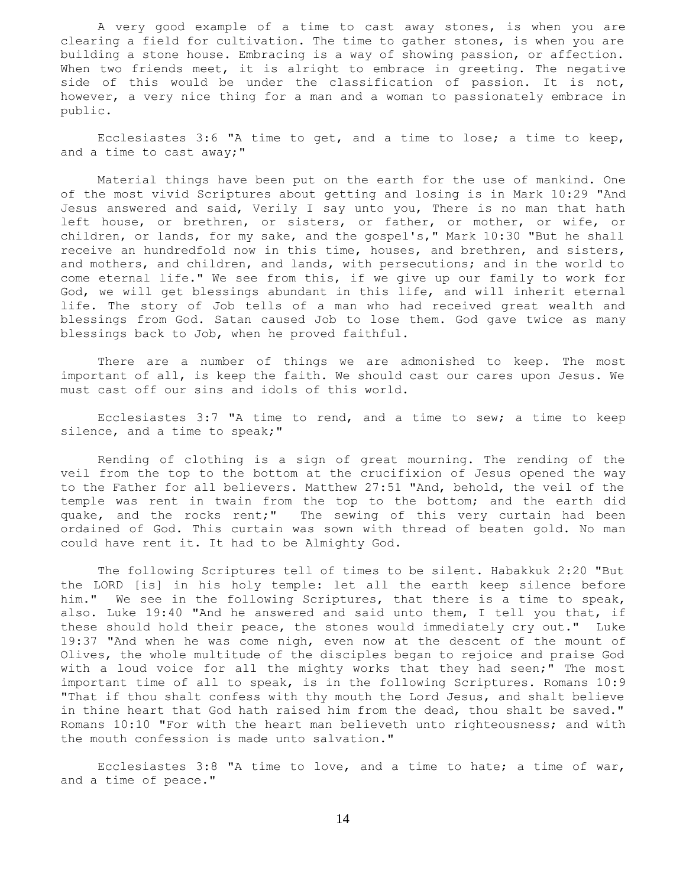A very good example of a time to cast away stones, is when you are clearing a field for cultivation. The time to gather stones, is when you are building a stone house. Embracing is a way of showing passion, or affection. When two friends meet, it is alright to embrace in greeting. The negative side of this would be under the classification of passion. It is not, however, a very nice thing for a man and a woman to passionately embrace in public.

Ecclesiastes 3:6 "A time to get, and a time to lose; a time to keep, and a time to cast away;"

Material things have been put on the earth for the use of mankind. One of the most vivid Scriptures about getting and losing is in Mark 10:29 "And Jesus answered and said, Verily I say unto you, There is no man that hath left house, or brethren, or sisters, or father, or mother, or wife, or children, or lands, for my sake, and the gospel's," Mark 10:30 "But he shall receive an hundredfold now in this time, houses, and brethren, and sisters, and mothers, and children, and lands, with persecutions; and in the world to come eternal life." We see from this, if we give up our family to work for God, we will get blessings abundant in this life, and will inherit eternal life. The story of Job tells of a man who had received great wealth and blessings from God. Satan caused Job to lose them. God gave twice as many blessings back to Job, when he proved faithful.

There are a number of things we are admonished to keep. The most important of all, is keep the faith. We should cast our cares upon Jesus. We must cast off our sins and idols of this world.

Ecclesiastes 3:7 "A time to rend, and a time to sew; a time to keep silence, and a time to speak;"

Rending of clothing is a sign of great mourning. The rending of the veil from the top to the bottom at the crucifixion of Jesus opened the way to the Father for all believers. Matthew 27:51 "And, behold, the veil of the temple was rent in twain from the top to the bottom; and the earth did quake, and the rocks rent;" The sewing of this very curtain had been ordained of God. This curtain was sown with thread of beaten gold. No man could have rent it. It had to be Almighty God.

The following Scriptures tell of times to be silent. Habakkuk 2:20 "But the LORD [is] in his holy temple: let all the earth keep silence before him." We see in the following Scriptures, that there is a time to speak, also. Luke 19:40 "And he answered and said unto them, I tell you that, if these should hold their peace, the stones would immediately cry out." Luke 19:37 "And when he was come nigh, even now at the descent of the mount of Olives, the whole multitude of the disciples began to rejoice and praise God with a loud voice for all the mighty works that they had seen;" The most important time of all to speak, is in the following Scriptures. Romans 10:9 "That if thou shalt confess with thy mouth the Lord Jesus, and shalt believe in thine heart that God hath raised him from the dead, thou shalt be saved." Romans 10:10 "For with the heart man believeth unto righteousness; and with the mouth confession is made unto salvation."

Ecclesiastes 3:8 "A time to love, and a time to hate; a time of war, and a time of peace."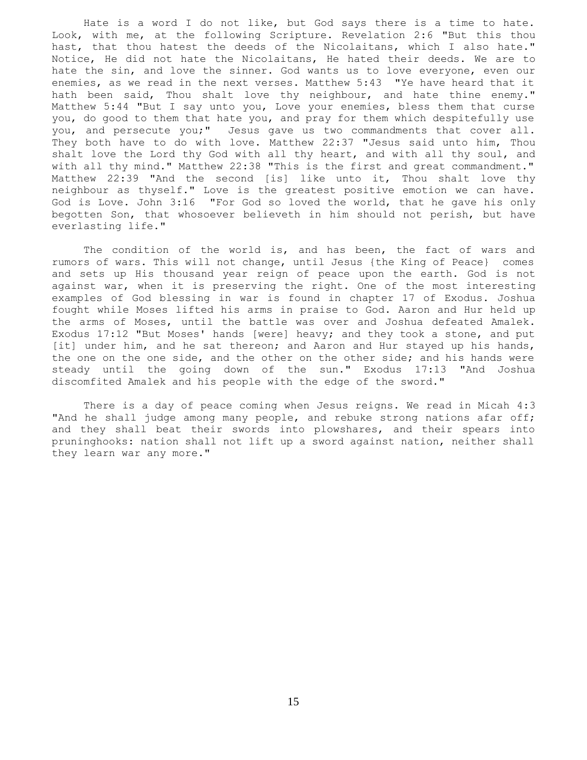Hate is a word I do not like, but God says there is a time to hate. Look, with me, at the following Scripture. Revelation 2:6 "But this thou hast, that thou hatest the deeds of the Nicolaitans, which I also hate." Notice, He did not hate the Nicolaitans, He hated their deeds. We are to hate the sin, and love the sinner. God wants us to love everyone, even our enemies, as we read in the next verses. Matthew 5:43 "Ye have heard that it hath been said, Thou shalt love thy neighbour, and hate thine enemy." Matthew 5:44 "But I say unto you, Love your enemies, bless them that curse you, do good to them that hate you, and pray for them which despitefully use you, and persecute you;" Jesus gave us two commandments that cover all. They both have to do with love. Matthew 22:37 "Jesus said unto him, Thou shalt love the Lord thy God with all thy heart, and with all thy soul, and with all thy mind." Matthew 22:38 "This is the first and great commandment." Matthew 22:39 "And the second [is] like unto it, Thou shalt love thy neighbour as thyself." Love is the greatest positive emotion we can have. God is Love. John 3:16 "For God so loved the world, that he gave his only begotten Son, that whosoever believeth in him should not perish, but have everlasting life."

The condition of the world is, and has been, the fact of wars and rumors of wars. This will not change, until Jesus {the King of Peace} comes and sets up His thousand year reign of peace upon the earth. God is not against war, when it is preserving the right. One of the most interesting examples of God blessing in war is found in chapter 17 of Exodus. Joshua fought while Moses lifted his arms in praise to God. Aaron and Hur held up the arms of Moses, until the battle was over and Joshua defeated Amalek. Exodus 17:12 "But Moses' hands [were] heavy; and they took a stone, and put [it] under him, and he sat thereon; and Aaron and Hur stayed up his hands, the one on the one side, and the other on the other side; and his hands were steady until the going down of the sun." Exodus 17:13 "And Joshua discomfited Amalek and his people with the edge of the sword."

There is a day of peace coming when Jesus reigns. We read in Micah 4:3 "And he shall judge among many people, and rebuke strong nations afar off; and they shall beat their swords into plowshares, and their spears into pruninghooks: nation shall not lift up a sword against nation, neither shall they learn war any more."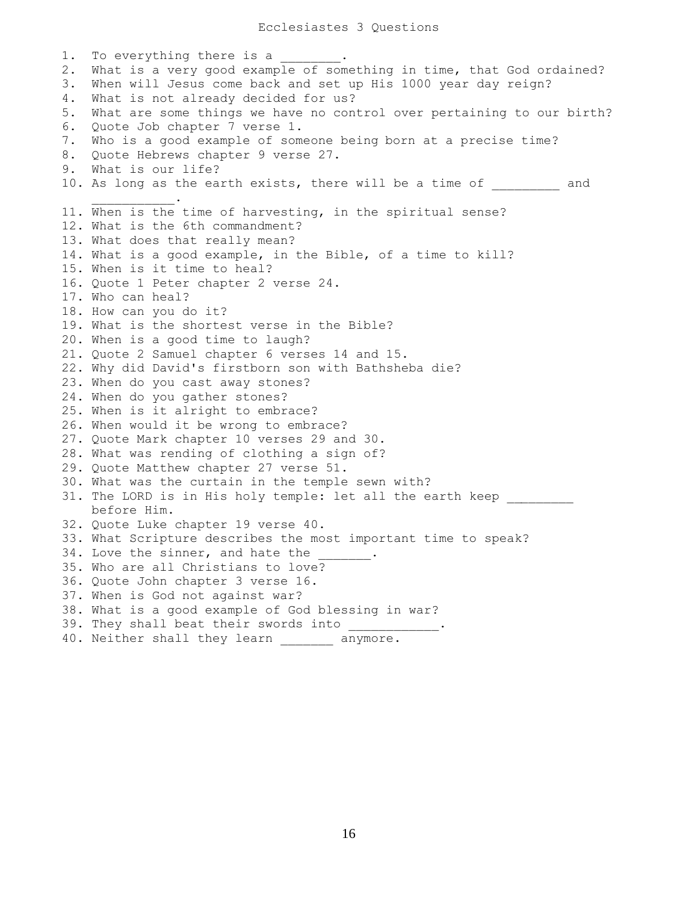# Ecclesiastes 3 Questions

1. To everything there is a ________.
2. What is a very good example of something in time, that God ordained?
3. When will Jesus come back and set up His 1000 year day reign?
4. What is not already decided for us?
5. What are some things we have no control over pertaining to our birth?
6. Quote Job chapter 7 verse 1.
7. Who is a good example of someone being born at a precise time?
8. Quote Hebrews chapter 9 verse 27.
9. What is our life?
10. As long as the earth exists, there will be a time of _________ and ___________.
11. When is the time of harvesting, in the spiritual sense?
12. What is the 6th commandment?
13. What does that really mean?
14. What is a good example, in the Bible, of a time to kill?
15. When is it time to heal?
16. Quote 1 Peter chapter 2 verse 24.
17. Who can heal?
18. How can you do it?
19. What is the shortest verse in the Bible?
20. When is a good time to laugh?
21. Quote 2 Samuel chapter 6 verses 14 and 15.
22. Why did David's firstborn son with Bathsheba die?
23. When do you cast away stones?
24. When do you gather stones?
25. When is it alright to embrace?
26. When would it be wrong to embrace?
27. Quote Mark chapter 10 verses 29 and 30.
28. What was rending of clothing a sign of?
29. Quote Matthew chapter 27 verse 51.
30. What was the curtain in the temple sewn with?
31. The LORD is in His holy temple: let all the earth keep _________ before Him.
32. Quote Luke chapter 19 verse 40.
33. What Scripture describes the most important time to speak?
34. Love the sinner, and hate the _______.
35. Who are all Christians to love?
36. Quote John chapter 3 verse 16.
37. When is God not against war?
38. What is a good example of God blessing in war?
39. They shall beat their swords into ____________.
40. Neither shall they learn _______ anymore.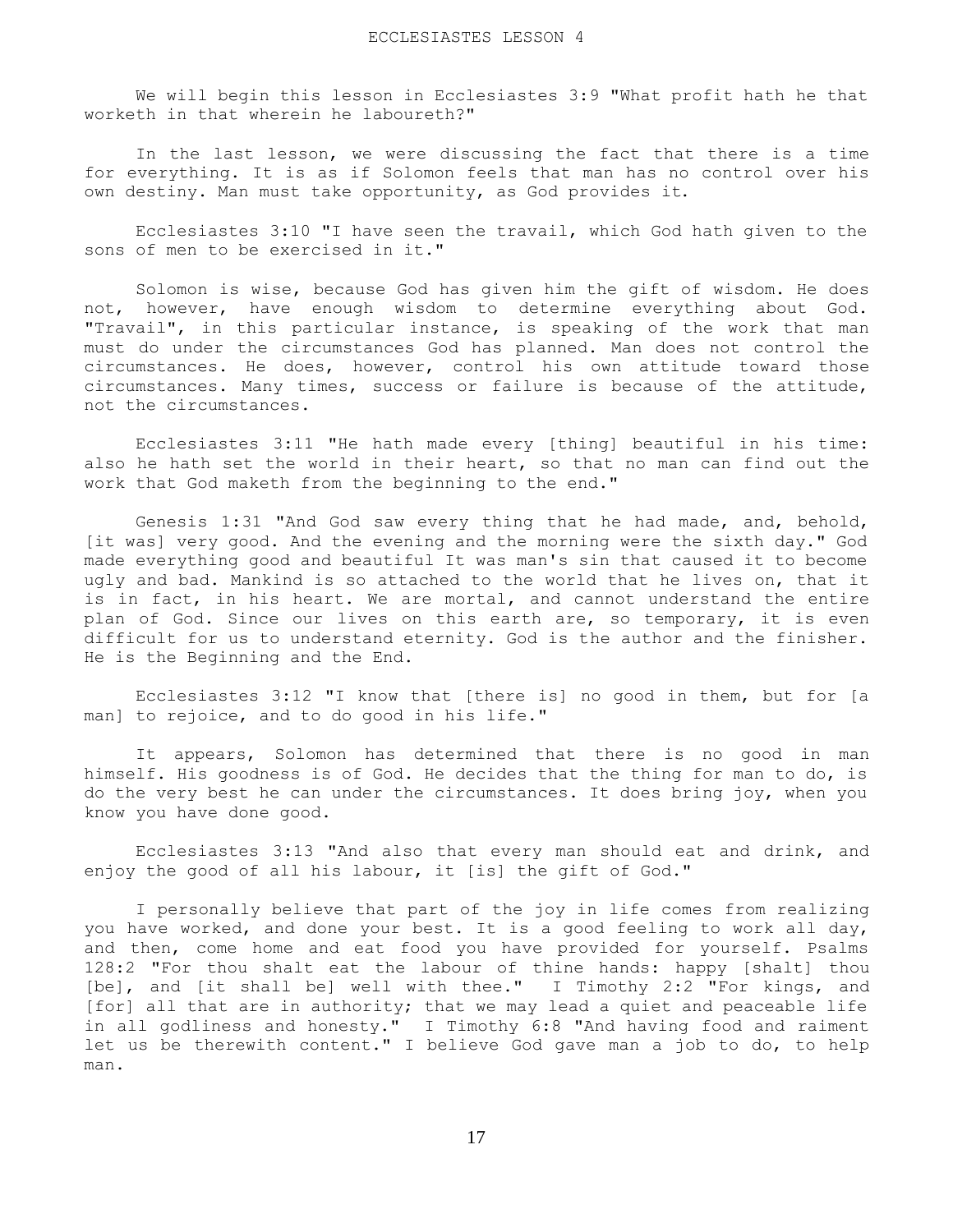# ECCLESIASTES LESSON 4

We will begin this lesson in Ecclesiastes 3:9 "What profit hath he that worketh in that wherein he laboureth?"

In the last lesson, we were discussing the fact that there is a time for everything. It is as if Solomon feels that man has no control over his own destiny. Man must take opportunity, as God provides it.

Ecclesiastes 3:10 "I have seen the travail, which God hath given to the sons of men to be exercised in it."

Solomon is wise, because God has given him the gift of wisdom. He does not, however, have enough wisdom to determine everything about God. "Travail", in this particular instance, is speaking of the work that man must do under the circumstances God has planned. Man does not control the circumstances. He does, however, control his own attitude toward those circumstances. Many times, success or failure is because of the attitude, not the circumstances.

Ecclesiastes 3:11 "He hath made every [thing] beautiful in his time: also he hath set the world in their heart, so that no man can find out the work that God maketh from the beginning to the end."

Genesis 1:31 "And God saw every thing that he had made, and, behold, [it was] very good. And the evening and the morning were the sixth day." God made everything good and beautiful It was man's sin that caused it to become ugly and bad. Mankind is so attached to the world that he lives on, that it is in fact, in his heart. We are mortal, and cannot understand the entire plan of God. Since our lives on this earth are, so temporary, it is even difficult for us to understand eternity. God is the author and the finisher. He is the Beginning and the End.

Ecclesiastes 3:12 "I know that [there is] no good in them, but for [a man] to rejoice, and to do good in his life."

It appears, Solomon has determined that there is no good in man himself. His goodness is of God. He decides that the thing for man to do, is do the very best he can under the circumstances. It does bring joy, when you know you have done good.

Ecclesiastes 3:13 "And also that every man should eat and drink, and enjoy the good of all his labour, it [is] the gift of God."

I personally believe that part of the joy in life comes from realizing you have worked, and done your best. It is a good feeling to work all day, and then, come home and eat food you have provided for yourself. Psalms 128:2 "For thou shalt eat the labour of thine hands: happy [shalt] thou [be], and [it shall be] well with thee." I Timothy 2:2 "For kings, and [for] all that are in authority; that we may lead a quiet and peaceable life in all godliness and honesty." I Timothy 6:8 "And having food and raiment let us be therewith content." I believe God gave man a job to do, to help man.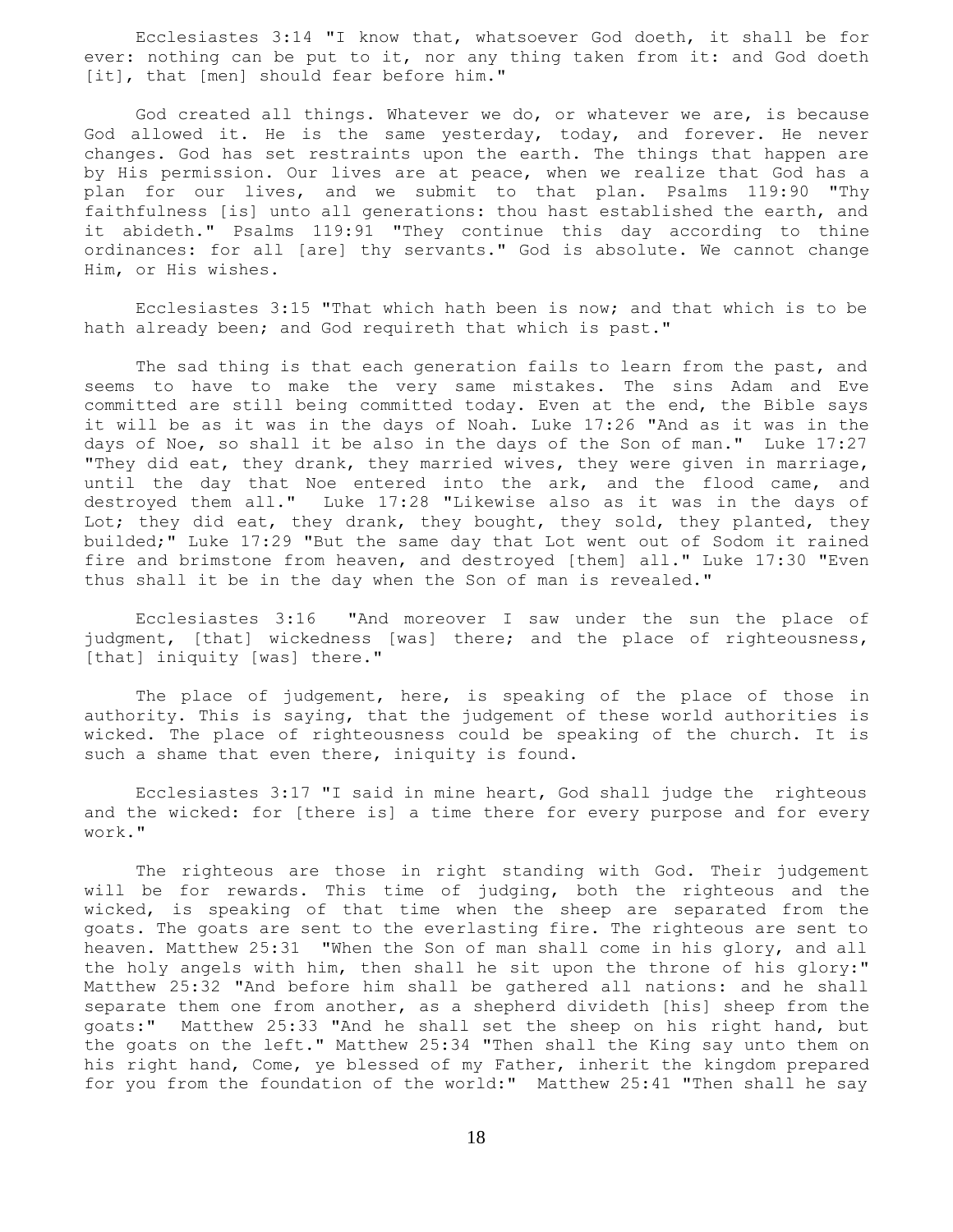Ecclesiastes 3:14 "I know that, whatsoever God doeth, it shall be for ever: nothing can be put to it, nor any thing taken from it: and God doeth [it], that [men] should fear before him."

God created all things. Whatever we do, or whatever we are, is because God allowed it. He is the same yesterday, today, and forever. He never changes. God has set restraints upon the earth. The things that happen are by His permission. Our lives are at peace, when we realize that God has a plan for our lives, and we submit to that plan. Psalms 119:90 "Thy faithfulness [is] unto all generations: thou hast established the earth, and it abideth." Psalms 119:91 "They continue this day according to thine ordinances: for all [are] thy servants." God is absolute. We cannot change Him, or His wishes.

Ecclesiastes 3:15 "That which hath been is now; and that which is to be hath already been; and God requireth that which is past."

The sad thing is that each generation fails to learn from the past, and seems to have to make the very same mistakes. The sins Adam and Eve committed are still being committed today. Even at the end, the Bible says it will be as it was in the days of Noah. Luke 17:26 "And as it was in the days of Noe, so shall it be also in the days of the Son of man." Luke 17:27 "They did eat, they drank, they married wives, they were given in marriage, until the day that Noe entered into the ark, and the flood came, and destroyed them all." Luke 17:28 "Likewise also as it was in the days of Lot; they did eat, they drank, they bought, they sold, they planted, they builded;" Luke 17:29 "But the same day that Lot went out of Sodom it rained fire and brimstone from heaven, and destroyed [them] all." Luke 17:30 "Even thus shall it be in the day when the Son of man is revealed."

Ecclesiastes 3:16 "And moreover I saw under the sun the place of judgment, [that] wickedness [was] there; and the place of righteousness, [that] iniquity [was] there."

The place of judgement, here, is speaking of the place of those in authority. This is saying, that the judgement of these world authorities is wicked. The place of righteousness could be speaking of the church. It is such a shame that even there, iniquity is found.

Ecclesiastes 3:17 "I said in mine heart, God shall judge the righteous and the wicked: for [there is] a time there for every purpose and for every work."

The righteous are those in right standing with God. Their judgement will be for rewards. This time of judging, both the righteous and the wicked, is speaking of that time when the sheep are separated from the goats. The goats are sent to the everlasting fire. The righteous are sent to heaven. Matthew 25:31 "When the Son of man shall come in his glory, and all the holy angels with him, then shall he sit upon the throne of his glory:" Matthew 25:32 "And before him shall be gathered all nations: and he shall separate them one from another, as a shepherd divideth [his] sheep from the goats:" Matthew 25:33 "And he shall set the sheep on his right hand, but the goats on the left." Matthew 25:34 "Then shall the King say unto them on his right hand, Come, ye blessed of my Father, inherit the kingdom prepared for you from the foundation of the world:" Matthew 25:41 "Then shall he say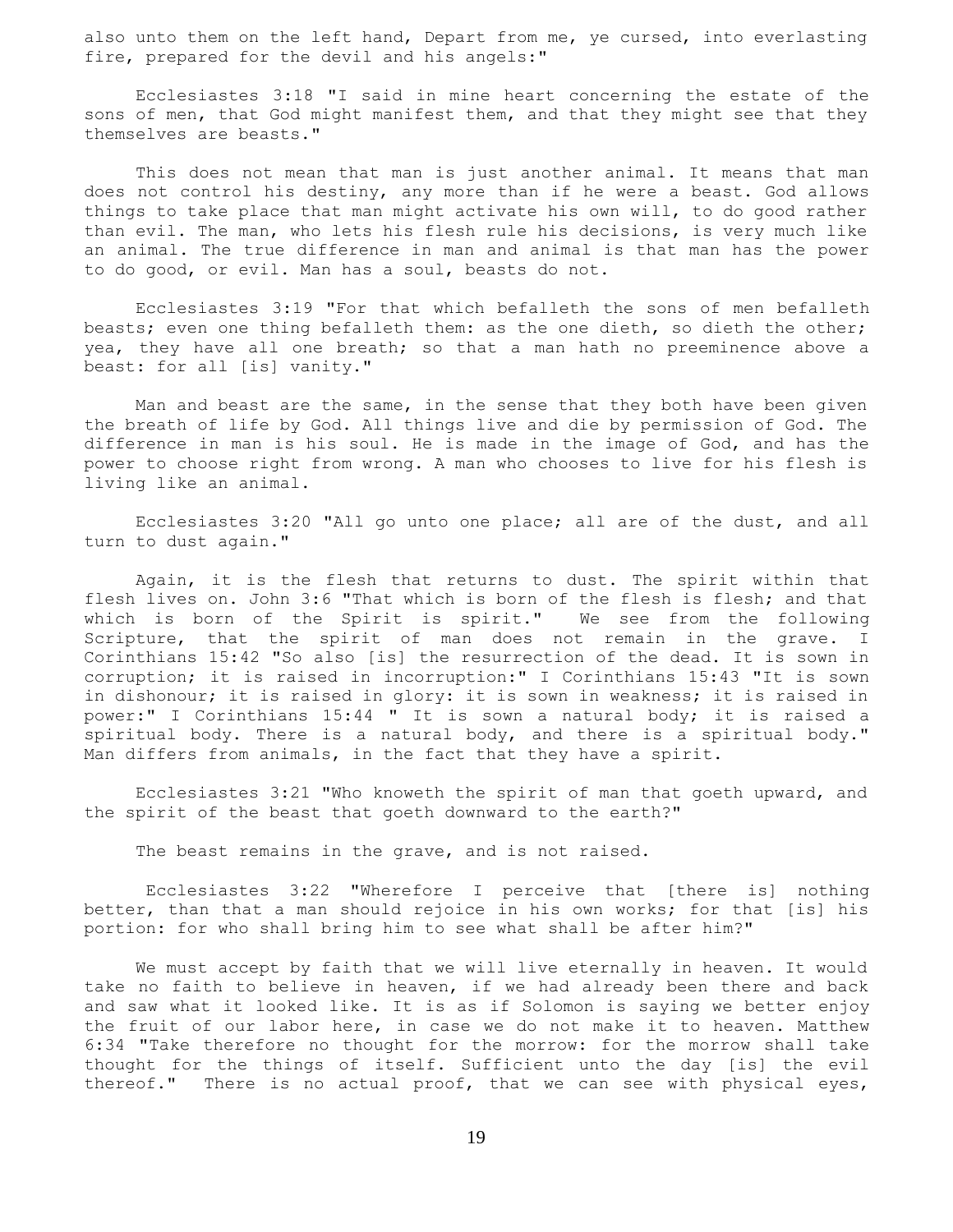also unto them on the left hand, Depart from me, ye cursed, into everlasting fire, prepared for the devil and his angels:"

Ecclesiastes 3:18 "I said in mine heart concerning the estate of the sons of men, that God might manifest them, and that they might see that they themselves are beasts."

This does not mean that man is just another animal. It means that man does not control his destiny, any more than if he were a beast. God allows things to take place that man might activate his own will, to do good rather than evil. The man, who lets his flesh rule his decisions, is very much like an animal. The true difference in man and animal is that man has the power to do good, or evil. Man has a soul, beasts do not.

Ecclesiastes 3:19 "For that which befalleth the sons of men befalleth beasts; even one thing befalleth them: as the one dieth, so dieth the other; yea, they have all one breath; so that a man hath no preeminence above a beast: for all [is] vanity."

Man and beast are the same, in the sense that they both have been given the breath of life by God. All things live and die by permission of God. The difference in man is his soul. He is made in the image of God, and has the power to choose right from wrong. A man who chooses to live for his flesh is living like an animal.

Ecclesiastes 3:20 "All go unto one place; all are of the dust, and all turn to dust again."

Again, it is the flesh that returns to dust. The spirit within that flesh lives on. John 3:6 "That which is born of the flesh is flesh; and that which is born of the Spirit is spirit." We see from the following Scripture, that the spirit of man does not remain in the grave. I Corinthians 15:42 "So also [is] the resurrection of the dead. It is sown in corruption; it is raised in incorruption:" I Corinthians 15:43 "It is sown in dishonour; it is raised in glory: it is sown in weakness; it is raised in power:" I Corinthians 15:44 " It is sown a natural body; it is raised a spiritual body. There is a natural body, and there is a spiritual body." Man differs from animals, in the fact that they have a spirit.

Ecclesiastes 3:21 "Who knoweth the spirit of man that goeth upward, and the spirit of the beast that goeth downward to the earth?"

The beast remains in the grave, and is not raised.

Ecclesiastes 3:22 "Wherefore I perceive that [there is] nothing better, than that a man should rejoice in his own works; for that [is] his portion: for who shall bring him to see what shall be after him?"

We must accept by faith that we will live eternally in heaven. It would take no faith to believe in heaven, if we had already been there and back and saw what it looked like. It is as if Solomon is saying we better enjoy the fruit of our labor here, in case we do not make it to heaven. Matthew 6:34 "Take therefore no thought for the morrow: for the morrow shall take thought for the things of itself. Sufficient unto the day [is] the evil thereof." There is no actual proof, that we can see with physical eyes,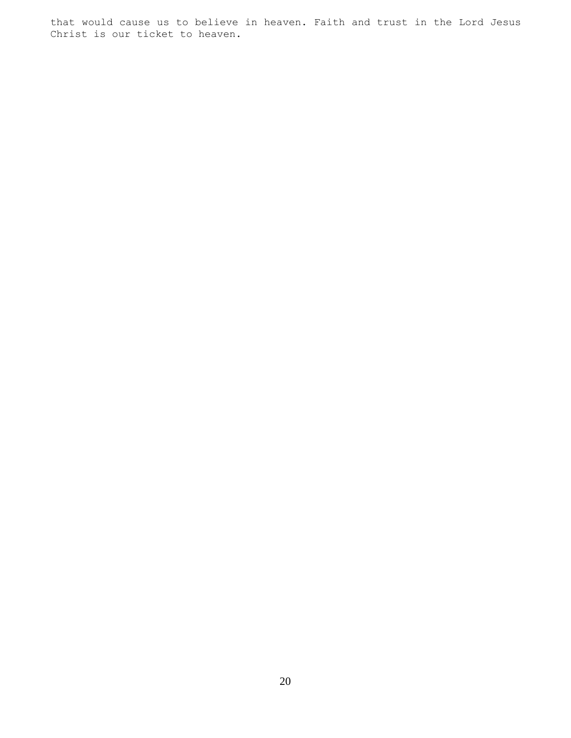that would cause us to believe in heaven. Faith and trust in the Lord Jesus Christ is our ticket to heaven.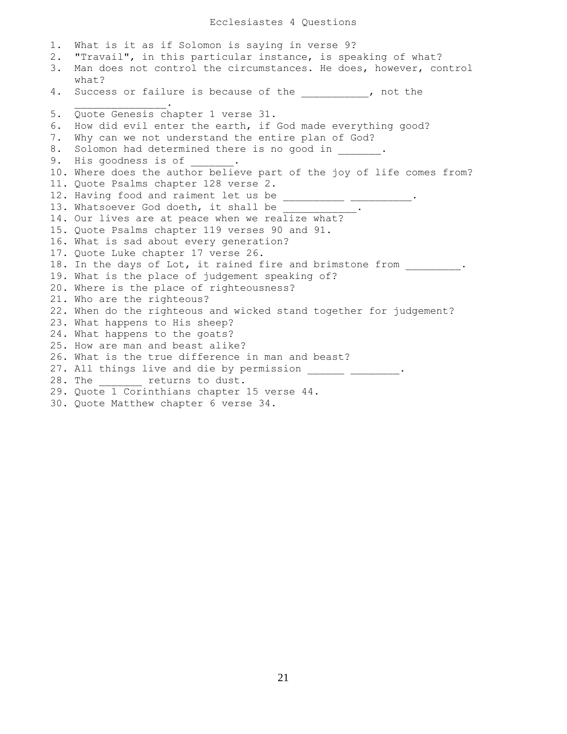# Ecclesiastes 4 Questions

1. What is it as if Solomon is saying in verse 9?
2. "Travail", in this particular instance, is speaking of what?
3. Man does not control the circumstances. He does, however, control what?
4. Success or failure is because of the ___________, not the _______________.
5. Quote Genesis chapter 1 verse 31.
6. How did evil enter the earth, if God made everything good?
7. Why can we not understand the entire plan of God?
8. Solomon had determined there is no good in _______.
9. His goodness is of _______.
10. Where does the author believe part of the joy of life comes from?
11. Quote Psalms chapter 128 verse 2.
12. Having food and raiment let us be __________ __________.
13. Whatsoever God doeth, it shall be ____________.
14. Our lives are at peace when we realize what?
15. Quote Psalms chapter 119 verses 90 and 91.
16. What is sad about every generation?
17. Quote Luke chapter 17 verse 26.
18. In the days of Lot, it rained fire and brimstone from _________.
19. What is the place of judgement speaking of?
20. Where is the place of righteousness?
21. Who are the righteous?
22. When do the righteous and wicked stand together for judgement?
23. What happens to His sheep?
24. What happens to the goats?
25. How are man and beast alike?
26. What is the true difference in man and beast?
27. All things live and die by permission ______ ________.
28. The _______ returns to dust.
29. Quote 1 Corinthians chapter 15 verse 44.
30. Quote Matthew chapter 6 verse 34.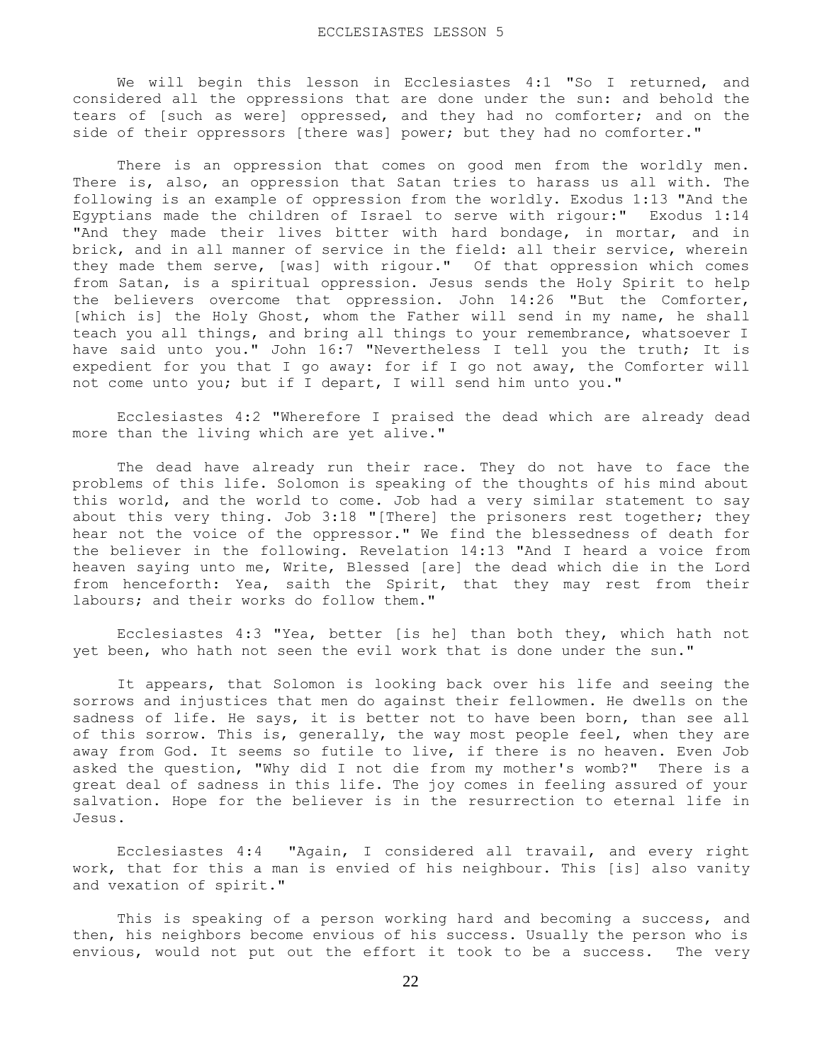# ECCLESIASTES LESSON 5

We will begin this lesson in Ecclesiastes 4:1 "So I returned, and considered all the oppressions that are done under the sun: and behold the tears of [such as were] oppressed, and they had no comforter; and on the side of their oppressors [there was] power; but they had no comforter."

There is an oppression that comes on good men from the worldly men. There is, also, an oppression that Satan tries to harass us all with. The following is an example of oppression from the worldly. Exodus 1:13 "And the Egyptians made the children of Israel to serve with rigour:" Exodus 1:14 "And they made their lives bitter with hard bondage, in mortar, and in brick, and in all manner of service in the field: all their service, wherein they made them serve, [was] with rigour." Of that oppression which comes from Satan, is a spiritual oppression. Jesus sends the Holy Spirit to help the believers overcome that oppression. John 14:26 "But the Comforter, [which is] the Holy Ghost, whom the Father will send in my name, he shall teach you all things, and bring all things to your remembrance, whatsoever I have said unto you." John 16:7 "Nevertheless I tell you the truth; It is expedient for you that I go away: for if I go not away, the Comforter will not come unto you; but if I depart, I will send him unto you."

Ecclesiastes 4:2 "Wherefore I praised the dead which are already dead more than the living which are yet alive."

The dead have already run their race. They do not have to face the problems of this life. Solomon is speaking of the thoughts of his mind about this world, and the world to come. Job had a very similar statement to say about this very thing. Job 3:18 "[There] the prisoners rest together; they hear not the voice of the oppressor." We find the blessedness of death for the believer in the following. Revelation 14:13 "And I heard a voice from heaven saying unto me, Write, Blessed [are] the dead which die in the Lord from henceforth: Yea, saith the Spirit, that they may rest from their labours; and their works do follow them."

Ecclesiastes 4:3 "Yea, better [is he] than both they, which hath not yet been, who hath not seen the evil work that is done under the sun."

It appears, that Solomon is looking back over his life and seeing the sorrows and injustices that men do against their fellowmen. He dwells on the sadness of life. He says, it is better not to have been born, than see all of this sorrow. This is, generally, the way most people feel, when they are away from God. It seems so futile to live, if there is no heaven. Even Job asked the question, "Why did I not die from my mother's womb?" There is a great deal of sadness in this life. The joy comes in feeling assured of your salvation. Hope for the believer is in the resurrection to eternal life in Jesus.

Ecclesiastes 4:4 "Again, I considered all travail, and every right work, that for this a man is envied of his neighbour. This [is] also vanity and vexation of spirit."

This is speaking of a person working hard and becoming a success, and then, his neighbors become envious of his success. Usually the person who is envious, would not put out the effort it took to be a success. The very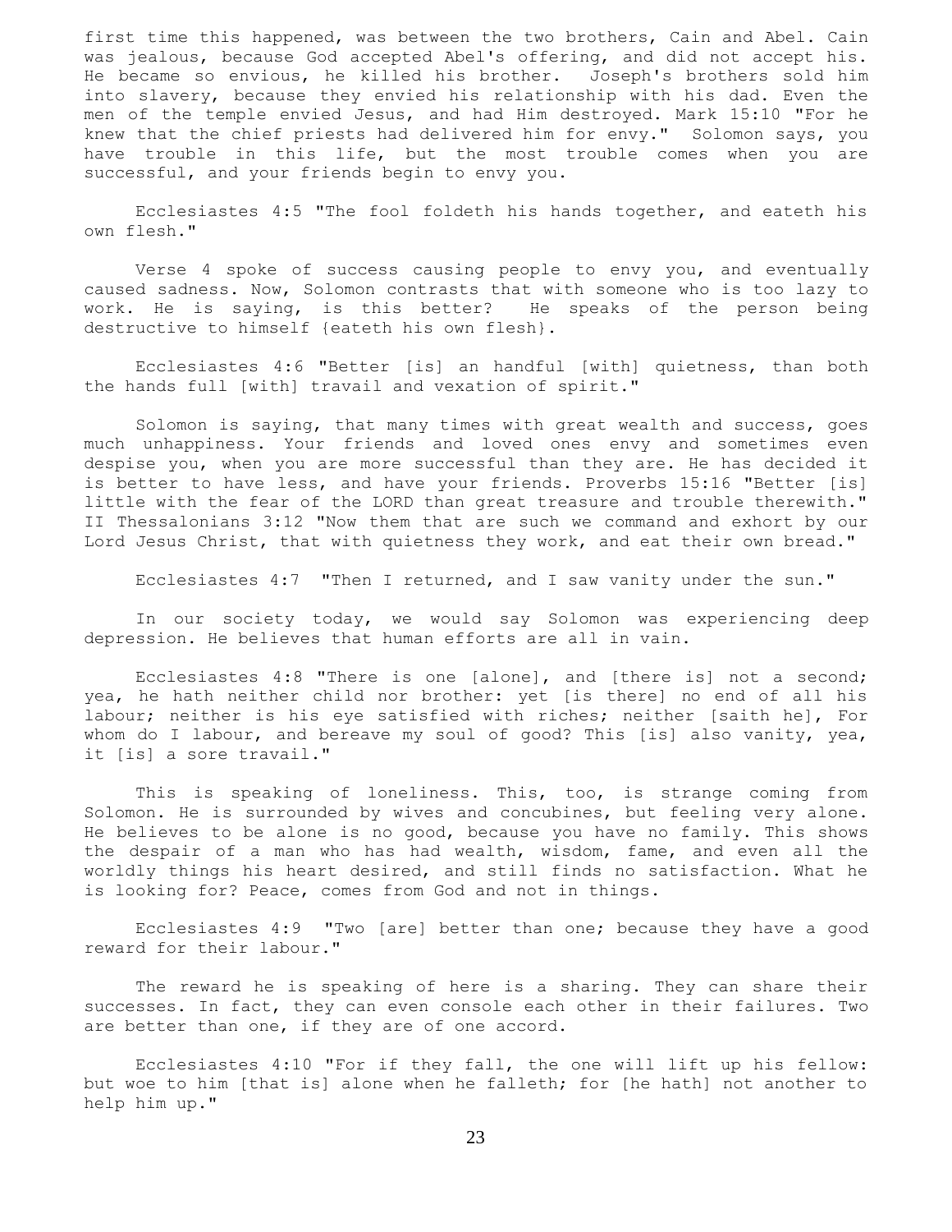first time this happened, was between the two brothers, Cain and Abel. Cain was jealous, because God accepted Abel's offering, and did not accept his. He became so envious, he killed his brother. Joseph's brothers sold him into slavery, because they envied his relationship with his dad. Even the men of the temple envied Jesus, and had Him destroyed. Mark 15:10 "For he knew that the chief priests had delivered him for envy." Solomon says, you have trouble in this life, but the most trouble comes when you are successful, and your friends begin to envy you.

Ecclesiastes 4:5 "The fool foldeth his hands together, and eateth his own flesh."

Verse 4 spoke of success causing people to envy you, and eventually caused sadness. Now, Solomon contrasts that with someone who is too lazy to work. He is saying, is this better? He speaks of the person being destructive to himself {eateth his own flesh}.

Ecclesiastes 4:6 "Better [is] an handful [with] quietness, than both the hands full [with] travail and vexation of spirit."

Solomon is saying, that many times with great wealth and success, goes much unhappiness. Your friends and loved ones envy and sometimes even despise you, when you are more successful than they are. He has decided it is better to have less, and have your friends. Proverbs 15:16 "Better [is] little with the fear of the LORD than great treasure and trouble therewith." II Thessalonians 3:12 "Now them that are such we command and exhort by our Lord Jesus Christ, that with quietness they work, and eat their own bread."

Ecclesiastes 4:7 "Then I returned, and I saw vanity under the sun."

In our society today, we would say Solomon was experiencing deep depression. He believes that human efforts are all in vain.

Ecclesiastes 4:8 "There is one [alone], and [there is] not a second; yea, he hath neither child nor brother: yet [is there] no end of all his labour; neither is his eye satisfied with riches; neither [saith he], For whom do I labour, and bereave my soul of good? This [is] also vanity, yea, it [is] a sore travail."

This is speaking of loneliness. This, too, is strange coming from Solomon. He is surrounded by wives and concubines, but feeling very alone. He believes to be alone is no good, because you have no family. This shows the despair of a man who has had wealth, wisdom, fame, and even all the worldly things his heart desired, and still finds no satisfaction. What he is looking for? Peace, comes from God and not in things.

Ecclesiastes 4:9 "Two [are] better than one; because they have a good reward for their labour."

The reward he is speaking of here is a sharing. They can share their successes. In fact, they can even console each other in their failures. Two are better than one, if they are of one accord.

Ecclesiastes 4:10 "For if they fall, the one will lift up his fellow: but woe to him [that is] alone when he falleth; for [he hath] not another to help him up."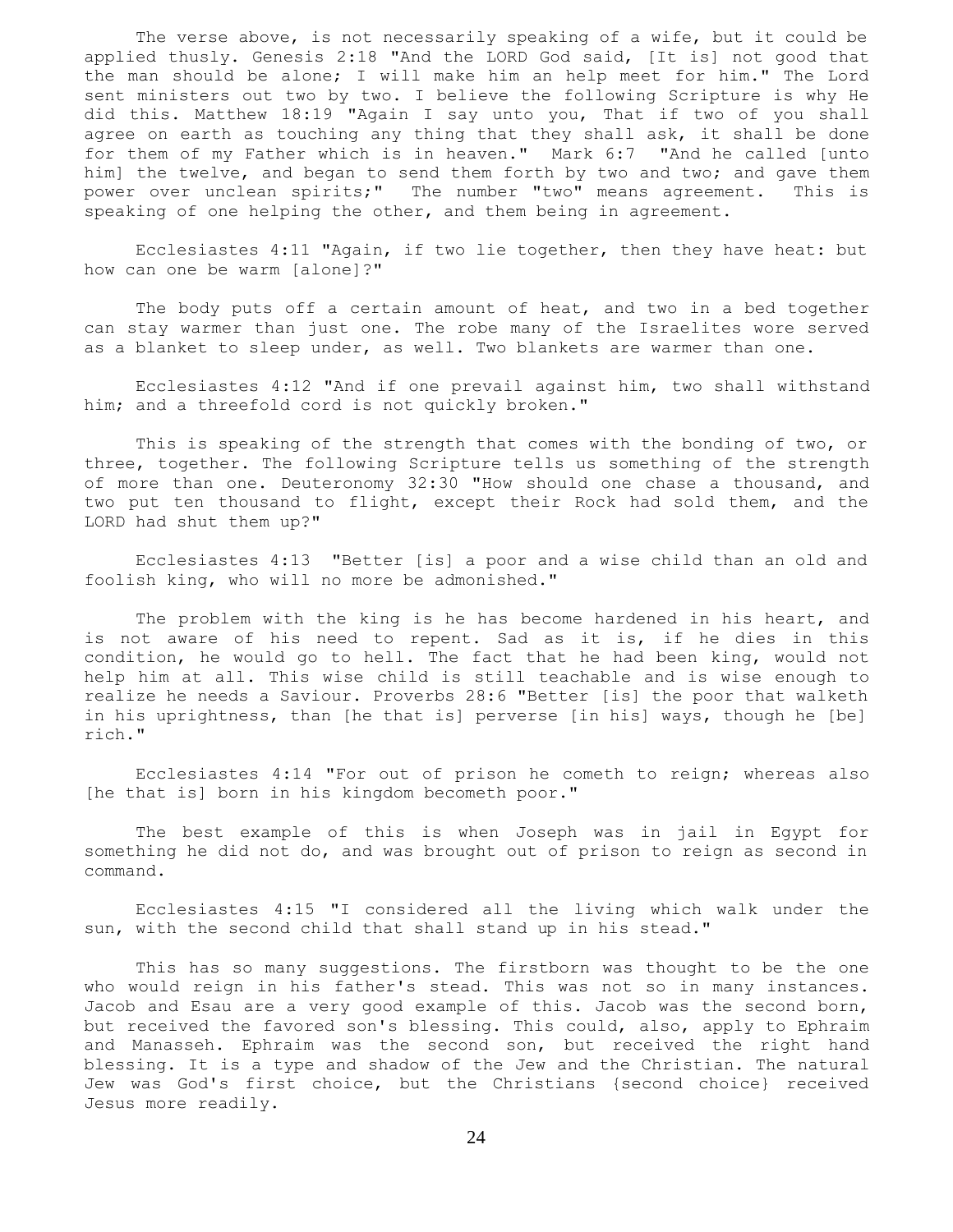The verse above, is not necessarily speaking of a wife, but it could be applied thusly. Genesis 2:18 "And the LORD God said, [It is] not good that the man should be alone; I will make him an help meet for him." The Lord sent ministers out two by two. I believe the following Scripture is why He did this. Matthew 18:19 "Again I say unto you, That if two of you shall agree on earth as touching any thing that they shall ask, it shall be done for them of my Father which is in heaven." Mark 6:7 "And he called [unto him] the twelve, and began to send them forth by two and two; and gave them power over unclean spirits;" The number "two" means agreement. This is speaking of one helping the other, and them being in agreement.

Ecclesiastes 4:11 "Again, if two lie together, then they have heat: but how can one be warm [alone]?"

The body puts off a certain amount of heat, and two in a bed together can stay warmer than just one. The robe many of the Israelites wore served as a blanket to sleep under, as well. Two blankets are warmer than one.

Ecclesiastes 4:12 "And if one prevail against him, two shall withstand him; and a threefold cord is not quickly broken."

This is speaking of the strength that comes with the bonding of two, or three, together. The following Scripture tells us something of the strength of more than one. Deuteronomy 32:30 "How should one chase a thousand, and two put ten thousand to flight, except their Rock had sold them, and the LORD had shut them up?"

Ecclesiastes 4:13 "Better [is] a poor and a wise child than an old and foolish king, who will no more be admonished."

The problem with the king is he has become hardened in his heart, and is not aware of his need to repent. Sad as it is, if he dies in this condition, he would go to hell. The fact that he had been king, would not help him at all. This wise child is still teachable and is wise enough to realize he needs a Saviour. Proverbs 28:6 "Better [is] the poor that walketh in his uprightness, than [he that is] perverse [in his] ways, though he [be] rich."

Ecclesiastes 4:14 "For out of prison he cometh to reign; whereas also [he that is] born in his kingdom becometh poor."

The best example of this is when Joseph was in jail in Egypt for something he did not do, and was brought out of prison to reign as second in command.

Ecclesiastes 4:15 "I considered all the living which walk under the sun, with the second child that shall stand up in his stead."

This has so many suggestions. The firstborn was thought to be the one who would reign in his father's stead. This was not so in many instances. Jacob and Esau are a very good example of this. Jacob was the second born, but received the favored son's blessing. This could, also, apply to Ephraim and Manasseh. Ephraim was the second son, but received the right hand blessing. It is a type and shadow of the Jew and the Christian. The natural Jew was God's first choice, but the Christians {second choice} received Jesus more readily.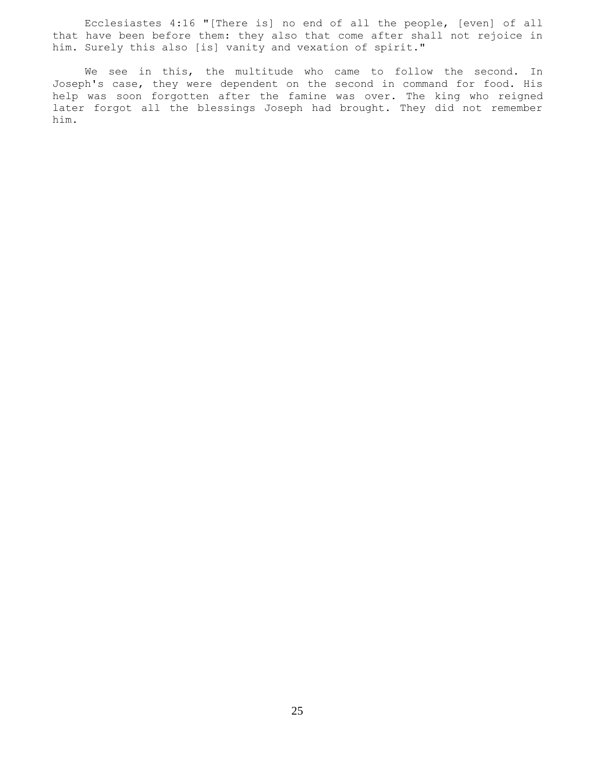Ecclesiastes 4:16 "[There is] no end of all the people, [even] of all that have been before them: they also that come after shall not rejoice in him. Surely this also [is] vanity and vexation of spirit."

We see in this, the multitude who came to follow the second. In Joseph's case, they were dependent on the second in command for food. His help was soon forgotten after the famine was over. The king who reigned later forgot all the blessings Joseph had brought. They did not remember him.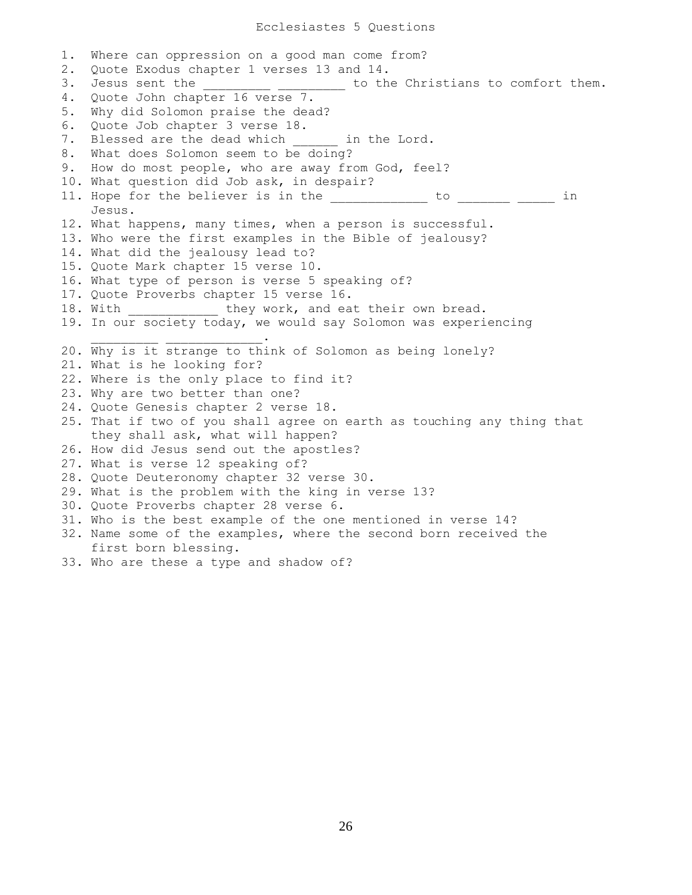# Ecclesiastes 5 Questions

1. Where can oppression on a good man come from?
2. Quote Exodus chapter 1 verses 13 and 14.
3. Jesus sent the _________ _________ to the Christians to comfort them.
4. Quote John chapter 16 verse 7.
5. Why did Solomon praise the dead?
6. Quote Job chapter 3 verse 18.
7. Blessed are the dead which ______ in the Lord.
8. What does Solomon seem to be doing?
9. How do most people, who are away from God, feel?
10. What question did Job ask, in despair?
11. Hope for the believer is in the ____________ to _______ _____ in Jesus.
12. What happens, many times, when a person is successful.
13. Who were the first examples in the Bible of jealousy?
14. What did the jealousy lead to?
15. Quote Mark chapter 15 verse 10.
16. What type of person is verse 5 speaking of?
17. Quote Proverbs chapter 15 verse 16.
18. With ___________ they work, and eat their own bread.
19. In our society today, we would say Solomon was experiencing _________ ____________.
20. Why is it strange to think of Solomon as being lonely?
21. What is he looking for?
22. Where is the only place to find it?
23. Why are two better than one?
24. Quote Genesis chapter 2 verse 18.
25. That if two of you shall agree on earth as touching any thing that they shall ask, what will happen?
26. How did Jesus send out the apostles?
27. What is verse 12 speaking of?
28. Quote Deuteronomy chapter 32 verse 30.
29. What is the problem with the king in verse 13?
30. Quote Proverbs chapter 28 verse 6.
31. Who is the best example of the one mentioned in verse 14?
32. Name some of the examples, where the second born received the first born blessing.
33. Who are these a type and shadow of?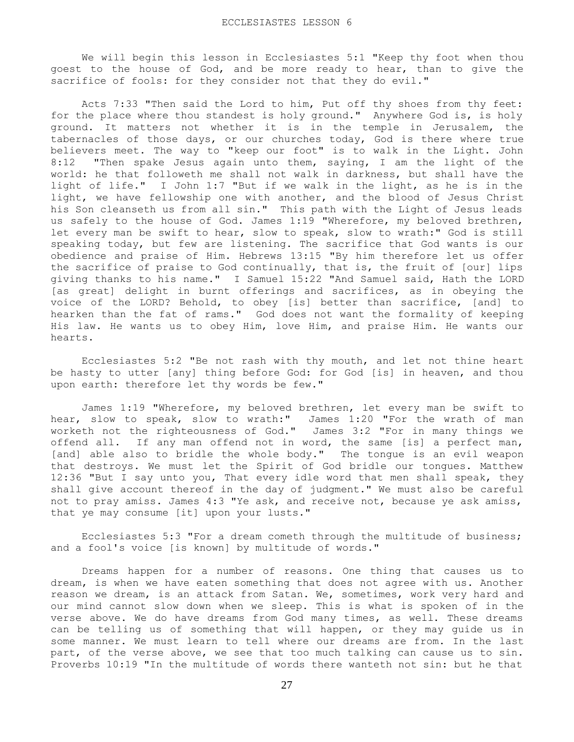# ECCLESIASTES LESSON 6

We will begin this lesson in Ecclesiastes 5:1 "Keep thy foot when thou goest to the house of God, and be more ready to hear, than to give the sacrifice of fools: for they consider not that they do evil."

Acts 7:33 "Then said the Lord to him, Put off thy shoes from thy feet: for the place where thou standest is holy ground." Anywhere God is, is holy ground. It matters not whether it is in the temple in Jerusalem, the tabernacles of those days, or our churches today, God is there where true believers meet. The way to "keep our foot" is to walk in the Light. John 8:12 "Then spake Jesus again unto them, saying, I am the light of the world: he that followeth me shall not walk in darkness, but shall have the light of life." I John 1:7 "But if we walk in the light, as he is in the light, we have fellowship one with another, and the blood of Jesus Christ his Son cleanseth us from all sin." This path with the Light of Jesus leads us safely to the house of God. James 1:19 "Wherefore, my beloved brethren, let every man be swift to hear, slow to speak, slow to wrath:" God is still speaking today, but few are listening. The sacrifice that God wants is our obedience and praise of Him. Hebrews 13:15 "By him therefore let us offer the sacrifice of praise to God continually, that is, the fruit of [our] lips giving thanks to his name." I Samuel 15:22 "And Samuel said, Hath the LORD [as great] delight in burnt offerings and sacrifices, as in obeying the voice of the LORD? Behold, to obey [is] better than sacrifice, [and] to hearken than the fat of rams." God does not want the formality of keeping His law. He wants us to obey Him, love Him, and praise Him. He wants our hearts.

Ecclesiastes 5:2 "Be not rash with thy mouth, and let not thine heart be hasty to utter [any] thing before God: for God [is] in heaven, and thou upon earth: therefore let thy words be few."

James 1:19 "Wherefore, my beloved brethren, let every man be swift to hear, slow to speak, slow to wrath:" James 1:20 "For the wrath of man worketh not the righteousness of God." James 3:2 "For in many things we offend all. If any man offend not in word, the same [is] a perfect man, [and] able also to bridle the whole body." The tongue is an evil weapon that destroys. We must let the Spirit of God bridle our tongues. Matthew 12:36 "But I say unto you, That every idle word that men shall speak, they shall give account thereof in the day of judgment." We must also be careful not to pray amiss. James 4:3 "Ye ask, and receive not, because ye ask amiss, that ye may consume [it] upon your lusts."

Ecclesiastes 5:3 "For a dream cometh through the multitude of business; and a fool's voice [is known] by multitude of words."

Dreams happen for a number of reasons. One thing that causes us to dream, is when we have eaten something that does not agree with us. Another reason we dream, is an attack from Satan. We, sometimes, work very hard and our mind cannot slow down when we sleep. This is what is spoken of in the verse above. We do have dreams from God many times, as well. These dreams can be telling us of something that will happen, or they may guide us in some manner. We must learn to tell where our dreams are from. In the last part, of the verse above, we see that too much talking can cause us to sin. Proverbs 10:19 "In the multitude of words there wanteth not sin: but he that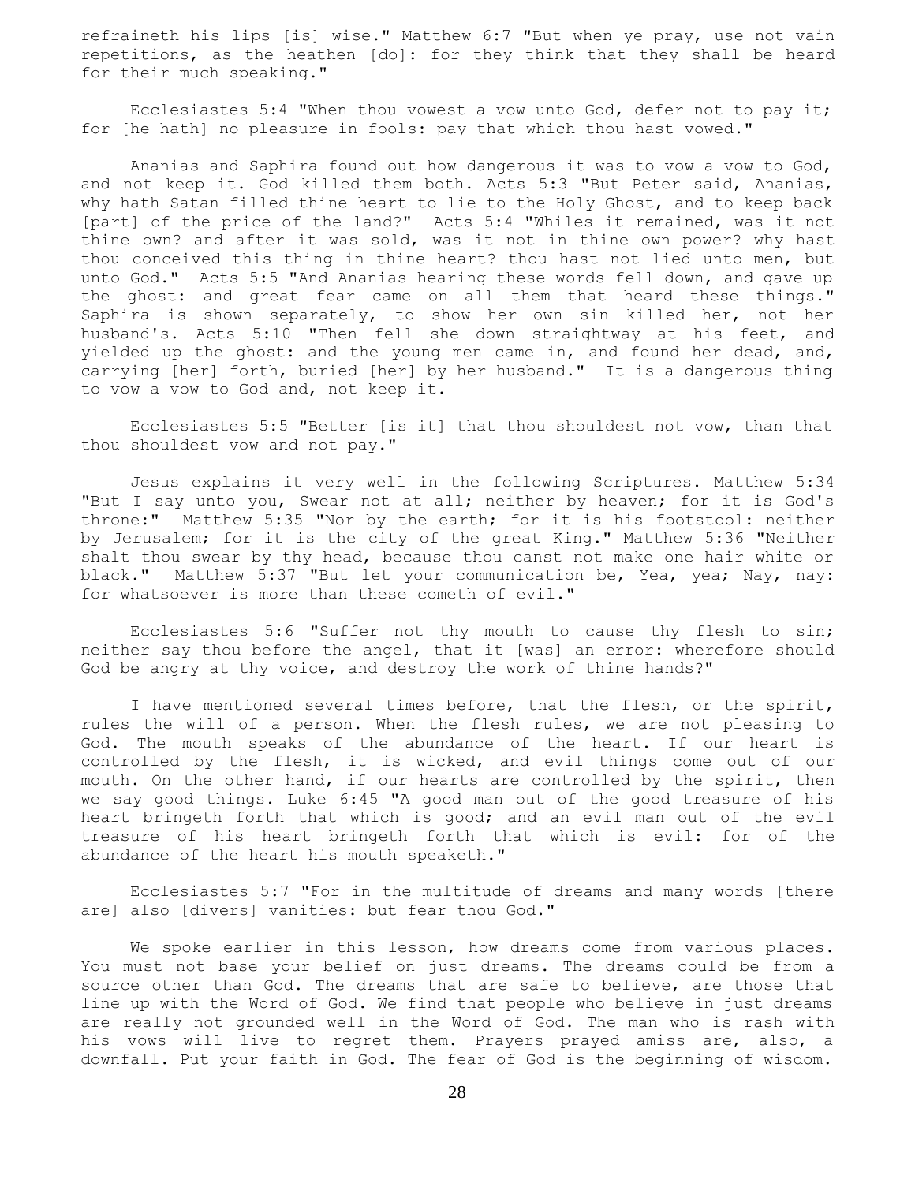refraineth his lips [is] wise." Matthew 6:7 "But when ye pray, use not vain repetitions, as the heathen [do]: for they think that they shall be heard for their much speaking."

Ecclesiastes 5:4 "When thou vowest a vow unto God, defer not to pay it; for [he hath] no pleasure in fools: pay that which thou hast vowed."

Ananias and Saphira found out how dangerous it was to vow a vow to God, and not keep it. God killed them both. Acts 5:3 "But Peter said, Ananias, why hath Satan filled thine heart to lie to the Holy Ghost, and to keep back [part] of the price of the land?" Acts 5:4 "Whiles it remained, was it not thine own? and after it was sold, was it not in thine own power? why hast thou conceived this thing in thine heart? thou hast not lied unto men, but unto God." Acts 5:5 "And Ananias hearing these words fell down, and gave up the ghost: and great fear came on all them that heard these things." Saphira is shown separately, to show her own sin killed her, not her husband's. Acts 5:10 "Then fell she down straightway at his feet, and yielded up the ghost: and the young men came in, and found her dead, and, carrying [her] forth, buried [her] by her husband." It is a dangerous thing to vow a vow to God and, not keep it.

Ecclesiastes 5:5 "Better [is it] that thou shouldest not vow, than that thou shouldest vow and not pay."

Jesus explains it very well in the following Scriptures. Matthew 5:34 "But I say unto you, Swear not at all; neither by heaven; for it is God's throne:" Matthew 5:35 "Nor by the earth; for it is his footstool: neither by Jerusalem; for it is the city of the great King." Matthew 5:36 "Neither shalt thou swear by thy head, because thou canst not make one hair white or black." Matthew 5:37 "But let your communication be, Yea, yea; Nay, nay: for whatsoever is more than these cometh of evil."

Ecclesiastes 5:6 "Suffer not thy mouth to cause thy flesh to sin; neither say thou before the angel, that it [was] an error: wherefore should God be angry at thy voice, and destroy the work of thine hands?"

I have mentioned several times before, that the flesh, or the spirit, rules the will of a person. When the flesh rules, we are not pleasing to God. The mouth speaks of the abundance of the heart. If our heart is controlled by the flesh, it is wicked, and evil things come out of our mouth. On the other hand, if our hearts are controlled by the spirit, then we say good things. Luke 6:45 "A good man out of the good treasure of his heart bringeth forth that which is good; and an evil man out of the evil treasure of his heart bringeth forth that which is evil: for of the abundance of the heart his mouth speaketh."

Ecclesiastes 5:7 "For in the multitude of dreams and many words [there are] also [divers] vanities: but fear thou God."

We spoke earlier in this lesson, how dreams come from various places. You must not base your belief on just dreams. The dreams could be from a source other than God. The dreams that are safe to believe, are those that line up with the Word of God. We find that people who believe in just dreams are really not grounded well in the Word of God. The man who is rash with his vows will live to regret them. Prayers prayed amiss are, also, a downfall. Put your faith in God. The fear of God is the beginning of wisdom.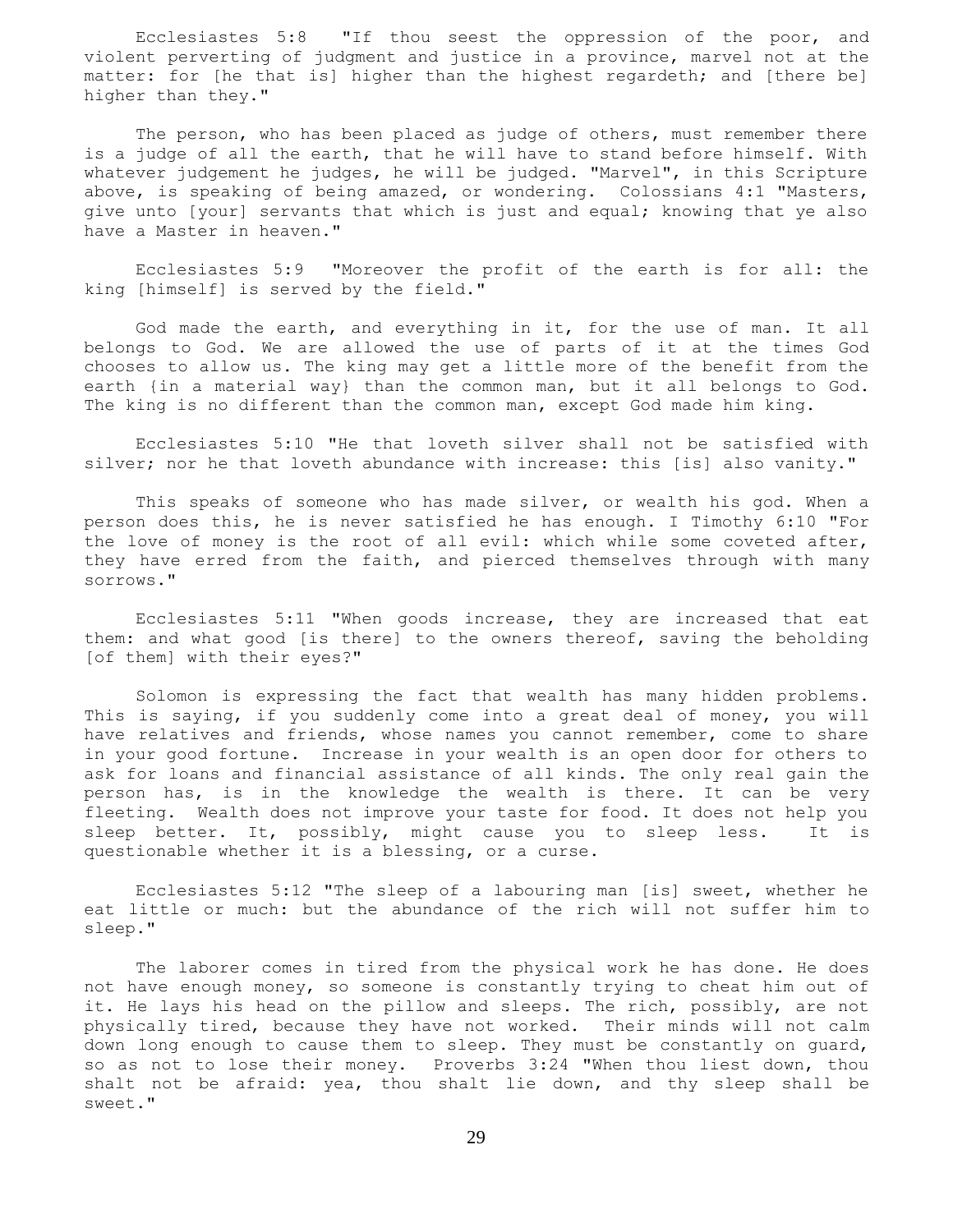Ecclesiastes 5:8 "If thou seest the oppression of the poor, and violent perverting of judgment and justice in a province, marvel not at the matter: for [he that is] higher than the highest regardeth; and [there be] higher than they."

The person, who has been placed as judge of others, must remember there is a judge of all the earth, that he will have to stand before himself. With whatever judgement he judges, he will be judged. "Marvel", in this Scripture above, is speaking of being amazed, or wondering. Colossians 4:1 "Masters, give unto [your] servants that which is just and equal; knowing that ye also have a Master in heaven."

Ecclesiastes 5:9 "Moreover the profit of the earth is for all: the king [himself] is served by the field."

God made the earth, and everything in it, for the use of man. It all belongs to God. We are allowed the use of parts of it at the times God chooses to allow us. The king may get a little more of the benefit from the earth {in a material way} than the common man, but it all belongs to God. The king is no different than the common man, except God made him king.

Ecclesiastes 5:10 "He that loveth silver shall not be satisfied with silver; nor he that loveth abundance with increase: this [is] also vanity."

This speaks of someone who has made silver, or wealth his god. When a person does this, he is never satisfied he has enough. I Timothy 6:10 "For the love of money is the root of all evil: which while some coveted after, they have erred from the faith, and pierced themselves through with many sorrows."

Ecclesiastes 5:11 "When goods increase, they are increased that eat them: and what good [is there] to the owners thereof, saving the beholding [of them] with their eyes?"

Solomon is expressing the fact that wealth has many hidden problems. This is saying, if you suddenly come into a great deal of money, you will have relatives and friends, whose names you cannot remember, come to share in your good fortune. Increase in your wealth is an open door for others to ask for loans and financial assistance of all kinds. The only real gain the person has, is in the knowledge the wealth is there. It can be very fleeting. Wealth does not improve your taste for food. It does not help you sleep better. It, possibly, might cause you to sleep less. It is questionable whether it is a blessing, or a curse.

Ecclesiastes 5:12 "The sleep of a labouring man [is] sweet, whether he eat little or much: but the abundance of the rich will not suffer him to sleep."

The laborer comes in tired from the physical work he has done. He does not have enough money, so someone is constantly trying to cheat him out of it. He lays his head on the pillow and sleeps. The rich, possibly, are not physically tired, because they have not worked. Their minds will not calm down long enough to cause them to sleep. They must be constantly on guard, so as not to lose their money. Proverbs 3:24 "When thou liest down, thou shalt not be afraid: yea, thou shalt lie down, and thy sleep shall be sweet."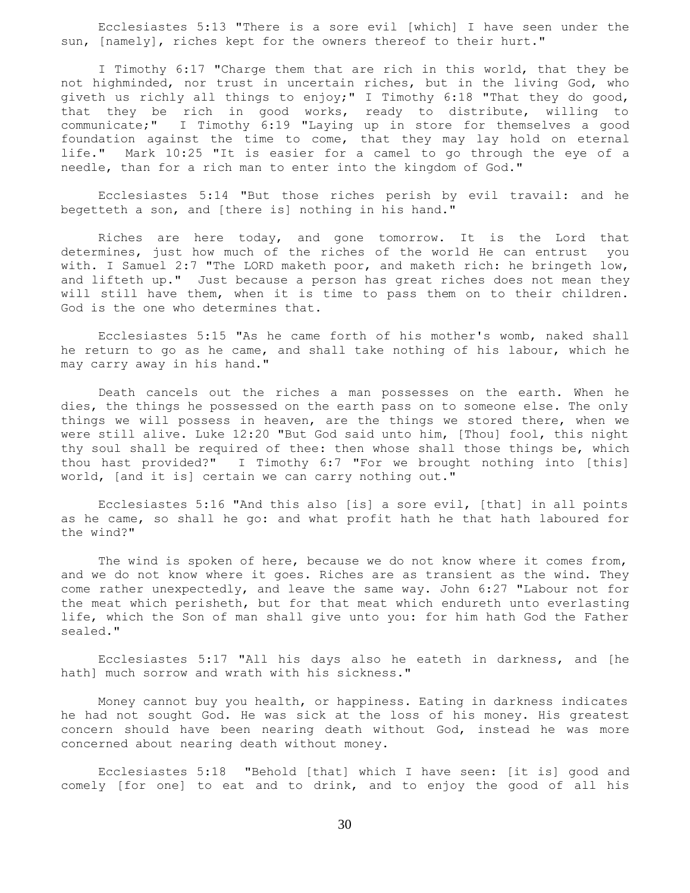Ecclesiastes 5:13 "There is a sore evil [which] I have seen under the sun, [namely], riches kept for the owners thereof to their hurt."

I Timothy 6:17 "Charge them that are rich in this world, that they be not highminded, nor trust in uncertain riches, but in the living God, who giveth us richly all things to enjoy;" I Timothy 6:18 "That they do good, that they be rich in good works, ready to distribute, willing to communicate;" I Timothy 6:19 "Laying up in store for themselves a good foundation against the time to come, that they may lay hold on eternal life." Mark 10:25 "It is easier for a camel to go through the eye of a needle, than for a rich man to enter into the kingdom of God."

Ecclesiastes 5:14 "But those riches perish by evil travail: and he begetteth a son, and [there is] nothing in his hand."

Riches are here today, and gone tomorrow. It is the Lord that determines, just how much of the riches of the world He can entrust you with. I Samuel 2:7 "The LORD maketh poor, and maketh rich: he bringeth low, and lifteth up." Just because a person has great riches does not mean they will still have them, when it is time to pass them on to their children. God is the one who determines that.

Ecclesiastes 5:15 "As he came forth of his mother's womb, naked shall he return to go as he came, and shall take nothing of his labour, which he may carry away in his hand."

Death cancels out the riches a man possesses on the earth. When he dies, the things he possessed on the earth pass on to someone else. The only things we will possess in heaven, are the things we stored there, when we were still alive. Luke 12:20 "But God said unto him, [Thou] fool, this night thy soul shall be required of thee: then whose shall those things be, which thou hast provided?" I Timothy 6:7 "For we brought nothing into [this] world, [and it is] certain we can carry nothing out."

Ecclesiastes 5:16 "And this also [is] a sore evil, [that] in all points as he came, so shall he go: and what profit hath he that hath laboured for the wind?"

The wind is spoken of here, because we do not know where it comes from, and we do not know where it goes. Riches are as transient as the wind. They come rather unexpectedly, and leave the same way. John 6:27 "Labour not for the meat which perisheth, but for that meat which endureth unto everlasting life, which the Son of man shall give unto you: for him hath God the Father sealed."

Ecclesiastes 5:17 "All his days also he eateth in darkness, and [he hath] much sorrow and wrath with his sickness."

Money cannot buy you health, or happiness. Eating in darkness indicates he had not sought God. He was sick at the loss of his money. His greatest concern should have been nearing death without God, instead he was more concerned about nearing death without money.

Ecclesiastes 5:18 "Behold [that] which I have seen: [it is] good and comely [for one] to eat and to drink, and to enjoy the good of all his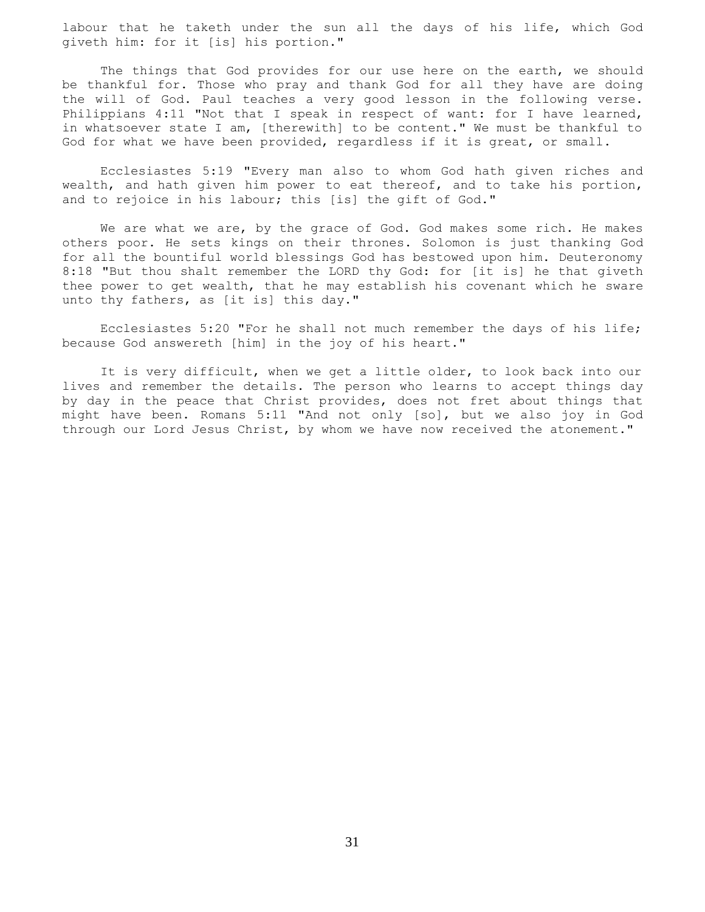labour that he taketh under the sun all the days of his life, which God giveth him: for it [is] his portion."

The things that God provides for our use here on the earth, we should be thankful for. Those who pray and thank God for all they have are doing the will of God. Paul teaches a very good lesson in the following verse. Philippians 4:11 "Not that I speak in respect of want: for I have learned, in whatsoever state I am, [therewith] to be content." We must be thankful to God for what we have been provided, regardless if it is great, or small.

Ecclesiastes 5:19 "Every man also to whom God hath given riches and wealth, and hath given him power to eat thereof, and to take his portion, and to rejoice in his labour; this [is] the gift of God."

We are what we are, by the grace of God. God makes some rich. He makes others poor. He sets kings on their thrones. Solomon is just thanking God for all the bountiful world blessings God has bestowed upon him. Deuteronomy 8:18 "But thou shalt remember the LORD thy God: for [it is] he that giveth thee power to get wealth, that he may establish his covenant which he sware unto thy fathers, as [it is] this day."

Ecclesiastes 5:20 "For he shall not much remember the days of his life; because God answereth [him] in the joy of his heart."

It is very difficult, when we get a little older, to look back into our lives and remember the details. The person who learns to accept things day by day in the peace that Christ provides, does not fret about things that might have been. Romans 5:11 "And not only [so], but we also joy in God through our Lord Jesus Christ, by whom we have now received the atonement."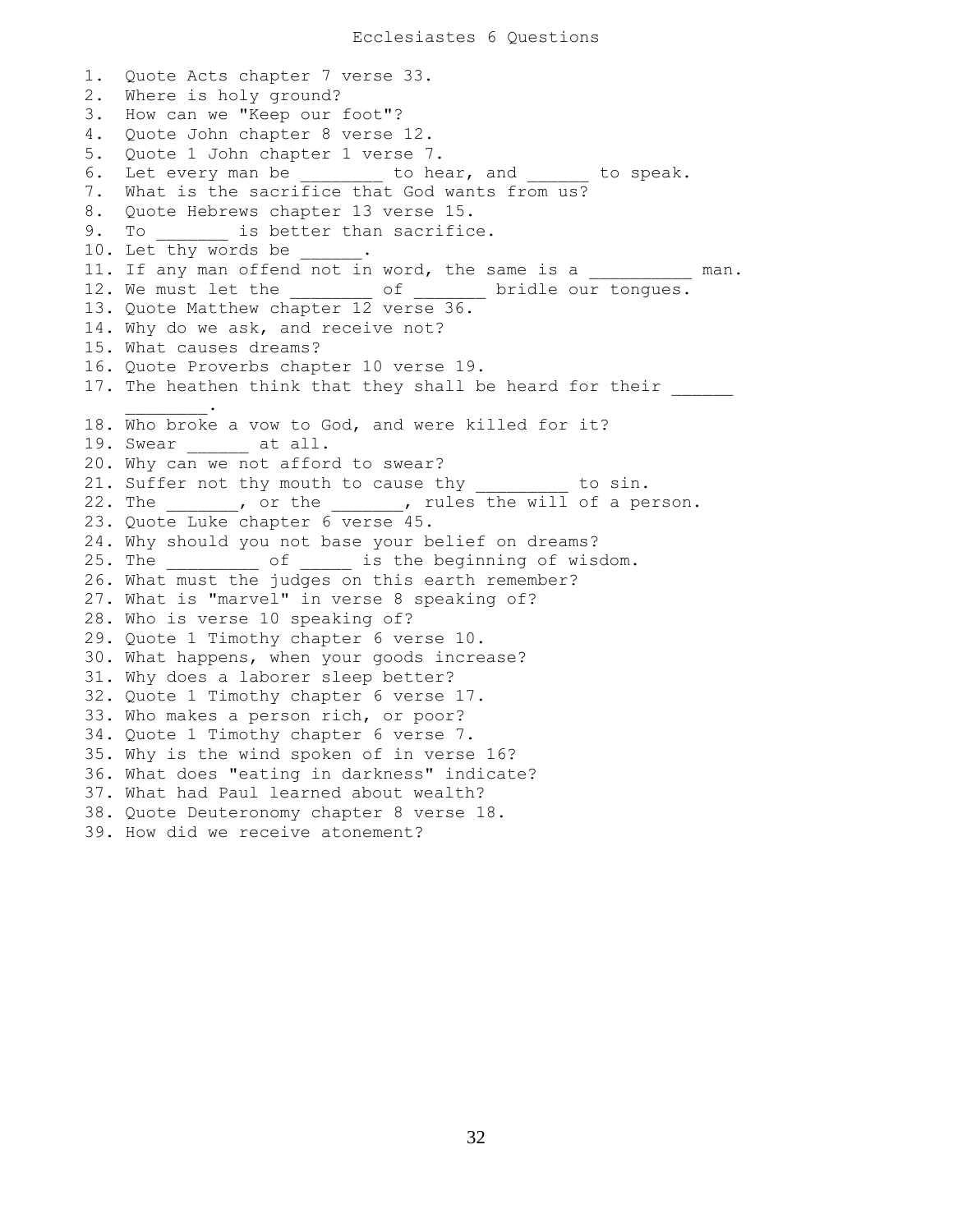# Ecclesiastes 6 Questions

1. Quote Acts chapter 7 verse 33.
2. Where is holy ground?
3. How can we "Keep our foot"?
4. Quote John chapter 8 verse 12.
5. Quote 1 John chapter 1 verse 7.
6. Let every man be ________ to hear, and ______ to speak.
7. What is the sacrifice that God wants from us?
8. Quote Hebrews chapter 13 verse 15.
9. To _______ is better than sacrifice.
10. Let thy words be ______.
11. If any man offend not in word, the same is a __________ man.
12. We must let the ________ of _______ bridle our tongues.
13. Quote Matthew chapter 12 verse 36.
14. Why do we ask, and receive not?
15. What causes dreams?
16. Quote Proverbs chapter 10 verse 19.
17. The heathen think that they shall be heard for their ______ ________.
18. Who broke a vow to God, and were killed for it?
19. Swear ______ at all.
20. Why can we not afford to swear?
21. Suffer not thy mouth to cause thy _________ to sin.
22. The _______, or the _______, rules the will of a person.
23. Quote Luke chapter 6 verse 45.
24. Why should you not base your belief on dreams?
25. The _________ of _____ is the beginning of wisdom.
26. What must the judges on this earth remember?
27. What is "marvel" in verse 8 speaking of?
28. Who is verse 10 speaking of?
29. Quote 1 Timothy chapter 6 verse 10.
30. What happens, when your goods increase?
31. Why does a laborer sleep better?
32. Quote 1 Timothy chapter 6 verse 17.
33. Who makes a person rich, or poor?
34. Quote 1 Timothy chapter 6 verse 7.
35. Why is the wind spoken of in verse 16?
36. What does "eating in darkness" indicate?
37. What had Paul learned about wealth?
38. Quote Deuteronomy chapter 8 verse 18.
39. How did we receive atonement?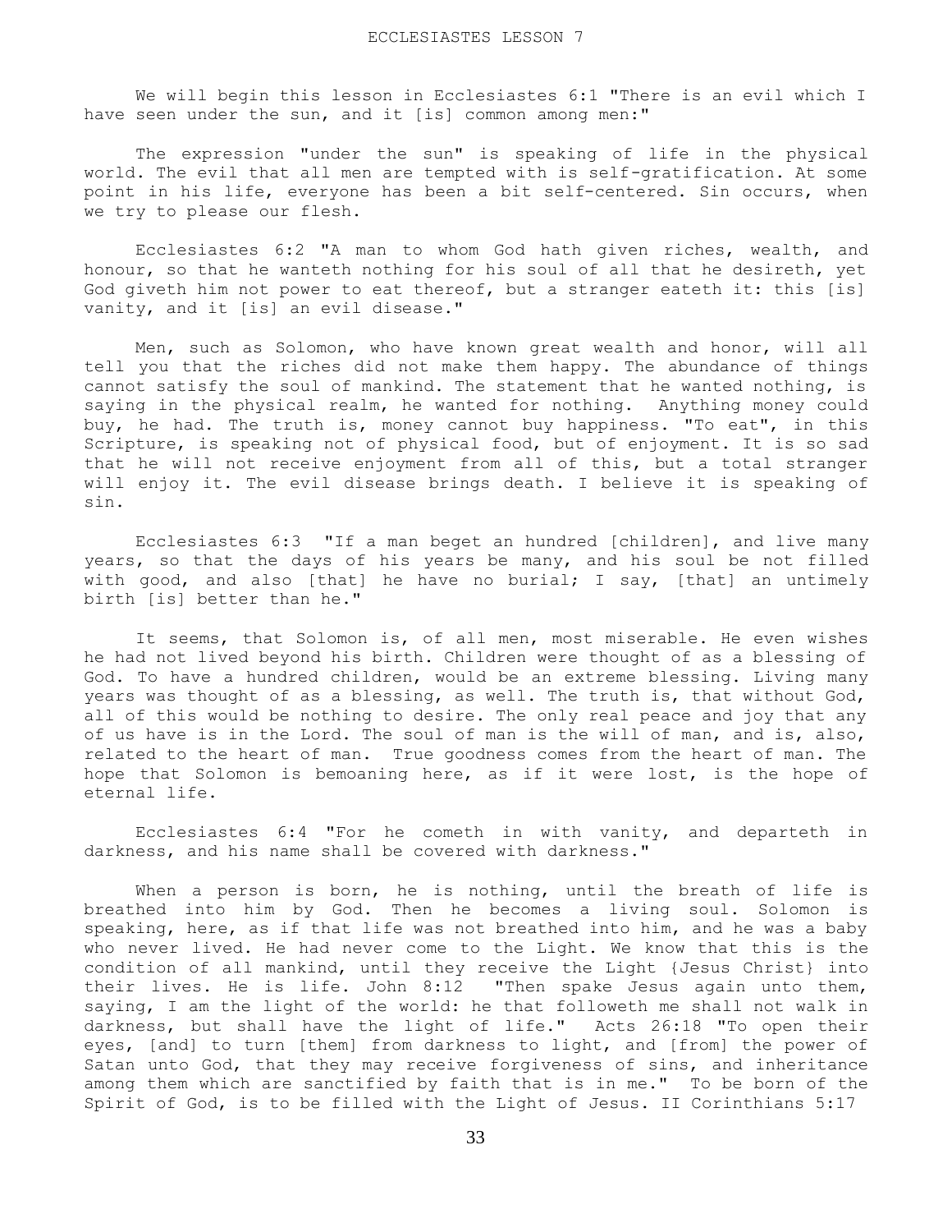# ECCLESIASTES LESSON 7

We will begin this lesson in Ecclesiastes 6:1 "There is an evil which I have seen under the sun, and it [is] common among men:"

The expression "under the sun" is speaking of life in the physical world. The evil that all men are tempted with is self-gratification. At some point in his life, everyone has been a bit self-centered. Sin occurs, when we try to please our flesh.

Ecclesiastes 6:2 "A man to whom God hath given riches, wealth, and honour, so that he wanteth nothing for his soul of all that he desireth, yet God giveth him not power to eat thereof, but a stranger eateth it: this [is] vanity, and it [is] an evil disease."

Men, such as Solomon, who have known great wealth and honor, will all tell you that the riches did not make them happy. The abundance of things cannot satisfy the soul of mankind. The statement that he wanted nothing, is saying in the physical realm, he wanted for nothing. Anything money could buy, he had. The truth is, money cannot buy happiness. "To eat", in this Scripture, is speaking not of physical food, but of enjoyment. It is so sad that he will not receive enjoyment from all of this, but a total stranger will enjoy it. The evil disease brings death. I believe it is speaking of sin.

Ecclesiastes 6:3 "If a man beget an hundred [children], and live many years, so that the days of his years be many, and his soul be not filled with good, and also [that] he have no burial; I say, [that] an untimely birth [is] better than he."

It seems, that Solomon is, of all men, most miserable. He even wishes he had not lived beyond his birth. Children were thought of as a blessing of God. To have a hundred children, would be an extreme blessing. Living many years was thought of as a blessing, as well. The truth is, that without God, all of this would be nothing to desire. The only real peace and joy that any of us have is in the Lord. The soul of man is the will of man, and is, also, related to the heart of man. True goodness comes from the heart of man. The hope that Solomon is bemoaning here, as if it were lost, is the hope of eternal life.

Ecclesiastes 6:4 "For he cometh in with vanity, and departeth in darkness, and his name shall be covered with darkness."

When a person is born, he is nothing, until the breath of life is breathed into him by God. Then he becomes a living soul. Solomon is speaking, here, as if that life was not breathed into him, and he was a baby who never lived. He had never come to the Light. We know that this is the condition of all mankind, until they receive the Light {Jesus Christ} into their lives. He is life. John 8:12 "Then spake Jesus again unto them, saying, I am the light of the world: he that followeth me shall not walk in darkness, but shall have the light of life." Acts 26:18 "To open their eyes, [and] to turn [them] from darkness to light, and [from] the power of Satan unto God, that they may receive forgiveness of sins, and inheritance among them which are sanctified by faith that is in me." To be born of the Spirit of God, is to be filled with the Light of Jesus. II Corinthians 5:17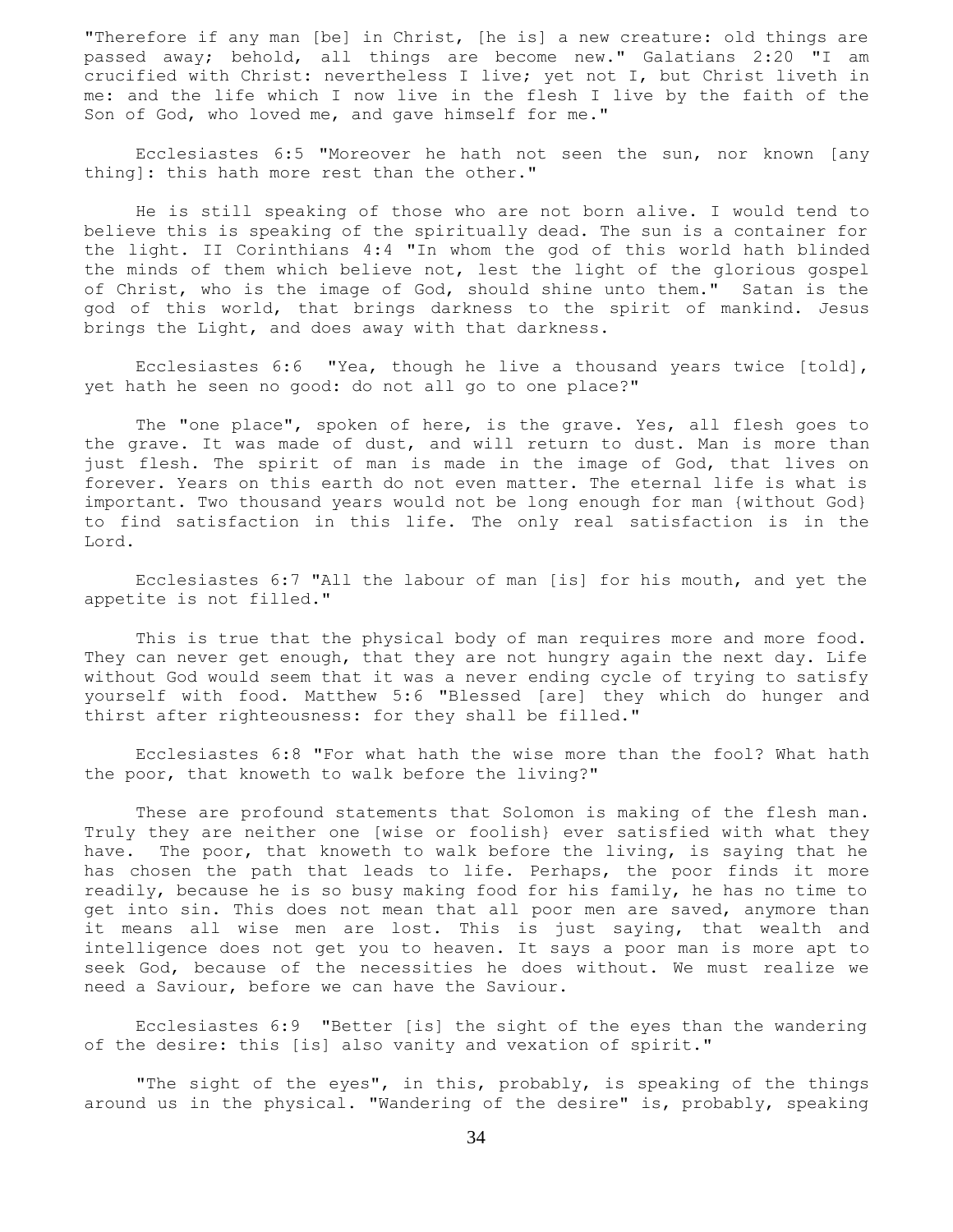"Therefore if any man [be] in Christ, [he is] a new creature: old things are passed away; behold, all things are become new." Galatians 2:20 "I am crucified with Christ: nevertheless I live; yet not I, but Christ liveth in me: and the life which I now live in the flesh I live by the faith of the Son of God, who loved me, and gave himself for me."

Ecclesiastes 6:5 "Moreover he hath not seen the sun, nor known [any thing]: this hath more rest than the other."

He is still speaking of those who are not born alive. I would tend to believe this is speaking of the spiritually dead. The sun is a container for the light. II Corinthians 4:4 "In whom the god of this world hath blinded the minds of them which believe not, lest the light of the glorious gospel of Christ, who is the image of God, should shine unto them." Satan is the god of this world, that brings darkness to the spirit of mankind. Jesus brings the Light, and does away with that darkness.

Ecclesiastes 6:6 "Yea, though he live a thousand years twice [told], yet hath he seen no good: do not all go to one place?"

The "one place", spoken of here, is the grave. Yes, all flesh goes to the grave. It was made of dust, and will return to dust. Man is more than just flesh. The spirit of man is made in the image of God, that lives on forever. Years on this earth do not even matter. The eternal life is what is important. Two thousand years would not be long enough for man {without God} to find satisfaction in this life. The only real satisfaction is in the Lord.

Ecclesiastes 6:7 "All the labour of man [is] for his mouth, and yet the appetite is not filled."

This is true that the physical body of man requires more and more food. They can never get enough, that they are not hungry again the next day. Life without God would seem that it was a never ending cycle of trying to satisfy yourself with food. Matthew 5:6 "Blessed [are] they which do hunger and thirst after righteousness: for they shall be filled."

Ecclesiastes 6:8 "For what hath the wise more than the fool? What hath the poor, that knoweth to walk before the living?"

These are profound statements that Solomon is making of the flesh man. Truly they are neither one [wise or foolish} ever satisfied with what they have. The poor, that knoweth to walk before the living, is saying that he has chosen the path that leads to life. Perhaps, the poor finds it more readily, because he is so busy making food for his family, he has no time to get into sin. This does not mean that all poor men are saved, anymore than it means all wise men are lost. This is just saying, that wealth and intelligence does not get you to heaven. It says a poor man is more apt to seek God, because of the necessities he does without. We must realize we need a Saviour, before we can have the Saviour.

Ecclesiastes 6:9 "Better [is] the sight of the eyes than the wandering of the desire: this [is] also vanity and vexation of spirit."

"The sight of the eyes", in this, probably, is speaking of the things around us in the physical. "Wandering of the desire" is, probably, speaking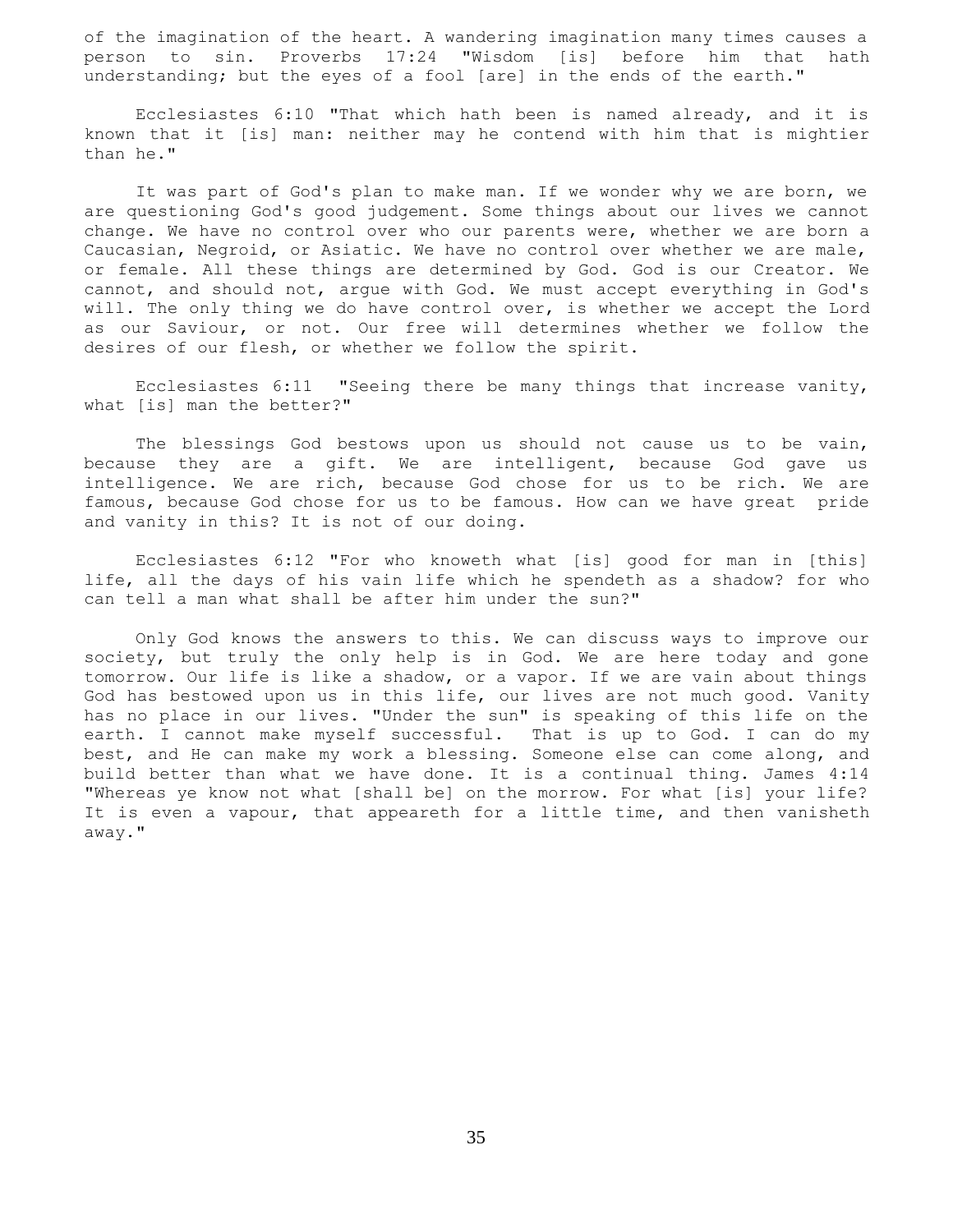of the imagination of the heart. A wandering imagination many times causes a person to sin. Proverbs 17:24 "Wisdom [is] before him that hath understanding; but the eyes of a fool [are] in the ends of the earth."

Ecclesiastes 6:10 "That which hath been is named already, and it is known that it [is] man: neither may he contend with him that is mightier than he."

It was part of God's plan to make man. If we wonder why we are born, we are questioning God's good judgement. Some things about our lives we cannot change. We have no control over who our parents were, whether we are born a Caucasian, Negroid, or Asiatic. We have no control over whether we are male, or female. All these things are determined by God. God is our Creator. We cannot, and should not, argue with God. We must accept everything in God's will. The only thing we do have control over, is whether we accept the Lord as our Saviour, or not. Our free will determines whether we follow the desires of our flesh, or whether we follow the spirit.

Ecclesiastes 6:11 "Seeing there be many things that increase vanity, what [is] man the better?"

The blessings God bestows upon us should not cause us to be vain, because they are a gift. We are intelligent, because God gave us intelligence. We are rich, because God chose for us to be rich. We are famous, because God chose for us to be famous. How can we have great pride and vanity in this? It is not of our doing.

Ecclesiastes 6:12 "For who knoweth what [is] good for man in [this] life, all the days of his vain life which he spendeth as a shadow? for who can tell a man what shall be after him under the sun?"

Only God knows the answers to this. We can discuss ways to improve our society, but truly the only help is in God. We are here today and gone tomorrow. Our life is like a shadow, or a vapor. If we are vain about things God has bestowed upon us in this life, our lives are not much good. Vanity has no place in our lives. "Under the sun" is speaking of this life on the earth. I cannot make myself successful. That is up to God. I can do my best, and He can make my work a blessing. Someone else can come along, and build better than what we have done. It is a continual thing. James 4:14 "Whereas ye know not what [shall be] on the morrow. For what [is] your life? It is even a vapour, that appeareth for a little time, and then vanisheth away."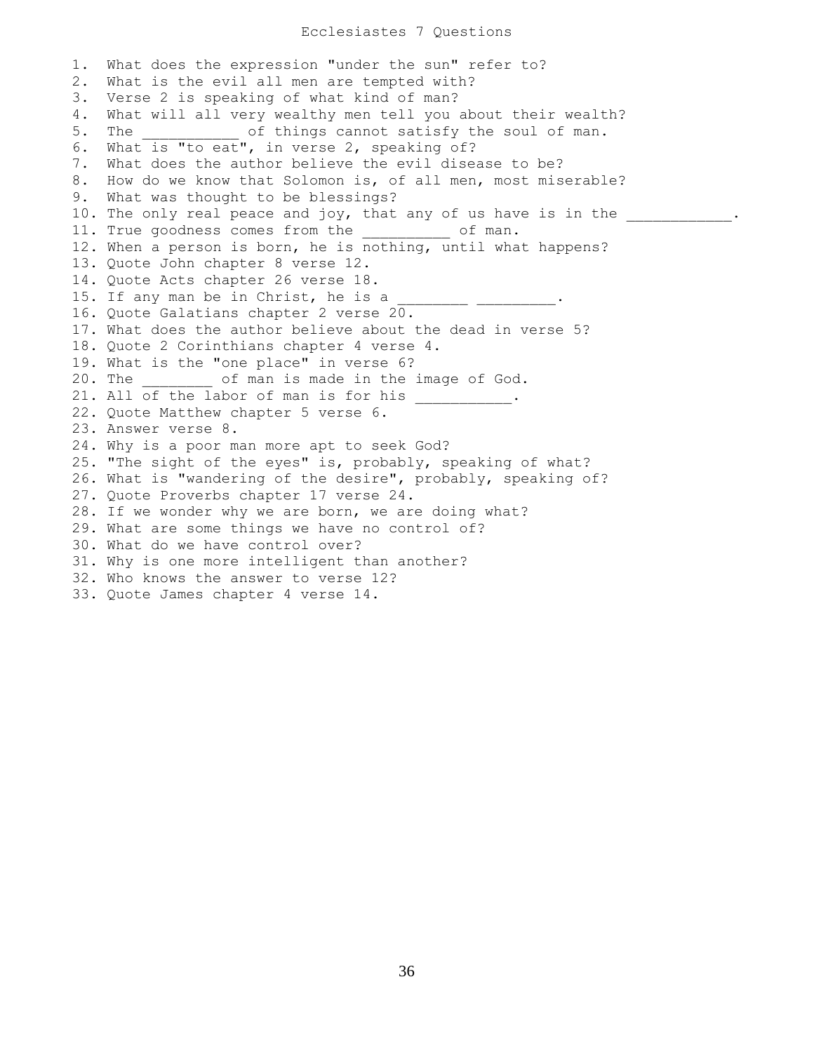# Ecclesiastes 7 Questions

1. What does the expression "under the sun" refer to?
2. What is the evil all men are tempted with?
3. Verse 2 is speaking of what kind of man?
4. What will all very wealthy men tell you about their wealth?
5. The ___________ of things cannot satisfy the soul of man.
6. What is "to eat", in verse 2, speaking of?
7. What does the author believe the evil disease to be?
8. How do we know that Solomon is, of all men, most miserable?
9. What was thought to be blessings?
10. The only real peace and joy, that any of us have is in the ____________.
11. True goodness comes from the __________ of man.
12. When a person is born, he is nothing, until what happens?
13. Quote John chapter 8 verse 12.
14. Quote Acts chapter 26 verse 18.
15. If any man be in Christ, he is a ________ _________.
16. Quote Galatians chapter 2 verse 20.
17. What does the author believe about the dead in verse 5?
18. Quote 2 Corinthians chapter 4 verse 4.
19. What is the "one place" in verse 6?
20. The ________ of man is made in the image of God.
21. All of the labor of man is for his ___________.
22. Quote Matthew chapter 5 verse 6.
23. Answer verse 8.
24. Why is a poor man more apt to seek God?
25. "The sight of the eyes" is, probably, speaking of what?
26. What is "wandering of the desire", probably, speaking of?
27. Quote Proverbs chapter 17 verse 24.
28. If we wonder why we are born, we are doing what?
29. What are some things we have no control of?
30. What do we have control over?
31. Why is one more intelligent than another?
32. Who knows the answer to verse 12?
33. Quote James chapter 4 verse 14.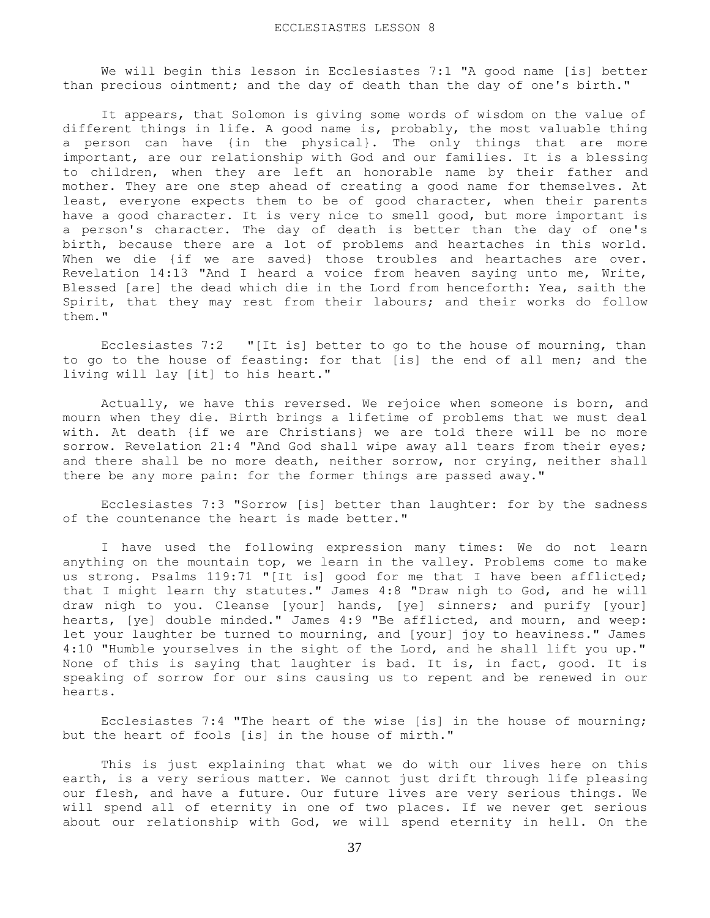ECCLESIASTES LESSON 8

We will begin this lesson in Ecclesiastes 7:1 "A good name [is] better than precious ointment; and the day of death than the day of one's birth."

It appears, that Solomon is giving some words of wisdom on the value of different things in life. A good name is, probably, the most valuable thing a person can have {in the physical}. The only things that are more important, are our relationship with God and our families. It is a blessing to children, when they are left an honorable name by their father and mother. They are one step ahead of creating a good name for themselves. At least, everyone expects them to be of good character, when their parents have a good character. It is very nice to smell good, but more important is a person's character. The day of death is better than the day of one's birth, because there are a lot of problems and heartaches in this world. When we die {if we are saved} those troubles and heartaches are over. Revelation 14:13 "And I heard a voice from heaven saying unto me, Write, Blessed [are] the dead which die in the Lord from henceforth: Yea, saith the Spirit, that they may rest from their labours; and their works do follow them."

Ecclesiastes 7:2 "[It is] better to go to the house of mourning, than to go to the house of feasting: for that [is] the end of all men; and the living will lay [it] to his heart."

Actually, we have this reversed. We rejoice when someone is born, and mourn when they die. Birth brings a lifetime of problems that we must deal with. At death {if we are Christians} we are told there will be no more sorrow. Revelation 21:4 "And God shall wipe away all tears from their eyes; and there shall be no more death, neither sorrow, nor crying, neither shall there be any more pain: for the former things are passed away."

Ecclesiastes 7:3 "Sorrow [is] better than laughter: for by the sadness of the countenance the heart is made better."

I have used the following expression many times: We do not learn anything on the mountain top, we learn in the valley. Problems come to make us strong. Psalms 119:71 "[It is] good for me that I have been afflicted; that I might learn thy statutes." James 4:8 "Draw nigh to God, and he will draw nigh to you. Cleanse [your] hands, [ye] sinners; and purify [your] hearts, [ye] double minded." James 4:9 "Be afflicted, and mourn, and weep: let your laughter be turned to mourning, and [your] joy to heaviness." James 4:10 "Humble yourselves in the sight of the Lord, and he shall lift you up." None of this is saying that laughter is bad. It is, in fact, good. It is speaking of sorrow for our sins causing us to repent and be renewed in our hearts.

Ecclesiastes 7:4 "The heart of the wise [is] in the house of mourning; but the heart of fools [is] in the house of mirth."

This is just explaining that what we do with our lives here on this earth, is a very serious matter. We cannot just drift through life pleasing our flesh, and have a future. Our future lives are very serious things. We will spend all of eternity in one of two places. If we never get serious about our relationship with God, we will spend eternity in hell. On the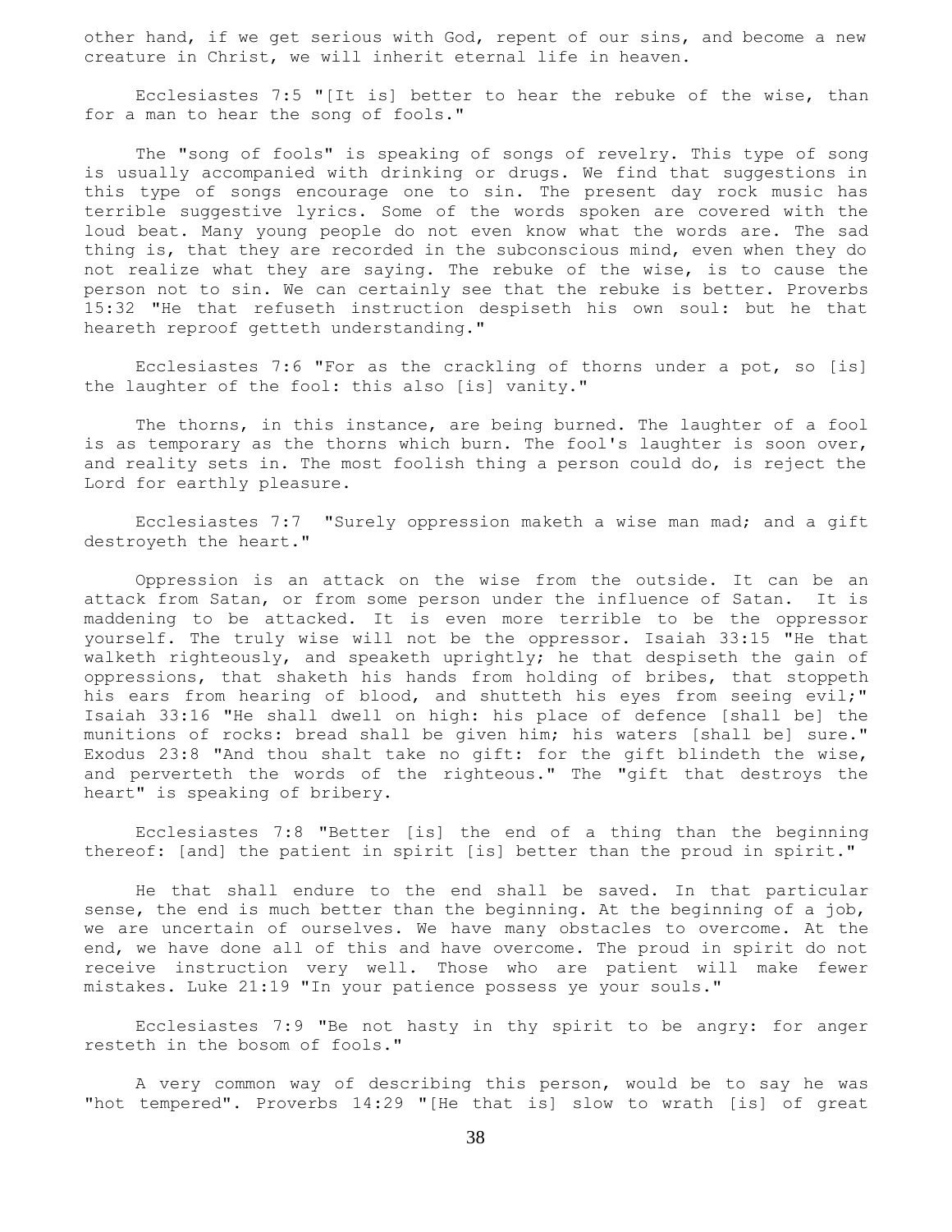other hand, if we get serious with God, repent of our sins, and become a new creature in Christ, we will inherit eternal life in heaven.

Ecclesiastes 7:5 "[It is] better to hear the rebuke of the wise, than for a man to hear the song of fools."

The "song of fools" is speaking of songs of revelry. This type of song is usually accompanied with drinking or drugs. We find that suggestions in this type of songs encourage one to sin. The present day rock music has terrible suggestive lyrics. Some of the words spoken are covered with the loud beat. Many young people do not even know what the words are. The sad thing is, that they are recorded in the subconscious mind, even when they do not realize what they are saying. The rebuke of the wise, is to cause the person not to sin. We can certainly see that the rebuke is better. Proverbs 15:32 "He that refuseth instruction despiseth his own soul: but he that heareth reproof getteth understanding."

Ecclesiastes 7:6 "For as the crackling of thorns under a pot, so [is] the laughter of the fool: this also [is] vanity."

The thorns, in this instance, are being burned. The laughter of a fool is as temporary as the thorns which burn. The fool's laughter is soon over, and reality sets in. The most foolish thing a person could do, is reject the Lord for earthly pleasure.

Ecclesiastes 7:7 "Surely oppression maketh a wise man mad; and a gift destroyeth the heart."

Oppression is an attack on the wise from the outside. It can be an attack from Satan, or from some person under the influence of Satan. It is maddening to be attacked. It is even more terrible to be the oppressor yourself. The truly wise will not be the oppressor. Isaiah 33:15 "He that walketh righteously, and speaketh uprightly; he that despiseth the gain of oppressions, that shaketh his hands from holding of bribes, that stoppeth his ears from hearing of blood, and shutteth his eyes from seeing evil;" Isaiah 33:16 "He shall dwell on high: his place of defence [shall be] the munitions of rocks: bread shall be given him; his waters [shall be] sure." Exodus 23:8 "And thou shalt take no gift: for the gift blindeth the wise, and perverteth the words of the righteous." The "gift that destroys the heart" is speaking of bribery.

Ecclesiastes 7:8 "Better [is] the end of a thing than the beginning thereof: [and] the patient in spirit [is] better than the proud in spirit."

He that shall endure to the end shall be saved. In that particular sense, the end is much better than the beginning. At the beginning of a job, we are uncertain of ourselves. We have many obstacles to overcome. At the end, we have done all of this and have overcome. The proud in spirit do not receive instruction very well. Those who are patient will make fewer mistakes. Luke 21:19 "In your patience possess ye your souls."

Ecclesiastes 7:9 "Be not hasty in thy spirit to be angry: for anger resteth in the bosom of fools."

A very common way of describing this person, would be to say he was "hot tempered". Proverbs 14:29 "[He that is] slow to wrath [is] of great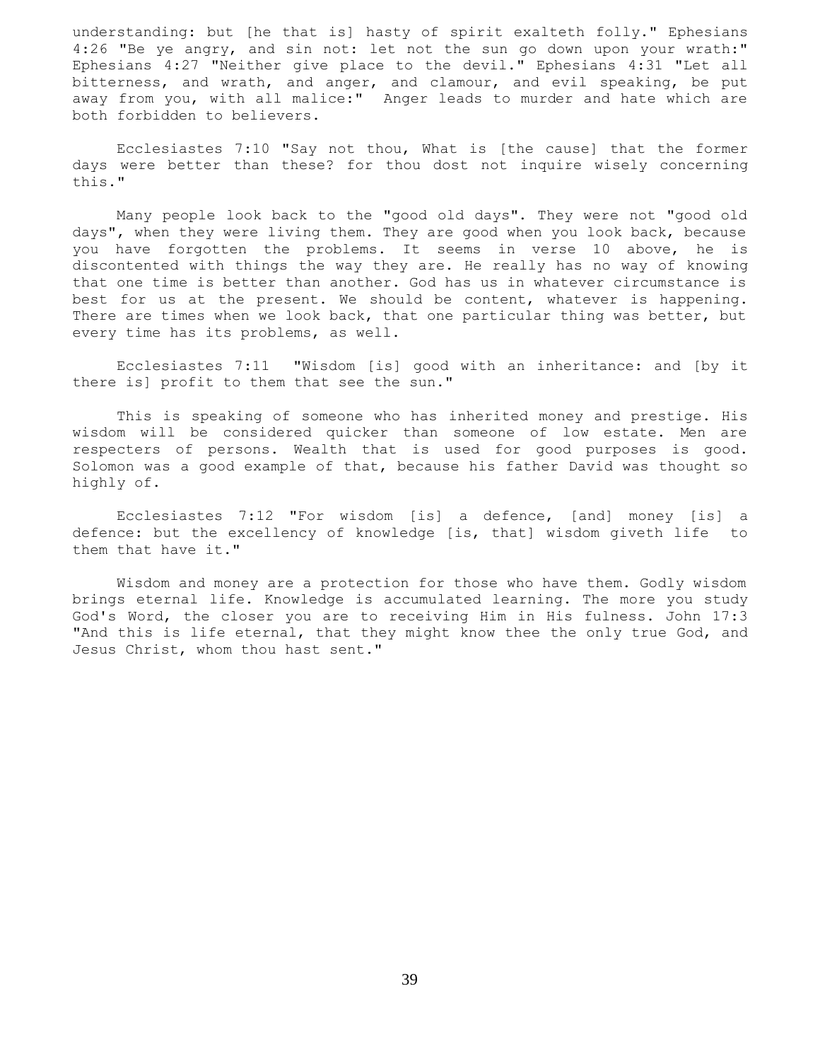understanding: but [he that is] hasty of spirit exalteth folly." Ephesians 4:26 "Be ye angry, and sin not: let not the sun go down upon your wrath:" Ephesians 4:27 "Neither give place to the devil." Ephesians 4:31 "Let all bitterness, and wrath, and anger, and clamour, and evil speaking, be put away from you, with all malice:" Anger leads to murder and hate which are both forbidden to believers.

Ecclesiastes 7:10 "Say not thou, What is [the cause] that the former days were better than these? for thou dost not inquire wisely concerning this."

Many people look back to the "good old days". They were not "good old days", when they were living them. They are good when you look back, because you have forgotten the problems. It seems in verse 10 above, he is discontented with things the way they are. He really has no way of knowing that one time is better than another. God has us in whatever circumstance is best for us at the present. We should be content, whatever is happening. There are times when we look back, that one particular thing was better, but every time has its problems, as well.

Ecclesiastes 7:11 "Wisdom [is] good with an inheritance: and [by it there is] profit to them that see the sun."

This is speaking of someone who has inherited money and prestige. His wisdom will be considered quicker than someone of low estate. Men are respecters of persons. Wealth that is used for good purposes is good. Solomon was a good example of that, because his father David was thought so highly of.

Ecclesiastes 7:12 "For wisdom [is] a defence, [and] money [is] a defence: but the excellency of knowledge [is, that] wisdom giveth life to them that have it."

Wisdom and money are a protection for those who have them. Godly wisdom brings eternal life. Knowledge is accumulated learning. The more you study God's Word, the closer you are to receiving Him in His fulness. John 17:3 "And this is life eternal, that they might know thee the only true God, and Jesus Christ, whom thou hast sent."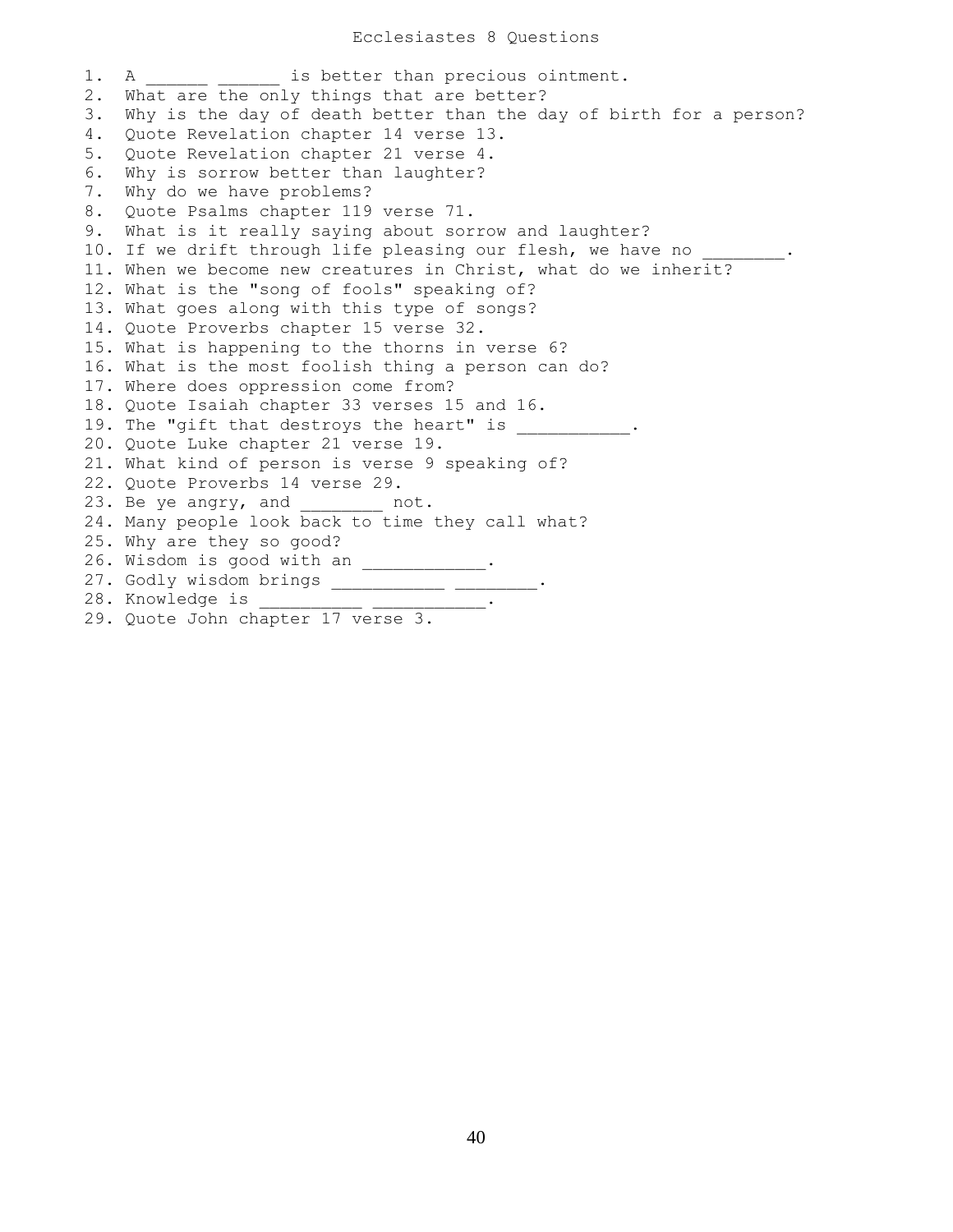# Ecclesiastes 8 Questions

1. A ______ ______ is better than precious ointment.
2. What are the only things that are better?
3. Why is the day of death better than the day of birth for a person?
4. Quote Revelation chapter 14 verse 13.
5. Quote Revelation chapter 21 verse 4.
6. Why is sorrow better than laughter?
7. Why do we have problems?
8. Quote Psalms chapter 119 verse 71.
9. What is it really saying about sorrow and laughter?
10. If we drift through life pleasing our flesh, we have no ________.
11. When we become new creatures in Christ, what do we inherit?
12. What is the "song of fools" speaking of?
13. What goes along with this type of songs?
14. Quote Proverbs chapter 15 verse 32.
15. What is happening to the thorns in verse 6?
16. What is the most foolish thing a person can do?
17. Where does oppression come from?
18. Quote Isaiah chapter 33 verses 15 and 16.
19. The "gift that destroys the heart" is ___________.
20. Quote Luke chapter 21 verse 19.
21. What kind of person is verse 9 speaking of?
22. Quote Proverbs 14 verse 29.
23. Be ye angry, and ________ not.
24. Many people look back to time they call what?
25. Why are they so good?
26. Wisdom is good with an ____________.
27. Godly wisdom brings ___________ ________.
28. Knowledge is __________ ___________.
29. Quote John chapter 17 verse 3.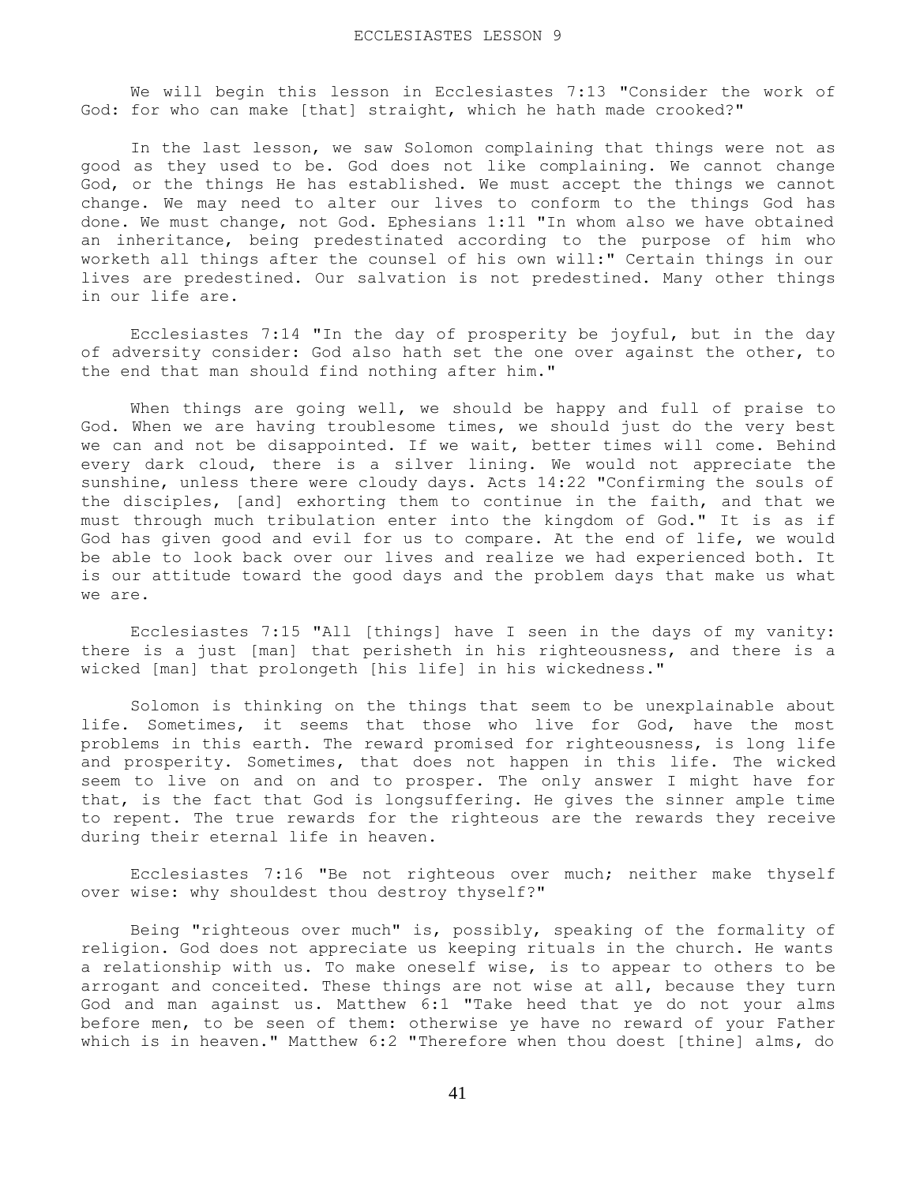# ECCLESIASTES LESSON 9

We will begin this lesson in Ecclesiastes 7:13 "Consider the work of God: for who can make [that] straight, which he hath made crooked?"

In the last lesson, we saw Solomon complaining that things were not as good as they used to be. God does not like complaining. We cannot change God, or the things He has established. We must accept the things we cannot change. We may need to alter our lives to conform to the things God has done. We must change, not God. Ephesians 1:11 "In whom also we have obtained an inheritance, being predestinated according to the purpose of him who worketh all things after the counsel of his own will:" Certain things in our lives are predestined. Our salvation is not predestined. Many other things in our life are.

Ecclesiastes 7:14 "In the day of prosperity be joyful, but in the day of adversity consider: God also hath set the one over against the other, to the end that man should find nothing after him."

When things are going well, we should be happy and full of praise to God. When we are having troublesome times, we should just do the very best we can and not be disappointed. If we wait, better times will come. Behind every dark cloud, there is a silver lining. We would not appreciate the sunshine, unless there were cloudy days. Acts 14:22 "Confirming the souls of the disciples, [and] exhorting them to continue in the faith, and that we must through much tribulation enter into the kingdom of God." It is as if God has given good and evil for us to compare. At the end of life, we would be able to look back over our lives and realize we had experienced both. It is our attitude toward the good days and the problem days that make us what we are.

Ecclesiastes 7:15 "All [things] have I seen in the days of my vanity: there is a just [man] that perisheth in his righteousness, and there is a wicked [man] that prolongeth [his life] in his wickedness."

Solomon is thinking on the things that seem to be unexplainable about life. Sometimes, it seems that those who live for God, have the most problems in this earth. The reward promised for righteousness, is long life and prosperity. Sometimes, that does not happen in this life. The wicked seem to live on and on and to prosper. The only answer I might have for that, is the fact that God is longsuffering. He gives the sinner ample time to repent. The true rewards for the righteous are the rewards they receive during their eternal life in heaven.

Ecclesiastes 7:16 "Be not righteous over much; neither make thyself over wise: why shouldest thou destroy thyself?"

Being "righteous over much" is, possibly, speaking of the formality of religion. God does not appreciate us keeping rituals in the church. He wants a relationship with us. To make oneself wise, is to appear to others to be arrogant and conceited. These things are not wise at all, because they turn God and man against us. Matthew 6:1 "Take heed that ye do not your alms before men, to be seen of them: otherwise ye have no reward of your Father which is in heaven." Matthew 6:2 "Therefore when thou doest [thine] alms, do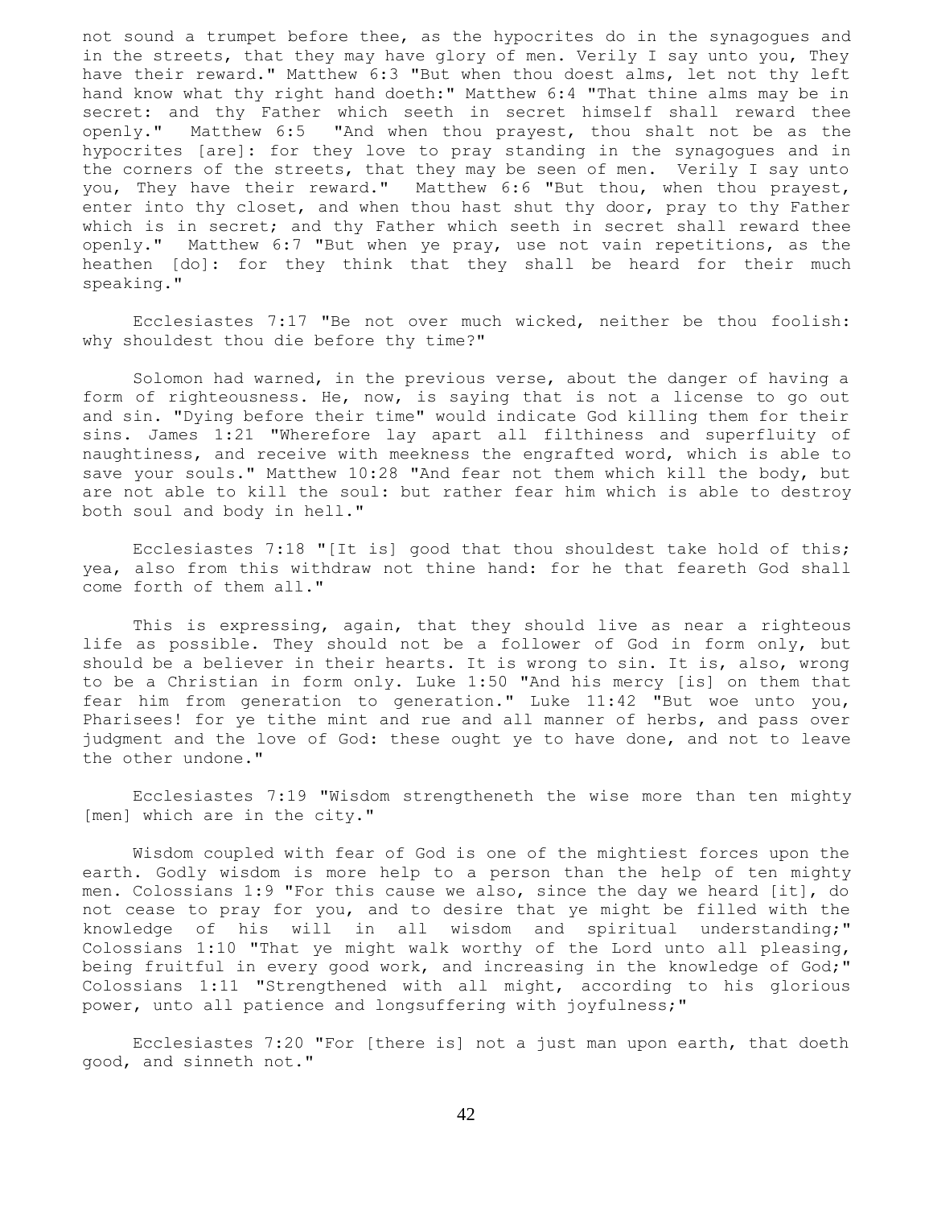not sound a trumpet before thee, as the hypocrites do in the synagogues and in the streets, that they may have glory of men. Verily I say unto you, They have their reward." Matthew 6:3 "But when thou doest alms, let not thy left hand know what thy right hand doeth:" Matthew 6:4 "That thine alms may be in secret: and thy Father which seeth in secret himself shall reward thee openly." Matthew 6:5 "And when thou prayest, thou shalt not be as the hypocrites [are]: for they love to pray standing in the synagogues and in the corners of the streets, that they may be seen of men. Verily I say unto you, They have their reward." Matthew 6:6 "But thou, when thou prayest, enter into thy closet, and when thou hast shut thy door, pray to thy Father which is in secret; and thy Father which seeth in secret shall reward thee openly." Matthew 6:7 "But when ye pray, use not vain repetitions, as the heathen [do]: for they think that they shall be heard for their much speaking."

Ecclesiastes 7:17 "Be not over much wicked, neither be thou foolish: why shouldest thou die before thy time?"

Solomon had warned, in the previous verse, about the danger of having a form of righteousness. He, now, is saying that is not a license to go out and sin. "Dying before their time" would indicate God killing them for their sins. James 1:21 "Wherefore lay apart all filthiness and superfluity of naughtiness, and receive with meekness the engrafted word, which is able to save your souls." Matthew 10:28 "And fear not them which kill the body, but are not able to kill the soul: but rather fear him which is able to destroy both soul and body in hell."

Ecclesiastes 7:18 "[It is] good that thou shouldest take hold of this; yea, also from this withdraw not thine hand: for he that feareth God shall come forth of them all."

This is expressing, again, that they should live as near a righteous life as possible. They should not be a follower of God in form only, but should be a believer in their hearts. It is wrong to sin. It is, also, wrong to be a Christian in form only. Luke 1:50 "And his mercy [is] on them that fear him from generation to generation." Luke 11:42 "But woe unto you, Pharisees! for ye tithe mint and rue and all manner of herbs, and pass over judgment and the love of God: these ought ye to have done, and not to leave the other undone."

Ecclesiastes 7:19 "Wisdom strengtheneth the wise more than ten mighty [men] which are in the city."

Wisdom coupled with fear of God is one of the mightiest forces upon the earth. Godly wisdom is more help to a person than the help of ten mighty men. Colossians 1:9 "For this cause we also, since the day we heard [it], do not cease to pray for you, and to desire that ye might be filled with the knowledge of his will in all wisdom and spiritual understanding;" Colossians 1:10 "That ye might walk worthy of the Lord unto all pleasing, being fruitful in every good work, and increasing in the knowledge of God;" Colossians 1:11 "Strengthened with all might, according to his glorious power, unto all patience and longsuffering with joyfulness;"

Ecclesiastes 7:20 "For [there is] not a just man upon earth, that doeth good, and sinneth not."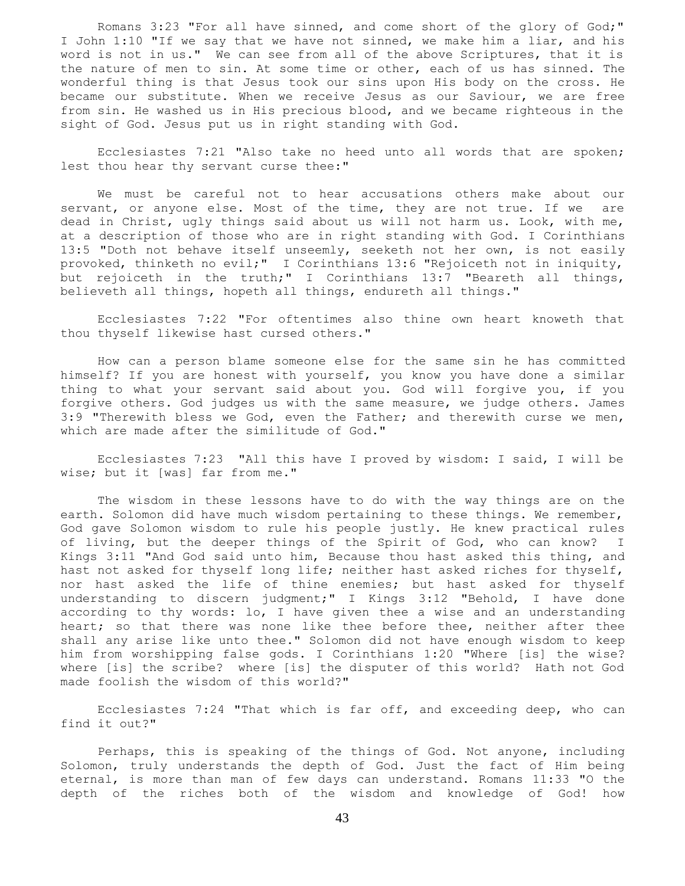Romans 3:23 "For all have sinned, and come short of the glory of God;" I John 1:10 "If we say that we have not sinned, we make him a liar, and his word is not in us." We can see from all of the above Scriptures, that it is the nature of men to sin. At some time or other, each of us has sinned. The wonderful thing is that Jesus took our sins upon His body on the cross. He became our substitute. When we receive Jesus as our Saviour, we are free from sin. He washed us in His precious blood, and we became righteous in the sight of God. Jesus put us in right standing with God.

Ecclesiastes 7:21 "Also take no heed unto all words that are spoken; lest thou hear thy servant curse thee:"

We must be careful not to hear accusations others make about our servant, or anyone else. Most of the time, they are not true. If we are dead in Christ, ugly things said about us will not harm us. Look, with me, at a description of those who are in right standing with God. I Corinthians 13:5 "Doth not behave itself unseemly, seeketh not her own, is not easily provoked, thinketh no evil;" I Corinthians 13:6 "Rejoiceth not in iniquity, but rejoiceth in the truth;" I Corinthians 13:7 "Beareth all things, believeth all things, hopeth all things, endureth all things."

Ecclesiastes 7:22 "For oftentimes also thine own heart knoweth that thou thyself likewise hast cursed others."

How can a person blame someone else for the same sin he has committed himself? If you are honest with yourself, you know you have done a similar thing to what your servant said about you. God will forgive you, if you forgive others. God judges us with the same measure, we judge others. James 3:9 "Therewith bless we God, even the Father; and therewith curse we men, which are made after the similitude of God."

Ecclesiastes 7:23 "All this have I proved by wisdom: I said, I will be wise; but it [was] far from me."

The wisdom in these lessons have to do with the way things are on the earth. Solomon did have much wisdom pertaining to these things. We remember, God gave Solomon wisdom to rule his people justly. He knew practical rules of living, but the deeper things of the Spirit of God, who can know? I Kings 3:11 "And God said unto him, Because thou hast asked this thing, and hast not asked for thyself long life; neither hast asked riches for thyself, nor hast asked the life of thine enemies; but hast asked for thyself understanding to discern judgment;" I Kings 3:12 "Behold, I have done according to thy words: lo, I have given thee a wise and an understanding heart; so that there was none like thee before thee, neither after thee shall any arise like unto thee." Solomon did not have enough wisdom to keep him from worshipping false gods. I Corinthians 1:20 "Where [is] the wise? where [is] the scribe? where [is] the disputer of this world? Hath not God made foolish the wisdom of this world?"

Ecclesiastes 7:24 "That which is far off, and exceeding deep, who can find it out?"

Perhaps, this is speaking of the things of God. Not anyone, including Solomon, truly understands the depth of God. Just the fact of Him being eternal, is more than man of few days can understand. Romans 11:33 "O the depth of the riches both of the wisdom and knowledge of God! how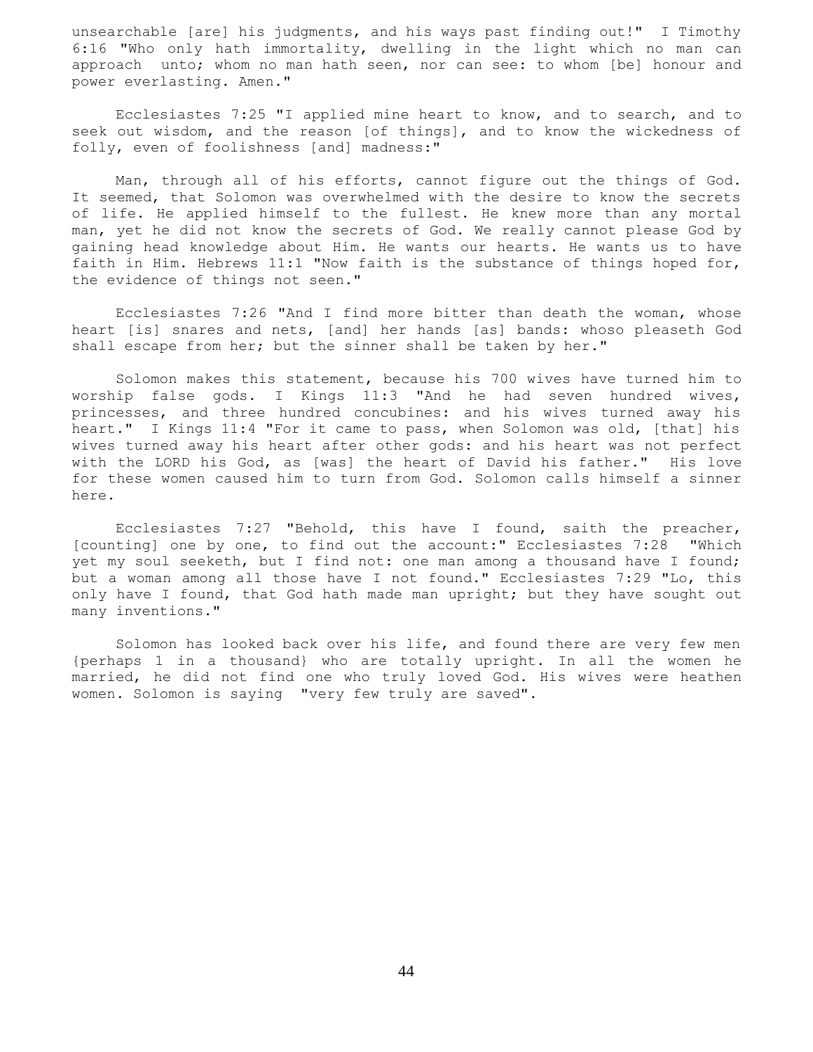unsearchable [are] his judgments, and his ways past finding out!" I Timothy 6:16 "Who only hath immortality, dwelling in the light which no man can approach unto; whom no man hath seen, nor can see: to whom [be] honour and power everlasting. Amen."

Ecclesiastes 7:25 "I applied mine heart to know, and to search, and to seek out wisdom, and the reason [of things], and to know the wickedness of folly, even of foolishness [and] madness:"

Man, through all of his efforts, cannot figure out the things of God. It seemed, that Solomon was overwhelmed with the desire to know the secrets of life. He applied himself to the fullest. He knew more than any mortal man, yet he did not know the secrets of God. We really cannot please God by gaining head knowledge about Him. He wants our hearts. He wants us to have faith in Him. Hebrews 11:1 "Now faith is the substance of things hoped for, the evidence of things not seen."

Ecclesiastes 7:26 "And I find more bitter than death the woman, whose heart [is] snares and nets, [and] her hands [as] bands: whoso pleaseth God shall escape from her; but the sinner shall be taken by her."

Solomon makes this statement, because his 700 wives have turned him to worship false gods. I Kings 11:3 "And he had seven hundred wives, princesses, and three hundred concubines: and his wives turned away his heart." I Kings 11:4 "For it came to pass, when Solomon was old, [that] his wives turned away his heart after other gods: and his heart was not perfect with the LORD his God, as [was] the heart of David his father." His love for these women caused him to turn from God. Solomon calls himself a sinner here.

Ecclesiastes 7:27 "Behold, this have I found, saith the preacher, [counting] one by one, to find out the account:" Ecclesiastes 7:28 "Which yet my soul seeketh, but I find not: one man among a thousand have I found; but a woman among all those have I not found." Ecclesiastes 7:29 "Lo, this only have I found, that God hath made man upright; but they have sought out many inventions."

Solomon has looked back over his life, and found there are very few men {perhaps 1 in a thousand} who are totally upright. In all the women he married, he did not find one who truly loved God. His wives were heathen women. Solomon is saying "very few truly are saved".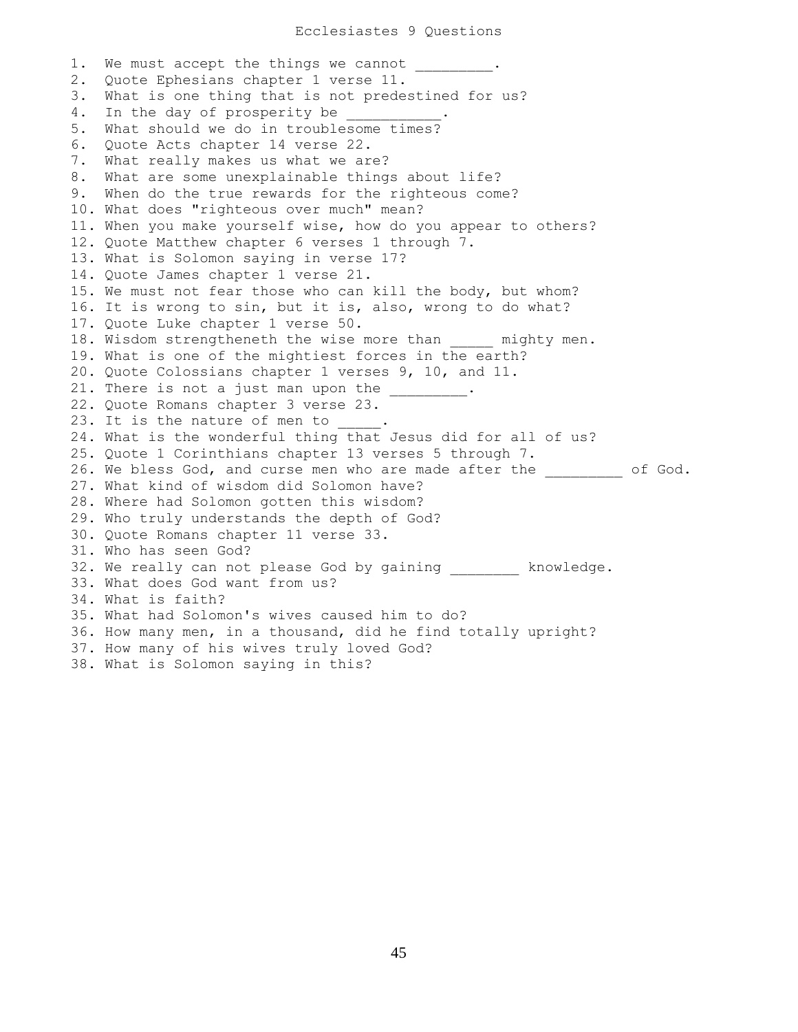# Ecclesiastes 9 Questions

1. We must accept the things we cannot _________.
2. Quote Ephesians chapter 1 verse 11.
3. What is one thing that is not predestined for us?
4. In the day of prosperity be ___________.
5. What should we do in troublesome times?
6. Quote Acts chapter 14 verse 22.
7. What really makes us what we are?
8. What are some unexplainable things about life?
9. When do the true rewards for the righteous come?
10. What does "righteous over much" mean?
11. When you make yourself wise, how do you appear to others?
12. Quote Matthew chapter 6 verses 1 through 7.
13. What is Solomon saying in verse 17?
14. Quote James chapter 1 verse 21.
15. We must not fear those who can kill the body, but whom?
16. It is wrong to sin, but it is, also, wrong to do what?
17. Quote Luke chapter 1 verse 50.
18. Wisdom strengtheneth the wise more than _____ mighty men.
19. What is one of the mightiest forces in the earth?
20. Quote Colossians chapter 1 verses 9, 10, and 11.
21. There is not a just man upon the _________.
22. Quote Romans chapter 3 verse 23.
23. It is the nature of men to _____.
24. What is the wonderful thing that Jesus did for all of us?
25. Quote 1 Corinthians chapter 13 verses 5 through 7.
26. We bless God, and curse men who are made after the _________ of God.
27. What kind of wisdom did Solomon have?
28. Where had Solomon gotten this wisdom?
29. Who truly understands the depth of God?
30. Quote Romans chapter 11 verse 33.
31. Who has seen God?
32. We really can not please God by gaining ________ knowledge.
33. What does God want from us?
34. What is faith?
35. What had Solomon's wives caused him to do?
36. How many men, in a thousand, did he find totally upright?
37. How many of his wives truly loved God?
38. What is Solomon saying in this?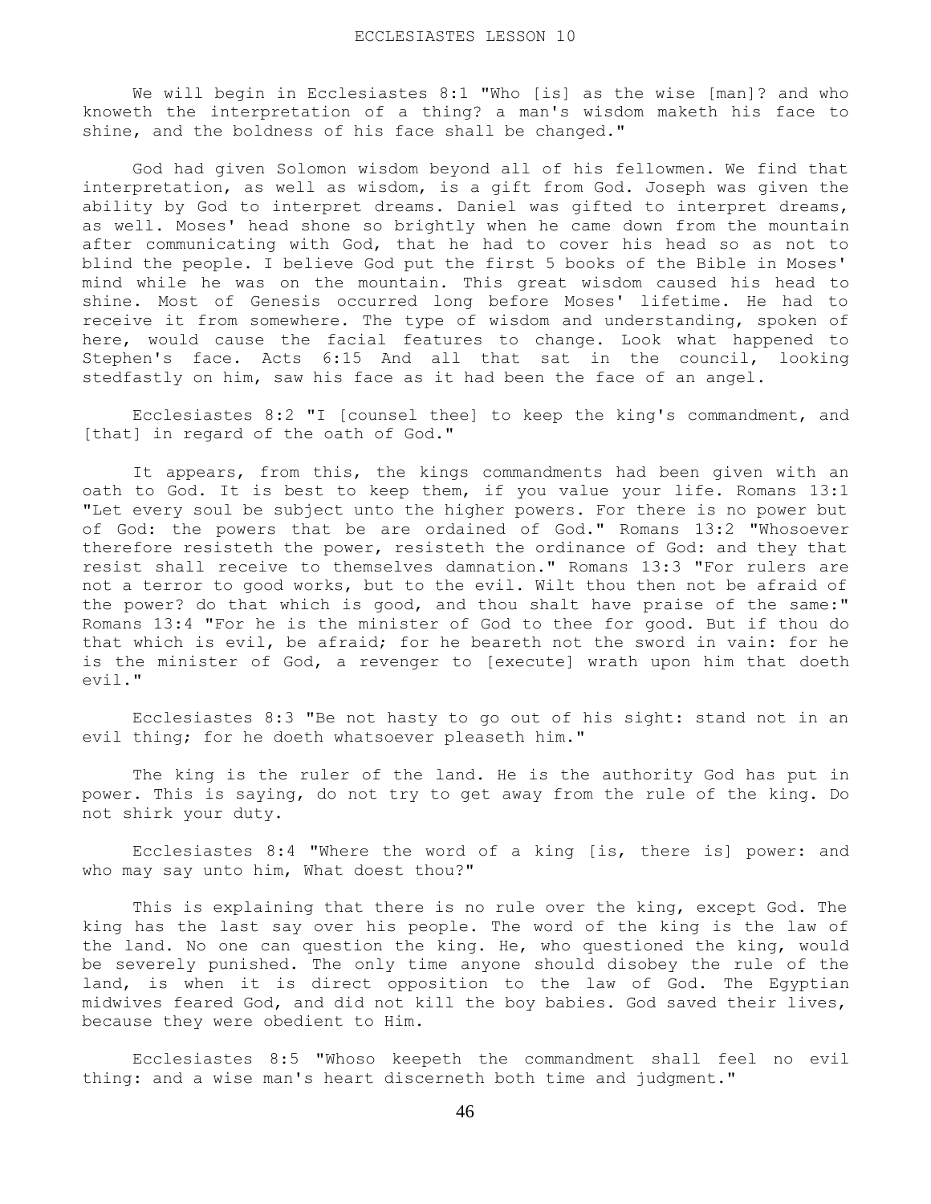ECCLESIASTES LESSON 10

We will begin in Ecclesiastes 8:1 "Who [is] as the wise [man]? and who knoweth the interpretation of a thing? a man's wisdom maketh his face to shine, and the boldness of his face shall be changed."

God had given Solomon wisdom beyond all of his fellowmen. We find that interpretation, as well as wisdom, is a gift from God. Joseph was given the ability by God to interpret dreams. Daniel was gifted to interpret dreams, as well. Moses' head shone so brightly when he came down from the mountain after communicating with God, that he had to cover his head so as not to blind the people. I believe God put the first 5 books of the Bible in Moses' mind while he was on the mountain. This great wisdom caused his head to shine. Most of Genesis occurred long before Moses' lifetime. He had to receive it from somewhere. The type of wisdom and understanding, spoken of here, would cause the facial features to change. Look what happened to Stephen's face. Acts 6:15 And all that sat in the council, looking stedfastly on him, saw his face as it had been the face of an angel.

Ecclesiastes 8:2 "I [counsel thee] to keep the king's commandment, and [that] in regard of the oath of God."

It appears, from this, the kings commandments had been given with an oath to God. It is best to keep them, if you value your life. Romans 13:1 "Let every soul be subject unto the higher powers. For there is no power but of God: the powers that be are ordained of God." Romans 13:2 "Whosoever therefore resisteth the power, resisteth the ordinance of God: and they that resist shall receive to themselves damnation." Romans 13:3 "For rulers are not a terror to good works, but to the evil. Wilt thou then not be afraid of the power? do that which is good, and thou shalt have praise of the same:" Romans 13:4 "For he is the minister of God to thee for good. But if thou do that which is evil, be afraid; for he beareth not the sword in vain: for he is the minister of God, a revenger to [execute] wrath upon him that doeth evil."

Ecclesiastes 8:3 "Be not hasty to go out of his sight: stand not in an evil thing; for he doeth whatsoever pleaseth him."

The king is the ruler of the land. He is the authority God has put in power. This is saying, do not try to get away from the rule of the king. Do not shirk your duty.

Ecclesiastes 8:4 "Where the word of a king [is, there is] power: and who may say unto him, What doest thou?"

This is explaining that there is no rule over the king, except God. The king has the last say over his people. The word of the king is the law of the land. No one can question the king. He, who questioned the king, would be severely punished. The only time anyone should disobey the rule of the land, is when it is direct opposition to the law of God. The Egyptian midwives feared God, and did not kill the boy babies. God saved their lives, because they were obedient to Him.

Ecclesiastes 8:5 "Whoso keepeth the commandment shall feel no evil thing: and a wise man's heart discerneth both time and judgment."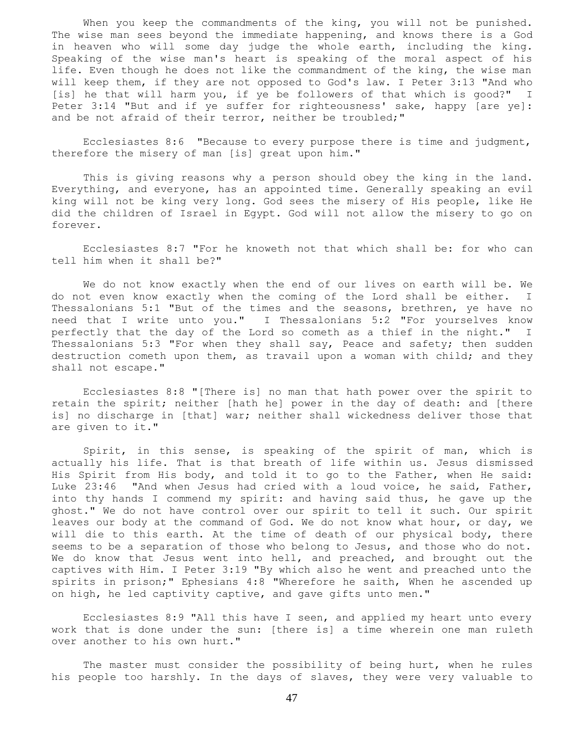When you keep the commandments of the king, you will not be punished. The wise man sees beyond the immediate happening, and knows there is a God in heaven who will some day judge the whole earth, including the king. Speaking of the wise man's heart is speaking of the moral aspect of his life. Even though he does not like the commandment of the king, the wise man will keep them, if they are not opposed to God's law. I Peter 3:13 "And who [is] he that will harm you, if ye be followers of that which is good?" I Peter 3:14 "But and if ye suffer for righteousness' sake, happy [are ye]: and be not afraid of their terror, neither be troubled;"

Ecclesiastes 8:6 "Because to every purpose there is time and judgment, therefore the misery of man [is] great upon him."

This is giving reasons why a person should obey the king in the land. Everything, and everyone, has an appointed time. Generally speaking an evil king will not be king very long. God sees the misery of His people, like He did the children of Israel in Egypt. God will not allow the misery to go on forever.

Ecclesiastes 8:7 "For he knoweth not that which shall be: for who can tell him when it shall be?"

We do not know exactly when the end of our lives on earth will be. We do not even know exactly when the coming of the Lord shall be either. I Thessalonians 5:1 "But of the times and the seasons, brethren, ye have no need that I write unto you." I Thessalonians 5:2 "For yourselves know perfectly that the day of the Lord so cometh as a thief in the night." I Thessalonians 5:3 "For when they shall say, Peace and safety; then sudden destruction cometh upon them, as travail upon a woman with child; and they shall not escape."

Ecclesiastes 8:8 "[There is] no man that hath power over the spirit to retain the spirit; neither [hath he] power in the day of death: and [there is] no discharge in [that] war; neither shall wickedness deliver those that are given to it."

Spirit, in this sense, is speaking of the spirit of man, which is actually his life. That is that breath of life within us. Jesus dismissed His Spirit from His body, and told it to go to the Father, when He said: Luke 23:46 "And when Jesus had cried with a loud voice, he said, Father, into thy hands I commend my spirit: and having said thus, he gave up the ghost." We do not have control over our spirit to tell it such. Our spirit leaves our body at the command of God. We do not know what hour, or day, we will die to this earth. At the time of death of our physical body, there seems to be a separation of those who belong to Jesus, and those who do not. We do know that Jesus went into hell, and preached, and brought out the captives with Him. I Peter 3:19 "By which also he went and preached unto the spirits in prison;" Ephesians 4:8 "Wherefore he saith, When he ascended up on high, he led captivity captive, and gave gifts unto men."

Ecclesiastes 8:9 "All this have I seen, and applied my heart unto every work that is done under the sun: [there is] a time wherein one man ruleth over another to his own hurt."

The master must consider the possibility of being hurt, when he rules his people too harshly. In the days of slaves, they were very valuable to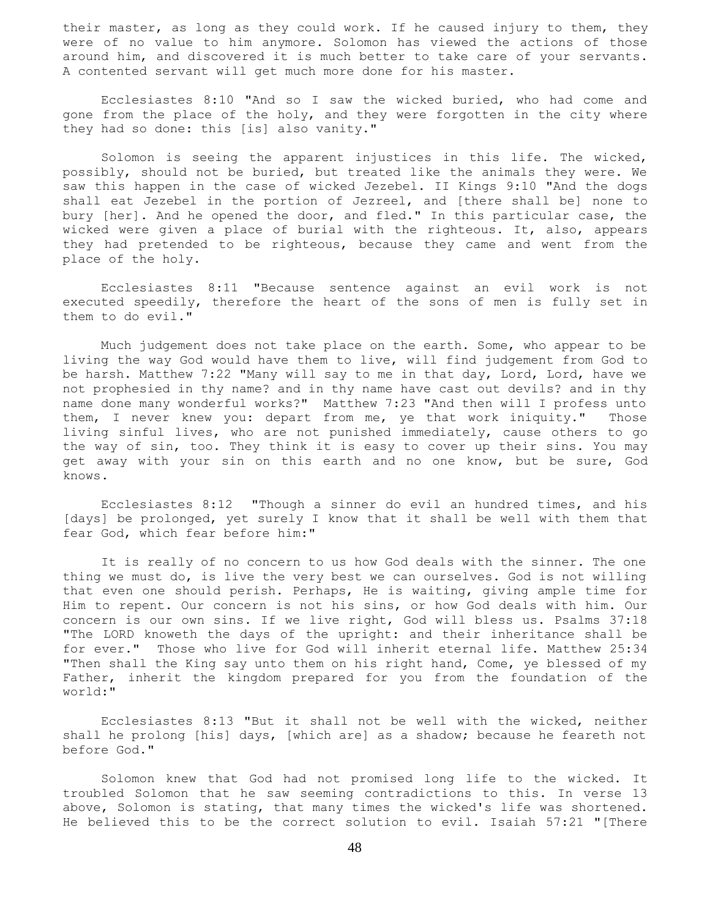their master, as long as they could work. If he caused injury to them, they were of no value to him anymore. Solomon has viewed the actions of those around him, and discovered it is much better to take care of your servants. A contented servant will get much more done for his master.

Ecclesiastes 8:10 "And so I saw the wicked buried, who had come and gone from the place of the holy, and they were forgotten in the city where they had so done: this [is] also vanity."

Solomon is seeing the apparent injustices in this life. The wicked, possibly, should not be buried, but treated like the animals they were. We saw this happen in the case of wicked Jezebel. II Kings 9:10 "And the dogs shall eat Jezebel in the portion of Jezreel, and [there shall be] none to bury [her]. And he opened the door, and fled." In this particular case, the wicked were given a place of burial with the righteous. It, also, appears they had pretended to be righteous, because they came and went from the place of the holy.

Ecclesiastes 8:11 "Because sentence against an evil work is not executed speedily, therefore the heart of the sons of men is fully set in them to do evil."

Much judgement does not take place on the earth. Some, who appear to be living the way God would have them to live, will find judgement from God to be harsh. Matthew 7:22 "Many will say to me in that day, Lord, Lord, have we not prophesied in thy name? and in thy name have cast out devils? and in thy name done many wonderful works?" Matthew 7:23 "And then will I profess unto them, I never knew you: depart from me, ye that work iniquity." Those living sinful lives, who are not punished immediately, cause others to go the way of sin, too. They think it is easy to cover up their sins. You may get away with your sin on this earth and no one know, but be sure, God knows.

Ecclesiastes 8:12 "Though a sinner do evil an hundred times, and his [days] be prolonged, yet surely I know that it shall be well with them that fear God, which fear before him:"

It is really of no concern to us how God deals with the sinner. The one thing we must do, is live the very best we can ourselves. God is not willing that even one should perish. Perhaps, He is waiting, giving ample time for Him to repent. Our concern is not his sins, or how God deals with him. Our concern is our own sins. If we live right, God will bless us. Psalms 37:18 "The LORD knoweth the days of the upright: and their inheritance shall be for ever." Those who live for God will inherit eternal life. Matthew 25:34 "Then shall the King say unto them on his right hand, Come, ye blessed of my Father, inherit the kingdom prepared for you from the foundation of the world:"

Ecclesiastes 8:13 "But it shall not be well with the wicked, neither shall he prolong [his] days, [which are] as a shadow; because he feareth not before God."

Solomon knew that God had not promised long life to the wicked. It troubled Solomon that he saw seeming contradictions to this. In verse 13 above, Solomon is stating, that many times the wicked's life was shortened. He believed this to be the correct solution to evil. Isaiah 57:21 "[There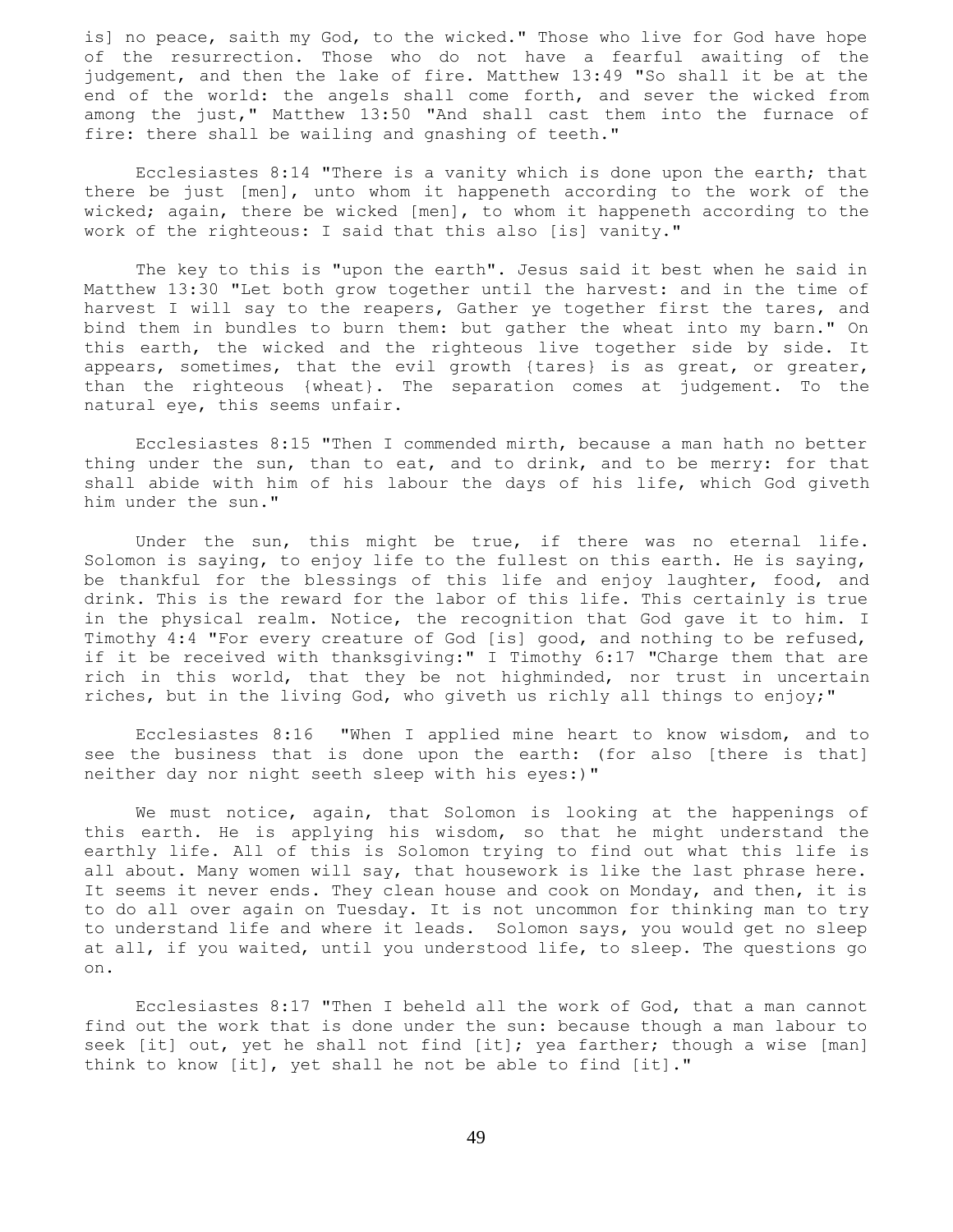is] no peace, saith my God, to the wicked." Those who live for God have hope of the resurrection. Those who do not have a fearful awaiting of the judgement, and then the lake of fire. Matthew 13:49 "So shall it be at the end of the world: the angels shall come forth, and sever the wicked from among the just," Matthew 13:50 "And shall cast them into the furnace of fire: there shall be wailing and gnashing of teeth."

Ecclesiastes 8:14 "There is a vanity which is done upon the earth; that there be just [men], unto whom it happeneth according to the work of the wicked; again, there be wicked [men], to whom it happeneth according to the work of the righteous: I said that this also [is] vanity."

The key to this is "upon the earth". Jesus said it best when he said in Matthew 13:30 "Let both grow together until the harvest: and in the time of harvest I will say to the reapers, Gather ye together first the tares, and bind them in bundles to burn them: but gather the wheat into my barn." On this earth, the wicked and the righteous live together side by side. It appears, sometimes, that the evil growth {tares} is as great, or greater, than the righteous {wheat}. The separation comes at judgement. To the natural eye, this seems unfair.

Ecclesiastes 8:15 "Then I commended mirth, because a man hath no better thing under the sun, than to eat, and to drink, and to be merry: for that shall abide with him of his labour the days of his life, which God giveth him under the sun."

Under the sun, this might be true, if there was no eternal life. Solomon is saying, to enjoy life to the fullest on this earth. He is saying, be thankful for the blessings of this life and enjoy laughter, food, and drink. This is the reward for the labor of this life. This certainly is true in the physical realm. Notice, the recognition that God gave it to him. I Timothy 4:4 "For every creature of God [is] good, and nothing to be refused, if it be received with thanksgiving:" I Timothy 6:17 "Charge them that are rich in this world, that they be not highminded, nor trust in uncertain riches, but in the living God, who giveth us richly all things to enjoy;"

Ecclesiastes 8:16 "When I applied mine heart to know wisdom, and to see the business that is done upon the earth: (for also [there is that] neither day nor night seeth sleep with his eyes:)"

We must notice, again, that Solomon is looking at the happenings of this earth. He is applying his wisdom, so that he might understand the earthly life. All of this is Solomon trying to find out what this life is all about. Many women will say, that housework is like the last phrase here. It seems it never ends. They clean house and cook on Monday, and then, it is to do all over again on Tuesday. It is not uncommon for thinking man to try to understand life and where it leads. Solomon says, you would get no sleep at all, if you waited, until you understood life, to sleep. The questions go on.

Ecclesiastes 8:17 "Then I beheld all the work of God, that a man cannot find out the work that is done under the sun: because though a man labour to seek [it] out, yet he shall not find [it]; yea farther; though a wise [man] think to know [it], yet shall he not be able to find [it]."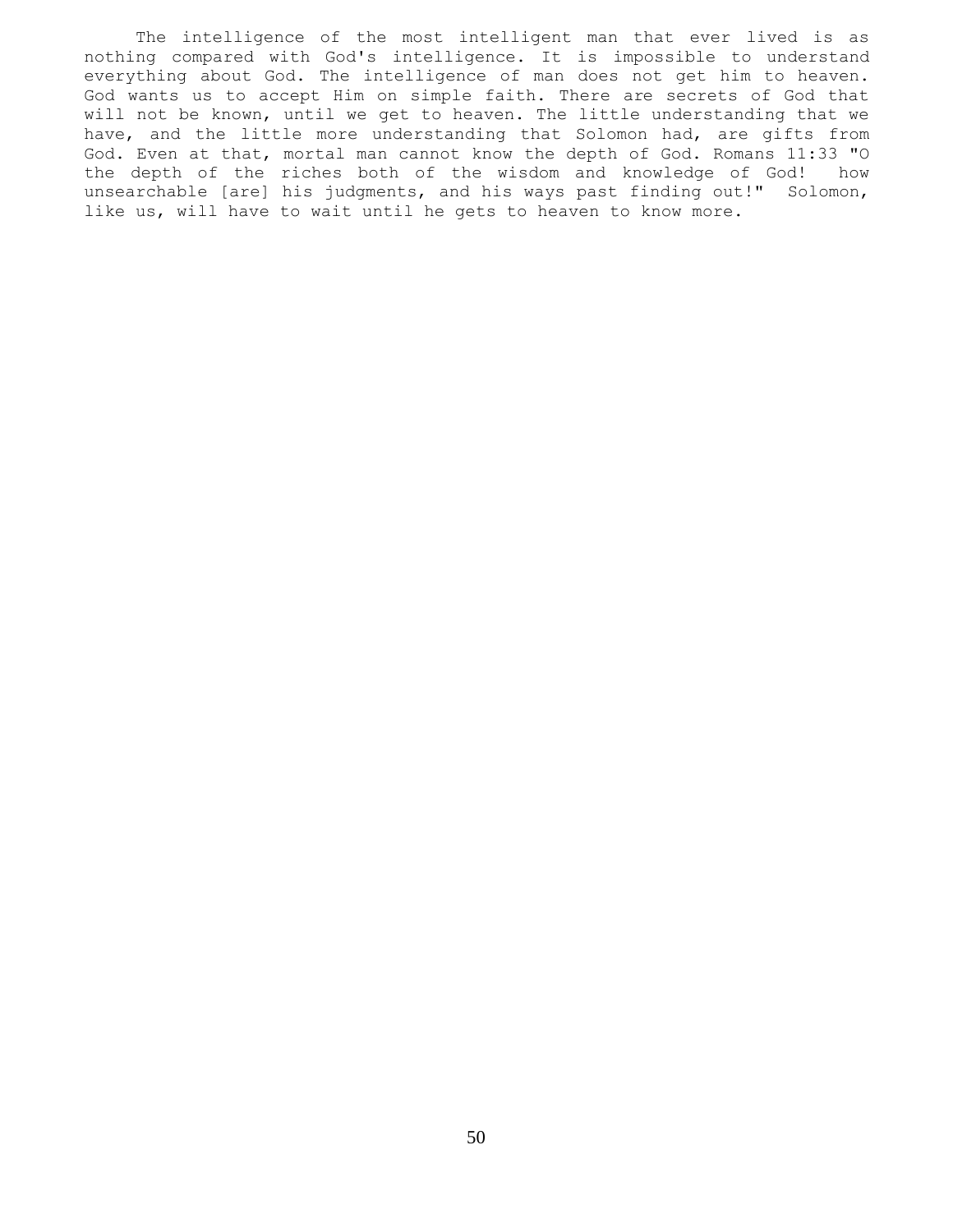The intelligence of the most intelligent man that ever lived is as nothing compared with God's intelligence. It is impossible to understand everything about God. The intelligence of man does not get him to heaven. God wants us to accept Him on simple faith. There are secrets of God that will not be known, until we get to heaven. The little understanding that we have, and the little more understanding that Solomon had, are gifts from God. Even at that, mortal man cannot know the depth of God. Romans 11:33 "O the depth of the riches both of the wisdom and knowledge of God! how unsearchable [are] his judgments, and his ways past finding out!" Solomon, like us, will have to wait until he gets to heaven to know more.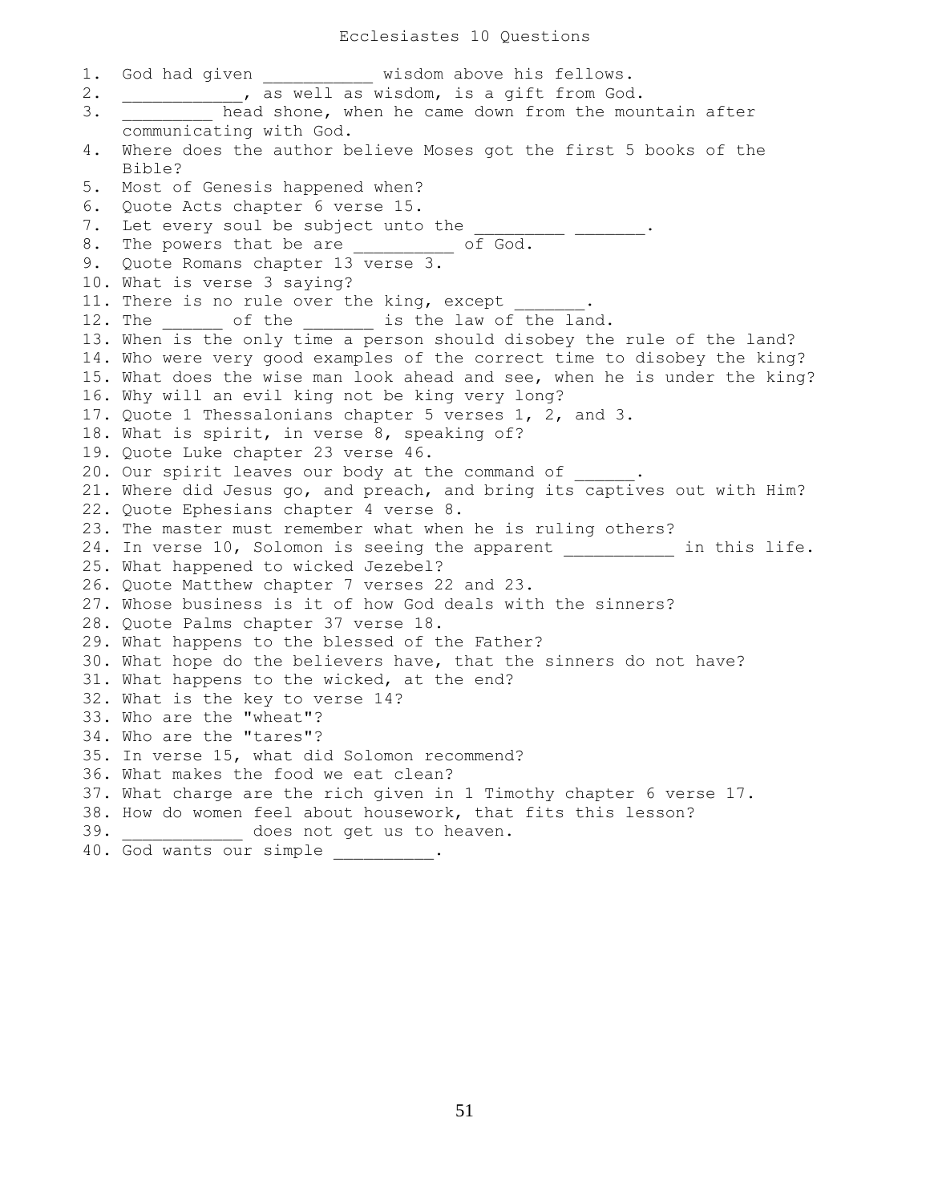# Ecclesiastes 10 Questions

1. God had given ___________ wisdom above his fellows.
2. ____________, as well as wisdom, is a gift from God.
3. _________ head shone, when he came down from the mountain after communicating with God.
4. Where does the author believe Moses got the first 5 books of the Bible?
5. Most of Genesis happened when?
6. Quote Acts chapter 6 verse 15.
7. Let every soul be subject unto the _________ _______.
8. The powers that be are __________ of God.
9. Quote Romans chapter 13 verse 3.
10. What is verse 3 saying?
11. There is no rule over the king, except _______.
12. The ______ of the _______ is the law of the land.
13. When is the only time a person should disobey the rule of the land?
14. Who were very good examples of the correct time to disobey the king?
15. What does the wise man look ahead and see, when he is under the king?
16. Why will an evil king not be king very long?
17. Quote 1 Thessalonians chapter 5 verses 1, 2, and 3.
18. What is spirit, in verse 8, speaking of?
19. Quote Luke chapter 23 verse 46.
20. Our spirit leaves our body at the command of ______.
21. Where did Jesus go, and preach, and bring its captives out with Him?
22. Quote Ephesians chapter 4 verse 8.
23. The master must remember what when he is ruling others?
24. In verse 10, Solomon is seeing the apparent ___________ in this life.
25. What happened to wicked Jezebel?
26. Quote Matthew chapter 7 verses 22 and 23.
27. Whose business is it of how God deals with the sinners?
28. Quote Palms chapter 37 verse 18.
29. What happens to the blessed of the Father?
30. What hope do the believers have, that the sinners do not have?
31. What happens to the wicked, at the end?
32. What is the key to verse 14?
33. Who are the "wheat"?
34. Who are the "tares"?
35. In verse 15, what did Solomon recommend?
36. What makes the food we eat clean?
37. What charge are the rich given in 1 Timothy chapter 6 verse 17.
38. How do women feel about housework, that fits this lesson?
39. ____________ does not get us to heaven.
40. God wants our simple __________.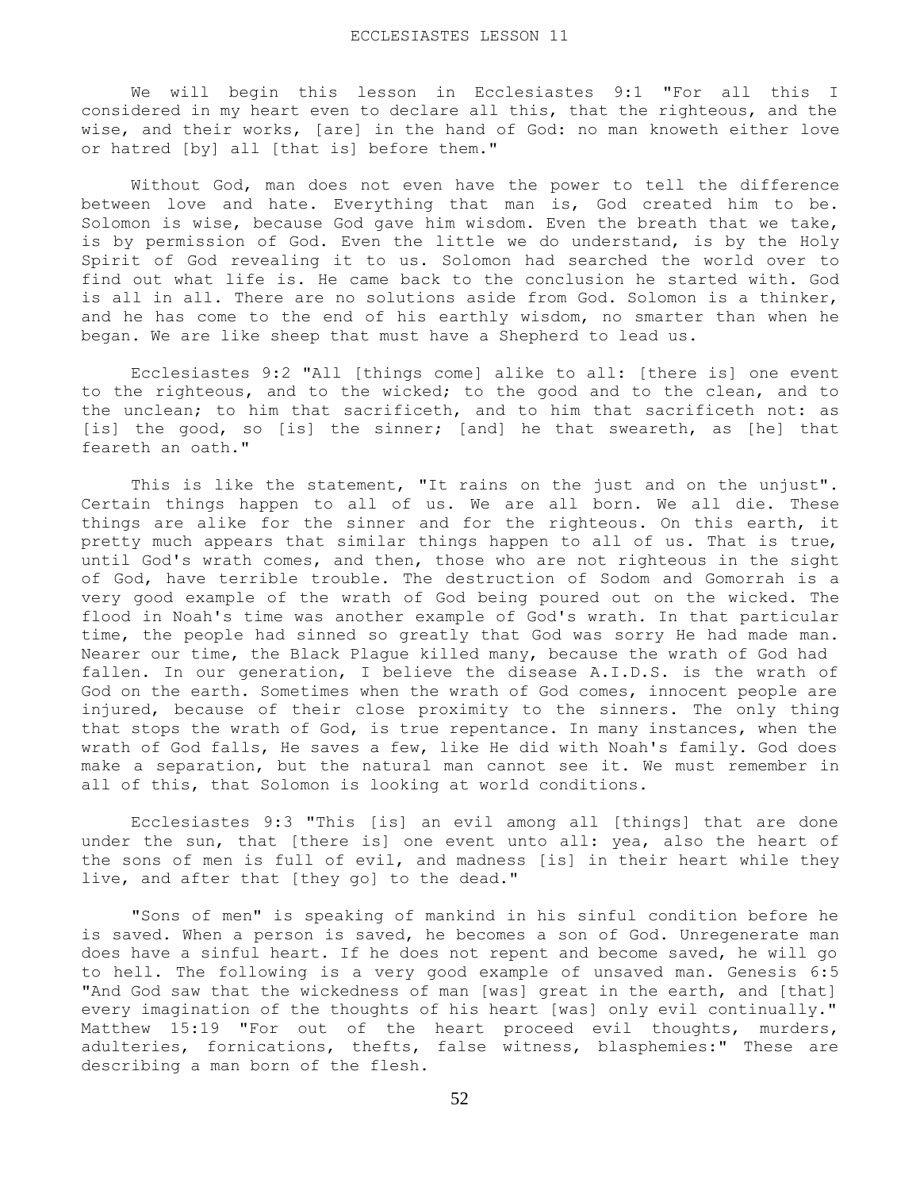ECCLESIASTES LESSON 11

We will begin this lesson in Ecclesiastes 9:1 "For all this I considered in my heart even to declare all this, that the righteous, and the wise, and their works, [are] in the hand of God: no man knoweth either love or hatred [by] all [that is] before them."

Without God, man does not even have the power to tell the difference between love and hate. Everything that man is, God created him to be. Solomon is wise, because God gave him wisdom. Even the breath that we take, is by permission of God. Even the little we do understand, is by the Holy Spirit of God revealing it to us. Solomon had searched the world over to find out what life is. He came back to the conclusion he started with. God is all in all. There are no solutions aside from God. Solomon is a thinker, and he has come to the end of his earthly wisdom, no smarter than when he began. We are like sheep that must have a Shepherd to lead us.

Ecclesiastes 9:2 "All [things come] alike to all: [there is] one event to the righteous, and to the wicked; to the good and to the clean, and to the unclean; to him that sacrificeth, and to him that sacrificeth not: as [is] the good, so [is] the sinner; [and] he that sweareth, as [he] that feareth an oath."

This is like the statement, "It rains on the just and on the unjust". Certain things happen to all of us. We are all born. We all die. These things are alike for the sinner and for the righteous. On this earth, it pretty much appears that similar things happen to all of us. That is true, until God's wrath comes, and then, those who are not righteous in the sight of God, have terrible trouble. The destruction of Sodom and Gomorrah is a very good example of the wrath of God being poured out on the wicked. The flood in Noah's time was another example of God's wrath. In that particular time, the people had sinned so greatly that God was sorry He had made man. Nearer our time, the Black Plague killed many, because the wrath of God had fallen. In our generation, I believe the disease A.I.D.S. is the wrath of God on the earth. Sometimes when the wrath of God comes, innocent people are injured, because of their close proximity to the sinners. The only thing that stops the wrath of God, is true repentance. In many instances, when the wrath of God falls, He saves a few, like He did with Noah's family. God does make a separation, but the natural man cannot see it. We must remember in all of this, that Solomon is looking at world conditions.

Ecclesiastes 9:3 "This [is] an evil among all [things] that are done under the sun, that [there is] one event unto all: yea, also the heart of the sons of men is full of evil, and madness [is] in their heart while they live, and after that [they go] to the dead."

"Sons of men" is speaking of mankind in his sinful condition before he is saved. When a person is saved, he becomes a son of God. Unregenerate man does have a sinful heart. If he does not repent and become saved, he will go to hell. The following is a very good example of unsaved man. Genesis 6:5 "And God saw that the wickedness of man [was] great in the earth, and [that] every imagination of the thoughts of his heart [was] only evil continually." Matthew 15:19 "For out of the heart proceed evil thoughts, murders, adulteries, fornications, thefts, false witness, blasphemies:" These are describing a man born of the flesh.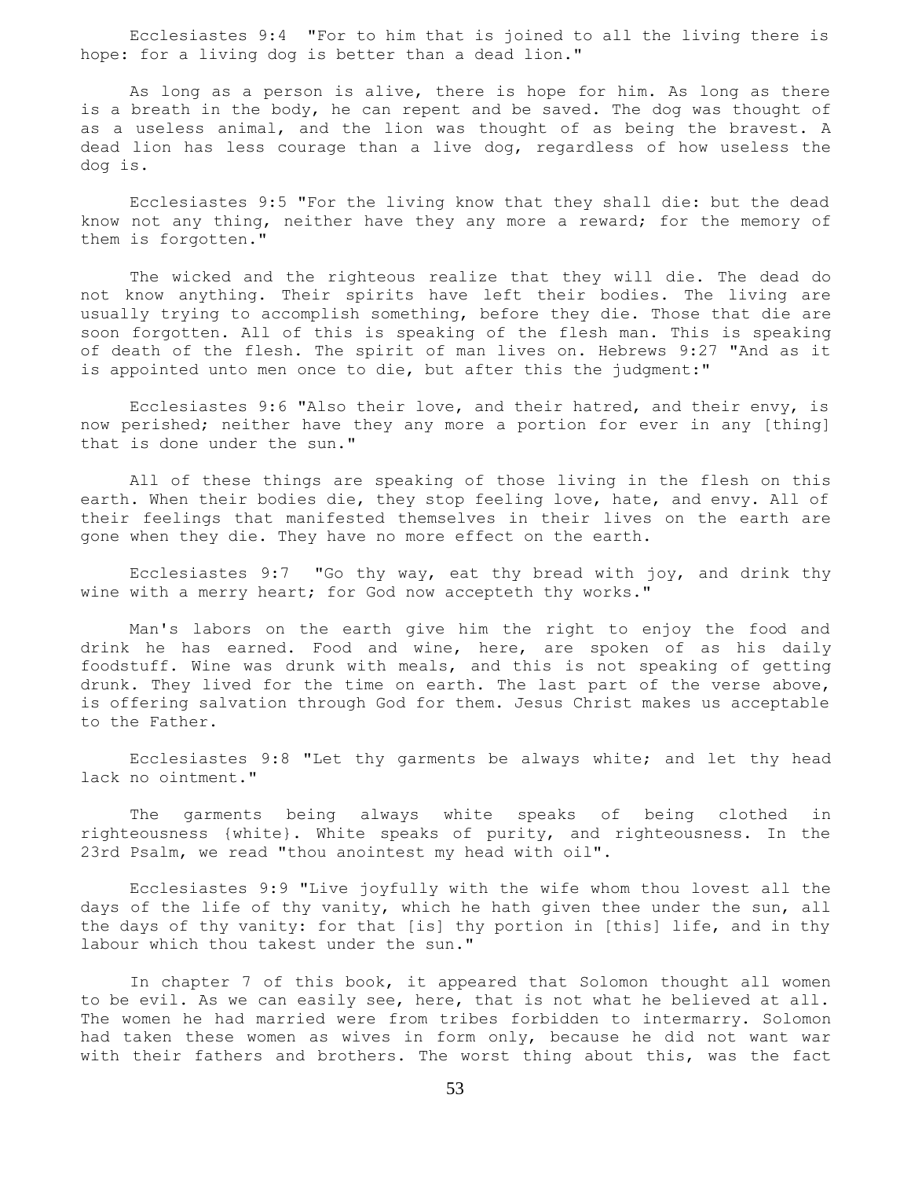Ecclesiastes 9:4 "For to him that is joined to all the living there is hope: for a living dog is better than a dead lion."

As long as a person is alive, there is hope for him. As long as there is a breath in the body, he can repent and be saved. The dog was thought of as a useless animal, and the lion was thought of as being the bravest. A dead lion has less courage than a live dog, regardless of how useless the dog is.

Ecclesiastes 9:5 "For the living know that they shall die: but the dead know not any thing, neither have they any more a reward; for the memory of them is forgotten."

The wicked and the righteous realize that they will die. The dead do not know anything. Their spirits have left their bodies. The living are usually trying to accomplish something, before they die. Those that die are soon forgotten. All of this is speaking of the flesh man. This is speaking of death of the flesh. The spirit of man lives on. Hebrews 9:27 "And as it is appointed unto men once to die, but after this the judgment:"

Ecclesiastes 9:6 "Also their love, and their hatred, and their envy, is now perished; neither have they any more a portion for ever in any [thing] that is done under the sun."

All of these things are speaking of those living in the flesh on this earth. When their bodies die, they stop feeling love, hate, and envy. All of their feelings that manifested themselves in their lives on the earth are gone when they die. They have no more effect on the earth.

Ecclesiastes 9:7 "Go thy way, eat thy bread with joy, and drink thy wine with a merry heart; for God now accepteth thy works."

Man's labors on the earth give him the right to enjoy the food and drink he has earned. Food and wine, here, are spoken of as his daily foodstuff. Wine was drunk with meals, and this is not speaking of getting drunk. They lived for the time on earth. The last part of the verse above, is offering salvation through God for them. Jesus Christ makes us acceptable to the Father.

Ecclesiastes 9:8 "Let thy garments be always white; and let thy head lack no ointment."

The garments being always white speaks of being clothed in righteousness {white}. White speaks of purity, and righteousness. In the 23rd Psalm, we read "thou anointest my head with oil".

Ecclesiastes 9:9 "Live joyfully with the wife whom thou lovest all the days of the life of thy vanity, which he hath given thee under the sun, all the days of thy vanity: for that [is] thy portion in [this] life, and in thy labour which thou takest under the sun."

In chapter 7 of this book, it appeared that Solomon thought all women to be evil. As we can easily see, here, that is not what he believed at all. The women he had married were from tribes forbidden to intermarry. Solomon had taken these women as wives in form only, because he did not want war with their fathers and brothers. The worst thing about this, was the fact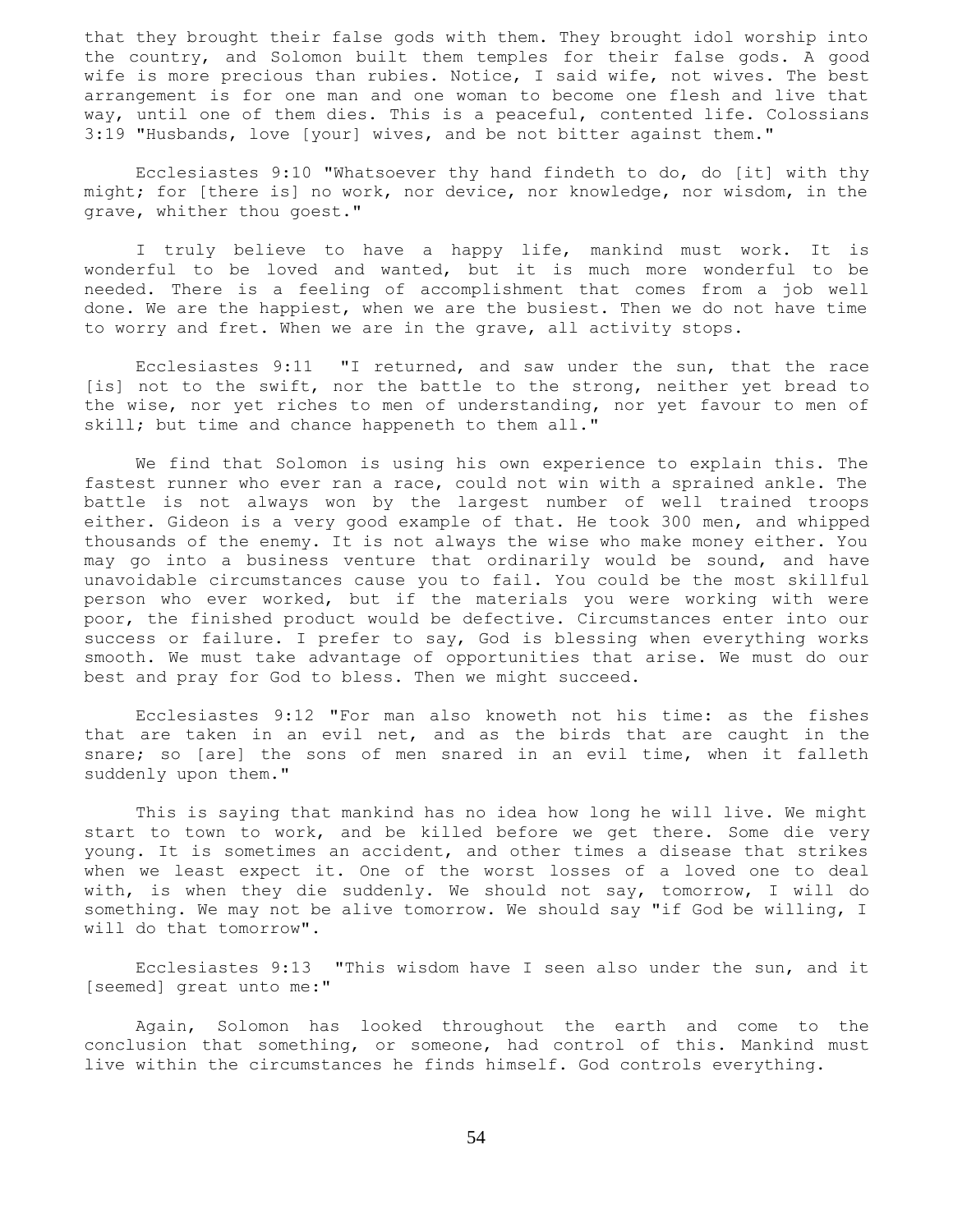that they brought their false gods with them. They brought idol worship into the country, and Solomon built them temples for their false gods. A good wife is more precious than rubies. Notice, I said wife, not wives. The best arrangement is for one man and one woman to become one flesh and live that way, until one of them dies. This is a peaceful, contented life. Colossians 3:19 "Husbands, love [your] wives, and be not bitter against them."

Ecclesiastes 9:10 "Whatsoever thy hand findeth to do, do [it] with thy might; for [there is] no work, nor device, nor knowledge, nor wisdom, in the grave, whither thou goest."

I truly believe to have a happy life, mankind must work. It is wonderful to be loved and wanted, but it is much more wonderful to be needed. There is a feeling of accomplishment that comes from a job well done. We are the happiest, when we are the busiest. Then we do not have time to worry and fret. When we are in the grave, all activity stops.

Ecclesiastes 9:11 "I returned, and saw under the sun, that the race [is] not to the swift, nor the battle to the strong, neither yet bread to the wise, nor yet riches to men of understanding, nor yet favour to men of skill; but time and chance happeneth to them all."

We find that Solomon is using his own experience to explain this. The fastest runner who ever ran a race, could not win with a sprained ankle. The battle is not always won by the largest number of well trained troops either. Gideon is a very good example of that. He took 300 men, and whipped thousands of the enemy. It is not always the wise who make money either. You may go into a business venture that ordinarily would be sound, and have unavoidable circumstances cause you to fail. You could be the most skillful person who ever worked, but if the materials you were working with were poor, the finished product would be defective. Circumstances enter into our success or failure. I prefer to say, God is blessing when everything works smooth. We must take advantage of opportunities that arise. We must do our best and pray for God to bless. Then we might succeed.

Ecclesiastes 9:12 "For man also knoweth not his time: as the fishes that are taken in an evil net, and as the birds that are caught in the snare; so [are] the sons of men snared in an evil time, when it falleth suddenly upon them."

This is saying that mankind has no idea how long he will live. We might start to town to work, and be killed before we get there. Some die very young. It is sometimes an accident, and other times a disease that strikes when we least expect it. One of the worst losses of a loved one to deal with, is when they die suddenly. We should not say, tomorrow, I will do something. We may not be alive tomorrow. We should say "if God be willing, I will do that tomorrow".

Ecclesiastes 9:13 "This wisdom have I seen also under the sun, and it [seemed] great unto me:"

Again, Solomon has looked throughout the earth and come to the conclusion that something, or someone, had control of this. Mankind must live within the circumstances he finds himself. God controls everything.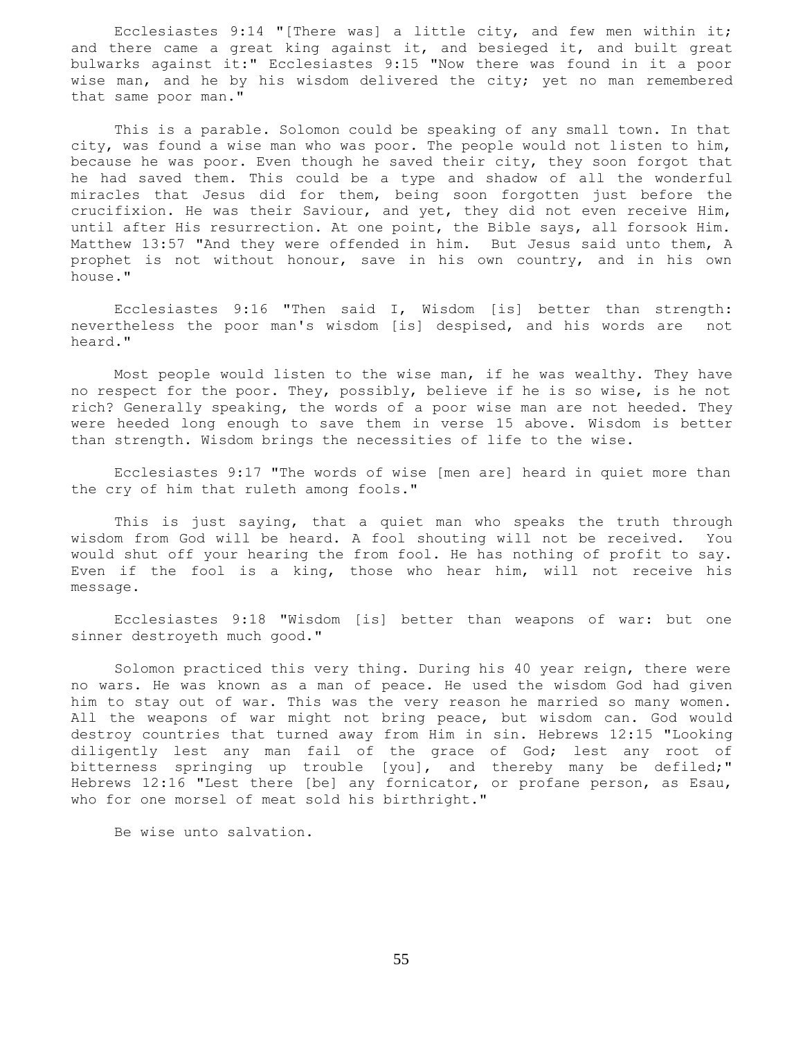Ecclesiastes 9:14 "[There was] a little city, and few men within it; and there came a great king against it, and besieged it, and built great bulwarks against it:" Ecclesiastes 9:15 "Now there was found in it a poor wise man, and he by his wisdom delivered the city; yet no man remembered that same poor man."

This is a parable. Solomon could be speaking of any small town. In that city, was found a wise man who was poor. The people would not listen to him, because he was poor. Even though he saved their city, they soon forgot that he had saved them. This could be a type and shadow of all the wonderful miracles that Jesus did for them, being soon forgotten just before the crucifixion. He was their Saviour, and yet, they did not even receive Him, until after His resurrection. At one point, the Bible says, all forsook Him. Matthew 13:57 "And they were offended in him. But Jesus said unto them, A prophet is not without honour, save in his own country, and in his own house."

Ecclesiastes 9:16 "Then said I, Wisdom [is] better than strength: nevertheless the poor man's wisdom [is] despised, and his words are not heard."

Most people would listen to the wise man, if he was wealthy. They have no respect for the poor. They, possibly, believe if he is so wise, is he not rich? Generally speaking, the words of a poor wise man are not heeded. They were heeded long enough to save them in verse 15 above. Wisdom is better than strength. Wisdom brings the necessities of life to the wise.

Ecclesiastes 9:17 "The words of wise [men are] heard in quiet more than the cry of him that ruleth among fools."

This is just saying, that a quiet man who speaks the truth through wisdom from God will be heard. A fool shouting will not be received. You would shut off your hearing the from fool. He has nothing of profit to say. Even if the fool is a king, those who hear him, will not receive his message.

Ecclesiastes 9:18 "Wisdom [is] better than weapons of war: but one sinner destroyeth much good."

Solomon practiced this very thing. During his 40 year reign, there were no wars. He was known as a man of peace. He used the wisdom God had given him to stay out of war. This was the very reason he married so many women. All the weapons of war might not bring peace, but wisdom can. God would destroy countries that turned away from Him in sin. Hebrews 12:15 "Looking diligently lest any man fail of the grace of God; lest any root of bitterness springing up trouble [you], and thereby many be defiled;" Hebrews 12:16 "Lest there [be] any fornicator, or profane person, as Esau, who for one morsel of meat sold his birthright."

Be wise unto salvation.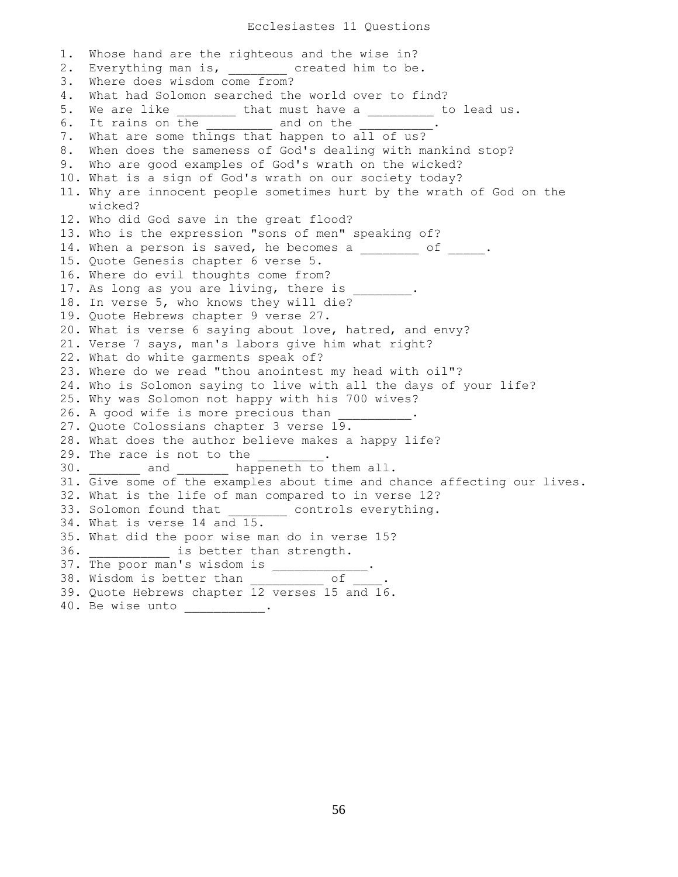# Ecclesiastes 11 Questions

1. Whose hand are the righteous and the wise in?
2. Everything man is, ________ created him to be.
3. Where does wisdom come from?
4. What had Solomon searched the world over to find?
5. We are like ________ that must have a _________ to lead us.
6. It rains on the _________ and on the __________.
7. What are some things that happen to all of us?
8. When does the sameness of God's dealing with mankind stop?
9. Who are good examples of God's wrath on the wicked?
10. What is a sign of God's wrath on our society today?
11. Why are innocent people sometimes hurt by the wrath of God on the wicked?
12. Who did God save in the great flood?
13. Who is the expression "sons of men" speaking of?
14. When a person is saved, he becomes a ________ of _____.
15. Quote Genesis chapter 6 verse 5.
16. Where do evil thoughts come from?
17. As long as you are living, there is ________.
18. In verse 5, who knows they will die?
19. Quote Hebrews chapter 9 verse 27.
20. What is verse 6 saying about love, hatred, and envy?
21. Verse 7 says, man's labors give him what right?
22. What do white garments speak of?
23. Where do we read "thou anointest my head with oil"?
24. Who is Solomon saying to live with all the days of your life?
25. Why was Solomon not happy with his 700 wives?
26. A good wife is more precious than __________.
27. Quote Colossians chapter 3 verse 19.
28. What does the author believe makes a happy life?
29. The race is not to the _________.
30. _______ and _______ happeneth to them all.
31. Give some of the examples about time and chance affecting our lives.
32. What is the life of man compared to in verse 12?
33. Solomon found that ________ controls everything.
34. What is verse 14 and 15.
35. What did the poor wise man do in verse 15?
36. ___________ is better than strength.
37. The poor man's wisdom is _____________.
38. Wisdom is better than __________ of ____.
39. Quote Hebrews chapter 12 verses 15 and 16.
40. Be wise unto ___________.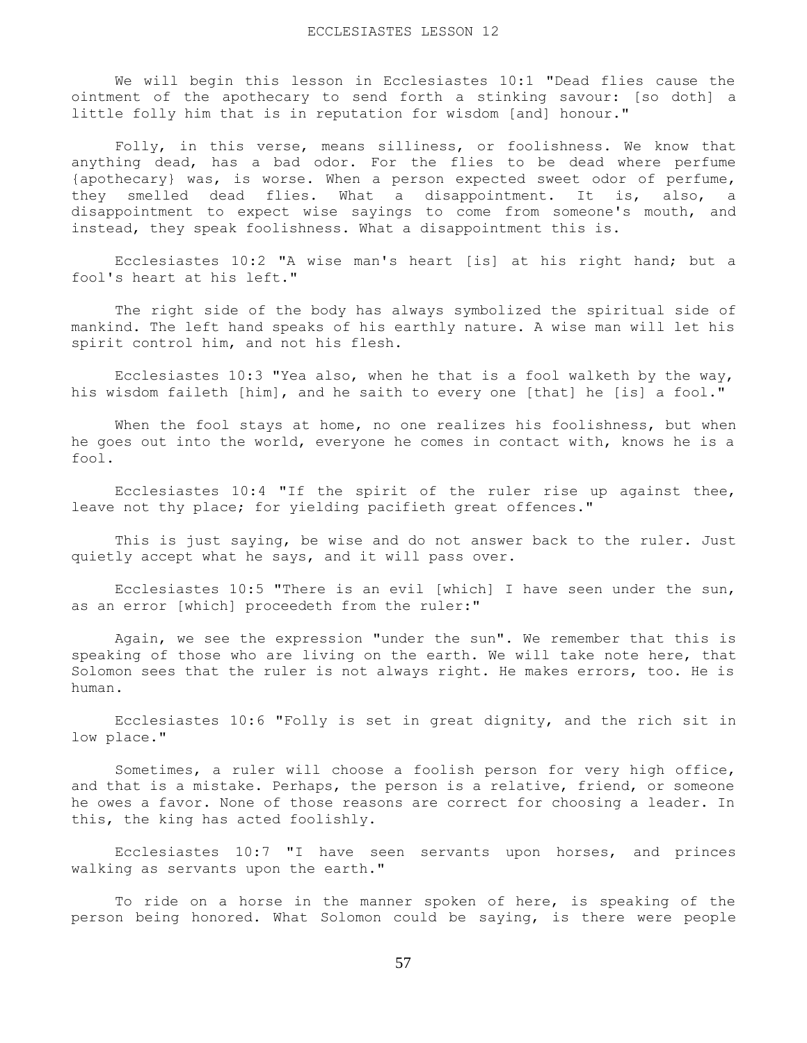# ECCLESIASTES LESSON 12

We will begin this lesson in Ecclesiastes 10:1 "Dead flies cause the ointment of the apothecary to send forth a stinking savour: [so doth] a little folly him that is in reputation for wisdom [and] honour."

Folly, in this verse, means silliness, or foolishness. We know that anything dead, has a bad odor. For the flies to be dead where perfume {apothecary} was, is worse. When a person expected sweet odor of perfume, they smelled dead flies. What a disappointment. It is, also, a disappointment to expect wise sayings to come from someone's mouth, and instead, they speak foolishness. What a disappointment this is.

Ecclesiastes 10:2 "A wise man's heart [is] at his right hand; but a fool's heart at his left."

The right side of the body has always symbolized the spiritual side of mankind. The left hand speaks of his earthly nature. A wise man will let his spirit control him, and not his flesh.

Ecclesiastes 10:3 "Yea also, when he that is a fool walketh by the way, his wisdom faileth [him], and he saith to every one [that] he [is] a fool."

When the fool stays at home, no one realizes his foolishness, but when he goes out into the world, everyone he comes in contact with, knows he is a fool.

Ecclesiastes 10:4 "If the spirit of the ruler rise up against thee, leave not thy place; for yielding pacifieth great offences."

This is just saying, be wise and do not answer back to the ruler. Just quietly accept what he says, and it will pass over.

Ecclesiastes 10:5 "There is an evil [which] I have seen under the sun, as an error [which] proceedeth from the ruler:"

Again, we see the expression "under the sun". We remember that this is speaking of those who are living on the earth. We will take note here, that Solomon sees that the ruler is not always right. He makes errors, too. He is human.

Ecclesiastes 10:6 "Folly is set in great dignity, and the rich sit in low place."

Sometimes, a ruler will choose a foolish person for very high office, and that is a mistake. Perhaps, the person is a relative, friend, or someone he owes a favor. None of those reasons are correct for choosing a leader. In this, the king has acted foolishly.

Ecclesiastes 10:7 "I have seen servants upon horses, and princes walking as servants upon the earth."

To ride on a horse in the manner spoken of here, is speaking of the person being honored. What Solomon could be saying, is there were people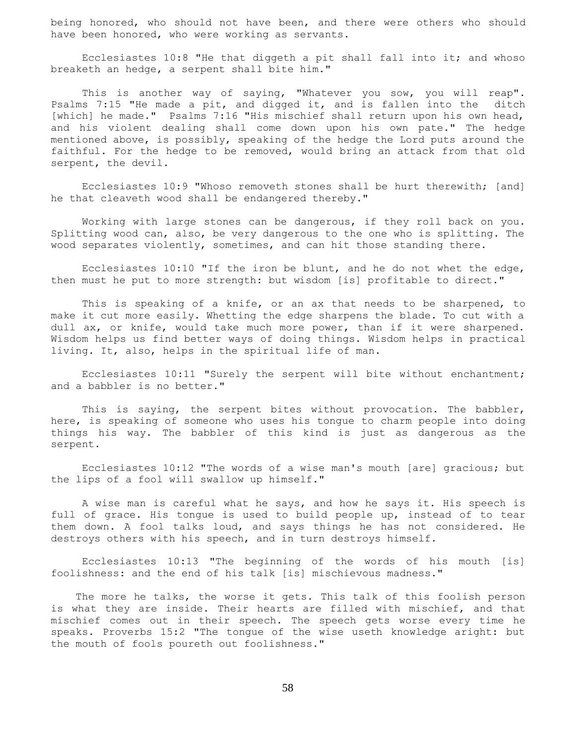being honored, who should not have been, and there were others who should have been honored, who were working as servants.

Ecclesiastes 10:8 "He that diggeth a pit shall fall into it; and whoso breaketh an hedge, a serpent shall bite him."

This is another way of saying, "Whatever you sow, you will reap". Psalms 7:15 "He made a pit, and digged it, and is fallen into the ditch [which] he made." Psalms 7:16 "His mischief shall return upon his own head, and his violent dealing shall come down upon his own pate." The hedge mentioned above, is possibly, speaking of the hedge the Lord puts around the faithful. For the hedge to be removed, would bring an attack from that old serpent, the devil.

Ecclesiastes 10:9 "Whoso removeth stones shall be hurt therewith; [and] he that cleaveth wood shall be endangered thereby."

Working with large stones can be dangerous, if they roll back on you. Splitting wood can, also, be very dangerous to the one who is splitting. The wood separates violently, sometimes, and can hit those standing there.

Ecclesiastes 10:10 "If the iron be blunt, and he do not whet the edge, then must he put to more strength: but wisdom [is] profitable to direct."

This is speaking of a knife, or an ax that needs to be sharpened, to make it cut more easily. Whetting the edge sharpens the blade. To cut with a dull ax, or knife, would take much more power, than if it were sharpened. Wisdom helps us find better ways of doing things. Wisdom helps in practical living. It, also, helps in the spiritual life of man.

Ecclesiastes 10:11 "Surely the serpent will bite without enchantment; and a babbler is no better."

This is saying, the serpent bites without provocation. The babbler, here, is speaking of someone who uses his tongue to charm people into doing things his way. The babbler of this kind is just as dangerous as the serpent.

Ecclesiastes 10:12 "The words of a wise man's mouth [are] gracious; but the lips of a fool will swallow up himself."

A wise man is careful what he says, and how he says it. His speech is full of grace. His tongue is used to build people up, instead of to tear them down. A fool talks loud, and says things he has not considered. He destroys others with his speech, and in turn destroys himself.

Ecclesiastes 10:13 "The beginning of the words of his mouth [is] foolishness: and the end of his talk [is] mischievous madness."

The more he talks, the worse it gets. This talk of this foolish person is what they are inside. Their hearts are filled with mischief, and that mischief comes out in their speech. The speech gets worse every time he speaks. Proverbs 15:2 "The tongue of the wise useth knowledge aright: but the mouth of fools poureth out foolishness."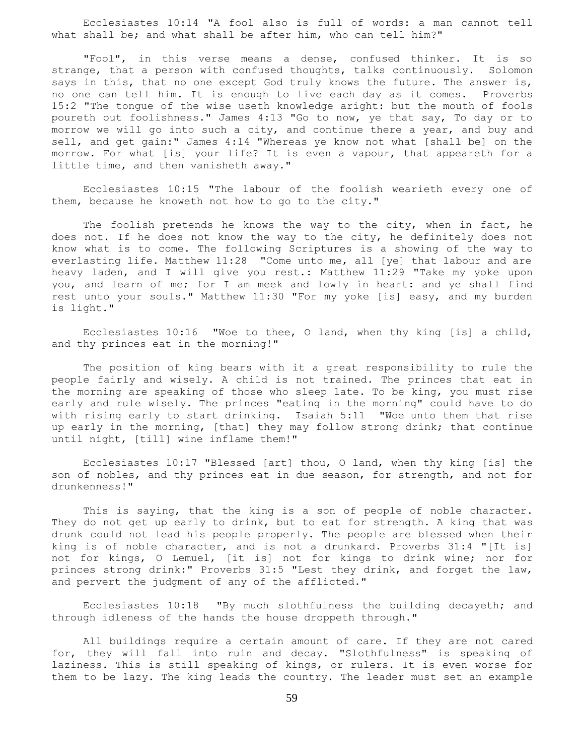Ecclesiastes 10:14 "A fool also is full of words: a man cannot tell what shall be; and what shall be after him, who can tell him?"

"Fool", in this verse means a dense, confused thinker. It is so strange, that a person with confused thoughts, talks continuously. Solomon says in this, that no one except God truly knows the future. The answer is, no one can tell him. It is enough to live each day as it comes. Proverbs 15:2 "The tongue of the wise useth knowledge aright: but the mouth of fools poureth out foolishness." James 4:13 "Go to now, ye that say, To day or to morrow we will go into such a city, and continue there a year, and buy and sell, and get gain:" James 4:14 "Whereas ye know not what [shall be] on the morrow. For what [is] your life? It is even a vapour, that appeareth for a little time, and then vanisheth away."

Ecclesiastes 10:15 "The labour of the foolish wearieth every one of them, because he knoweth not how to go to the city."

The foolish pretends he knows the way to the city, when in fact, he does not. If he does not know the way to the city, he definitely does not know what is to come. The following Scriptures is a showing of the way to everlasting life. Matthew 11:28 "Come unto me, all [ye] that labour and are heavy laden, and I will give you rest.: Matthew 11:29 "Take my yoke upon you, and learn of me; for I am meek and lowly in heart: and ye shall find rest unto your souls." Matthew 11:30 "For my yoke [is] easy, and my burden is light."

Ecclesiastes 10:16 "Woe to thee, O land, when thy king [is] a child, and thy princes eat in the morning!"

The position of king bears with it a great responsibility to rule the people fairly and wisely. A child is not trained. The princes that eat in the morning are speaking of those who sleep late. To be king, you must rise early and rule wisely. The princes "eating in the morning" could have to do with rising early to start drinking. Isaiah 5:11 "Woe unto them that rise up early in the morning, [that] they may follow strong drink; that continue until night, [till] wine inflame them!"

Ecclesiastes 10:17 "Blessed [art] thou, O land, when thy king [is] the son of nobles, and thy princes eat in due season, for strength, and not for drunkenness!"

This is saying, that the king is a son of people of noble character. They do not get up early to drink, but to eat for strength. A king that was drunk could not lead his people properly. The people are blessed when their king is of noble character, and is not a drunkard. Proverbs 31:4 "[It is] not for kings, O Lemuel, [it is] not for kings to drink wine; nor for princes strong drink:" Proverbs 31:5 "Lest they drink, and forget the law, and pervert the judgment of any of the afflicted."

Ecclesiastes 10:18 "By much slothfulness the building decayeth; and through idleness of the hands the house droppeth through."

All buildings require a certain amount of care. If they are not cared for, they will fall into ruin and decay. "Slothfulness" is speaking of laziness. This is still speaking of kings, or rulers. It is even worse for them to be lazy. The king leads the country. The leader must set an example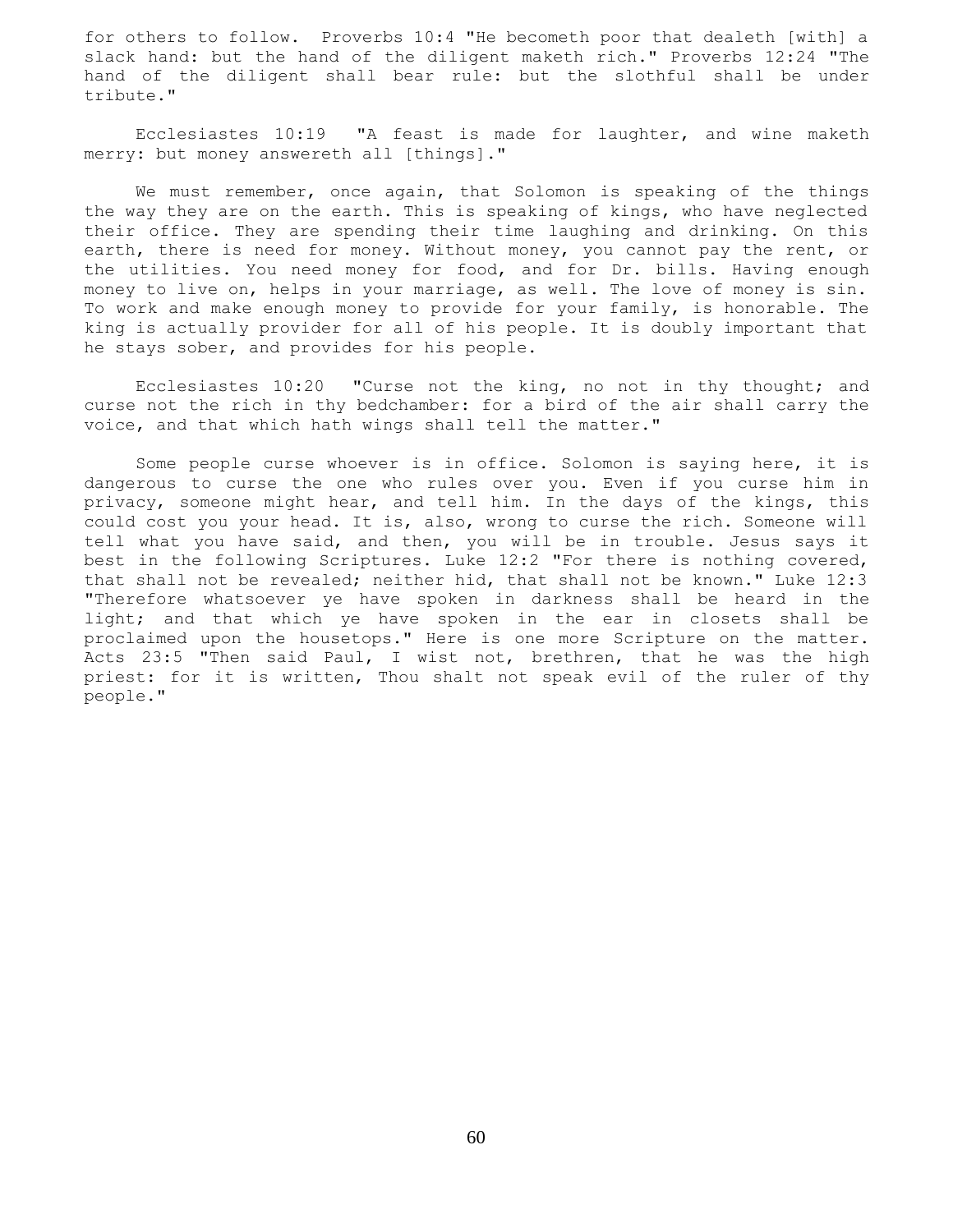for others to follow. Proverbs 10:4 "He becometh poor that dealeth [with] a slack hand: but the hand of the diligent maketh rich." Proverbs 12:24 "The hand of the diligent shall bear rule: but the slothful shall be under tribute."

Ecclesiastes 10:19 "A feast is made for laughter, and wine maketh merry: but money answereth all [things]."

We must remember, once again, that Solomon is speaking of the things the way they are on the earth. This is speaking of kings, who have neglected their office. They are spending their time laughing and drinking. On this earth, there is need for money. Without money, you cannot pay the rent, or the utilities. You need money for food, and for Dr. bills. Having enough money to live on, helps in your marriage, as well. The love of money is sin. To work and make enough money to provide for your family, is honorable. The king is actually provider for all of his people. It is doubly important that he stays sober, and provides for his people.

Ecclesiastes 10:20 "Curse not the king, no not in thy thought; and curse not the rich in thy bedchamber: for a bird of the air shall carry the voice, and that which hath wings shall tell the matter."

Some people curse whoever is in office. Solomon is saying here, it is dangerous to curse the one who rules over you. Even if you curse him in privacy, someone might hear, and tell him. In the days of the kings, this could cost you your head. It is, also, wrong to curse the rich. Someone will tell what you have said, and then, you will be in trouble. Jesus says it best in the following Scriptures. Luke 12:2 "For there is nothing covered, that shall not be revealed; neither hid, that shall not be known." Luke 12:3 "Therefore whatsoever ye have spoken in darkness shall be heard in the light; and that which ye have spoken in the ear in closets shall be proclaimed upon the housetops." Here is one more Scripture on the matter. Acts 23:5 "Then said Paul, I wist not, brethren, that he was the high priest: for it is written, Thou shalt not speak evil of the ruler of thy people."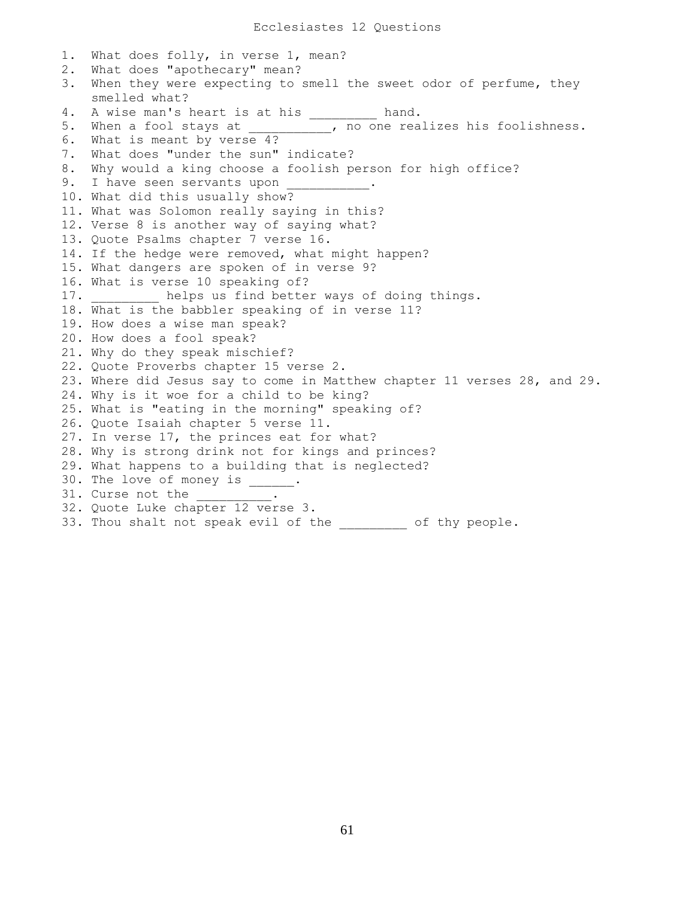# Ecclesiastes 12 Questions

1. What does folly, in verse 1, mean?
2. What does "apothecary" mean?
3. When they were expecting to smell the sweet odor of perfume, they smelled what?
4. A wise man's heart is at his _________ hand.
5. When a fool stays at ___________, no one realizes his foolishness.
6. What is meant by verse 4?
7. What does "under the sun" indicate?
8. Why would a king choose a foolish person for high office?
9. I have seen servants upon ___________.
10. What did this usually show?
11. What was Solomon really saying in this?
12. Verse 8 is another way of saying what?
13. Quote Psalms chapter 7 verse 16.
14. If the hedge were removed, what might happen?
15. What dangers are spoken of in verse 9?
16. What is verse 10 speaking of?
17. _________ helps us find better ways of doing things.
18. What is the babbler speaking of in verse 11?
19. How does a wise man speak?
20. How does a fool speak?
21. Why do they speak mischief?
22. Quote Proverbs chapter 15 verse 2.
23. Where did Jesus say to come in Matthew chapter 11 verses 28, and 29.
24. Why is it woe for a child to be king?
25. What is "eating in the morning" speaking of?
26. Quote Isaiah chapter 5 verse 11.
27. In verse 17, the princes eat for what?
28. Why is strong drink not for kings and princes?
29. What happens to a building that is neglected?
30. The love of money is ______.
31. Curse not the __________.
32. Quote Luke chapter 12 verse 3.
33. Thou shalt not speak evil of the _________ of thy people.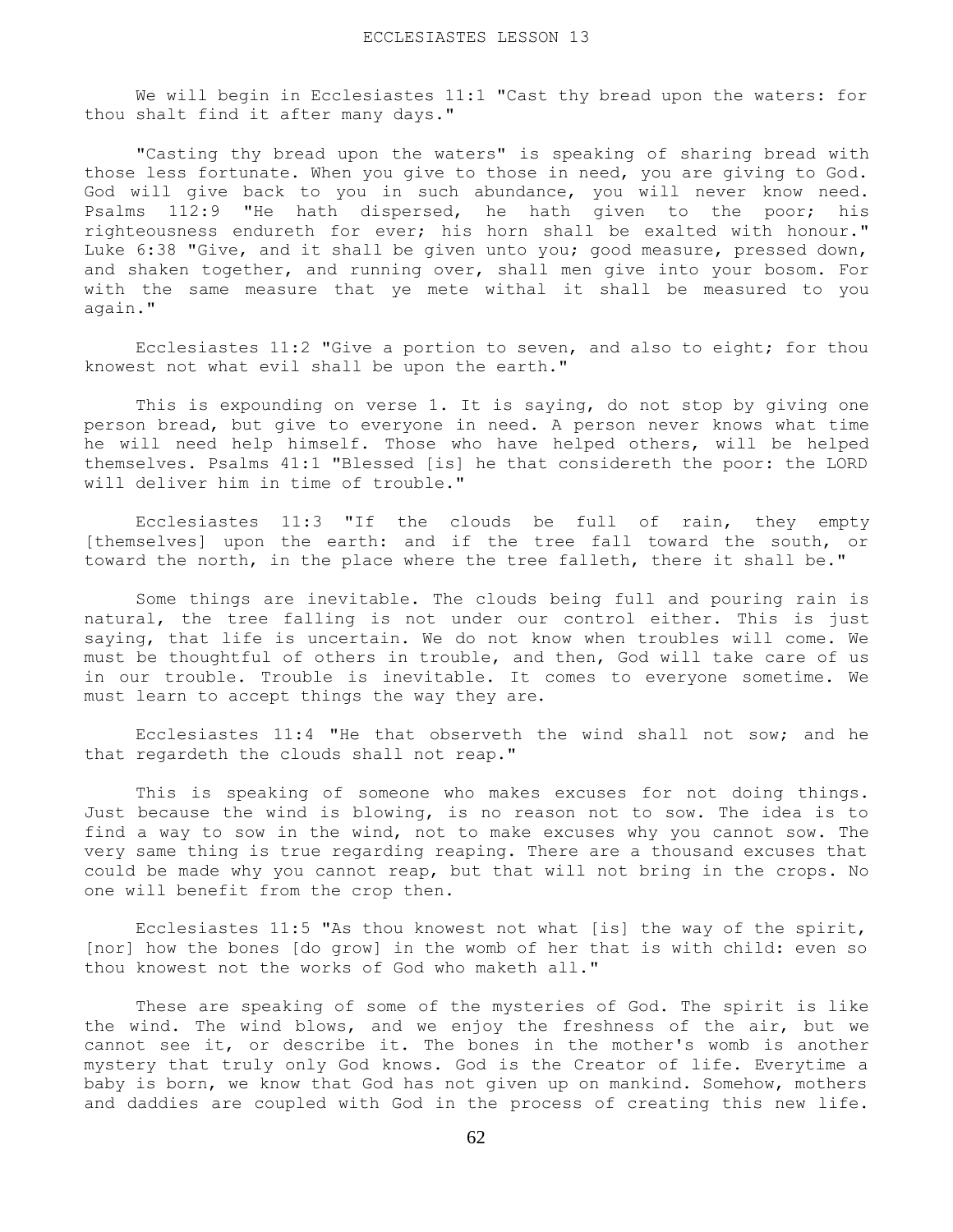# ECCLESIASTES LESSON 13

We will begin in Ecclesiastes 11:1 "Cast thy bread upon the waters: for thou shalt find it after many days."

"Casting thy bread upon the waters" is speaking of sharing bread with those less fortunate. When you give to those in need, you are giving to God. God will give back to you in such abundance, you will never know need. Psalms 112:9 "He hath dispersed, he hath given to the poor; his righteousness endureth for ever; his horn shall be exalted with honour." Luke 6:38 "Give, and it shall be given unto you; good measure, pressed down, and shaken together, and running over, shall men give into your bosom. For with the same measure that ye mete withal it shall be measured to you again."

Ecclesiastes 11:2 "Give a portion to seven, and also to eight; for thou knowest not what evil shall be upon the earth."

This is expounding on verse 1. It is saying, do not stop by giving one person bread, but give to everyone in need. A person never knows what time he will need help himself. Those who have helped others, will be helped themselves. Psalms 41:1 "Blessed [is] he that considereth the poor: the LORD will deliver him in time of trouble."

Ecclesiastes 11:3 "If the clouds be full of rain, they empty [themselves] upon the earth: and if the tree fall toward the south, or toward the north, in the place where the tree falleth, there it shall be."

Some things are inevitable. The clouds being full and pouring rain is natural, the tree falling is not under our control either. This is just saying, that life is uncertain. We do not know when troubles will come. We must be thoughtful of others in trouble, and then, God will take care of us in our trouble. Trouble is inevitable. It comes to everyone sometime. We must learn to accept things the way they are.

Ecclesiastes 11:4 "He that observeth the wind shall not sow; and he that regardeth the clouds shall not reap."

This is speaking of someone who makes excuses for not doing things. Just because the wind is blowing, is no reason not to sow. The idea is to find a way to sow in the wind, not to make excuses why you cannot sow. The very same thing is true regarding reaping. There are a thousand excuses that could be made why you cannot reap, but that will not bring in the crops. No one will benefit from the crop then.

Ecclesiastes 11:5 "As thou knowest not what [is] the way of the spirit, [nor] how the bones [do grow] in the womb of her that is with child: even so thou knowest not the works of God who maketh all."

These are speaking of some of the mysteries of God. The spirit is like the wind. The wind blows, and we enjoy the freshness of the air, but we cannot see it, or describe it. The bones in the mother's womb is another mystery that truly only God knows. God is the Creator of life. Everytime a baby is born, we know that God has not given up on mankind. Somehow, mothers and daddies are coupled with God in the process of creating this new life.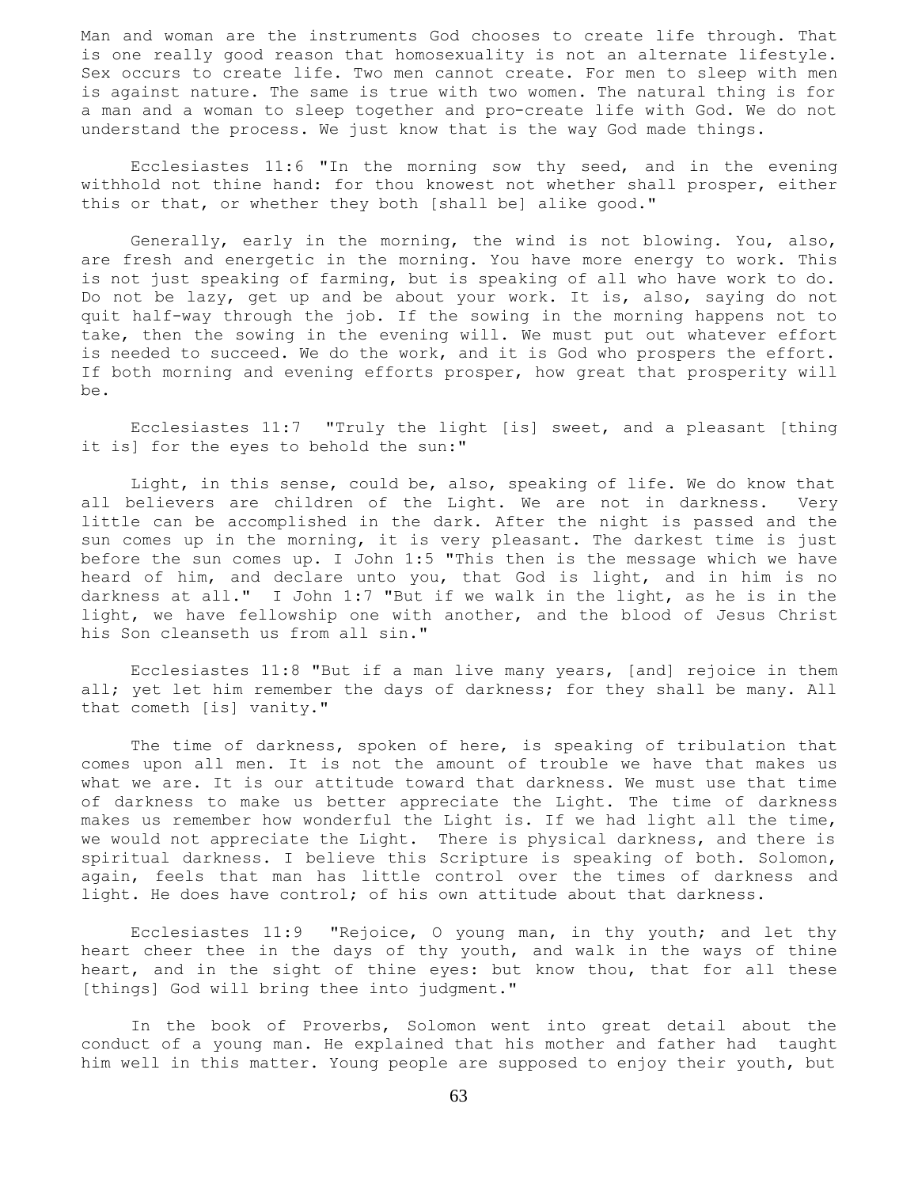Man and woman are the instruments God chooses to create life through. That is one really good reason that homosexuality is not an alternate lifestyle. Sex occurs to create life. Two men cannot create. For men to sleep with men is against nature. The same is true with two women. The natural thing is for a man and a woman to sleep together and pro-create life with God. We do not understand the process. We just know that is the way God made things.

Ecclesiastes 11:6 "In the morning sow thy seed, and in the evening withhold not thine hand: for thou knowest not whether shall prosper, either this or that, or whether they both [shall be] alike good."

Generally, early in the morning, the wind is not blowing. You, also, are fresh and energetic in the morning. You have more energy to work. This is not just speaking of farming, but is speaking of all who have work to do. Do not be lazy, get up and be about your work. It is, also, saying do not quit half-way through the job. If the sowing in the morning happens not to take, then the sowing in the evening will. We must put out whatever effort is needed to succeed. We do the work, and it is God who prospers the effort. If both morning and evening efforts prosper, how great that prosperity will be.

Ecclesiastes 11:7 "Truly the light [is] sweet, and a pleasant [thing it is] for the eyes to behold the sun:"

Light, in this sense, could be, also, speaking of life. We do know that all believers are children of the Light. We are not in darkness. Very little can be accomplished in the dark. After the night is passed and the sun comes up in the morning, it is very pleasant. The darkest time is just before the sun comes up. I John 1:5 "This then is the message which we have heard of him, and declare unto you, that God is light, and in him is no darkness at all." I John 1:7 "But if we walk in the light, as he is in the light, we have fellowship one with another, and the blood of Jesus Christ his Son cleanseth us from all sin."

Ecclesiastes 11:8 "But if a man live many years, [and] rejoice in them all; yet let him remember the days of darkness; for they shall be many. All that cometh [is] vanity."

The time of darkness, spoken of here, is speaking of tribulation that comes upon all men. It is not the amount of trouble we have that makes us what we are. It is our attitude toward that darkness. We must use that time of darkness to make us better appreciate the Light. The time of darkness makes us remember how wonderful the Light is. If we had light all the time, we would not appreciate the Light. There is physical darkness, and there is spiritual darkness. I believe this Scripture is speaking of both. Solomon, again, feels that man has little control over the times of darkness and light. He does have control; of his own attitude about that darkness.

Ecclesiastes 11:9 "Rejoice, O young man, in thy youth; and let thy heart cheer thee in the days of thy youth, and walk in the ways of thine heart, and in the sight of thine eyes: but know thou, that for all these [things] God will bring thee into judgment."

In the book of Proverbs, Solomon went into great detail about the conduct of a young man. He explained that his mother and father had taught him well in this matter. Young people are supposed to enjoy their youth, but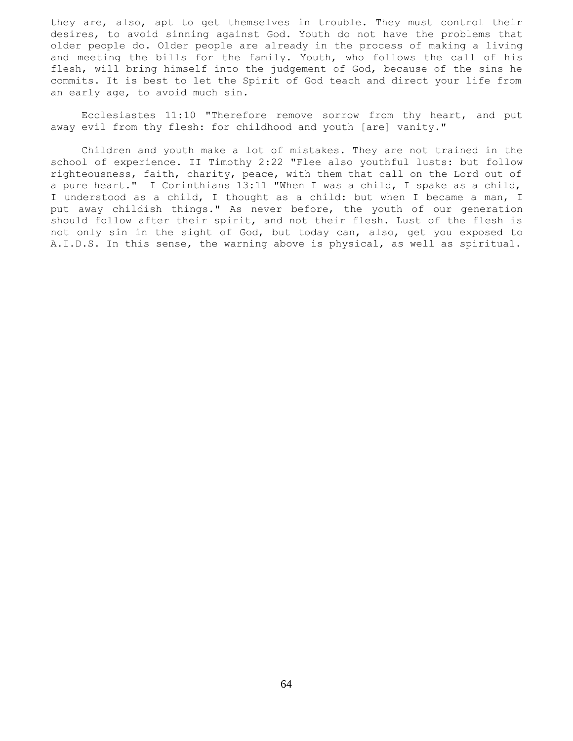they are, also, apt to get themselves in trouble. They must control their desires, to avoid sinning against God. Youth do not have the problems that older people do. Older people are already in the process of making a living and meeting the bills for the family. Youth, who follows the call of his flesh, will bring himself into the judgement of God, because of the sins he commits. It is best to let the Spirit of God teach and direct your life from an early age, to avoid much sin.

Ecclesiastes 11:10 "Therefore remove sorrow from thy heart, and put away evil from thy flesh: for childhood and youth [are] vanity."

Children and youth make a lot of mistakes. They are not trained in the school of experience. II Timothy 2:22 "Flee also youthful lusts: but follow righteousness, faith, charity, peace, with them that call on the Lord out of a pure heart." I Corinthians 13:11 "When I was a child, I spake as a child, I understood as a child, I thought as a child: but when I became a man, I put away childish things." As never before, the youth of our generation should follow after their spirit, and not their flesh. Lust of the flesh is not only sin in the sight of God, but today can, also, get you exposed to A.I.D.S. In this sense, the warning above is physical, as well as spiritual.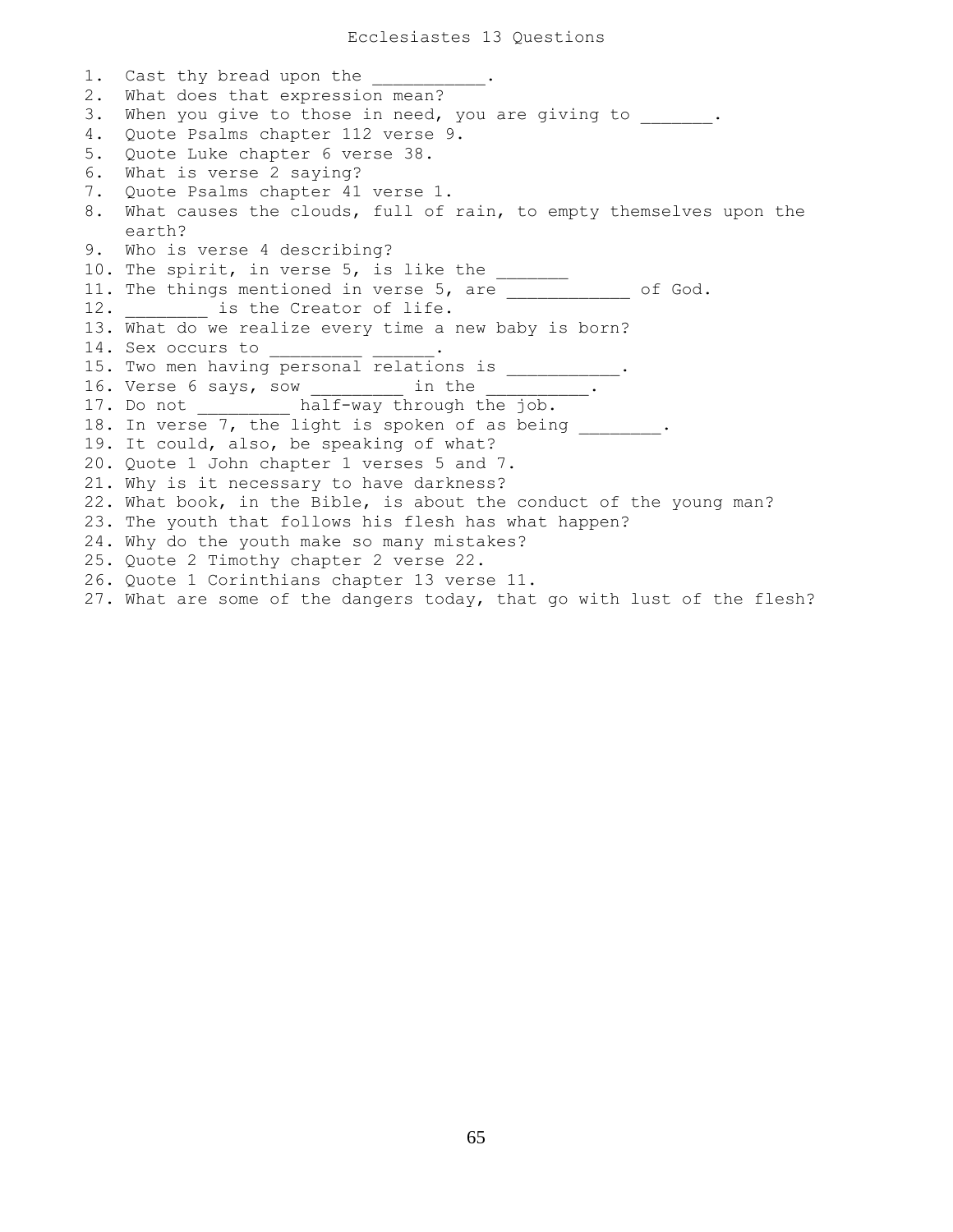# Ecclesiastes 13 Questions

1. Cast thy bread upon the ___________.
2. What does that expression mean?
3. When you give to those in need, you are giving to _______.
4. Quote Psalms chapter 112 verse 9.
5. Quote Luke chapter 6 verse 38.
6. What is verse 2 saying?
7. Quote Psalms chapter 41 verse 1.
8. What causes the clouds, full of rain, to empty themselves upon the earth?
9. Who is verse 4 describing?
10. The spirit, in verse 5, is like the _______
11. The things mentioned in verse 5, are ____________ of God.
12. ________ is the Creator of life.
13. What do we realize every time a new baby is born?
14. Sex occurs to _________ ______.
15. Two men having personal relations is ___________.
16. Verse 6 says, sow _________ in the __________.
17. Do not _________ half-way through the job.
18. In verse 7, the light is spoken of as being ________.
19. It could, also, be speaking of what?
20. Quote 1 John chapter 1 verses 5 and 7.
21. Why is it necessary to have darkness?
22. What book, in the Bible, is about the conduct of the young man?
23. The youth that follows his flesh has what happen?
24. Why do the youth make so many mistakes?
25. Quote 2 Timothy chapter 2 verse 22.
26. Quote 1 Corinthians chapter 13 verse 11.
27. What are some of the dangers today, that go with lust of the flesh?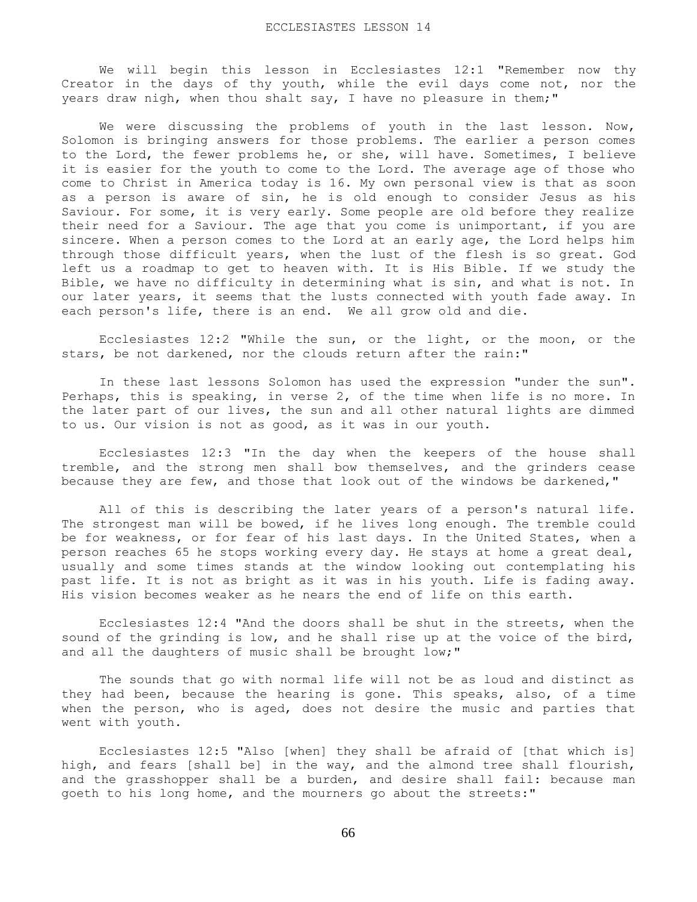# ECCLESIASTES LESSON 14

We will begin this lesson in Ecclesiastes 12:1 "Remember now thy Creator in the days of thy youth, while the evil days come not, nor the years draw nigh, when thou shalt say, I have no pleasure in them;"

We were discussing the problems of youth in the last lesson. Now, Solomon is bringing answers for those problems. The earlier a person comes to the Lord, the fewer problems he, or she, will have. Sometimes, I believe it is easier for the youth to come to the Lord. The average age of those who come to Christ in America today is 16. My own personal view is that as soon as a person is aware of sin, he is old enough to consider Jesus as his Saviour. For some, it is very early. Some people are old before they realize their need for a Saviour. The age that you come is unimportant, if you are sincere. When a person comes to the Lord at an early age, the Lord helps him through those difficult years, when the lust of the flesh is so great. God left us a roadmap to get to heaven with. It is His Bible. If we study the Bible, we have no difficulty in determining what is sin, and what is not. In our later years, it seems that the lusts connected with youth fade away. In each person's life, there is an end. We all grow old and die.

Ecclesiastes 12:2 "While the sun, or the light, or the moon, or the stars, be not darkened, nor the clouds return after the rain:"

In these last lessons Solomon has used the expression "under the sun". Perhaps, this is speaking, in verse 2, of the time when life is no more. In the later part of our lives, the sun and all other natural lights are dimmed to us. Our vision is not as good, as it was in our youth.

Ecclesiastes 12:3 "In the day when the keepers of the house shall tremble, and the strong men shall bow themselves, and the grinders cease because they are few, and those that look out of the windows be darkened,"

All of this is describing the later years of a person's natural life. The strongest man will be bowed, if he lives long enough. The tremble could be for weakness, or for fear of his last days. In the United States, when a person reaches 65 he stops working every day. He stays at home a great deal, usually and some times stands at the window looking out contemplating his past life. It is not as bright as it was in his youth. Life is fading away. His vision becomes weaker as he nears the end of life on this earth.

Ecclesiastes 12:4 "And the doors shall be shut in the streets, when the sound of the grinding is low, and he shall rise up at the voice of the bird, and all the daughters of music shall be brought low;"

The sounds that go with normal life will not be as loud and distinct as they had been, because the hearing is gone. This speaks, also, of a time when the person, who is aged, does not desire the music and parties that went with youth.

Ecclesiastes 12:5 "Also [when] they shall be afraid of [that which is] high, and fears [shall be] in the way, and the almond tree shall flourish, and the grasshopper shall be a burden, and desire shall fail: because man goeth to his long home, and the mourners go about the streets:"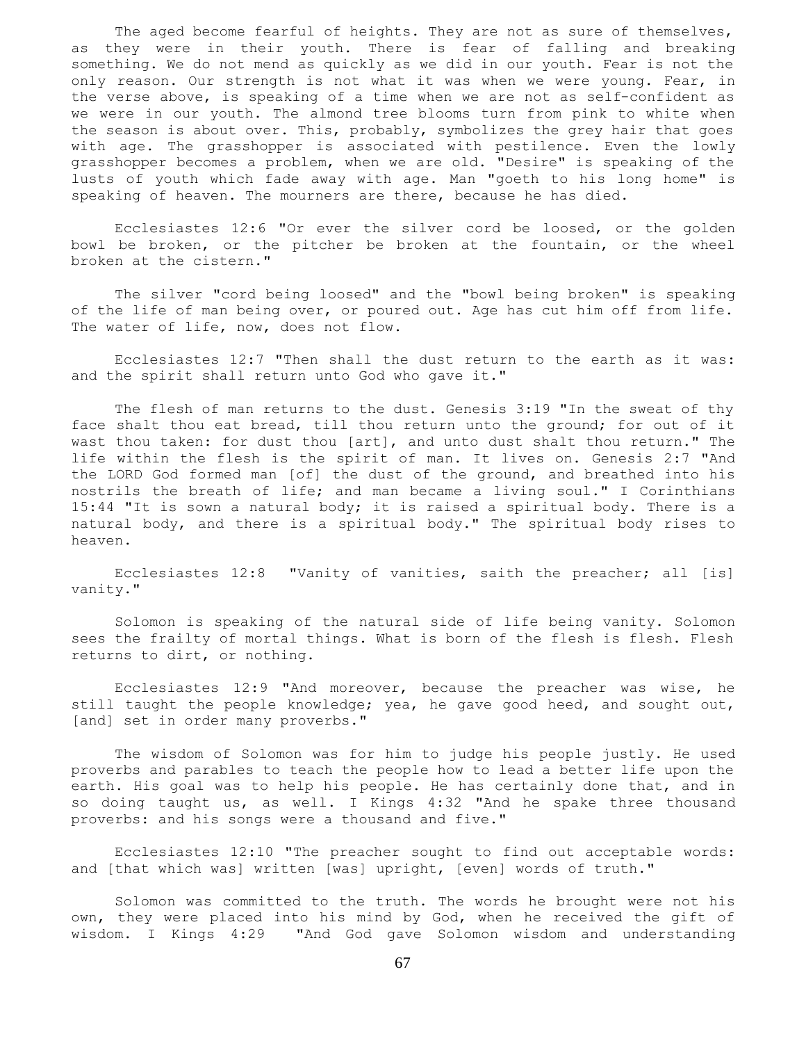The aged become fearful of heights. They are not as sure of themselves, as they were in their youth. There is fear of falling and breaking something. We do not mend as quickly as we did in our youth. Fear is not the only reason. Our strength is not what it was when we were young. Fear, in the verse above, is speaking of a time when we are not as self-confident as we were in our youth. The almond tree blooms turn from pink to white when the season is about over. This, probably, symbolizes the grey hair that goes with age. The grasshopper is associated with pestilence. Even the lowly grasshopper becomes a problem, when we are old. "Desire" is speaking of the lusts of youth which fade away with age. Man "goeth to his long home" is speaking of heaven. The mourners are there, because he has died.

Ecclesiastes 12:6 "Or ever the silver cord be loosed, or the golden bowl be broken, or the pitcher be broken at the fountain, or the wheel broken at the cistern."

The silver "cord being loosed" and the "bowl being broken" is speaking of the life of man being over, or poured out. Age has cut him off from life. The water of life, now, does not flow.

Ecclesiastes 12:7 "Then shall the dust return to the earth as it was: and the spirit shall return unto God who gave it."

The flesh of man returns to the dust. Genesis 3:19 "In the sweat of thy face shalt thou eat bread, till thou return unto the ground; for out of it wast thou taken: for dust thou [art], and unto dust shalt thou return." The life within the flesh is the spirit of man. It lives on. Genesis 2:7 "And the LORD God formed man [of] the dust of the ground, and breathed into his nostrils the breath of life; and man became a living soul." I Corinthians 15:44 "It is sown a natural body; it is raised a spiritual body. There is a natural body, and there is a spiritual body." The spiritual body rises to heaven.

Ecclesiastes 12:8 "Vanity of vanities, saith the preacher; all [is] vanity."

Solomon is speaking of the natural side of life being vanity. Solomon sees the frailty of mortal things. What is born of the flesh is flesh. Flesh returns to dirt, or nothing.

Ecclesiastes 12:9 "And moreover, because the preacher was wise, he still taught the people knowledge; yea, he gave good heed, and sought out, [and] set in order many proverbs."

The wisdom of Solomon was for him to judge his people justly. He used proverbs and parables to teach the people how to lead a better life upon the earth. His goal was to help his people. He has certainly done that, and in so doing taught us, as well. I Kings 4:32 "And he spake three thousand proverbs: and his songs were a thousand and five."

Ecclesiastes 12:10 "The preacher sought to find out acceptable words: and [that which was] written [was] upright, [even] words of truth."

Solomon was committed to the truth. The words he brought were not his own, they were placed into his mind by God, when he received the gift of wisdom. I Kings 4:29 "And God gave Solomon wisdom and understanding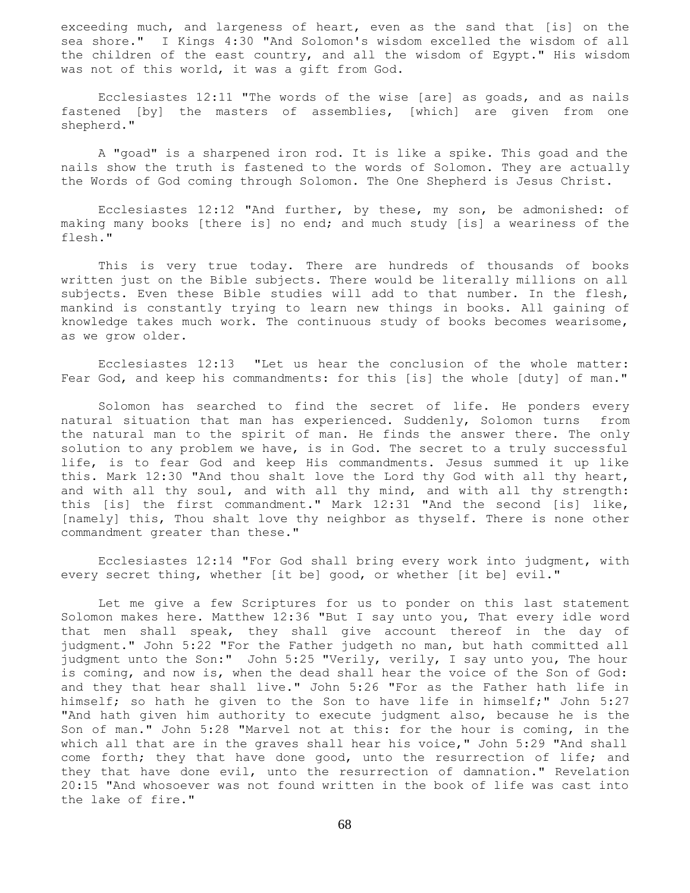exceeding much, and largeness of heart, even as the sand that [is] on the sea shore." I Kings 4:30 "And Solomon's wisdom excelled the wisdom of all the children of the east country, and all the wisdom of Egypt." His wisdom was not of this world, it was a gift from God.

Ecclesiastes 12:11 "The words of the wise [are] as goads, and as nails fastened [by] the masters of assemblies, [which] are given from one shepherd."

A "goad" is a sharpened iron rod. It is like a spike. This goad and the nails show the truth is fastened to the words of Solomon. They are actually the Words of God coming through Solomon. The One Shepherd is Jesus Christ.

Ecclesiastes 12:12 "And further, by these, my son, be admonished: of making many books [there is] no end; and much study [is] a weariness of the flesh."

This is very true today. There are hundreds of thousands of books written just on the Bible subjects. There would be literally millions on all subjects. Even these Bible studies will add to that number. In the flesh, mankind is constantly trying to learn new things in books. All gaining of knowledge takes much work. The continuous study of books becomes wearisome, as we grow older.

Ecclesiastes 12:13 "Let us hear the conclusion of the whole matter: Fear God, and keep his commandments: for this [is] the whole [duty] of man."

Solomon has searched to find the secret of life. He ponders every natural situation that man has experienced. Suddenly, Solomon turns from the natural man to the spirit of man. He finds the answer there. The only solution to any problem we have, is in God. The secret to a truly successful life, is to fear God and keep His commandments. Jesus summed it up like this. Mark 12:30 "And thou shalt love the Lord thy God with all thy heart, and with all thy soul, and with all thy mind, and with all thy strength: this [is] the first commandment." Mark 12:31 "And the second [is] like, [namely] this, Thou shalt love thy neighbor as thyself. There is none other commandment greater than these."

Ecclesiastes 12:14 "For God shall bring every work into judgment, with every secret thing, whether [it be] good, or whether [it be] evil."

Let me give a few Scriptures for us to ponder on this last statement Solomon makes here. Matthew 12:36 "But I say unto you, That every idle word that men shall speak, they shall give account thereof in the day of judgment." John 5:22 "For the Father judgeth no man, but hath committed all judgment unto the Son:" John 5:25 "Verily, verily, I say unto you, The hour is coming, and now is, when the dead shall hear the voice of the Son of God: and they that hear shall live." John 5:26 "For as the Father hath life in himself; so hath he given to the Son to have life in himself;" John 5:27 "And hath given him authority to execute judgment also, because he is the Son of man." John 5:28 "Marvel not at this: for the hour is coming, in the which all that are in the graves shall hear his voice," John 5:29 "And shall come forth; they that have done good, unto the resurrection of life; and they that have done evil, unto the resurrection of damnation." Revelation 20:15 "And whosoever was not found written in the book of life was cast into the lake of fire."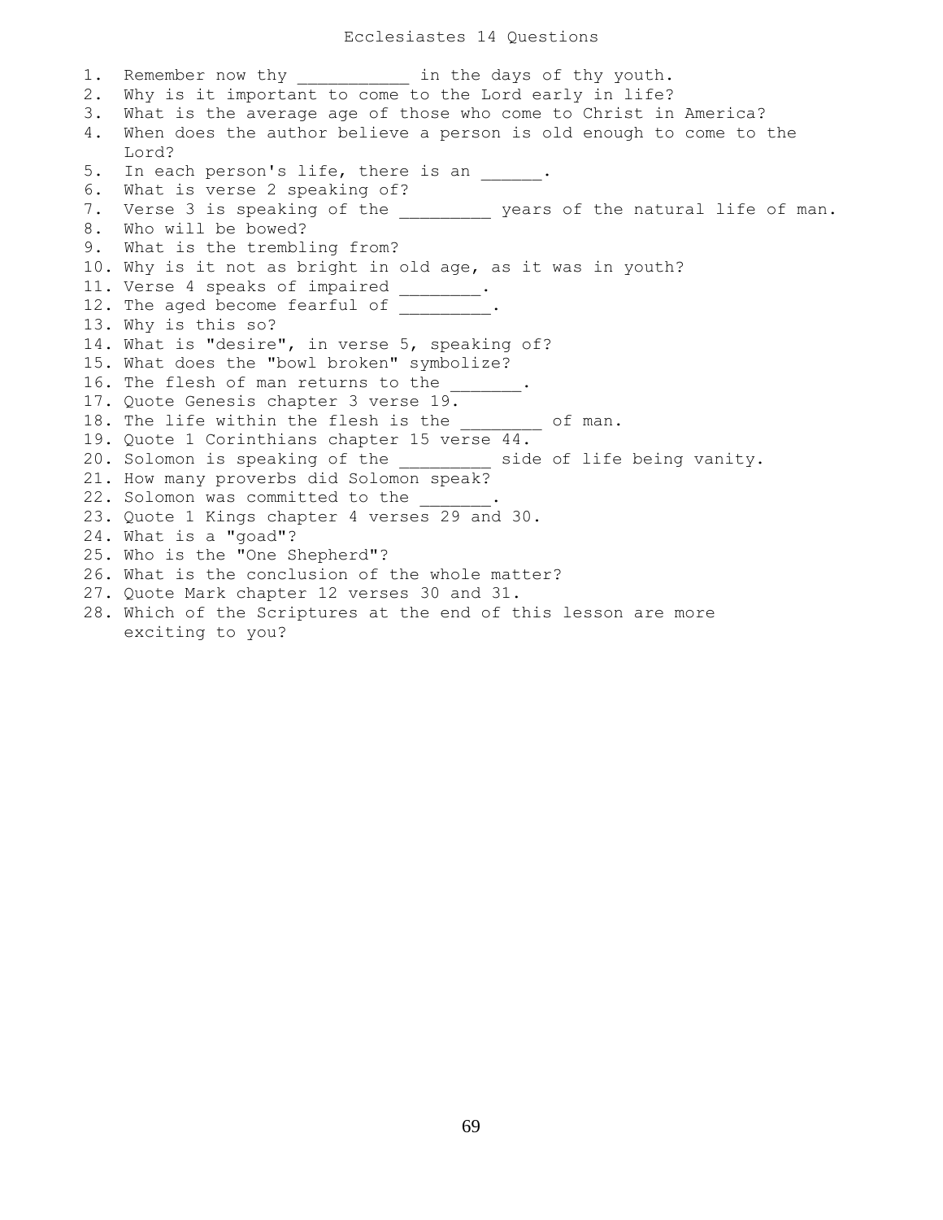# Ecclesiastes 14 Questions

1. Remember now thy ___________ in the days of thy youth.
2. Why is it important to come to the Lord early in life?
3. What is the average age of those who come to Christ in America?
4. When does the author believe a person is old enough to come to the Lord?
5. In each person's life, there is an ______.
6. What is verse 2 speaking of?
7. Verse 3 is speaking of the _________ years of the natural life of man.
8. Who will be bowed?
9. What is the trembling from?
10. Why is it not as bright in old age, as it was in youth?
11. Verse 4 speaks of impaired ________.
12. The aged become fearful of _________.
13. Why is this so?
14. What is "desire", in verse 5, speaking of?
15. What does the "bowl broken" symbolize?
16. The flesh of man returns to the _______.
17. Quote Genesis chapter 3 verse 19.
18. The life within the flesh is the ________ of man.
19. Quote 1 Corinthians chapter 15 verse 44.
20. Solomon is speaking of the _________ side of life being vanity.
21. How many proverbs did Solomon speak?
22. Solomon was committed to the _______.
23. Quote 1 Kings chapter 4 verses 29 and 30.
24. What is a "goad"?
25. Who is the "One Shepherd"?
26. What is the conclusion of the whole matter?
27. Quote Mark chapter 12 verses 30 and 31.
28. Which of the Scriptures at the end of this lesson are more exciting to you?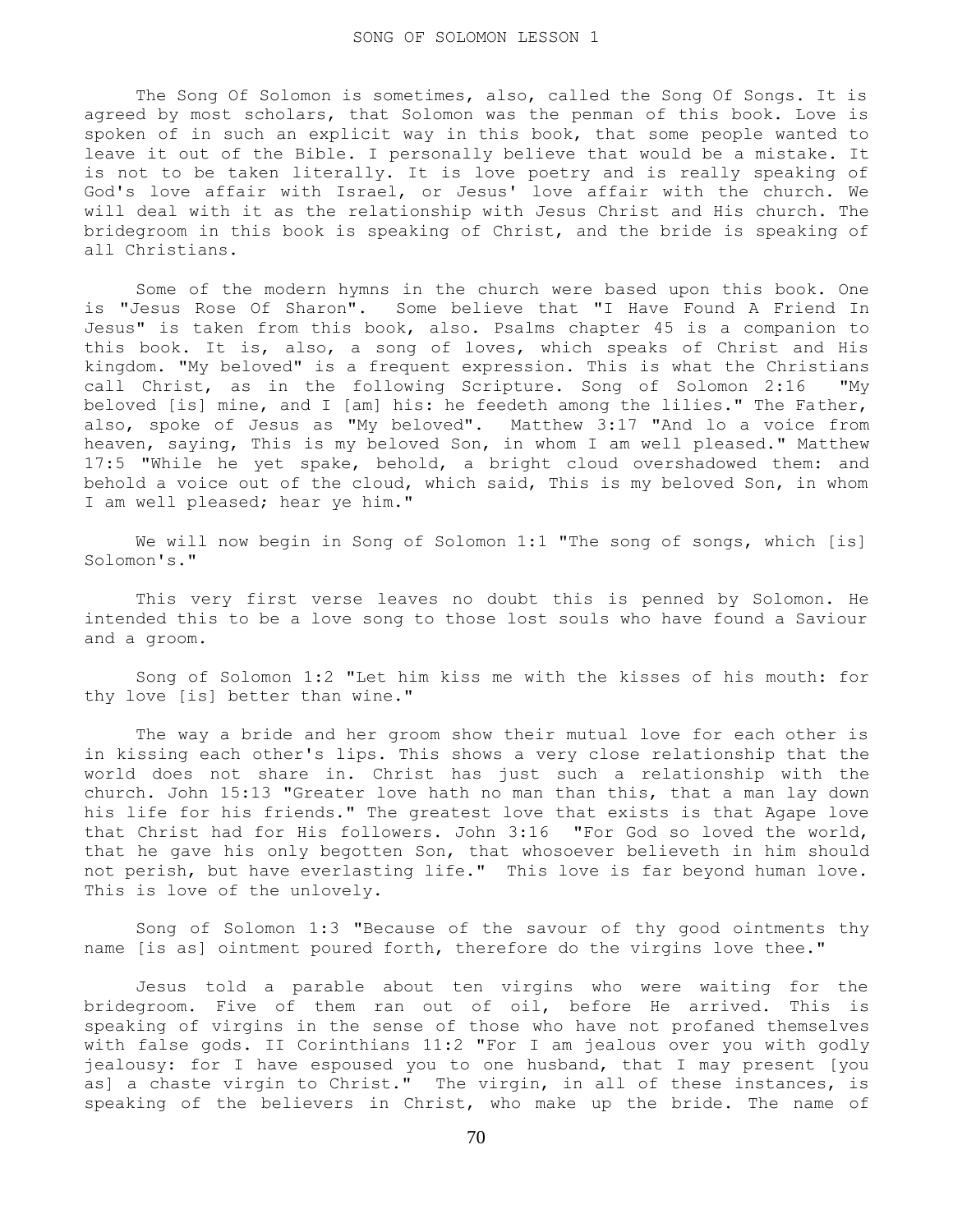# SONG OF SOLOMON LESSON 1

The Song Of Solomon is sometimes, also, called the Song Of Songs. It is agreed by most scholars, that Solomon was the penman of this book. Love is spoken of in such an explicit way in this book, that some people wanted to leave it out of the Bible. I personally believe that would be a mistake. It is not to be taken literally. It is love poetry and is really speaking of God's love affair with Israel, or Jesus' love affair with the church. We will deal with it as the relationship with Jesus Christ and His church. The bridegroom in this book is speaking of Christ, and the bride is speaking of all Christians.

Some of the modern hymns in the church were based upon this book. One is "Jesus Rose Of Sharon". Some believe that "I Have Found A Friend In Jesus" is taken from this book, also. Psalms chapter 45 is a companion to this book. It is, also, a song of loves, which speaks of Christ and His kingdom. "My beloved" is a frequent expression. This is what the Christians call Christ, as in the following Scripture. Song of Solomon 2:16 "My beloved [is] mine, and I [am] his: he feedeth among the lilies." The Father, also, spoke of Jesus as "My beloved". Matthew 3:17 "And lo a voice from heaven, saying, This is my beloved Son, in whom I am well pleased." Matthew 17:5 "While he yet spake, behold, a bright cloud overshadowed them: and behold a voice out of the cloud, which said, This is my beloved Son, in whom I am well pleased; hear ye him."

We will now begin in Song of Solomon 1:1 "The song of songs, which [is] Solomon's."

This very first verse leaves no doubt this is penned by Solomon. He intended this to be a love song to those lost souls who have found a Saviour and a groom.

Song of Solomon 1:2 "Let him kiss me with the kisses of his mouth: for thy love [is] better than wine."

The way a bride and her groom show their mutual love for each other is in kissing each other's lips. This shows a very close relationship that the world does not share in. Christ has just such a relationship with the church. John 15:13 "Greater love hath no man than this, that a man lay down his life for his friends." The greatest love that exists is that Agape love that Christ had for His followers. John 3:16 "For God so loved the world, that he gave his only begotten Son, that whosoever believeth in him should not perish, but have everlasting life." This love is far beyond human love. This is love of the unlovely.

Song of Solomon 1:3 "Because of the savour of thy good ointments thy name [is as] ointment poured forth, therefore do the virgins love thee."

Jesus told a parable about ten virgins who were waiting for the bridegroom. Five of them ran out of oil, before He arrived. This is speaking of virgins in the sense of those who have not profaned themselves with false gods. II Corinthians 11:2 "For I am jealous over you with godly jealousy: for I have espoused you to one husband, that I may present [you as] a chaste virgin to Christ." The virgin, in all of these instances, is speaking of the believers in Christ, who make up the bride. The name of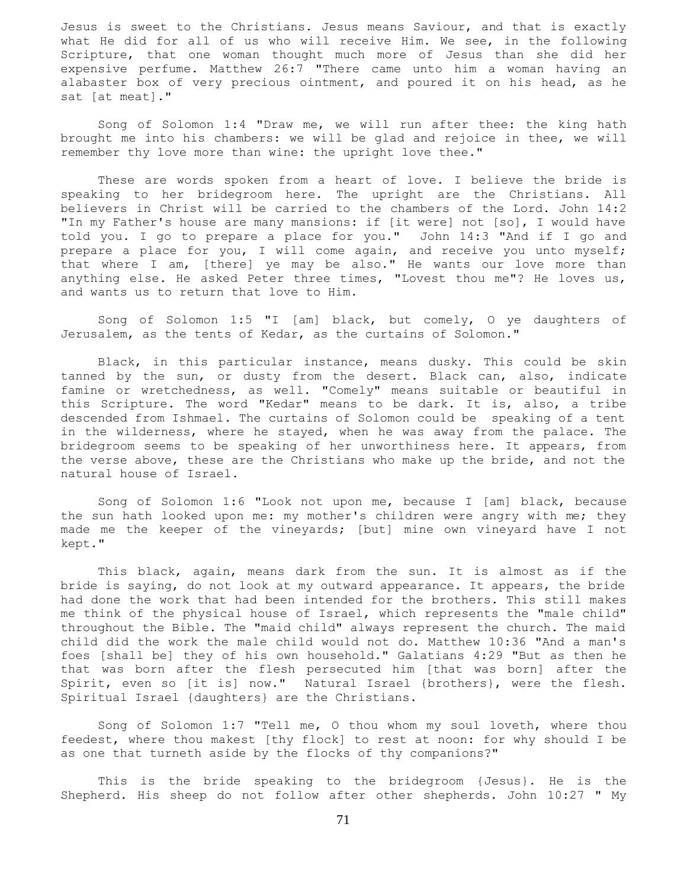Jesus is sweet to the Christians. Jesus means Saviour, and that is exactly what He did for all of us who will receive Him. We see, in the following Scripture, that one woman thought much more of Jesus than she did her expensive perfume. Matthew 26:7 "There came unto him a woman having an alabaster box of very precious ointment, and poured it on his head, as he sat [at meat]."

Song of Solomon 1:4 "Draw me, we will run after thee: the king hath brought me into his chambers: we will be glad and rejoice in thee, we will remember thy love more than wine: the upright love thee."

These are words spoken from a heart of love. I believe the bride is speaking to her bridegroom here. The upright are the Christians. All believers in Christ will be carried to the chambers of the Lord. John 14:2 "In my Father's house are many mansions: if [it were] not [so], I would have told you. I go to prepare a place for you." John 14:3 "And if I go and prepare a place for you, I will come again, and receive you unto myself; that where I am, [there] ye may be also." He wants our love more than anything else. He asked Peter three times, "Lovest thou me"? He loves us, and wants us to return that love to Him.

Song of Solomon 1:5 "I [am] black, but comely, O ye daughters of Jerusalem, as the tents of Kedar, as the curtains of Solomon."

Black, in this particular instance, means dusky. This could be skin tanned by the sun, or dusty from the desert. Black can, also, indicate famine or wretchedness, as well. "Comely" means suitable or beautiful in this Scripture. The word "Kedar" means to be dark. It is, also, a tribe descended from Ishmael. The curtains of Solomon could be speaking of a tent in the wilderness, where he stayed, when he was away from the palace. The bridegroom seems to be speaking of her unworthiness here. It appears, from the verse above, these are the Christians who make up the bride, and not the natural house of Israel.

Song of Solomon 1:6 "Look not upon me, because I [am] black, because the sun hath looked upon me: my mother's children were angry with me; they made me the keeper of the vineyards; [but] mine own vineyard have I not kept."

This black, again, means dark from the sun. It is almost as if the bride is saying, do not look at my outward appearance. It appears, the bride had done the work that had been intended for the brothers. This still makes me think of the physical house of Israel, which represents the "male child" throughout the Bible. The "maid child" always represent the church. The maid child did the work the male child would not do. Matthew 10:36 "And a man's foes [shall be] they of his own household." Galatians 4:29 "But as then he that was born after the flesh persecuted him [that was born] after the Spirit, even so [it is] now." Natural Israel {brothers}, were the flesh. Spiritual Israel {daughters} are the Christians.

Song of Solomon 1:7 "Tell me, O thou whom my soul loveth, where thou feedest, where thou makest [thy flock] to rest at noon: for why should I be as one that turneth aside by the flocks of thy companions?"

This is the bride speaking to the bridegroom {Jesus}. He is the Shepherd. His sheep do not follow after other shepherds. John 10:27 " My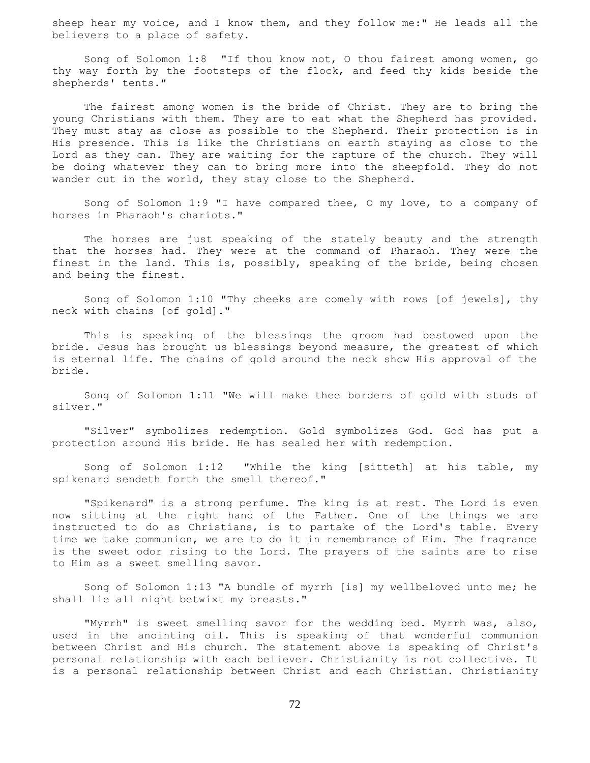sheep hear my voice, and I know them, and they follow me:" He leads all the believers to a place of safety.

Song of Solomon 1:8 "If thou know not, O thou fairest among women, go thy way forth by the footsteps of the flock, and feed thy kids beside the shepherds' tents."

The fairest among women is the bride of Christ. They are to bring the young Christians with them. They are to eat what the Shepherd has provided. They must stay as close as possible to the Shepherd. Their protection is in His presence. This is like the Christians on earth staying as close to the Lord as they can. They are waiting for the rapture of the church. They will be doing whatever they can to bring more into the sheepfold. They do not wander out in the world, they stay close to the Shepherd.

Song of Solomon 1:9 "I have compared thee, O my love, to a company of horses in Pharaoh's chariots."

The horses are just speaking of the stately beauty and the strength that the horses had. They were at the command of Pharaoh. They were the finest in the land. This is, possibly, speaking of the bride, being chosen and being the finest.

Song of Solomon 1:10 "Thy cheeks are comely with rows [of jewels], thy neck with chains [of gold]."

This is speaking of the blessings the groom had bestowed upon the bride. Jesus has brought us blessings beyond measure, the greatest of which is eternal life. The chains of gold around the neck show His approval of the bride.

Song of Solomon 1:11 "We will make thee borders of gold with studs of silver."

"Silver" symbolizes redemption. Gold symbolizes God. God has put a protection around His bride. He has sealed her with redemption.

Song of Solomon 1:12 "While the king [sitteth] at his table, my spikenard sendeth forth the smell thereof."

"Spikenard" is a strong perfume. The king is at rest. The Lord is even now sitting at the right hand of the Father. One of the things we are instructed to do as Christians, is to partake of the Lord's table. Every time we take communion, we are to do it in remembrance of Him. The fragrance is the sweet odor rising to the Lord. The prayers of the saints are to rise to Him as a sweet smelling savor.

Song of Solomon 1:13 "A bundle of myrrh [is] my wellbeloved unto me; he shall lie all night betwixt my breasts."

"Myrrh" is sweet smelling savor for the wedding bed. Myrrh was, also, used in the anointing oil. This is speaking of that wonderful communion between Christ and His church. The statement above is speaking of Christ's personal relationship with each believer. Christianity is not collective. It is a personal relationship between Christ and each Christian. Christianity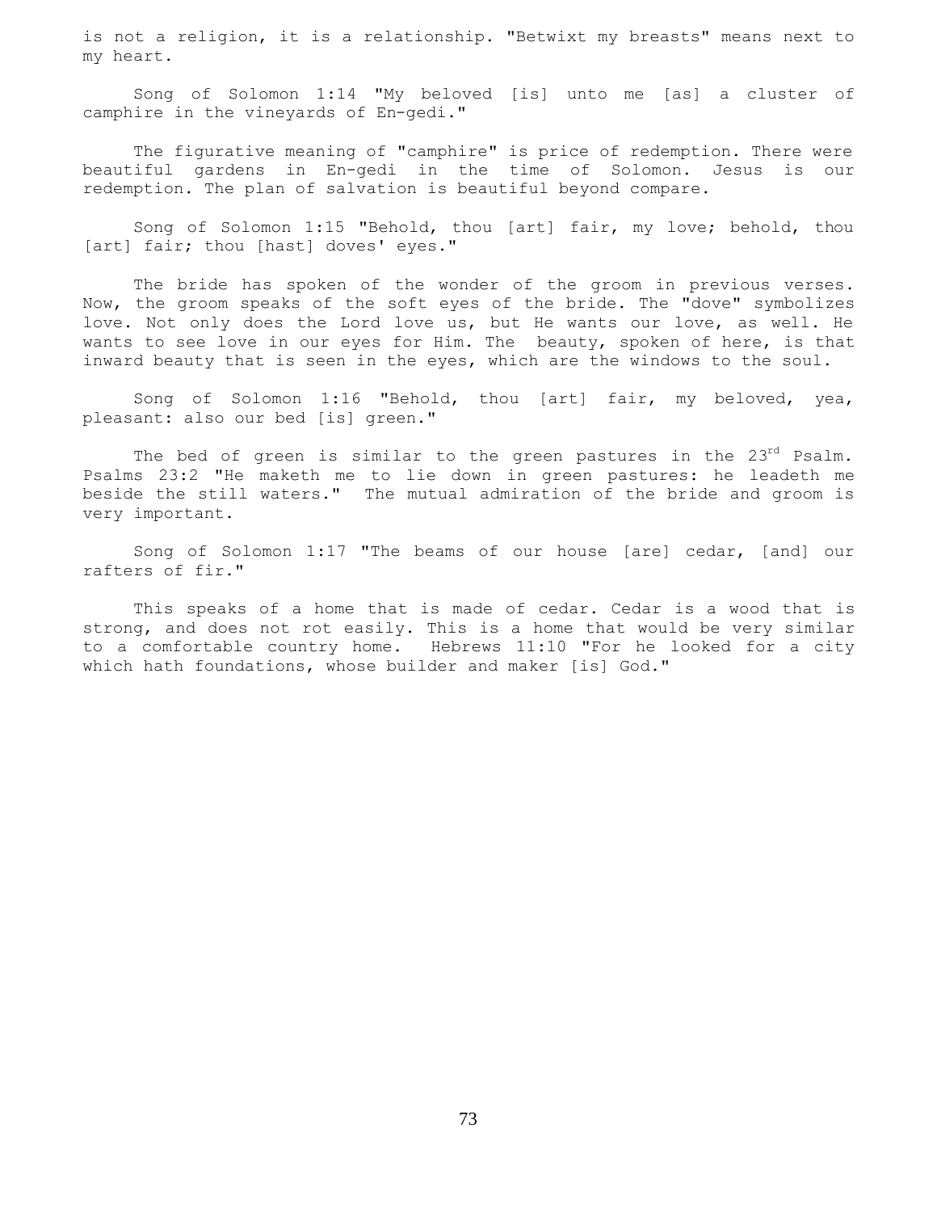is not a religion, it is a relationship. "Betwixt my breasts" means next to my heart.

Song of Solomon 1:14 "My beloved [is] unto me [as] a cluster of camphire in the vineyards of En-gedi."

The figurative meaning of "camphire" is price of redemption. There were beautiful gardens in En-gedi in the time of Solomon. Jesus is our redemption. The plan of salvation is beautiful beyond compare.

Song of Solomon 1:15 "Behold, thou [art] fair, my love; behold, thou [art] fair; thou [hast] doves' eyes."

The bride has spoken of the wonder of the groom in previous verses. Now, the groom speaks of the soft eyes of the bride. The "dove" symbolizes love. Not only does the Lord love us, but He wants our love, as well. He wants to see love in our eyes for Him. The beauty, spoken of here, is that inward beauty that is seen in the eyes, which are the windows to the soul.

Song of Solomon 1:16 "Behold, thou [art] fair, my beloved, yea, pleasant: also our bed [is] green."

The bed of green is similar to the green pastures in the 23rd Psalm. Psalms 23:2 "He maketh me to lie down in green pastures: he leadeth me beside the still waters." The mutual admiration of the bride and groom is very important.

Song of Solomon 1:17 "The beams of our house [are] cedar, [and] our rafters of fir."

This speaks of a home that is made of cedar. Cedar is a wood that is strong, and does not rot easily. This is a home that would be very similar to a comfortable country home. Hebrews 11:10 "For he looked for a city which hath foundations, whose builder and maker [is] God."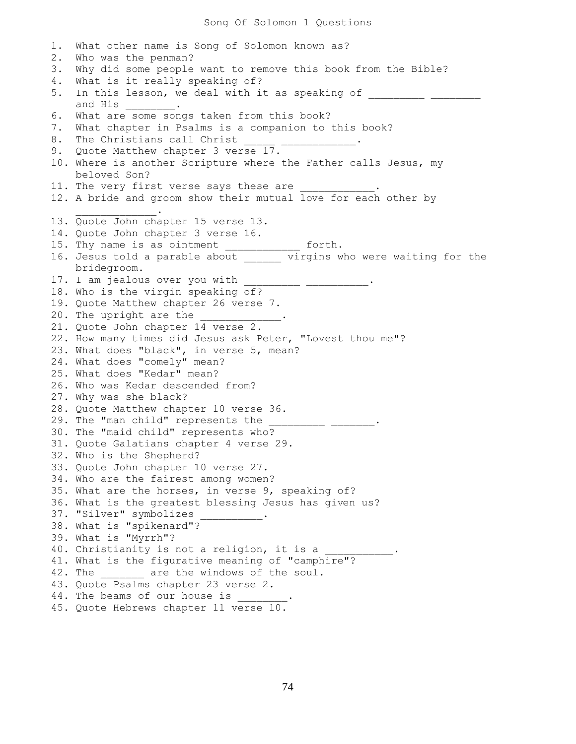# Song Of Solomon 1 Questions

1. What other name is Song of Solomon known as?
2. Who was the penman?
3. Why did some people want to remove this book from the Bible?
4. What is it really speaking of?
5. In this lesson, we deal with it as speaking of _________ ________ and His ________.
6. What are some songs taken from this book?
7. What chapter in Psalms is a companion to this book?
8. The Christians call Christ _____ ___________.
9. Quote Matthew chapter 3 verse 17.
10. Where is another Scripture where the Father calls Jesus, my beloved Son?
11. The very first verse says these are ____________.
12. A bride and groom show their mutual love for each other by _____________.
13. Quote John chapter 15 verse 13.
14. Quote John chapter 3 verse 16.
15. Thy name is as ointment ____________ forth.
16. Jesus told a parable about ______ virgins who were waiting for the bridegroom.
17. I am jealous over you with _________ __________.
18. Who is the virgin speaking of?
19. Quote Matthew chapter 26 verse 7.
20. The upright are the _____________.
21. Quote John chapter 14 verse 2.
22. How many times did Jesus ask Peter, "Lovest thou me"?
23. What does "black", in verse 5, mean?
24. What does "comely" mean?
25. What does "Kedar" mean?
26. Who was Kedar descended from?
27. Why was she black?
28. Quote Matthew chapter 10 verse 36.
29. The "man child" represents the _________ _______.
30. The "maid child" represents who?
31. Quote Galatians chapter 4 verse 29.
32. Who is the Shepherd?
33. Quote John chapter 10 verse 27.
34. Who are the fairest among women?
35. What are the horses, in verse 9, speaking of?
36. What is the greatest blessing Jesus has given us?
37. "Silver" symbolizes __________.
38. What is "spikenard"?
39. What is "Myrrh"?
40. Christianity is not a religion, it is a ___________.
41. What is the figurative meaning of "camphire"?
42. The _______ are the windows of the soul.
43. Quote Psalms chapter 23 verse 2.
44. The beams of our house is ________.
45. Quote Hebrews chapter 11 verse 10.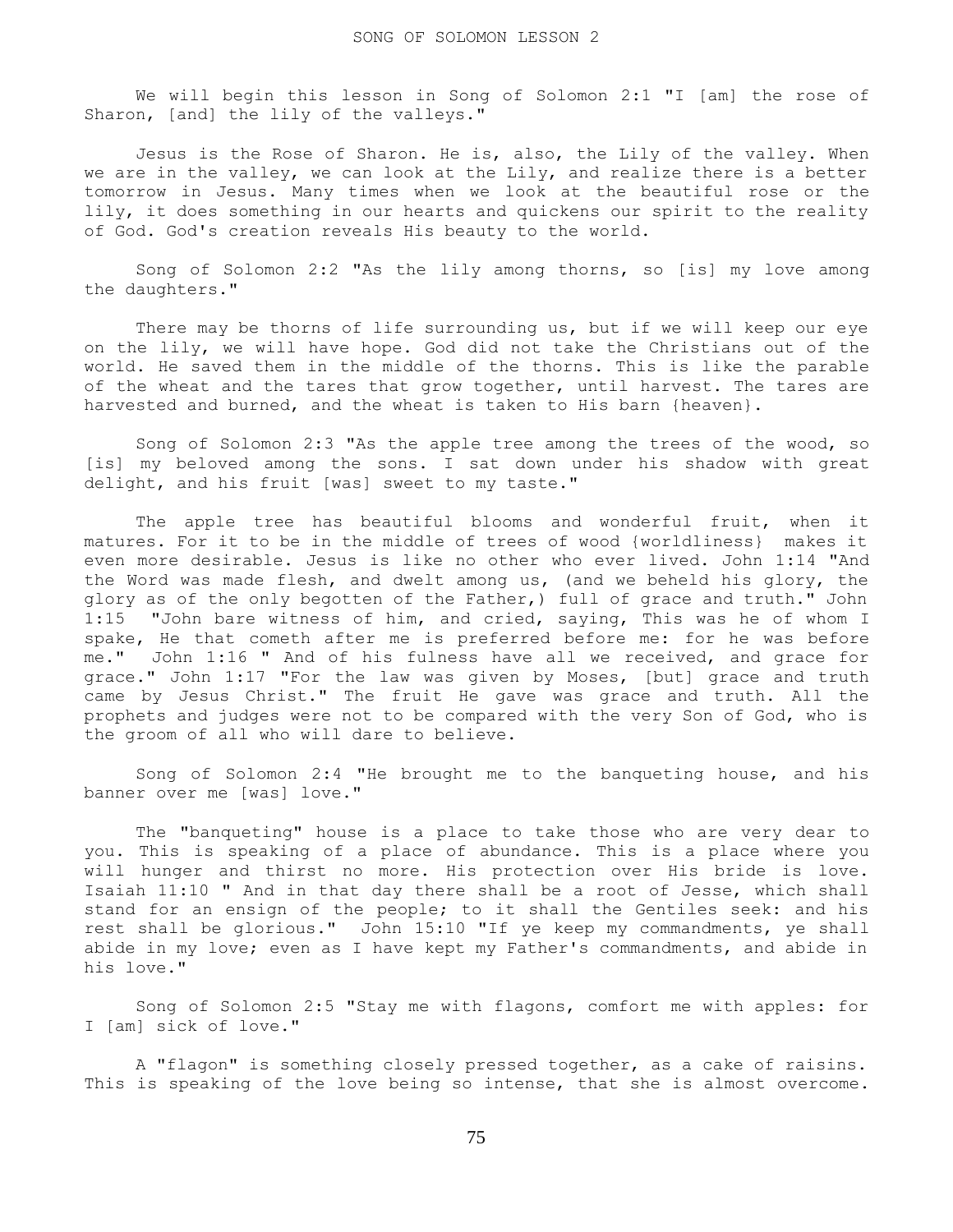# SONG OF SOLOMON LESSON 2

We will begin this lesson in Song of Solomon 2:1 "I [am] the rose of Sharon, [and] the lily of the valleys."

Jesus is the Rose of Sharon. He is, also, the Lily of the valley. When we are in the valley, we can look at the Lily, and realize there is a better tomorrow in Jesus. Many times when we look at the beautiful rose or the lily, it does something in our hearts and quickens our spirit to the reality of God. God's creation reveals His beauty to the world.

Song of Solomon 2:2 "As the lily among thorns, so [is] my love among the daughters."

There may be thorns of life surrounding us, but if we will keep our eye on the lily, we will have hope. God did not take the Christians out of the world. He saved them in the middle of the thorns. This is like the parable of the wheat and the tares that grow together, until harvest. The tares are harvested and burned, and the wheat is taken to His barn {heaven}.

Song of Solomon 2:3 "As the apple tree among the trees of the wood, so [is] my beloved among the sons. I sat down under his shadow with great delight, and his fruit [was] sweet to my taste."

The apple tree has beautiful blooms and wonderful fruit, when it matures. For it to be in the middle of trees of wood {worldliness} makes it even more desirable. Jesus is like no other who ever lived. John 1:14 "And the Word was made flesh, and dwelt among us, (and we beheld his glory, the glory as of the only begotten of the Father,) full of grace and truth." John 1:15 "John bare witness of him, and cried, saying, This was he of whom I spake, He that cometh after me is preferred before me: for he was before me." John 1:16 " And of his fulness have all we received, and grace for grace." John 1:17 "For the law was given by Moses, [but] grace and truth came by Jesus Christ." The fruit He gave was grace and truth. All the prophets and judges were not to be compared with the very Son of God, who is the groom of all who will dare to believe.

Song of Solomon 2:4 "He brought me to the banqueting house, and his banner over me [was] love."

The "banqueting" house is a place to take those who are very dear to you. This is speaking of a place of abundance. This is a place where you will hunger and thirst no more. His protection over His bride is love. Isaiah 11:10 " And in that day there shall be a root of Jesse, which shall stand for an ensign of the people; to it shall the Gentiles seek: and his rest shall be glorious." John 15:10 "If ye keep my commandments, ye shall abide in my love; even as I have kept my Father's commandments, and abide in his love."

Song of Solomon 2:5 "Stay me with flagons, comfort me with apples: for I [am] sick of love."

A "flagon" is something closely pressed together, as a cake of raisins. This is speaking of the love being so intense, that she is almost overcome.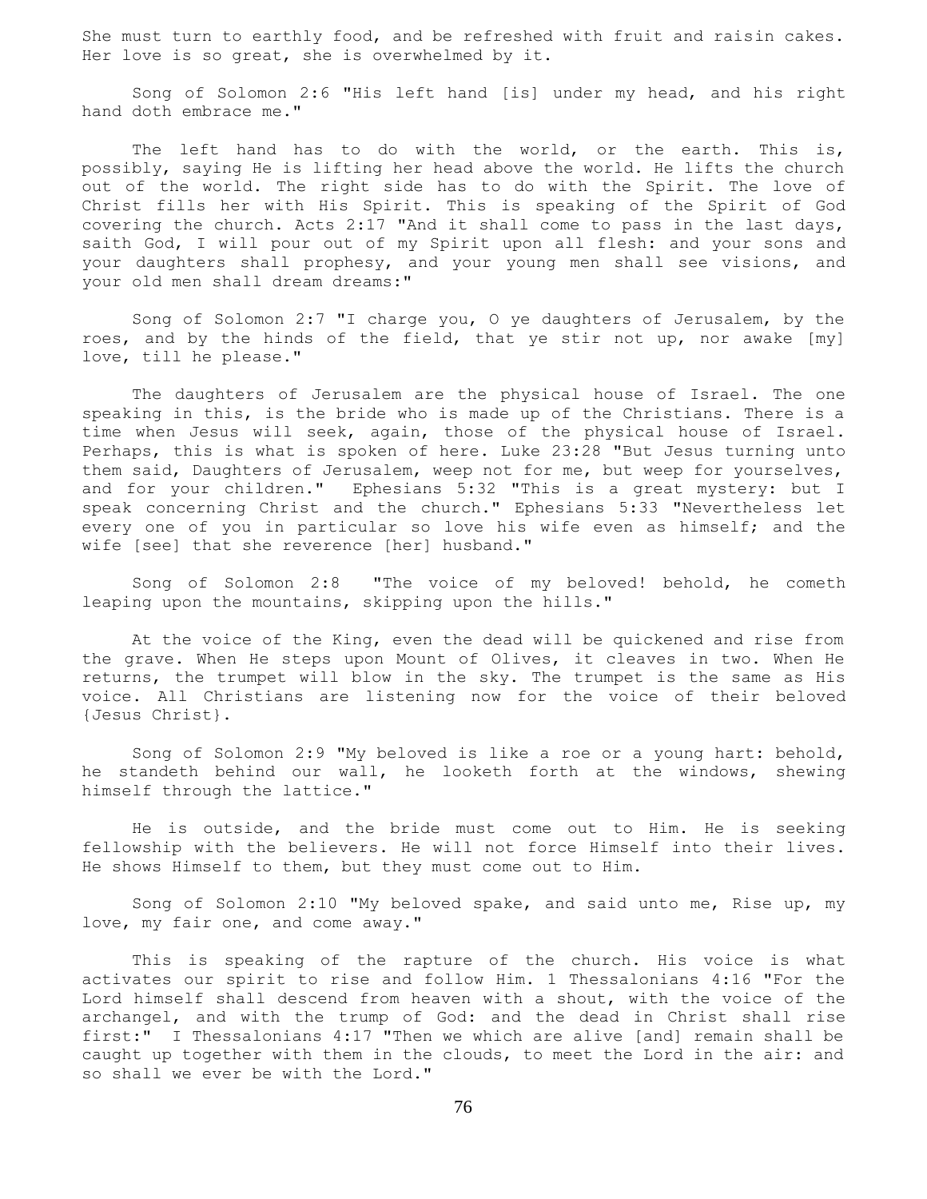She must turn to earthly food, and be refreshed with fruit and raisin cakes. Her love is so great, she is overwhelmed by it.

Song of Solomon 2:6 "His left hand [is] under my head, and his right hand doth embrace me."

The left hand has to do with the world, or the earth. This is, possibly, saying He is lifting her head above the world. He lifts the church out of the world. The right side has to do with the Spirit. The love of Christ fills her with His Spirit. This is speaking of the Spirit of God covering the church. Acts 2:17 "And it shall come to pass in the last days, saith God, I will pour out of my Spirit upon all flesh: and your sons and your daughters shall prophesy, and your young men shall see visions, and your old men shall dream dreams:"

Song of Solomon 2:7 "I charge you, O ye daughters of Jerusalem, by the roes, and by the hinds of the field, that ye stir not up, nor awake [my] love, till he please."

The daughters of Jerusalem are the physical house of Israel. The one speaking in this, is the bride who is made up of the Christians. There is a time when Jesus will seek, again, those of the physical house of Israel. Perhaps, this is what is spoken of here. Luke 23:28 "But Jesus turning unto them said, Daughters of Jerusalem, weep not for me, but weep for yourselves, and for your children." Ephesians 5:32 "This is a great mystery: but I speak concerning Christ and the church." Ephesians 5:33 "Nevertheless let every one of you in particular so love his wife even as himself; and the wife [see] that she reverence [her] husband."

Song of Solomon 2:8 "The voice of my beloved! behold, he cometh leaping upon the mountains, skipping upon the hills."

At the voice of the King, even the dead will be quickened and rise from the grave. When He steps upon Mount of Olives, it cleaves in two. When He returns, the trumpet will blow in the sky. The trumpet is the same as His voice. All Christians are listening now for the voice of their beloved {Jesus Christ}.

Song of Solomon 2:9 "My beloved is like a roe or a young hart: behold, he standeth behind our wall, he looketh forth at the windows, shewing himself through the lattice."

He is outside, and the bride must come out to Him. He is seeking fellowship with the believers. He will not force Himself into their lives. He shows Himself to them, but they must come out to Him.

Song of Solomon 2:10 "My beloved spake, and said unto me, Rise up, my love, my fair one, and come away."

This is speaking of the rapture of the church. His voice is what activates our spirit to rise and follow Him. 1 Thessalonians 4:16 "For the Lord himself shall descend from heaven with a shout, with the voice of the archangel, and with the trump of God: and the dead in Christ shall rise first:" I Thessalonians 4:17 "Then we which are alive [and] remain shall be caught up together with them in the clouds, to meet the Lord in the air: and so shall we ever be with the Lord."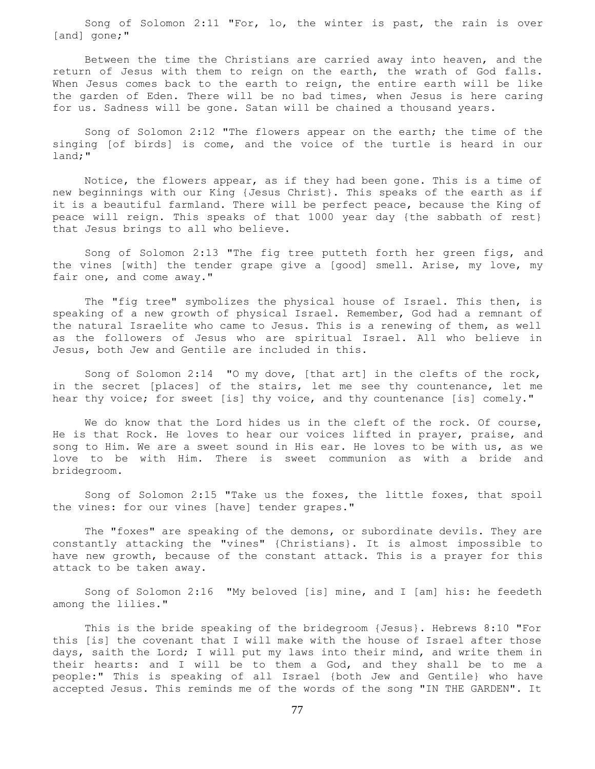Song of Solomon 2:11 "For, lo, the winter is past, the rain is over [and] gone;"

Between the time the Christians are carried away into heaven, and the return of Jesus with them to reign on the earth, the wrath of God falls. When Jesus comes back to the earth to reign, the entire earth will be like the garden of Eden. There will be no bad times, when Jesus is here caring for us. Sadness will be gone. Satan will be chained a thousand years.

Song of Solomon 2:12 "The flowers appear on the earth; the time of the singing [of birds] is come, and the voice of the turtle is heard in our land;"

Notice, the flowers appear, as if they had been gone. This is a time of new beginnings with our King {Jesus Christ}. This speaks of the earth as if it is a beautiful farmland. There will be perfect peace, because the King of peace will reign. This speaks of that 1000 year day {the sabbath of rest} that Jesus brings to all who believe.

Song of Solomon 2:13 "The fig tree putteth forth her green figs, and the vines [with] the tender grape give a [good] smell. Arise, my love, my fair one, and come away."

The "fig tree" symbolizes the physical house of Israel. This then, is speaking of a new growth of physical Israel. Remember, God had a remnant of the natural Israelite who came to Jesus. This is a renewing of them, as well as the followers of Jesus who are spiritual Israel. All who believe in Jesus, both Jew and Gentile are included in this.

Song of Solomon 2:14 "O my dove, [that art] in the clefts of the rock, in the secret [places] of the stairs, let me see thy countenance, let me hear thy voice; for sweet [is] thy voice, and thy countenance [is] comely."

We do know that the Lord hides us in the cleft of the rock. Of course, He is that Rock. He loves to hear our voices lifted in prayer, praise, and song to Him. We are a sweet sound in His ear. He loves to be with us, as we love to be with Him. There is sweet communion as with a bride and bridegroom.

Song of Solomon 2:15 "Take us the foxes, the little foxes, that spoil the vines: for our vines [have] tender grapes."

The "foxes" are speaking of the demons, or subordinate devils. They are constantly attacking the "vines" {Christians}. It is almost impossible to have new growth, because of the constant attack. This is a prayer for this attack to be taken away.

Song of Solomon 2:16 "My beloved [is] mine, and I [am] his: he feedeth among the lilies."

This is the bride speaking of the bridegroom {Jesus}. Hebrews 8:10 "For this [is] the covenant that I will make with the house of Israel after those days, saith the Lord; I will put my laws into their mind, and write them in their hearts: and I will be to them a God, and they shall be to me a people:" This is speaking of all Israel {both Jew and Gentile} who have accepted Jesus. This reminds me of the words of the song "IN THE GARDEN". It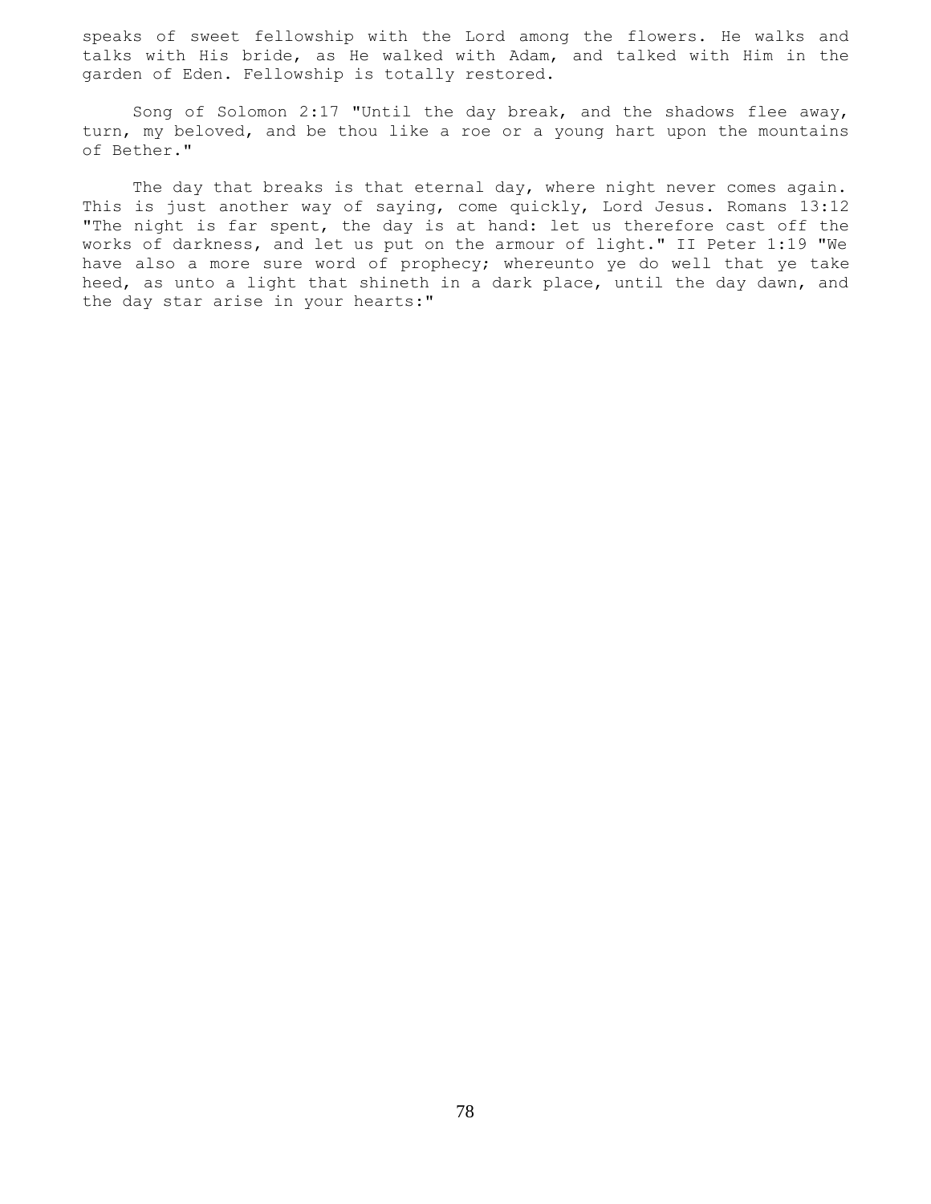speaks of sweet fellowship with the Lord among the flowers. He walks and talks with His bride, as He walked with Adam, and talked with Him in the garden of Eden. Fellowship is totally restored.

Song of Solomon 2:17 "Until the day break, and the shadows flee away, turn, my beloved, and be thou like a roe or a young hart upon the mountains of Bether."

The day that breaks is that eternal day, where night never comes again. This is just another way of saying, come quickly, Lord Jesus. Romans 13:12 "The night is far spent, the day is at hand: let us therefore cast off the works of darkness, and let us put on the armour of light." II Peter 1:19 "We have also a more sure word of prophecy; whereunto ye do well that ye take heed, as unto a light that shineth in a dark place, until the day dawn, and the day star arise in your hearts:"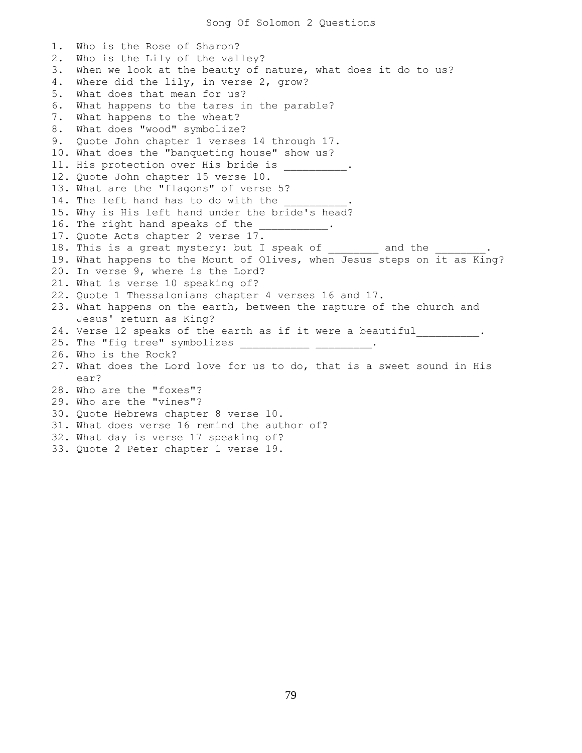# Song Of Solomon 2 Questions

1. Who is the Rose of Sharon?
2. Who is the Lily of the valley?
3. When we look at the beauty of nature, what does it do to us?
4. Where did the lily, in verse 2, grow?
5. What does that mean for us?
6. What happens to the tares in the parable?
7. What happens to the wheat?
8. What does "wood" symbolize?
9. Quote John chapter 1 verses 14 through 17.
10. What does the "banqueting house" show us?
11. His protection over His bride is __________.
12. Quote John chapter 15 verse 10.
13. What are the "flagons" of verse 5?
14. The left hand has to do with the __________.
15. Why is His left hand under the bride's head?
16. The right hand speaks of the ___________.
17. Quote Acts chapter 2 verse 17.
18. This is a great mystery: but I speak of ________ and the ________.
19. What happens to the Mount of Olives, when Jesus steps on it as King?
20. In verse 9, where is the Lord?
21. What is verse 10 speaking of?
22. Quote 1 Thessalonians chapter 4 verses 16 and 17.
23. What happens on the earth, between the rapture of the church and Jesus' return as King?
24. Verse 12 speaks of the earth as if it were a beautiful__________.
25. The "fig tree" symbolizes ___________ _________.
26. Who is the Rock?
27. What does the Lord love for us to do, that is a sweet sound in His ear?
28. Who are the "foxes"?
29. Who are the "vines"?
30. Quote Hebrews chapter 8 verse 10.
31. What does verse 16 remind the author of?
32. What day is verse 17 speaking of?
33. Quote 2 Peter chapter 1 verse 19.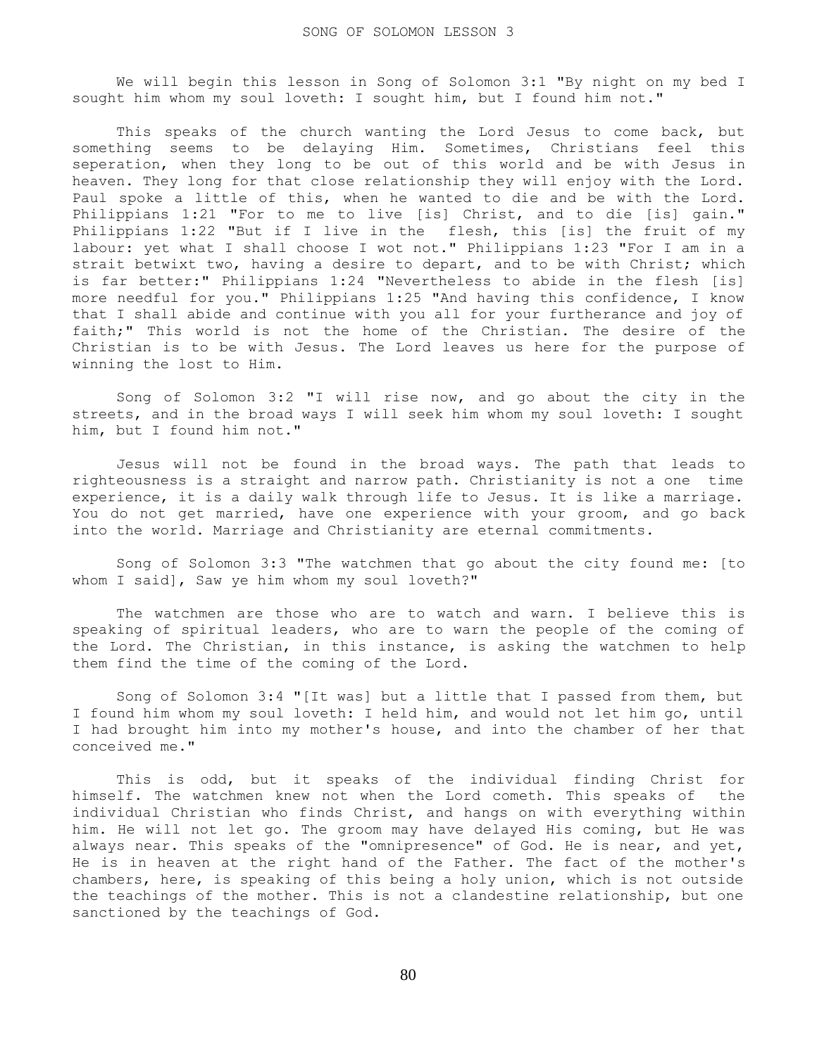# SONG OF SOLOMON LESSON 3

We will begin this lesson in Song of Solomon 3:1 "By night on my bed I sought him whom my soul loveth: I sought him, but I found him not."

This speaks of the church wanting the Lord Jesus to come back, but something seems to be delaying Him. Sometimes, Christians feel this seperation, when they long to be out of this world and be with Jesus in heaven. They long for that close relationship they will enjoy with the Lord. Paul spoke a little of this, when he wanted to die and be with the Lord. Philippians 1:21 "For to me to live [is] Christ, and to die [is] gain." Philippians 1:22 "But if I live in the flesh, this [is] the fruit of my labour: yet what I shall choose I wot not." Philippians 1:23 "For I am in a strait betwixt two, having a desire to depart, and to be with Christ; which is far better:" Philippians 1:24 "Nevertheless to abide in the flesh [is] more needful for you." Philippians 1:25 "And having this confidence, I know that I shall abide and continue with you all for your furtherance and joy of faith;" This world is not the home of the Christian. The desire of the Christian is to be with Jesus. The Lord leaves us here for the purpose of winning the lost to Him.

Song of Solomon 3:2 "I will rise now, and go about the city in the streets, and in the broad ways I will seek him whom my soul loveth: I sought him, but I found him not."

Jesus will not be found in the broad ways. The path that leads to righteousness is a straight and narrow path. Christianity is not a one time experience, it is a daily walk through life to Jesus. It is like a marriage. You do not get married, have one experience with your groom, and go back into the world. Marriage and Christianity are eternal commitments.

Song of Solomon 3:3 "The watchmen that go about the city found me: [to whom I said], Saw ye him whom my soul loveth?"

The watchmen are those who are to watch and warn. I believe this is speaking of spiritual leaders, who are to warn the people of the coming of the Lord. The Christian, in this instance, is asking the watchmen to help them find the time of the coming of the Lord.

Song of Solomon 3:4 "[It was] but a little that I passed from them, but I found him whom my soul loveth: I held him, and would not let him go, until I had brought him into my mother's house, and into the chamber of her that conceived me."

This is odd, but it speaks of the individual finding Christ for himself. The watchmen knew not when the Lord cometh. This speaks of the individual Christian who finds Christ, and hangs on with everything within him. He will not let go. The groom may have delayed His coming, but He was always near. This speaks of the "omnipresence" of God. He is near, and yet, He is in heaven at the right hand of the Father. The fact of the mother's chambers, here, is speaking of this being a holy union, which is not outside the teachings of the mother. This is not a clandestine relationship, but one sanctioned by the teachings of God.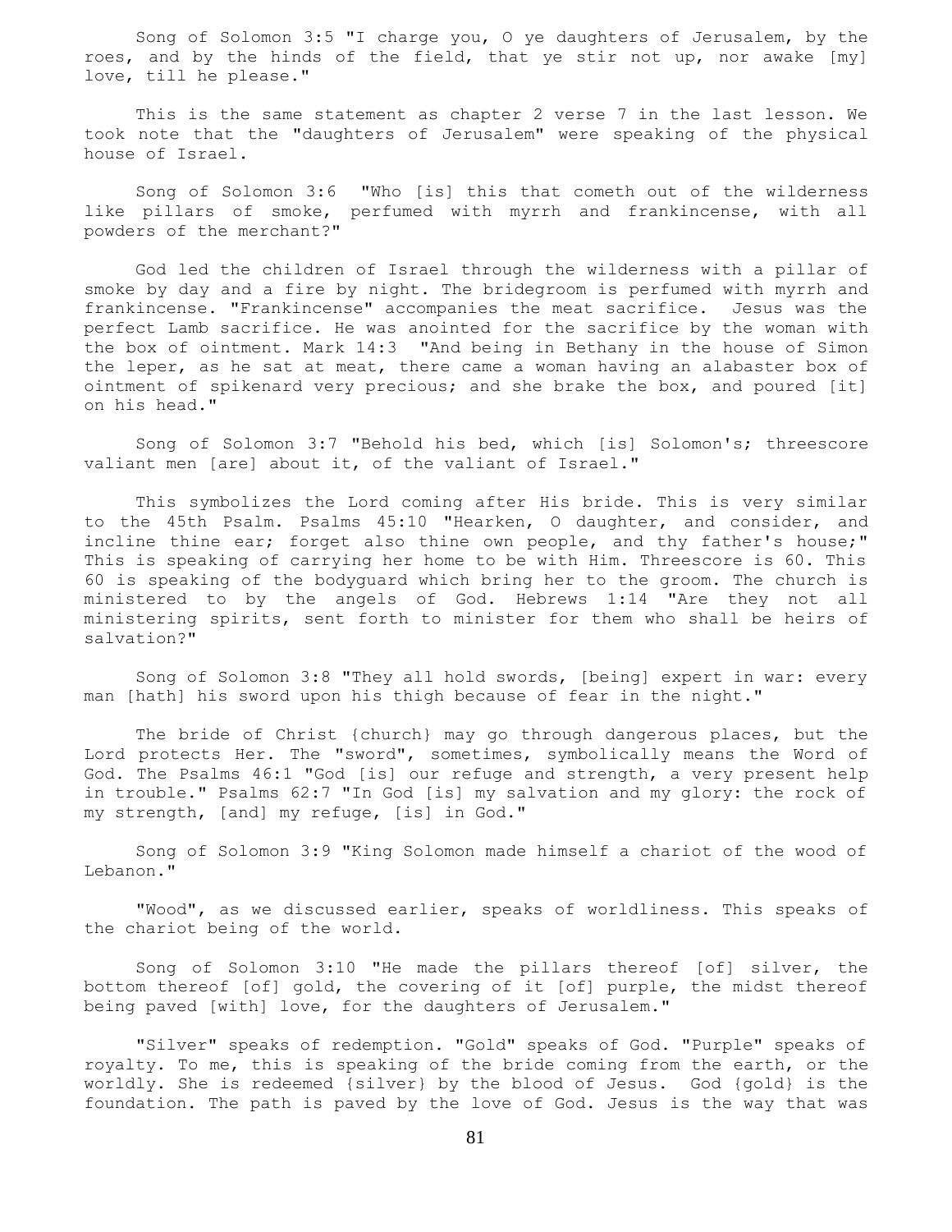Song of Solomon 3:5 "I charge you, O ye daughters of Jerusalem, by the roes, and by the hinds of the field, that ye stir not up, nor awake [my] love, till he please."

This is the same statement as chapter 2 verse 7 in the last lesson. We took note that the "daughters of Jerusalem" were speaking of the physical house of Israel.

Song of Solomon 3:6 "Who [is] this that cometh out of the wilderness like pillars of smoke, perfumed with myrrh and frankincense, with all powders of the merchant?"

God led the children of Israel through the wilderness with a pillar of smoke by day and a fire by night. The bridegroom is perfumed with myrrh and frankincense. "Frankincense" accompanies the meat sacrifice. Jesus was the perfect Lamb sacrifice. He was anointed for the sacrifice by the woman with the box of ointment. Mark 14:3 "And being in Bethany in the house of Simon the leper, as he sat at meat, there came a woman having an alabaster box of ointment of spikenard very precious; and she brake the box, and poured [it] on his head."

Song of Solomon 3:7 "Behold his bed, which [is] Solomon's; threescore valiant men [are] about it, of the valiant of Israel."

This symbolizes the Lord coming after His bride. This is very similar to the 45th Psalm. Psalms 45:10 "Hearken, O daughter, and consider, and incline thine ear; forget also thine own people, and thy father's house;" This is speaking of carrying her home to be with Him. Threescore is 60. This 60 is speaking of the bodyguard which bring her to the groom. The church is ministered to by the angels of God. Hebrews 1:14 "Are they not all ministering spirits, sent forth to minister for them who shall be heirs of salvation?"

Song of Solomon 3:8 "They all hold swords, [being] expert in war: every man [hath] his sword upon his thigh because of fear in the night."

The bride of Christ {church} may go through dangerous places, but the Lord protects Her. The "sword", sometimes, symbolically means the Word of God. The Psalms 46:1 "God [is] our refuge and strength, a very present help in trouble." Psalms 62:7 "In God [is] my salvation and my glory: the rock of my strength, [and] my refuge, [is] in God."

Song of Solomon 3:9 "King Solomon made himself a chariot of the wood of Lebanon."

"Wood", as we discussed earlier, speaks of worldliness. This speaks of the chariot being of the world.

Song of Solomon 3:10 "He made the pillars thereof [of] silver, the bottom thereof [of] gold, the covering of it [of] purple, the midst thereof being paved [with] love, for the daughters of Jerusalem."

"Silver" speaks of redemption. "Gold" speaks of God. "Purple" speaks of royalty. To me, this is speaking of the bride coming from the earth, or the worldly. She is redeemed {silver} by the blood of Jesus. God {gold} is the foundation. The path is paved by the love of God. Jesus is the way that was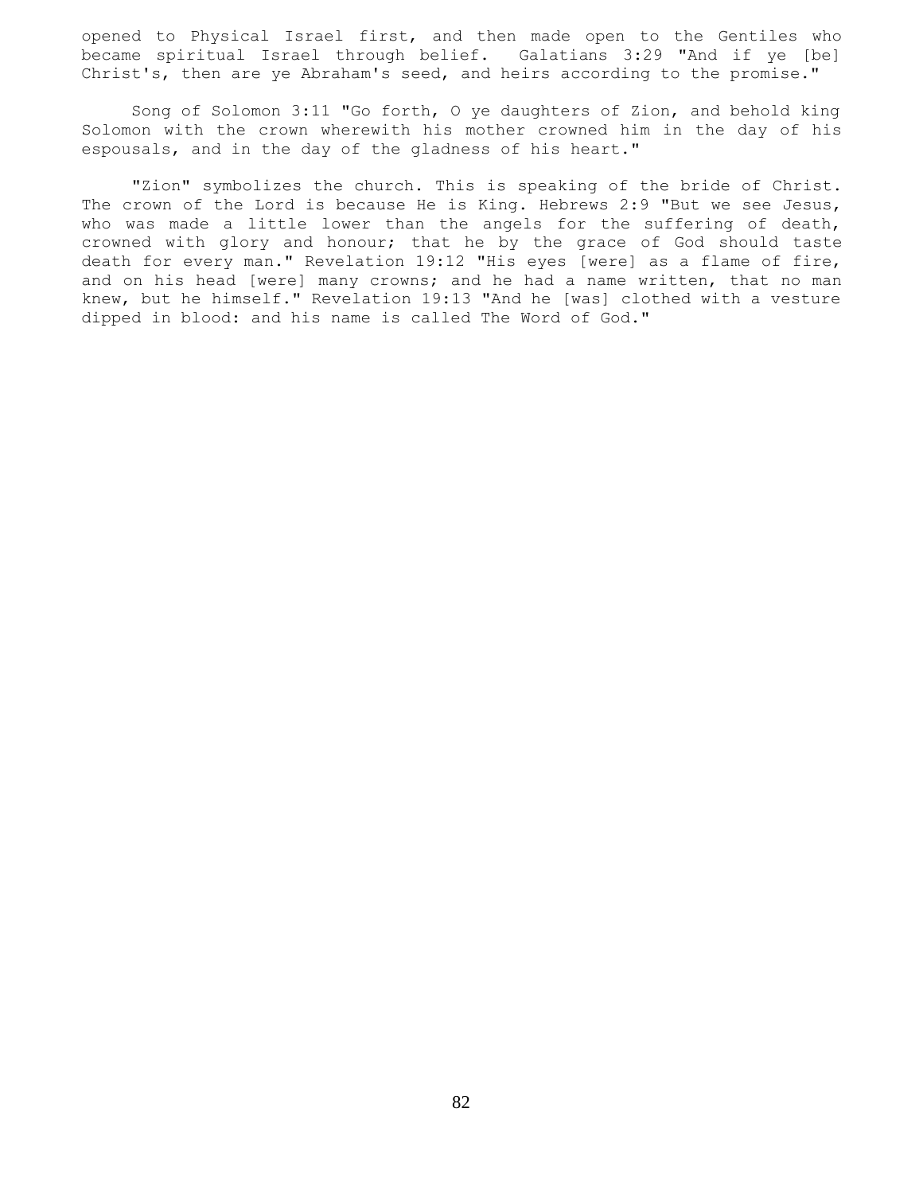opened to Physical Israel first, and then made open to the Gentiles who became spiritual Israel through belief. Galatians 3:29 "And if ye [be] Christ's, then are ye Abraham's seed, and heirs according to the promise."

Song of Solomon 3:11 "Go forth, O ye daughters of Zion, and behold king Solomon with the crown wherewith his mother crowned him in the day of his espousals, and in the day of the gladness of his heart."

"Zion" symbolizes the church. This is speaking of the bride of Christ. The crown of the Lord is because He is King. Hebrews 2:9 "But we see Jesus, who was made a little lower than the angels for the suffering of death, crowned with glory and honour; that he by the grace of God should taste death for every man." Revelation 19:12 "His eyes [were] as a flame of fire, and on his head [were] many crowns; and he had a name written, that no man knew, but he himself." Revelation 19:13 "And he [was] clothed with a vesture dipped in blood: and his name is called The Word of God."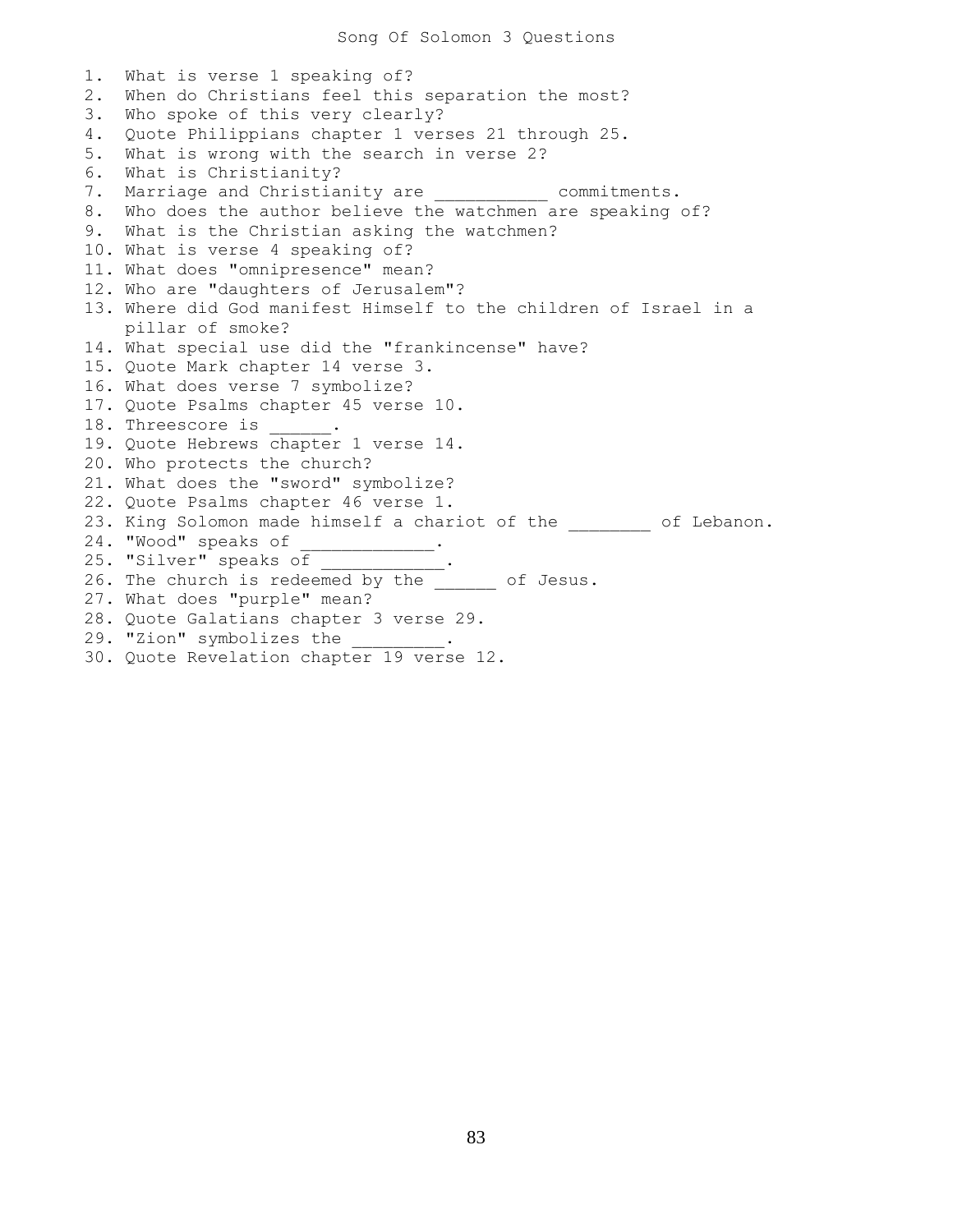# Song Of Solomon 3 Questions

1. What is verse 1 speaking of?
2. When do Christians feel this separation the most?
3. Who spoke of this very clearly?
4. Quote Philippians chapter 1 verses 21 through 25.
5. What is wrong with the search in verse 2?
6. What is Christianity?
7. Marriage and Christianity are ___________ commitments.
8. Who does the author believe the watchmen are speaking of?
9. What is the Christian asking the watchmen?
10. What is verse 4 speaking of?
11. What does "omnipresence" mean?
12. Who are "daughters of Jerusalem"?
13. Where did God manifest Himself to the children of Israel in a pillar of smoke?
14. What special use did the "frankincense" have?
15. Quote Mark chapter 14 verse 3.
16. What does verse 7 symbolize?
17. Quote Psalms chapter 45 verse 10.
18. Threescore is ______.
19. Quote Hebrews chapter 1 verse 14.
20. Who protects the church?
21. What does the "sword" symbolize?
22. Quote Psalms chapter 46 verse 1.
23. King Solomon made himself a chariot of the ________ of Lebanon.
24. "Wood" speaks of _____________.
25. "Silver" speaks of ____________.
26. The church is redeemed by the ______ of Jesus.
27. What does "purple" mean?
28. Quote Galatians chapter 3 verse 29.
29. "Zion" symbolizes the _________.
30. Quote Revelation chapter 19 verse 12.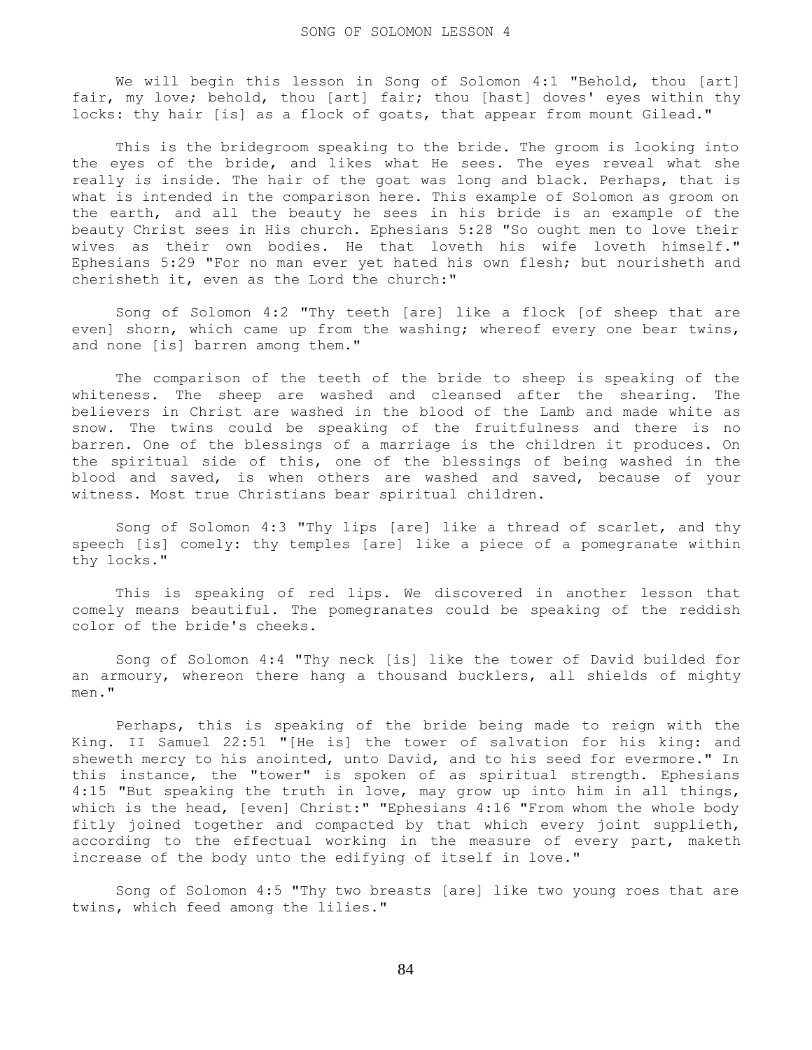We will begin this lesson in Song of Solomon 4:1 "Behold, thou [art] fair, my love; behold, thou [art] fair; thou [hast] doves' eyes within thy locks: thy hair [is] as a flock of goats, that appear from mount Gilead."

This is the bridegroom speaking to the bride. The groom is looking into the eyes of the bride, and likes what He sees. The eyes reveal what she really is inside. The hair of the goat was long and black. Perhaps, that is what is intended in the comparison here. This example of Solomon as groom on the earth, and all the beauty he sees in his bride is an example of the beauty Christ sees in His church. Ephesians 5:28 "So ought men to love their wives as their own bodies. He that loveth his wife loveth himself." Ephesians 5:29 "For no man ever yet hated his own flesh; but nourisheth and cherisheth it, even as the Lord the church:"

Song of Solomon 4:2 "Thy teeth [are] like a flock [of sheep that are even] shorn, which came up from the washing; whereof every one bear twins, and none [is] barren among them."

The comparison of the teeth of the bride to sheep is speaking of the whiteness. The sheep are washed and cleansed after the shearing. The believers in Christ are washed in the blood of the Lamb and made white as snow. The twins could be speaking of the fruitfulness and there is no barren. One of the blessings of a marriage is the children it produces. On the spiritual side of this, one of the blessings of being washed in the blood and saved, is when others are washed and saved, because of your witness. Most true Christians bear spiritual children.

Song of Solomon 4:3 "Thy lips [are] like a thread of scarlet, and thy speech [is] comely: thy temples [are] like a piece of a pomegranate within thy locks."

This is speaking of red lips. We discovered in another lesson that comely means beautiful. The pomegranates could be speaking of the reddish color of the bride's cheeks.

Song of Solomon 4:4 "Thy neck [is] like the tower of David builded for an armoury, whereon there hang a thousand bucklers, all shields of mighty men."

Perhaps, this is speaking of the bride being made to reign with the King. II Samuel 22:51 "[He is] the tower of salvation for his king: and sheweth mercy to his anointed, unto David, and to his seed for evermore." In this instance, the "tower" is spoken of as spiritual strength. Ephesians 4:15 "But speaking the truth in love, may grow up into him in all things, which is the head, [even] Christ:" "Ephesians 4:16 "From whom the whole body fitly joined together and compacted by that which every joint supplieth, according to the effectual working in the measure of every part, maketh increase of the body unto the edifying of itself in love."

Song of Solomon 4:5 "Thy two breasts [are] like two young roes that are twins, which feed among the lilies."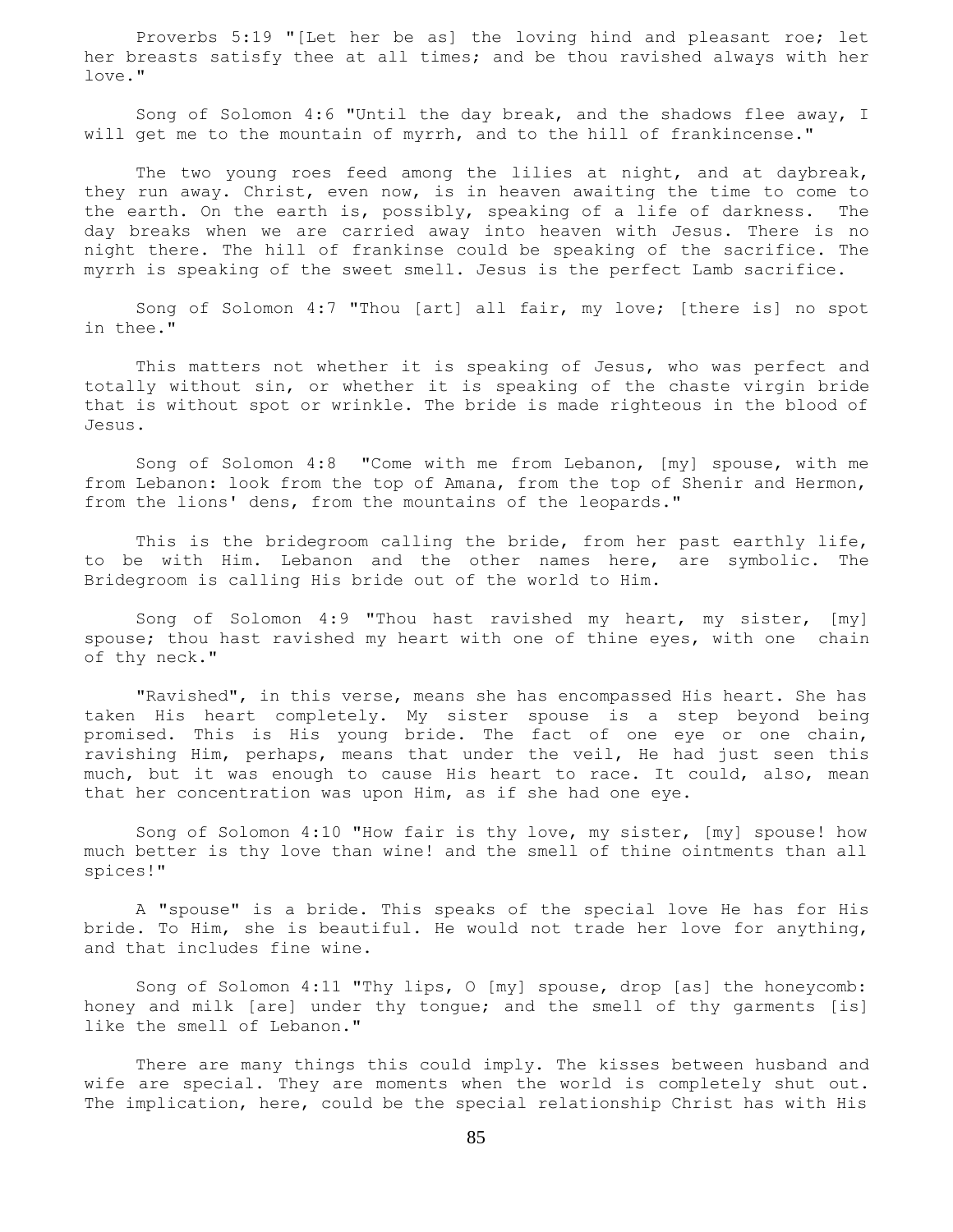Proverbs 5:19 "[Let her be as] the loving hind and pleasant roe; let her breasts satisfy thee at all times; and be thou ravished always with her love."

Song of Solomon 4:6 "Until the day break, and the shadows flee away, I will get me to the mountain of myrrh, and to the hill of frankincense."

The two young roes feed among the lilies at night, and at daybreak, they run away. Christ, even now, is in heaven awaiting the time to come to the earth. On the earth is, possibly, speaking of a life of darkness. The day breaks when we are carried away into heaven with Jesus. There is no night there. The hill of frankinse could be speaking of the sacrifice. The myrrh is speaking of the sweet smell. Jesus is the perfect Lamb sacrifice.

Song of Solomon 4:7 "Thou [art] all fair, my love; [there is] no spot in thee."

This matters not whether it is speaking of Jesus, who was perfect and totally without sin, or whether it is speaking of the chaste virgin bride that is without spot or wrinkle. The bride is made righteous in the blood of Jesus.

Song of Solomon 4:8 "Come with me from Lebanon, [my] spouse, with me from Lebanon: look from the top of Amana, from the top of Shenir and Hermon, from the lions' dens, from the mountains of the leopards."

This is the bridegroom calling the bride, from her past earthly life, to be with Him. Lebanon and the other names here, are symbolic. The Bridegroom is calling His bride out of the world to Him.

Song of Solomon 4:9 "Thou hast ravished my heart, my sister, [my] spouse; thou hast ravished my heart with one of thine eyes, with one chain of thy neck."

"Ravished", in this verse, means she has encompassed His heart. She has taken His heart completely. My sister spouse is a step beyond being promised. This is His young bride. The fact of one eye or one chain, ravishing Him, perhaps, means that under the veil, He had just seen this much, but it was enough to cause His heart to race. It could, also, mean that her concentration was upon Him, as if she had one eye.

Song of Solomon 4:10 "How fair is thy love, my sister, [my] spouse! how much better is thy love than wine! and the smell of thine ointments than all spices!"

A "spouse" is a bride. This speaks of the special love He has for His bride. To Him, she is beautiful. He would not trade her love for anything, and that includes fine wine.

Song of Solomon 4:11 "Thy lips, O [my] spouse, drop [as] the honeycomb: honey and milk [are] under thy tongue; and the smell of thy garments [is] like the smell of Lebanon."

There are many things this could imply. The kisses between husband and wife are special. They are moments when the world is completely shut out. The implication, here, could be the special relationship Christ has with His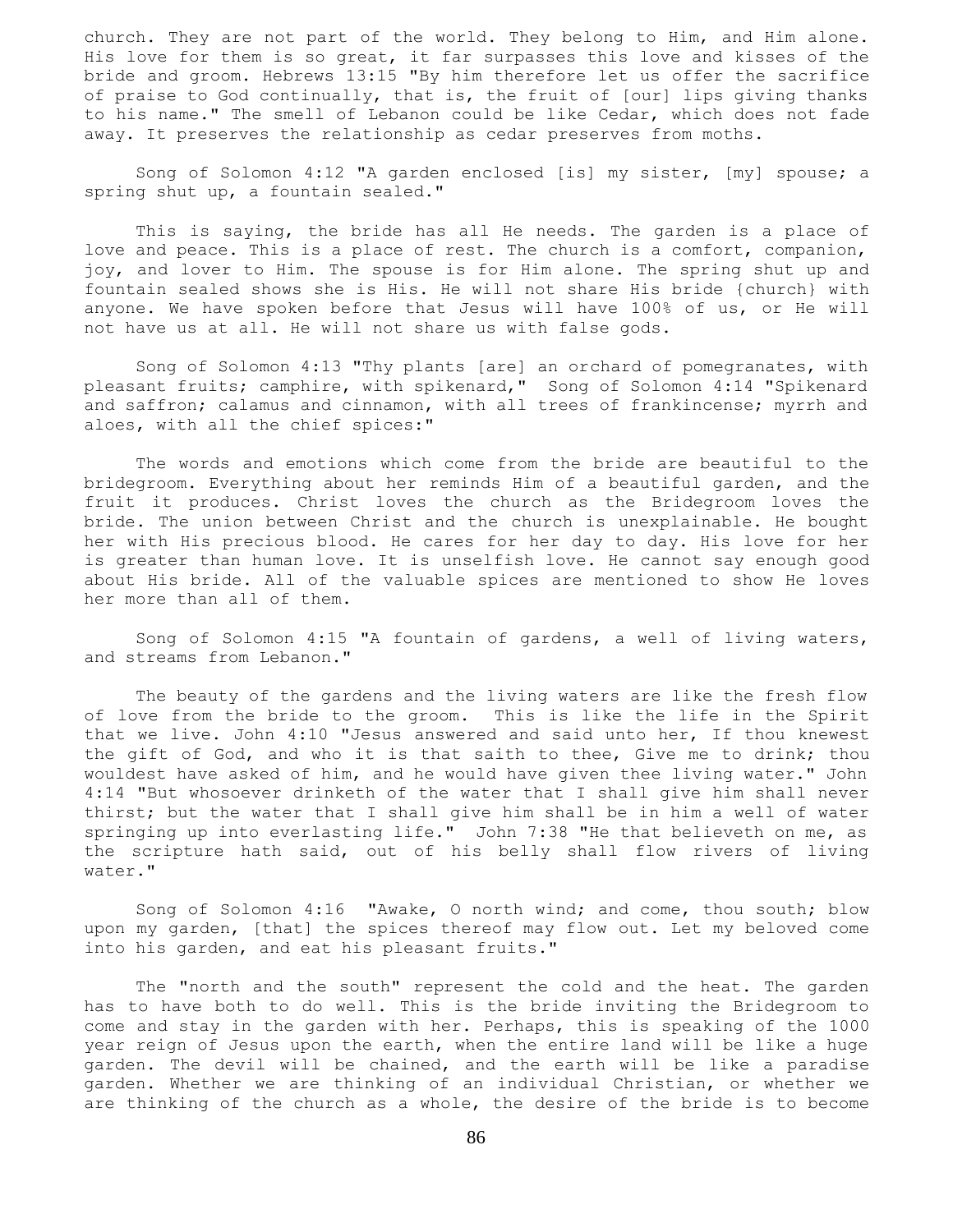church. They are not part of the world. They belong to Him, and Him alone. His love for them is so great, it far surpasses this love and kisses of the bride and groom. Hebrews 13:15 "By him therefore let us offer the sacrifice of praise to God continually, that is, the fruit of [our] lips giving thanks to his name." The smell of Lebanon could be like Cedar, which does not fade away. It preserves the relationship as cedar preserves from moths.

Song of Solomon 4:12 "A garden enclosed [is] my sister, [my] spouse; a spring shut up, a fountain sealed."

This is saying, the bride has all He needs. The garden is a place of love and peace. This is a place of rest. The church is a comfort, companion, joy, and lover to Him. The spouse is for Him alone. The spring shut up and fountain sealed shows she is His. He will not share His bride {church} with anyone. We have spoken before that Jesus will have 100% of us, or He will not have us at all. He will not share us with false gods.

Song of Solomon 4:13 "Thy plants [are] an orchard of pomegranates, with pleasant fruits; camphire, with spikenard," Song of Solomon 4:14 "Spikenard and saffron; calamus and cinnamon, with all trees of frankincense; myrrh and aloes, with all the chief spices:"

The words and emotions which come from the bride are beautiful to the bridegroom. Everything about her reminds Him of a beautiful garden, and the fruit it produces. Christ loves the church as the Bridegroom loves the bride. The union between Christ and the church is unexplainable. He bought her with His precious blood. He cares for her day to day. His love for her is greater than human love. It is unselfish love. He cannot say enough good about His bride. All of the valuable spices are mentioned to show He loves her more than all of them.

Song of Solomon 4:15 "A fountain of gardens, a well of living waters, and streams from Lebanon."

The beauty of the gardens and the living waters are like the fresh flow of love from the bride to the groom. This is like the life in the Spirit that we live. John 4:10 "Jesus answered and said unto her, If thou knewest the gift of God, and who it is that saith to thee, Give me to drink; thou wouldest have asked of him, and he would have given thee living water." John 4:14 "But whosoever drinketh of the water that I shall give him shall never thirst; but the water that I shall give him shall be in him a well of water springing up into everlasting life." John 7:38 "He that believeth on me, as the scripture hath said, out of his belly shall flow rivers of living water."

Song of Solomon 4:16 "Awake, O north wind; and come, thou south; blow upon my garden, [that] the spices thereof may flow out. Let my beloved come into his garden, and eat his pleasant fruits."

The "north and the south" represent the cold and the heat. The garden has to have both to do well. This is the bride inviting the Bridegroom to come and stay in the garden with her. Perhaps, this is speaking of the 1000 year reign of Jesus upon the earth, when the entire land will be like a huge garden. The devil will be chained, and the earth will be like a paradise garden. Whether we are thinking of an individual Christian, or whether we are thinking of the church as a whole, the desire of the bride is to become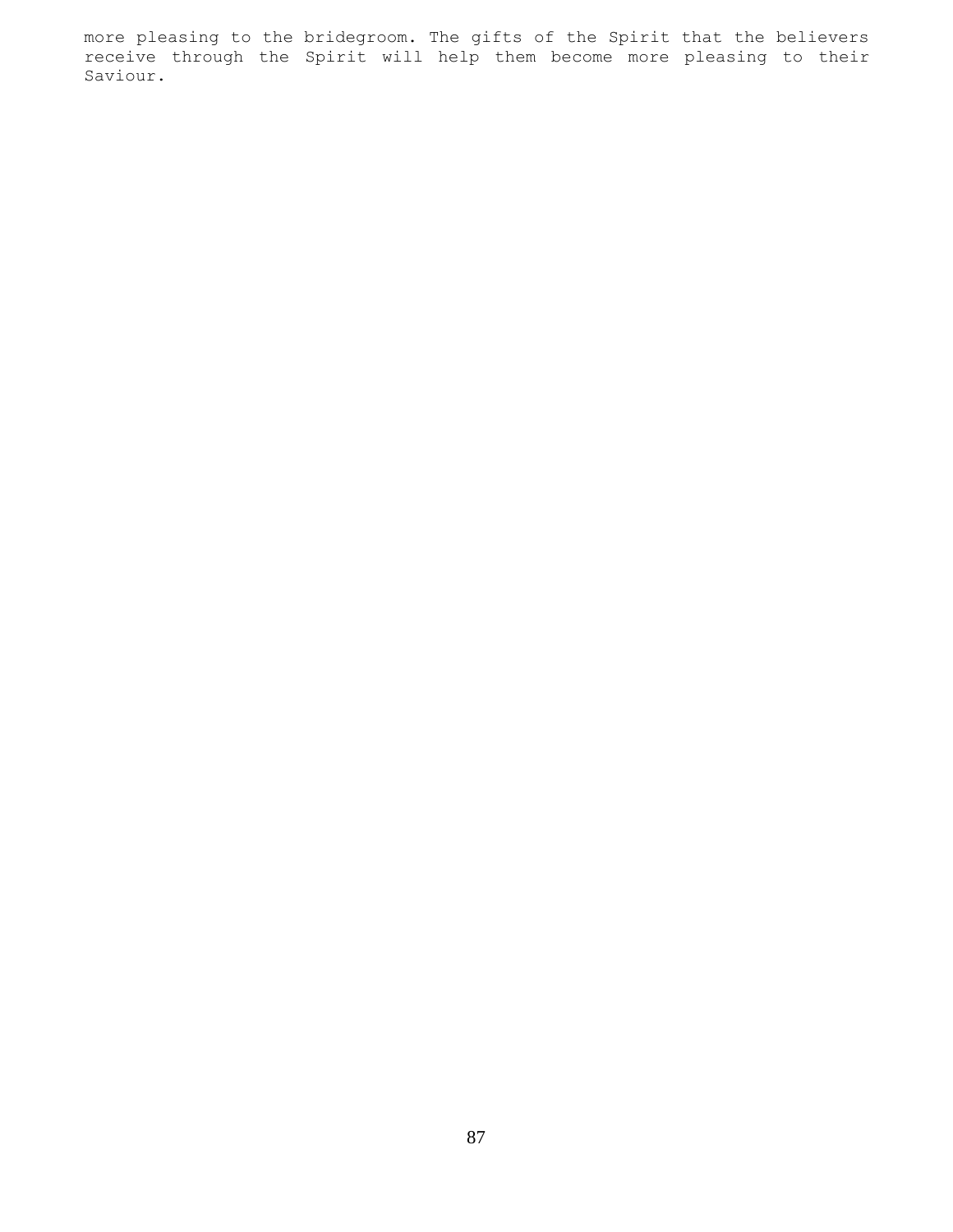more pleasing to the bridegroom. The gifts of the Spirit that the believers receive through the Spirit will help them become more pleasing to their Saviour.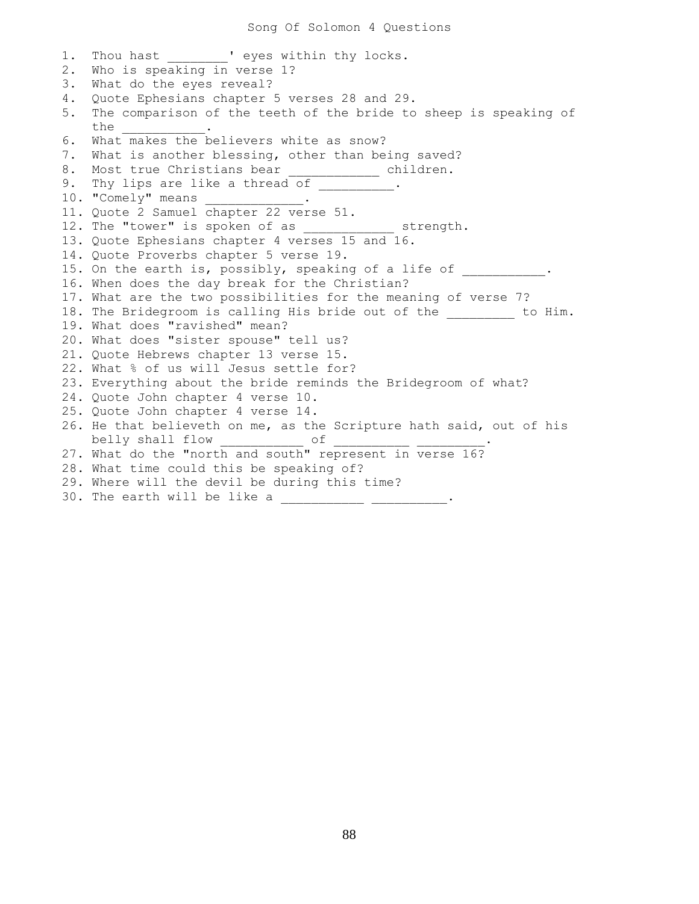# Song Of Solomon 4 Questions

1. Thou hast ________' eyes within thy locks.
2. Who is speaking in verse 1?
3. What do the eyes reveal?
4. Quote Ephesians chapter 5 verses 28 and 29.
5. The comparison of the teeth of the bride to sheep is speaking of the ___________.
6. What makes the believers white as snow?
7. What is another blessing, other than being saved?
8. Most true Christians bear ____________ children.
9. Thy lips are like a thread of __________.
10. "Comely" means _____________.
11. Quote 2 Samuel chapter 22 verse 51.
12. The "tower" is spoken of as ____________ strength.
13. Quote Ephesians chapter 4 verses 15 and 16.
14. Quote Proverbs chapter 5 verse 19.
15. On the earth is, possibly, speaking of a life of ___________.
16. When does the day break for the Christian?
17. What are the two possibilities for the meaning of verse 7?
18. The Bridegroom is calling His bride out of the _________ to Him.
19. What does "ravished" mean?
20. What does "sister spouse" tell us?
21. Quote Hebrews chapter 13 verse 15.
22. What % of us will Jesus settle for?
23. Everything about the bride reminds the Bridegroom of what?
24. Quote John chapter 4 verse 10.
25. Quote John chapter 4 verse 14.
26. He that believeth on me, as the Scripture hath said, out of his belly shall flow ___________ of __________ _________.
27. What do the "north and south" represent in verse 16?
28. What time could this be speaking of?
29. Where will the devil be during this time?
30. The earth will be like a ___________ __________.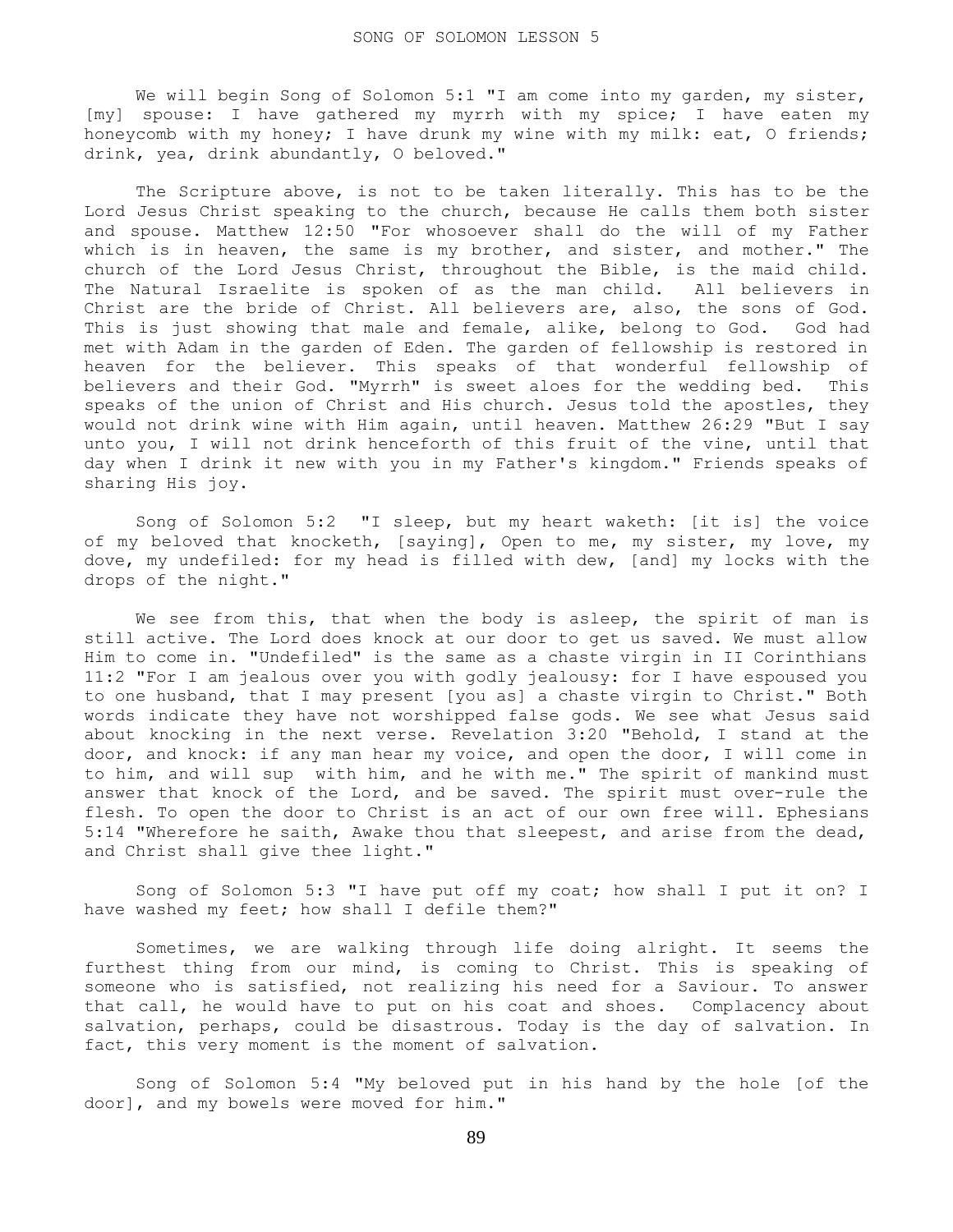We will begin Song of Solomon 5:1 "I am come into my garden, my sister, [my] spouse: I have gathered my myrrh with my spice; I have eaten my honeycomb with my honey; I have drunk my wine with my milk: eat, O friends; drink, yea, drink abundantly, O beloved."

The Scripture above, is not to be taken literally. This has to be the Lord Jesus Christ speaking to the church, because He calls them both sister and spouse. Matthew 12:50 "For whosoever shall do the will of my Father which is in heaven, the same is my brother, and sister, and mother." The church of the Lord Jesus Christ, throughout the Bible, is the maid child. The Natural Israelite is spoken of as the man child. All believers in Christ are the bride of Christ. All believers are, also, the sons of God. This is just showing that male and female, alike, belong to God. God had met with Adam in the garden of Eden. The garden of fellowship is restored in heaven for the believer. This speaks of that wonderful fellowship of believers and their God. "Myrrh" is sweet aloes for the wedding bed. This speaks of the union of Christ and His church. Jesus told the apostles, they would not drink wine with Him again, until heaven. Matthew 26:29 "But I say unto you, I will not drink henceforth of this fruit of the vine, until that day when I drink it new with you in my Father's kingdom." Friends speaks of sharing His joy.

Song of Solomon 5:2 "I sleep, but my heart waketh: [it is] the voice of my beloved that knocketh, [saying], Open to me, my sister, my love, my dove, my undefiled: for my head is filled with dew, [and] my locks with the drops of the night."

We see from this, that when the body is asleep, the spirit of man is still active. The Lord does knock at our door to get us saved. We must allow Him to come in. "Undefiled" is the same as a chaste virgin in II Corinthians 11:2 "For I am jealous over you with godly jealousy: for I have espoused you to one husband, that I may present [you as] a chaste virgin to Christ." Both words indicate they have not worshipped false gods. We see what Jesus said about knocking in the next verse. Revelation 3:20 "Behold, I stand at the door, and knock: if any man hear my voice, and open the door, I will come in to him, and will sup with him, and he with me." The spirit of mankind must answer that knock of the Lord, and be saved. The spirit must over-rule the flesh. To open the door to Christ is an act of our own free will. Ephesians 5:14 "Wherefore he saith, Awake thou that sleepest, and arise from the dead, and Christ shall give thee light."

Song of Solomon 5:3 "I have put off my coat; how shall I put it on? I have washed my feet; how shall I defile them?"

Sometimes, we are walking through life doing alright. It seems the furthest thing from our mind, is coming to Christ. This is speaking of someone who is satisfied, not realizing his need for a Saviour. To answer that call, he would have to put on his coat and shoes. Complacency about salvation, perhaps, could be disastrous. Today is the day of salvation. In fact, this very moment is the moment of salvation.

Song of Solomon 5:4 "My beloved put in his hand by the hole [of the door], and my bowels were moved for him."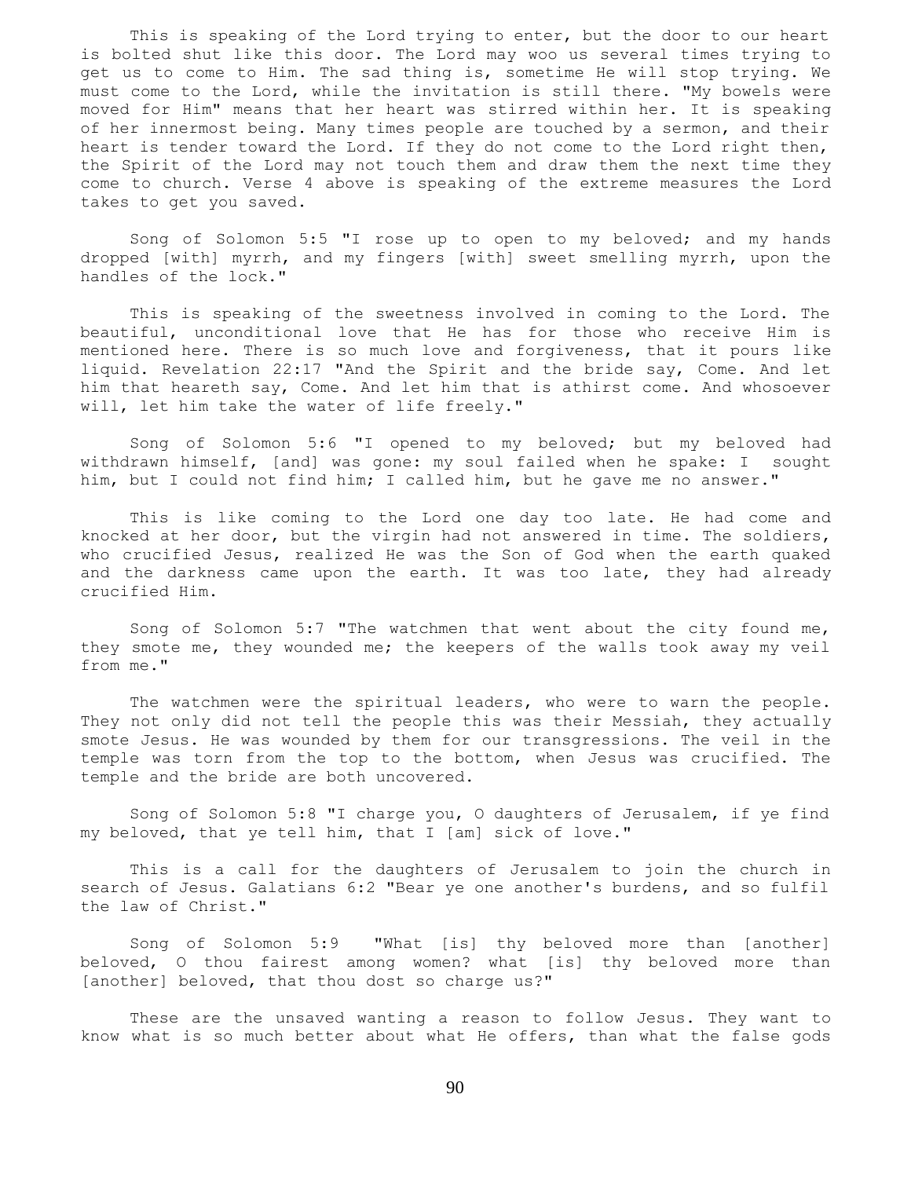This is speaking of the Lord trying to enter, but the door to our heart is bolted shut like this door. The Lord may woo us several times trying to get us to come to Him. The sad thing is, sometime He will stop trying. We must come to the Lord, while the invitation is still there. "My bowels were moved for Him" means that her heart was stirred within her. It is speaking of her innermost being. Many times people are touched by a sermon, and their heart is tender toward the Lord. If they do not come to the Lord right then, the Spirit of the Lord may not touch them and draw them the next time they come to church. Verse 4 above is speaking of the extreme measures the Lord takes to get you saved.

Song of Solomon 5:5 "I rose up to open to my beloved; and my hands dropped [with] myrrh, and my fingers [with] sweet smelling myrrh, upon the handles of the lock."

This is speaking of the sweetness involved in coming to the Lord. The beautiful, unconditional love that He has for those who receive Him is mentioned here. There is so much love and forgiveness, that it pours like liquid. Revelation 22:17 "And the Spirit and the bride say, Come. And let him that heareth say, Come. And let him that is athirst come. And whosoever will, let him take the water of life freely."

Song of Solomon 5:6 "I opened to my beloved; but my beloved had withdrawn himself, [and] was gone: my soul failed when he spake: I sought him, but I could not find him; I called him, but he gave me no answer."

This is like coming to the Lord one day too late. He had come and knocked at her door, but the virgin had not answered in time. The soldiers, who crucified Jesus, realized He was the Son of God when the earth quaked and the darkness came upon the earth. It was too late, they had already crucified Him.

Song of Solomon 5:7 "The watchmen that went about the city found me, they smote me, they wounded me; the keepers of the walls took away my veil from me."

The watchmen were the spiritual leaders, who were to warn the people. They not only did not tell the people this was their Messiah, they actually smote Jesus. He was wounded by them for our transgressions. The veil in the temple was torn from the top to the bottom, when Jesus was crucified. The temple and the bride are both uncovered.

Song of Solomon 5:8 "I charge you, O daughters of Jerusalem, if ye find my beloved, that ye tell him, that I [am] sick of love."

This is a call for the daughters of Jerusalem to join the church in search of Jesus. Galatians 6:2 "Bear ye one another's burdens, and so fulfil the law of Christ."

Song of Solomon 5:9 "What [is] thy beloved more than [another] beloved, O thou fairest among women? what [is] thy beloved more than [another] beloved, that thou dost so charge us?"

These are the unsaved wanting a reason to follow Jesus. They want to know what is so much better about what He offers, than what the false gods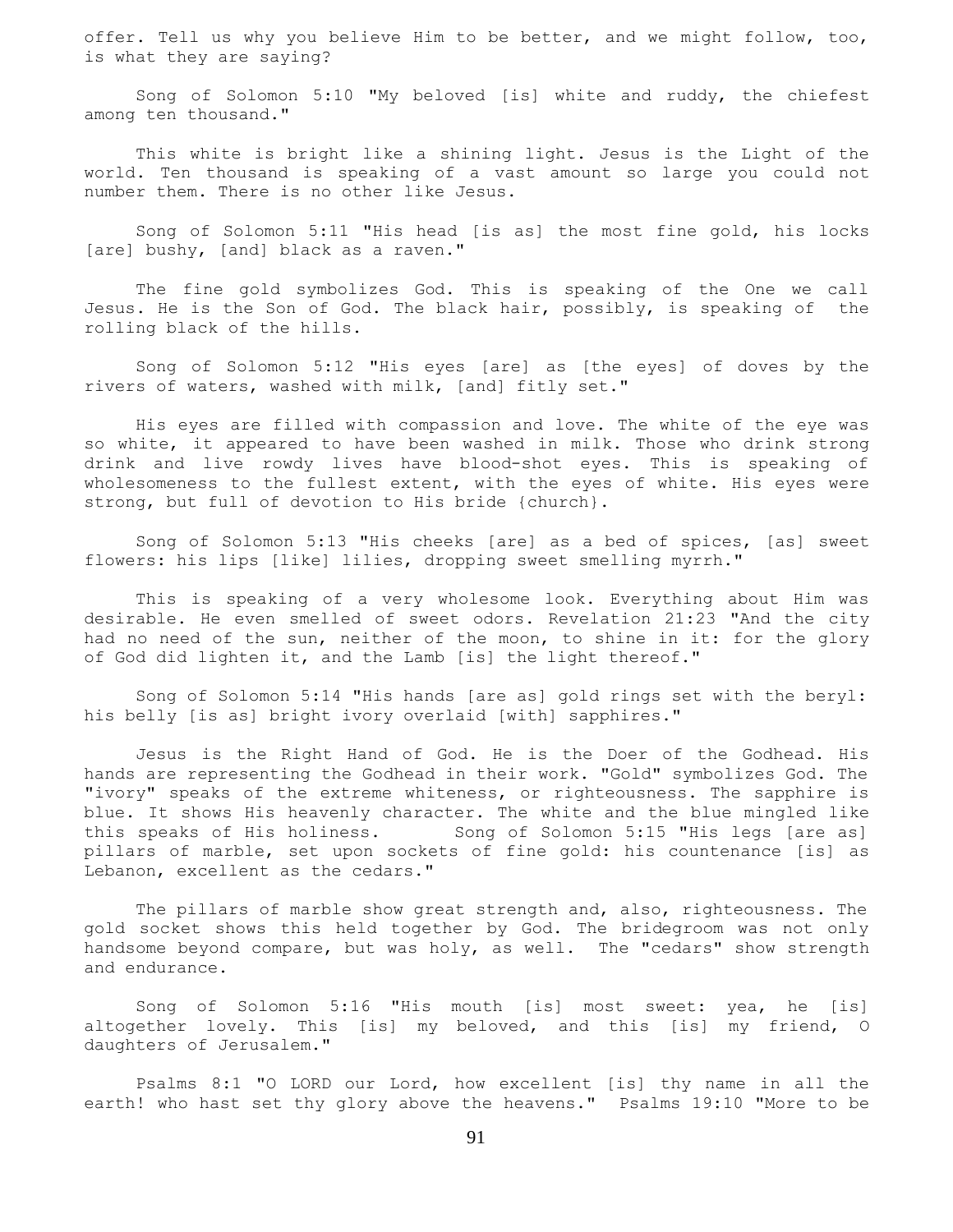offer. Tell us why you believe Him to be better, and we might follow, too, is what they are saying?

Song of Solomon 5:10 "My beloved [is] white and ruddy, the chiefest among ten thousand."

This white is bright like a shining light. Jesus is the Light of the world. Ten thousand is speaking of a vast amount so large you could not number them. There is no other like Jesus.

Song of Solomon 5:11 "His head [is as] the most fine gold, his locks [are] bushy, [and] black as a raven."

The fine gold symbolizes God. This is speaking of the One we call Jesus. He is the Son of God. The black hair, possibly, is speaking of the rolling black of the hills.

Song of Solomon 5:12 "His eyes [are] as [the eyes] of doves by the rivers of waters, washed with milk, [and] fitly set."

His eyes are filled with compassion and love. The white of the eye was so white, it appeared to have been washed in milk. Those who drink strong drink and live rowdy lives have blood-shot eyes. This is speaking of wholesomeness to the fullest extent, with the eyes of white. His eyes were strong, but full of devotion to His bride {church}.

Song of Solomon 5:13 "His cheeks [are] as a bed of spices, [as] sweet flowers: his lips [like] lilies, dropping sweet smelling myrrh."

This is speaking of a very wholesome look. Everything about Him was desirable. He even smelled of sweet odors. Revelation 21:23 "And the city had no need of the sun, neither of the moon, to shine in it: for the glory of God did lighten it, and the Lamb [is] the light thereof."

Song of Solomon 5:14 "His hands [are as] gold rings set with the beryl: his belly [is as] bright ivory overlaid [with] sapphires."

Jesus is the Right Hand of God. He is the Doer of the Godhead. His hands are representing the Godhead in their work. "Gold" symbolizes God. The "ivory" speaks of the extreme whiteness, or righteousness. The sapphire is blue. It shows His heavenly character. The white and the blue mingled like this speaks of His holiness. Song of Solomon 5:15 "His legs [are as] pillars of marble, set upon sockets of fine gold: his countenance [is] as Lebanon, excellent as the cedars."

The pillars of marble show great strength and, also, righteousness. The gold socket shows this held together by God. The bridegroom was not only handsome beyond compare, but was holy, as well. The "cedars" show strength and endurance.

Song of Solomon 5:16 "His mouth [is] most sweet: yea, he [is] altogether lovely. This [is] my beloved, and this [is] my friend, O daughters of Jerusalem."

Psalms 8:1 "O LORD our Lord, how excellent [is] thy name in all the earth! who hast set thy glory above the heavens." Psalms 19:10 "More to be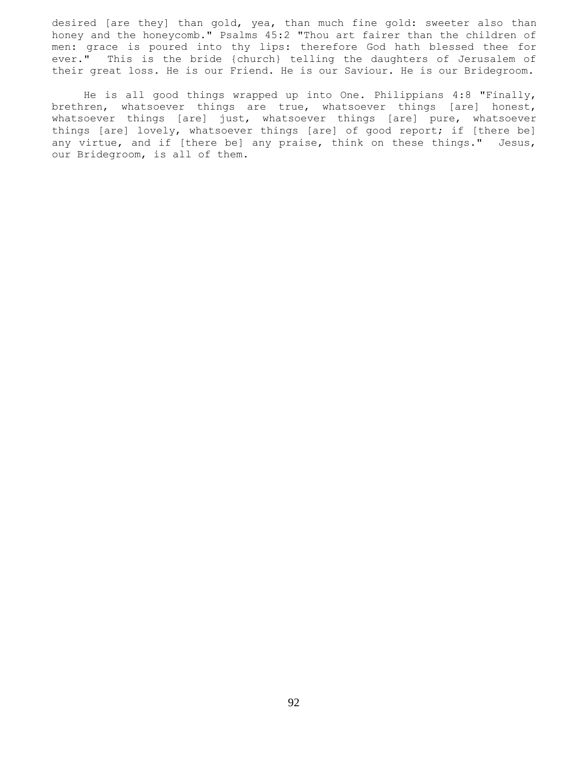desired [are they] than gold, yea, than much fine gold: sweeter also than honey and the honeycomb." Psalms 45:2 "Thou art fairer than the children of men: grace is poured into thy lips: therefore God hath blessed thee for ever." This is the bride {church} telling the daughters of Jerusalem of their great loss. He is our Friend. He is our Saviour. He is our Bridegroom.

He is all good things wrapped up into One. Philippians 4:8 "Finally, brethren, whatsoever things are true, whatsoever things [are] honest, whatsoever things [are] just, whatsoever things [are] pure, whatsoever things [are] lovely, whatsoever things [are] of good report; if [there be] any virtue, and if [there be] any praise, think on these things." Jesus, our Bridegroom, is all of them.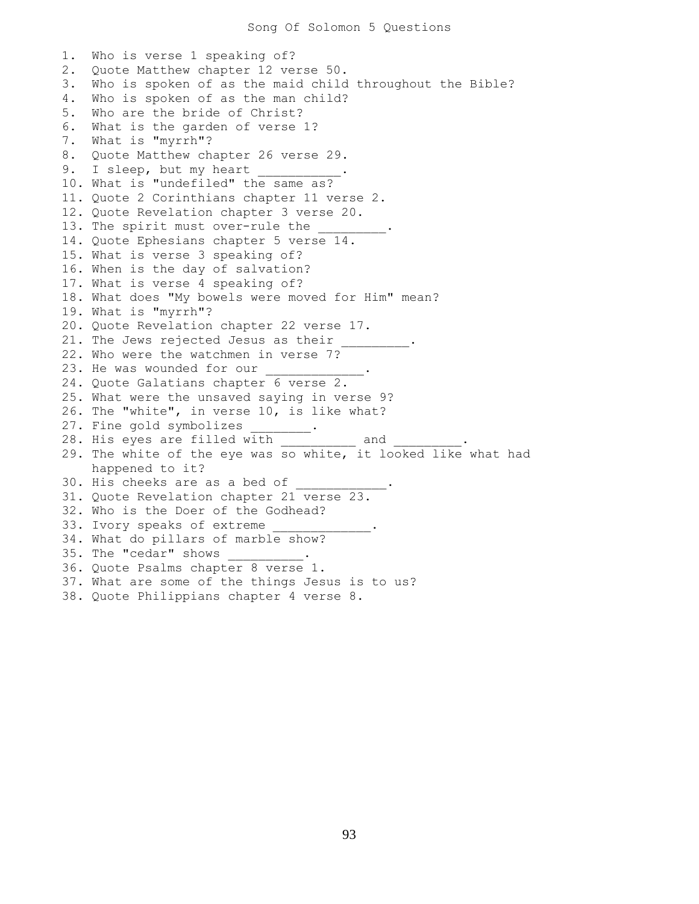# Song Of Solomon 5 Questions

1. Who is verse 1 speaking of?
2. Quote Matthew chapter 12 verse 50.
3. Who is spoken of as the maid child throughout the Bible?
4. Who is spoken of as the man child?
5. Who are the bride of Christ?
6. What is the garden of verse 1?
7. What is "myrrh"?
8. Quote Matthew chapter 26 verse 29.
9. I sleep, but my heart ___________.
10. What is "undefiled" the same as?
11. Quote 2 Corinthians chapter 11 verse 2.
12. Quote Revelation chapter 3 verse 20.
13. The spirit must over-rule the _________.
14. Quote Ephesians chapter 5 verse 14.
15. What is verse 3 speaking of?
16. When is the day of salvation?
17. What is verse 4 speaking of?
18. What does "My bowels were moved for Him" mean?
19. What is "myrrh"?
20. Quote Revelation chapter 22 verse 17.
21. The Jews rejected Jesus as their _________.
22. Who were the watchmen in verse 7?
23. He was wounded for our _____________.
24. Quote Galatians chapter 6 verse 2.
25. What were the unsaved saying in verse 9?
26. The "white", in verse 10, is like what?
27. Fine gold symbolizes ________.
28. His eyes are filled with __________ and _________.
29. The white of the eye was so white, it looked like what had happened to it?
30. His cheeks are as a bed of ____________.
31. Quote Revelation chapter 21 verse 23.
32. Who is the Doer of the Godhead?
33. Ivory speaks of extreme _____________.
34. What do pillars of marble show?
35. The "cedar" shows __________.
36. Quote Psalms chapter 8 verse 1.
37. What are some of the things Jesus is to us?
38. Quote Philippians chapter 4 verse 8.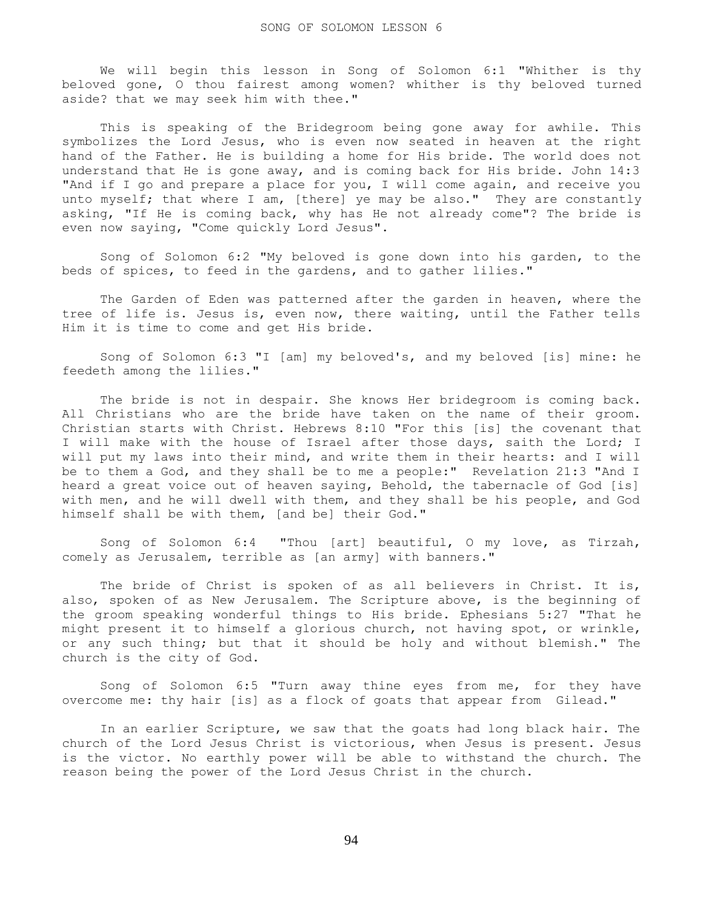# SONG OF SOLOMON LESSON 6

We will begin this lesson in Song of Solomon 6:1 "Whither is thy beloved gone, O thou fairest among women? whither is thy beloved turned aside? that we may seek him with thee."

This is speaking of the Bridegroom being gone away for awhile. This symbolizes the Lord Jesus, who is even now seated in heaven at the right hand of the Father. He is building a home for His bride. The world does not understand that He is gone away, and is coming back for His bride. John 14:3 "And if I go and prepare a place for you, I will come again, and receive you unto myself; that where I am, [there] ye may be also." They are constantly asking, "If He is coming back, why has He not already come"? The bride is even now saying, "Come quickly Lord Jesus".

Song of Solomon 6:2 "My beloved is gone down into his garden, to the beds of spices, to feed in the gardens, and to gather lilies."

The Garden of Eden was patterned after the garden in heaven, where the tree of life is. Jesus is, even now, there waiting, until the Father tells Him it is time to come and get His bride.

Song of Solomon 6:3 "I [am] my beloved's, and my beloved [is] mine: he feedeth among the lilies."

The bride is not in despair. She knows Her bridegroom is coming back. All Christians who are the bride have taken on the name of their groom. Christian starts with Christ. Hebrews 8:10 "For this [is] the covenant that I will make with the house of Israel after those days, saith the Lord; I will put my laws into their mind, and write them in their hearts: and I will be to them a God, and they shall be to me a people:" Revelation 21:3 "And I heard a great voice out of heaven saying, Behold, the tabernacle of God [is] with men, and he will dwell with them, and they shall be his people, and God himself shall be with them, [and be] their God."

Song of Solomon 6:4 "Thou [art] beautiful, O my love, as Tirzah, comely as Jerusalem, terrible as [an army] with banners."

The bride of Christ is spoken of as all believers in Christ. It is, also, spoken of as New Jerusalem. The Scripture above, is the beginning of the groom speaking wonderful things to His bride. Ephesians 5:27 "That he might present it to himself a glorious church, not having spot, or wrinkle, or any such thing; but that it should be holy and without blemish." The church is the city of God.

Song of Solomon 6:5 "Turn away thine eyes from me, for they have overcome me: thy hair [is] as a flock of goats that appear from Gilead."

In an earlier Scripture, we saw that the goats had long black hair. The church of the Lord Jesus Christ is victorious, when Jesus is present. Jesus is the victor. No earthly power will be able to withstand the church. The reason being the power of the Lord Jesus Christ in the church.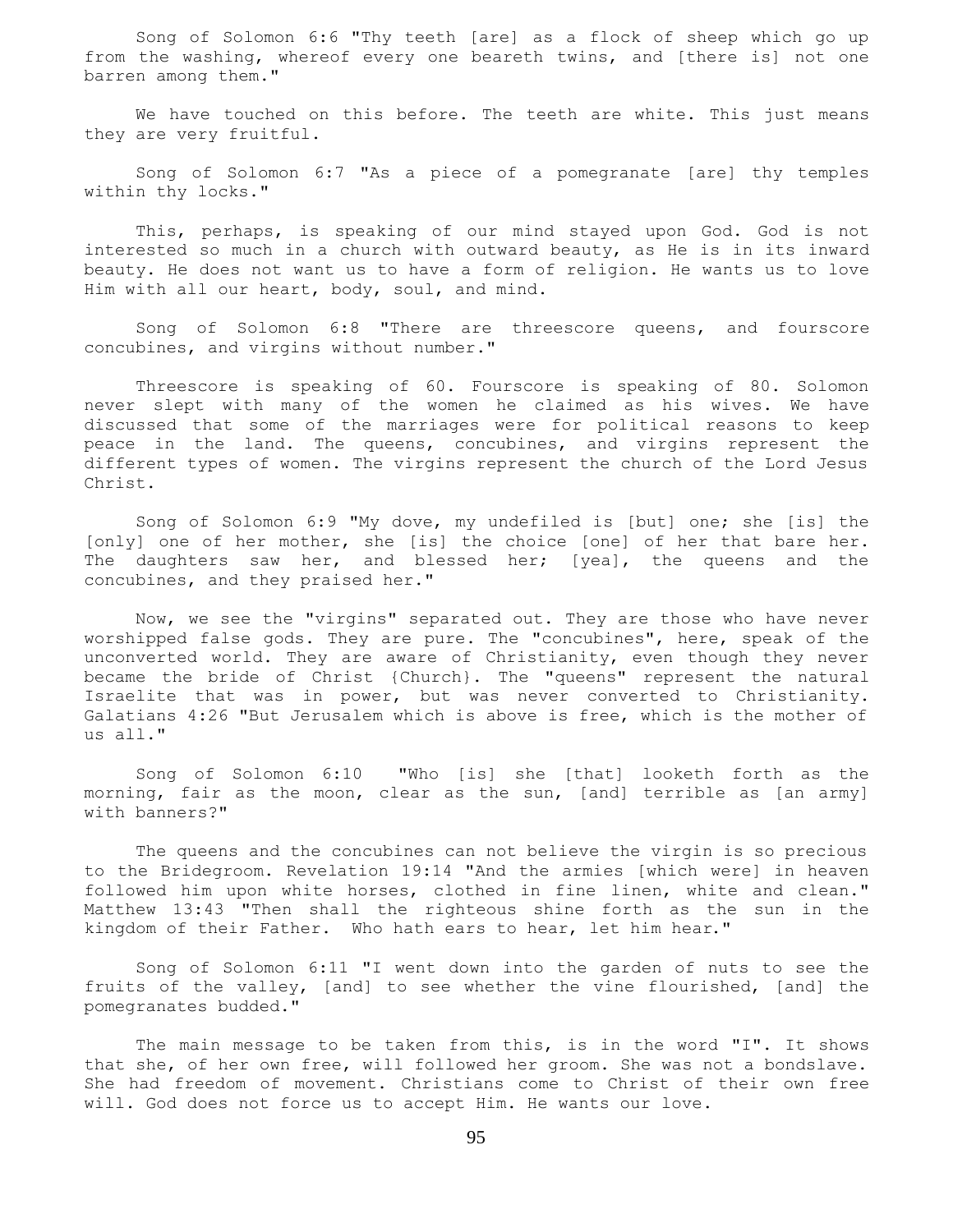Song of Solomon 6:6 "Thy teeth [are] as a flock of sheep which go up from the washing, whereof every one beareth twins, and [there is] not one barren among them."

We have touched on this before. The teeth are white. This just means they are very fruitful.

Song of Solomon 6:7 "As a piece of a pomegranate [are] thy temples within thy locks."

This, perhaps, is speaking of our mind stayed upon God. God is not interested so much in a church with outward beauty, as He is in its inward beauty. He does not want us to have a form of religion. He wants us to love Him with all our heart, body, soul, and mind.

Song of Solomon 6:8 "There are threescore queens, and fourscore concubines, and virgins without number."

Threescore is speaking of 60. Fourscore is speaking of 80. Solomon never slept with many of the women he claimed as his wives. We have discussed that some of the marriages were for political reasons to keep peace in the land. The queens, concubines, and virgins represent the different types of women. The virgins represent the church of the Lord Jesus Christ.

Song of Solomon 6:9 "My dove, my undefiled is [but] one; she [is] the [only] one of her mother, she [is] the choice [one] of her that bare her. The daughters saw her, and blessed her; [yea], the queens and the concubines, and they praised her."

Now, we see the "virgins" separated out. They are those who have never worshipped false gods. They are pure. The "concubines", here, speak of the unconverted world. They are aware of Christianity, even though they never became the bride of Christ {Church}. The "queens" represent the natural Israelite that was in power, but was never converted to Christianity. Galatians 4:26 "But Jerusalem which is above is free, which is the mother of us all."

Song of Solomon 6:10 "Who [is] she [that] looketh forth as the morning, fair as the moon, clear as the sun, [and] terrible as [an army] with banners?"

The queens and the concubines can not believe the virgin is so precious to the Bridegroom. Revelation 19:14 "And the armies [which were] in heaven followed him upon white horses, clothed in fine linen, white and clean." Matthew 13:43 "Then shall the righteous shine forth as the sun in the kingdom of their Father. Who hath ears to hear, let him hear."

Song of Solomon 6:11 "I went down into the garden of nuts to see the fruits of the valley, [and] to see whether the vine flourished, [and] the pomegranates budded."

The main message to be taken from this, is in the word "I". It shows that she, of her own free, will followed her groom. She was not a bondslave. She had freedom of movement. Christians come to Christ of their own free will. God does not force us to accept Him. He wants our love.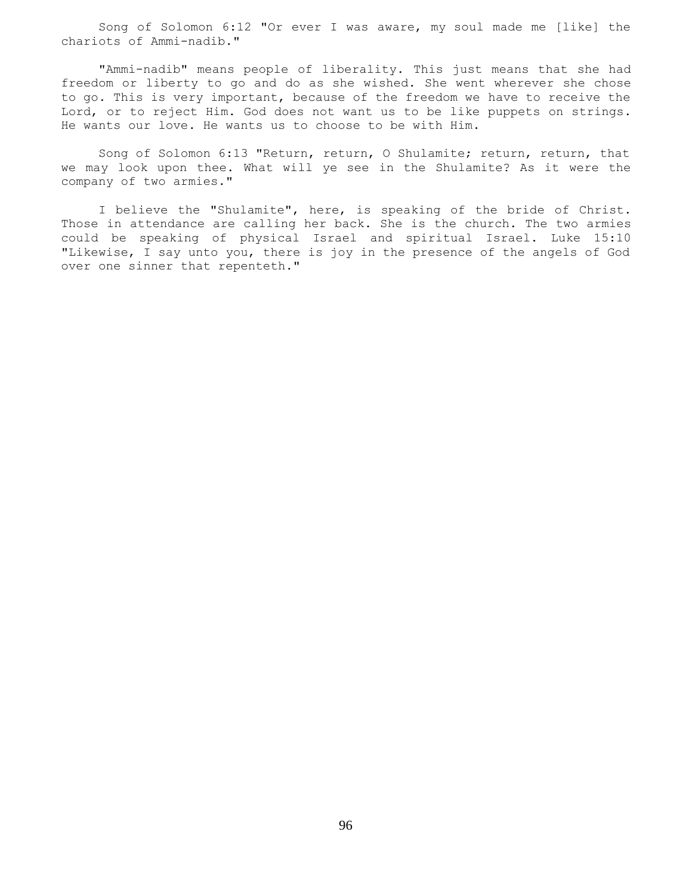Song of Solomon 6:12 "Or ever I was aware, my soul made me [like] the chariots of Ammi-nadib."

"Ammi-nadib" means people of liberality. This just means that she had freedom or liberty to go and do as she wished. She went wherever she chose to go. This is very important, because of the freedom we have to receive the Lord, or to reject Him. God does not want us to be like puppets on strings. He wants our love. He wants us to choose to be with Him.

Song of Solomon 6:13 "Return, return, O Shulamite; return, return, that we may look upon thee. What will ye see in the Shulamite? As it were the company of two armies."

I believe the "Shulamite", here, is speaking of the bride of Christ. Those in attendance are calling her back. She is the church. The two armies could be speaking of physical Israel and spiritual Israel. Luke 15:10 "Likewise, I say unto you, there is joy in the presence of the angels of God over one sinner that repenteth."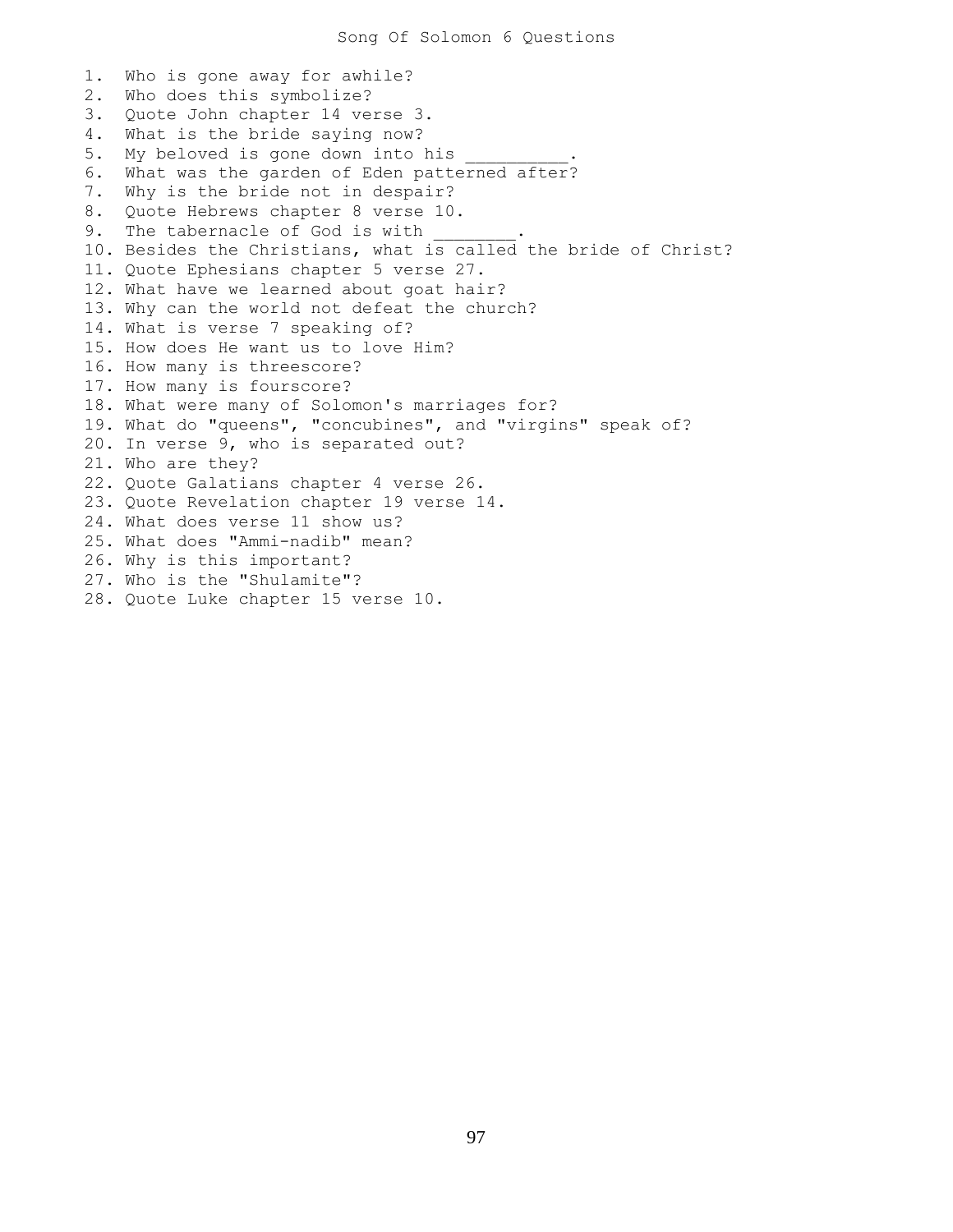# Song Of Solomon 6 Questions

1. Who is gone away for awhile?
2. Who does this symbolize?
3. Quote John chapter 14 verse 3.
4. What is the bride saying now?
5. My beloved is gone down into his __________.
6. What was the garden of Eden patterned after?
7. Why is the bride not in despair?
8. Quote Hebrews chapter 8 verse 10.
9. The tabernacle of God is with ________.
10. Besides the Christians, what is called the bride of Christ?
11. Quote Ephesians chapter 5 verse 27.
12. What have we learned about goat hair?
13. Why can the world not defeat the church?
14. What is verse 7 speaking of?
15. How does He want us to love Him?
16. How many is threescore?
17. How many is fourscore?
18. What were many of Solomon's marriages for?
19. What do "queens", "concubines", and "virgins" speak of?
20. In verse 9, who is separated out?
21. Who are they?
22. Quote Galatians chapter 4 verse 26.
23. Quote Revelation chapter 19 verse 14.
24. What does verse 11 show us?
25. What does "Ammi-nadib" mean?
26. Why is this important?
27. Who is the "Shulamite"?
28. Quote Luke chapter 15 verse 10.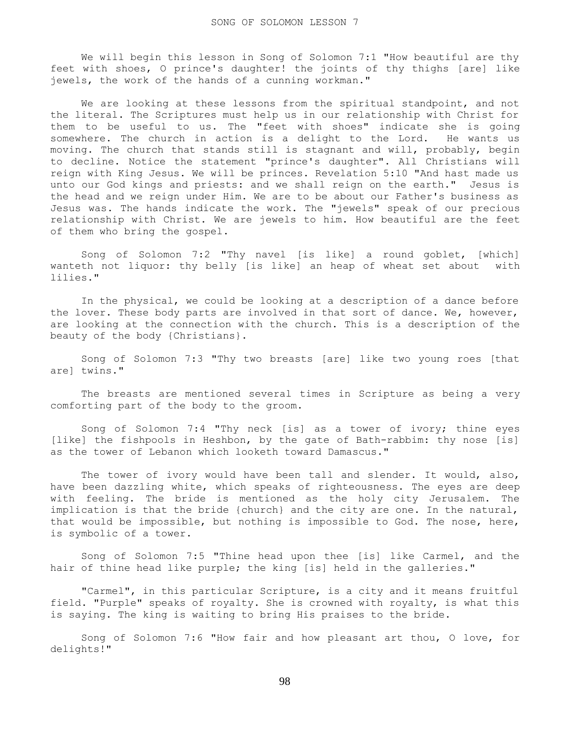# SONG OF SOLOMON LESSON 7

We will begin this lesson in Song of Solomon 7:1 "How beautiful are thy feet with shoes, O prince's daughter! the joints of thy thighs [are] like jewels, the work of the hands of a cunning workman."

We are looking at these lessons from the spiritual standpoint, and not the literal. The Scriptures must help us in our relationship with Christ for them to be useful to us. The "feet with shoes" indicate she is going somewhere. The church in action is a delight to the Lord. He wants us moving. The church that stands still is stagnant and will, probably, begin to decline. Notice the statement "prince's daughter". All Christians will reign with King Jesus. We will be princes. Revelation 5:10 "And hast made us unto our God kings and priests: and we shall reign on the earth." Jesus is the head and we reign under Him. We are to be about our Father's business as Jesus was. The hands indicate the work. The "jewels" speak of our precious relationship with Christ. We are jewels to him. How beautiful are the feet of them who bring the gospel.

Song of Solomon 7:2 "Thy navel [is like] a round goblet, [which] wanteth not liquor: thy belly [is like] an heap of wheat set about with lilies."

In the physical, we could be looking at a description of a dance before the lover. These body parts are involved in that sort of dance. We, however, are looking at the connection with the church. This is a description of the beauty of the body {Christians}.

Song of Solomon 7:3 "Thy two breasts [are] like two young roes [that are] twins."

The breasts are mentioned several times in Scripture as being a very comforting part of the body to the groom.

Song of Solomon 7:4 "Thy neck [is] as a tower of ivory; thine eyes [like] the fishpools in Heshbon, by the gate of Bath-rabbim: thy nose [is] as the tower of Lebanon which looketh toward Damascus."

The tower of ivory would have been tall and slender. It would, also, have been dazzling white, which speaks of righteousness. The eyes are deep with feeling. The bride is mentioned as the holy city Jerusalem. The implication is that the bride {church} and the city are one. In the natural, that would be impossible, but nothing is impossible to God. The nose, here, is symbolic of a tower.

Song of Solomon 7:5 "Thine head upon thee [is] like Carmel, and the hair of thine head like purple; the king [is] held in the galleries."

"Carmel", in this particular Scripture, is a city and it means fruitful field. "Purple" speaks of royalty. She is crowned with royalty, is what this is saying. The king is waiting to bring His praises to the bride.

Song of Solomon 7:6 "How fair and how pleasant art thou, O love, for delights!"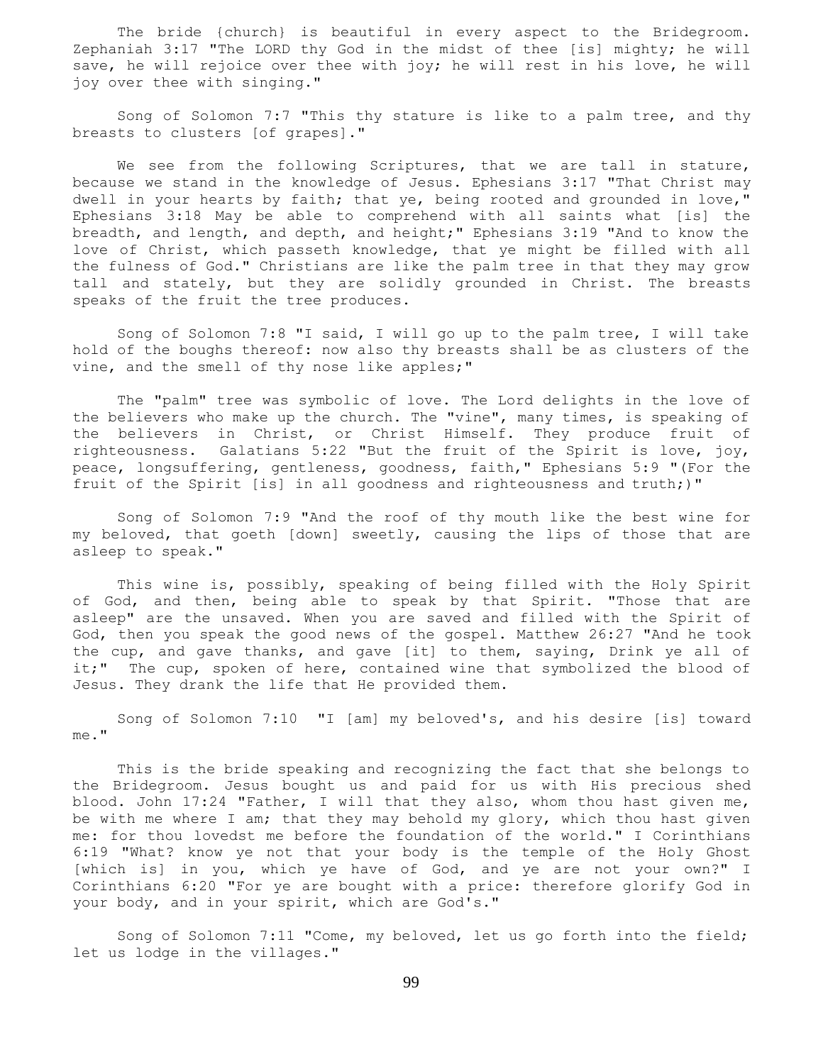The bride {church} is beautiful in every aspect to the Bridegroom. Zephaniah 3:17 "The LORD thy God in the midst of thee [is] mighty; he will save, he will rejoice over thee with joy; he will rest in his love, he will joy over thee with singing."

Song of Solomon 7:7 "This thy stature is like to a palm tree, and thy breasts to clusters [of grapes]."

We see from the following Scriptures, that we are tall in stature, because we stand in the knowledge of Jesus. Ephesians 3:17 "That Christ may dwell in your hearts by faith; that ye, being rooted and grounded in love," Ephesians 3:18 May be able to comprehend with all saints what [is] the breadth, and length, and depth, and height;" Ephesians 3:19 "And to know the love of Christ, which passeth knowledge, that ye might be filled with all the fulness of God." Christians are like the palm tree in that they may grow tall and stately, but they are solidly grounded in Christ. The breasts speaks of the fruit the tree produces.

Song of Solomon 7:8 "I said, I will go up to the palm tree, I will take hold of the boughs thereof: now also thy breasts shall be as clusters of the vine, and the smell of thy nose like apples;"

The "palm" tree was symbolic of love. The Lord delights in the love of the believers who make up the church. The "vine", many times, is speaking of the believers in Christ, or Christ Himself. They produce fruit of righteousness. Galatians 5:22 "But the fruit of the Spirit is love, joy, peace, longsuffering, gentleness, goodness, faith," Ephesians 5:9 "(For the fruit of the Spirit [is] in all goodness and righteousness and truth;)"

Song of Solomon 7:9 "And the roof of thy mouth like the best wine for my beloved, that goeth [down] sweetly, causing the lips of those that are asleep to speak."

This wine is, possibly, speaking of being filled with the Holy Spirit of God, and then, being able to speak by that Spirit. "Those that are asleep" are the unsaved. When you are saved and filled with the Spirit of God, then you speak the good news of the gospel. Matthew 26:27 "And he took the cup, and gave thanks, and gave [it] to them, saying, Drink ye all of it;" The cup, spoken of here, contained wine that symbolized the blood of Jesus. They drank the life that He provided them.

Song of Solomon 7:10 "I [am] my beloved's, and his desire [is] toward me."

This is the bride speaking and recognizing the fact that she belongs to the Bridegroom. Jesus bought us and paid for us with His precious shed blood. John 17:24 "Father, I will that they also, whom thou hast given me, be with me where I am; that they may behold my glory, which thou hast given me: for thou lovedst me before the foundation of the world." I Corinthians 6:19 "What? know ye not that your body is the temple of the Holy Ghost [which is] in you, which ye have of God, and ye are not your own?" I Corinthians 6:20 "For ye are bought with a price: therefore glorify God in your body, and in your spirit, which are God's."

Song of Solomon 7:11 "Come, my beloved, let us go forth into the field; let us lodge in the villages."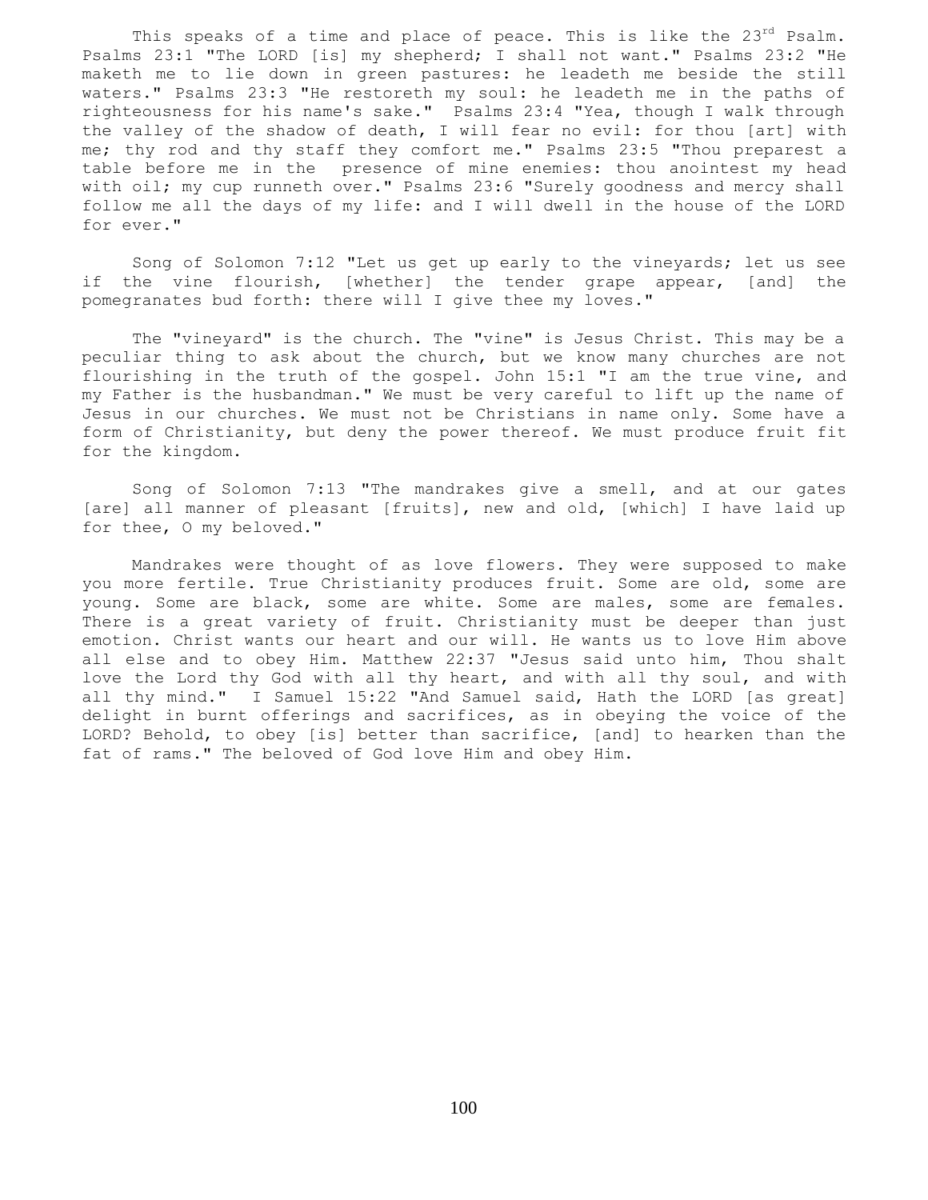This speaks of a time and place of peace. This is like the 23rd Psalm. Psalms 23:1 "The LORD [is] my shepherd; I shall not want." Psalms 23:2 "He maketh me to lie down in green pastures: he leadeth me beside the still waters." Psalms 23:3 "He restoreth my soul: he leadeth me in the paths of righteousness for his name's sake." Psalms 23:4 "Yea, though I walk through the valley of the shadow of death, I will fear no evil: for thou [art] with me; thy rod and thy staff they comfort me." Psalms 23:5 "Thou preparest a table before me in the presence of mine enemies: thou anointest my head with oil; my cup runneth over." Psalms 23:6 "Surely goodness and mercy shall follow me all the days of my life: and I will dwell in the house of the LORD for ever."

Song of Solomon 7:12 "Let us get up early to the vineyards; let us see if the vine flourish, [whether] the tender grape appear, [and] the pomegranates bud forth: there will I give thee my loves."

The "vineyard" is the church. The "vine" is Jesus Christ. This may be a peculiar thing to ask about the church, but we know many churches are not flourishing in the truth of the gospel. John 15:1 "I am the true vine, and my Father is the husbandman." We must be very careful to lift up the name of Jesus in our churches. We must not be Christians in name only. Some have a form of Christianity, but deny the power thereof. We must produce fruit fit for the kingdom.

Song of Solomon 7:13 "The mandrakes give a smell, and at our gates [are] all manner of pleasant [fruits], new and old, [which] I have laid up for thee, O my beloved."

Mandrakes were thought of as love flowers. They were supposed to make you more fertile. True Christianity produces fruit. Some are old, some are young. Some are black, some are white. Some are males, some are females. There is a great variety of fruit. Christianity must be deeper than just emotion. Christ wants our heart and our will. He wants us to love Him above all else and to obey Him. Matthew 22:37 "Jesus said unto him, Thou shalt love the Lord thy God with all thy heart, and with all thy soul, and with all thy mind." I Samuel 15:22 "And Samuel said, Hath the LORD [as great] delight in burnt offerings and sacrifices, as in obeying the voice of the LORD? Behold, to obey [is] better than sacrifice, [and] to hearken than the fat of rams." The beloved of God love Him and obey Him.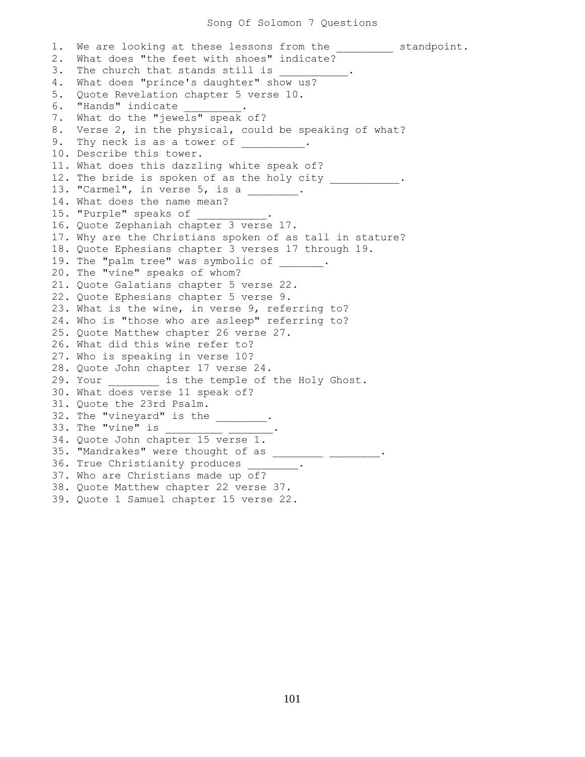# Song Of Solomon 7 Questions

1. We are looking at these lessons from the _________ standpoint.
2. What does "the feet with shoes" indicate?
3. The church that stands still is ___________.
4. What does "prince's daughter" show us?
5. Quote Revelation chapter 5 verse 10.
6. "Hands" indicate _________.
7. What do the "jewels" speak of?
8. Verse 2, in the physical, could be speaking of what?
9. Thy neck is as a tower of __________.
10. Describe this tower.
11. What does this dazzling white speak of?
12. The bride is spoken of as the holy city ___________.
13. "Carmel", in verse 5, is a ________.
14. What does the name mean?
15. "Purple" speaks of ___________.
16. Quote Zephaniah chapter 3 verse 17.
17. Why are the Christians spoken of as tall in stature?
18. Quote Ephesians chapter 3 verses 17 through 19.
19. The "palm tree" was symbolic of _______.
20. The "vine" speaks of whom?
21. Quote Galatians chapter 5 verse 22.
22. Quote Ephesians chapter 5 verse 9.
23. What is the wine, in verse 9, referring to?
24. Who is "those who are asleep" referring to?
25. Quote Matthew chapter 26 verse 27.
26. What did this wine refer to?
27. Who is speaking in verse 10?
28. Quote John chapter 17 verse 24.
29. Your ________ is the temple of the Holy Ghost.
30. What does verse 11 speak of?
31. Quote the 23rd Psalm.
32. The "vineyard" is the ________.
33. The "vine" is _________ _______.
34. Quote John chapter 15 verse 1.
35. "Mandrakes" were thought of as ________ ________.
36. True Christianity produces ________.
37. Who are Christians made up of?
38. Quote Matthew chapter 22 verse 37.
39. Quote 1 Samuel chapter 15 verse 22.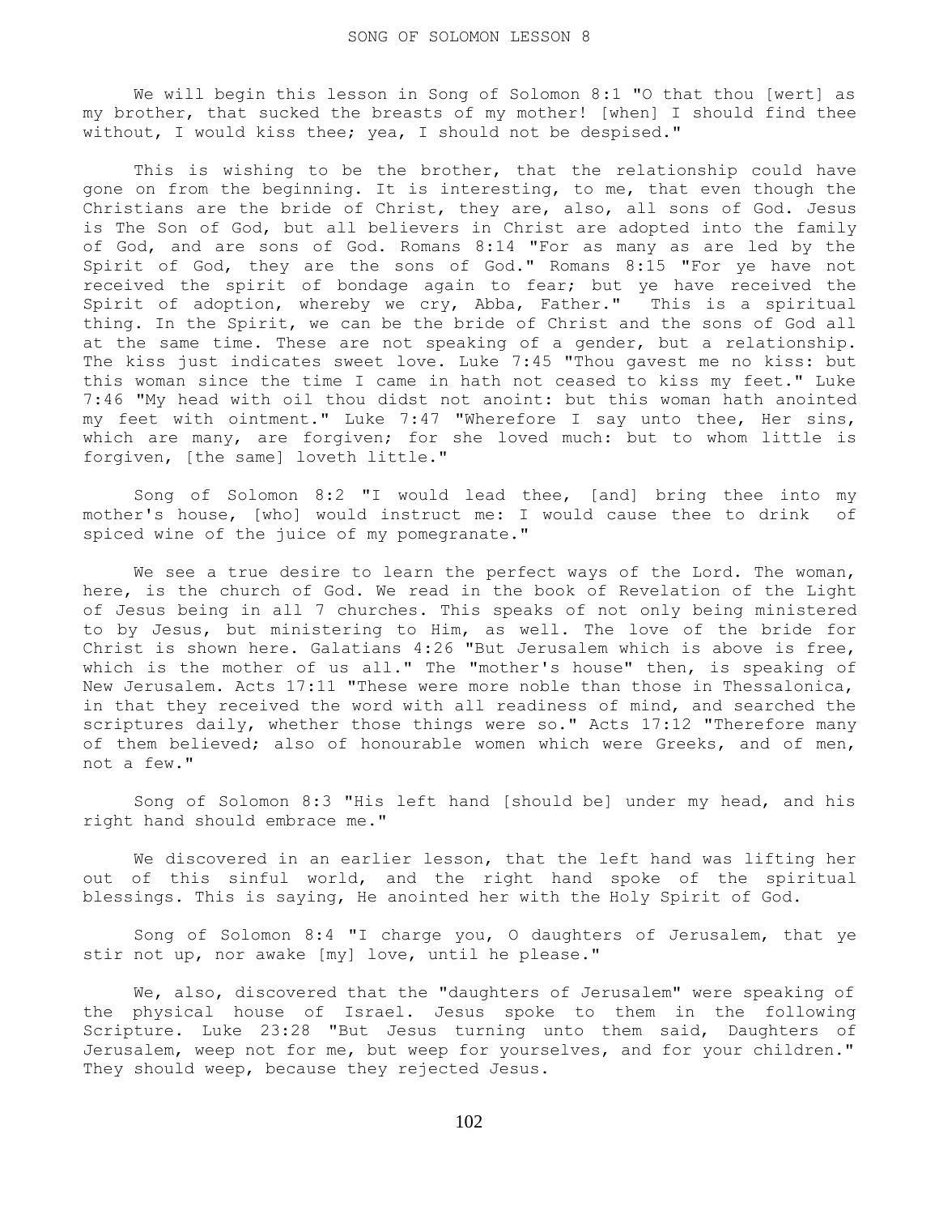SONG OF SOLOMON LESSON 8

We will begin this lesson in Song of Solomon 8:1 "O that thou [wert] as my brother, that sucked the breasts of my mother! [when] I should find thee without, I would kiss thee; yea, I should not be despised."

This is wishing to be the brother, that the relationship could have gone on from the beginning. It is interesting, to me, that even though the Christians are the bride of Christ, they are, also, all sons of God. Jesus is The Son of God, but all believers in Christ are adopted into the family of God, and are sons of God. Romans 8:14 "For as many as are led by the Spirit of God, they are the sons of God." Romans 8:15 "For ye have not received the spirit of bondage again to fear; but ye have received the Spirit of adoption, whereby we cry, Abba, Father." This is a spiritual thing. In the Spirit, we can be the bride of Christ and the sons of God all at the same time. These are not speaking of a gender, but a relationship. The kiss just indicates sweet love. Luke 7:45 "Thou gavest me no kiss: but this woman since the time I came in hath not ceased to kiss my feet." Luke 7:46 "My head with oil thou didst not anoint: but this woman hath anointed my feet with ointment." Luke 7:47 "Wherefore I say unto thee, Her sins, which are many, are forgiven; for she loved much: but to whom little is forgiven, [the same] loveth little."

Song of Solomon 8:2 "I would lead thee, [and] bring thee into my mother's house, [who] would instruct me: I would cause thee to drink of spiced wine of the juice of my pomegranate."

We see a true desire to learn the perfect ways of the Lord. The woman, here, is the church of God. We read in the book of Revelation of the Light of Jesus being in all 7 churches. This speaks of not only being ministered to by Jesus, but ministering to Him, as well. The love of the bride for Christ is shown here. Galatians 4:26 "But Jerusalem which is above is free, which is the mother of us all." The "mother's house" then, is speaking of New Jerusalem. Acts 17:11 "These were more noble than those in Thessalonica, in that they received the word with all readiness of mind, and searched the scriptures daily, whether those things were so." Acts 17:12 "Therefore many of them believed; also of honourable women which were Greeks, and of men, not a few."

Song of Solomon 8:3 "His left hand [should be] under my head, and his right hand should embrace me."

We discovered in an earlier lesson, that the left hand was lifting her out of this sinful world, and the right hand spoke of the spiritual blessings. This is saying, He anointed her with the Holy Spirit of God.

Song of Solomon 8:4 "I charge you, O daughters of Jerusalem, that ye stir not up, nor awake [my] love, until he please."

We, also, discovered that the "daughters of Jerusalem" were speaking of the physical house of Israel. Jesus spoke to them in the following Scripture. Luke 23:28 "But Jesus turning unto them said, Daughters of Jerusalem, weep not for me, but weep for yourselves, and for your children." They should weep, because they rejected Jesus.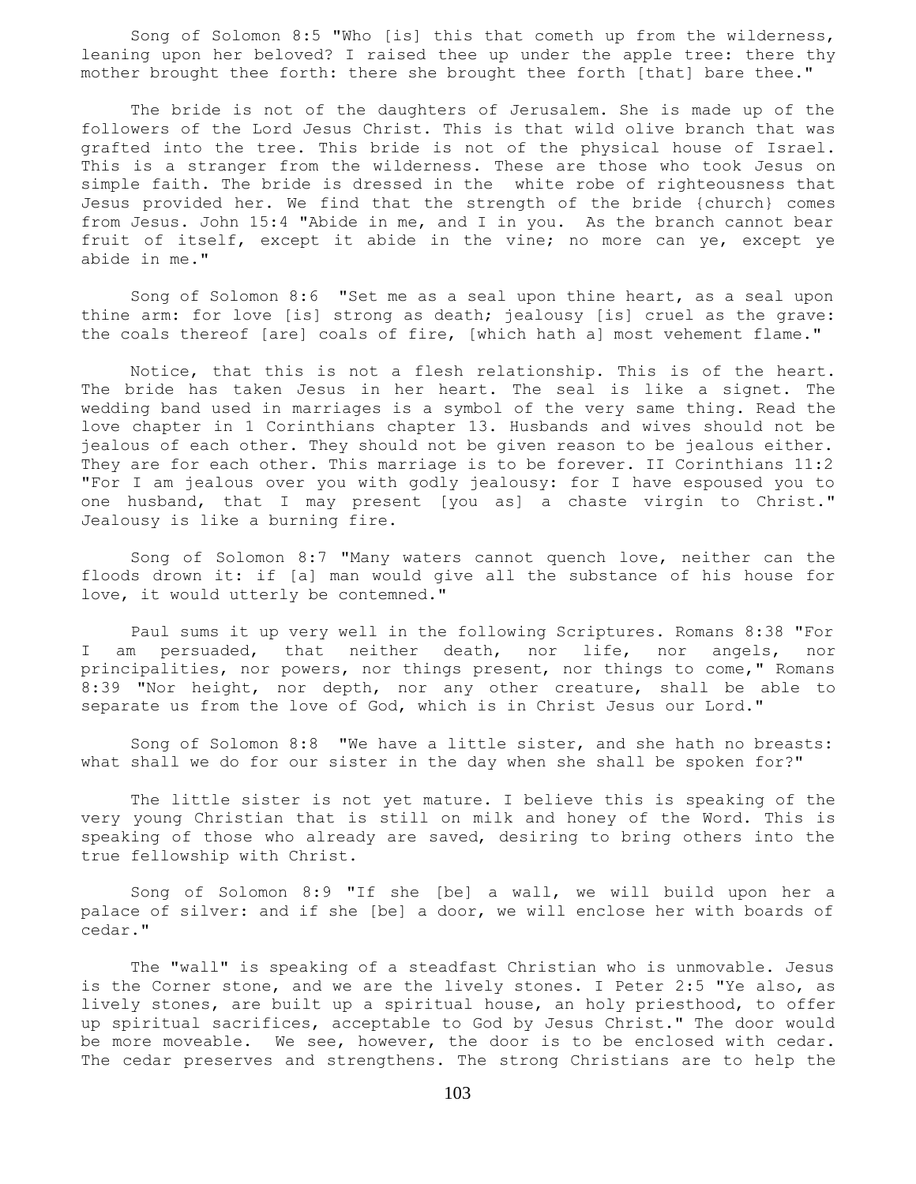Song of Solomon 8:5 "Who [is] this that cometh up from the wilderness, leaning upon her beloved? I raised thee up under the apple tree: there thy mother brought thee forth: there she brought thee forth [that] bare thee."

The bride is not of the daughters of Jerusalem. She is made up of the followers of the Lord Jesus Christ. This is that wild olive branch that was grafted into the tree. This bride is not of the physical house of Israel. This is a stranger from the wilderness. These are those who took Jesus on simple faith. The bride is dressed in the white robe of righteousness that Jesus provided her. We find that the strength of the bride {church} comes from Jesus. John 15:4 "Abide in me, and I in you. As the branch cannot bear fruit of itself, except it abide in the vine; no more can ye, except ye abide in me."

Song of Solomon 8:6 "Set me as a seal upon thine heart, as a seal upon thine arm: for love [is] strong as death; jealousy [is] cruel as the grave: the coals thereof [are] coals of fire, [which hath a] most vehement flame."

Notice, that this is not a flesh relationship. This is of the heart. The bride has taken Jesus in her heart. The seal is like a signet. The wedding band used in marriages is a symbol of the very same thing. Read the love chapter in 1 Corinthians chapter 13. Husbands and wives should not be jealous of each other. They should not be given reason to be jealous either. They are for each other. This marriage is to be forever. II Corinthians 11:2 "For I am jealous over you with godly jealousy: for I have espoused you to one husband, that I may present [you as] a chaste virgin to Christ." Jealousy is like a burning fire.

Song of Solomon 8:7 "Many waters cannot quench love, neither can the floods drown it: if [a] man would give all the substance of his house for love, it would utterly be contemned."

Paul sums it up very well in the following Scriptures. Romans 8:38 "For I am persuaded, that neither death, nor life, nor angels, nor principalities, nor powers, nor things present, nor things to come," Romans 8:39 "Nor height, nor depth, nor any other creature, shall be able to separate us from the love of God, which is in Christ Jesus our Lord."

Song of Solomon 8:8 "We have a little sister, and she hath no breasts: what shall we do for our sister in the day when she shall be spoken for?"

The little sister is not yet mature. I believe this is speaking of the very young Christian that is still on milk and honey of the Word. This is speaking of those who already are saved, desiring to bring others into the true fellowship with Christ.

Song of Solomon 8:9 "If she [be] a wall, we will build upon her a palace of silver: and if she [be] a door, we will enclose her with boards of cedar."

The "wall" is speaking of a steadfast Christian who is unmovable. Jesus is the Corner stone, and we are the lively stones. I Peter 2:5 "Ye also, as lively stones, are built up a spiritual house, an holy priesthood, to offer up spiritual sacrifices, acceptable to God by Jesus Christ." The door would be more moveable. We see, however, the door is to be enclosed with cedar. The cedar preserves and strengthens. The strong Christians are to help the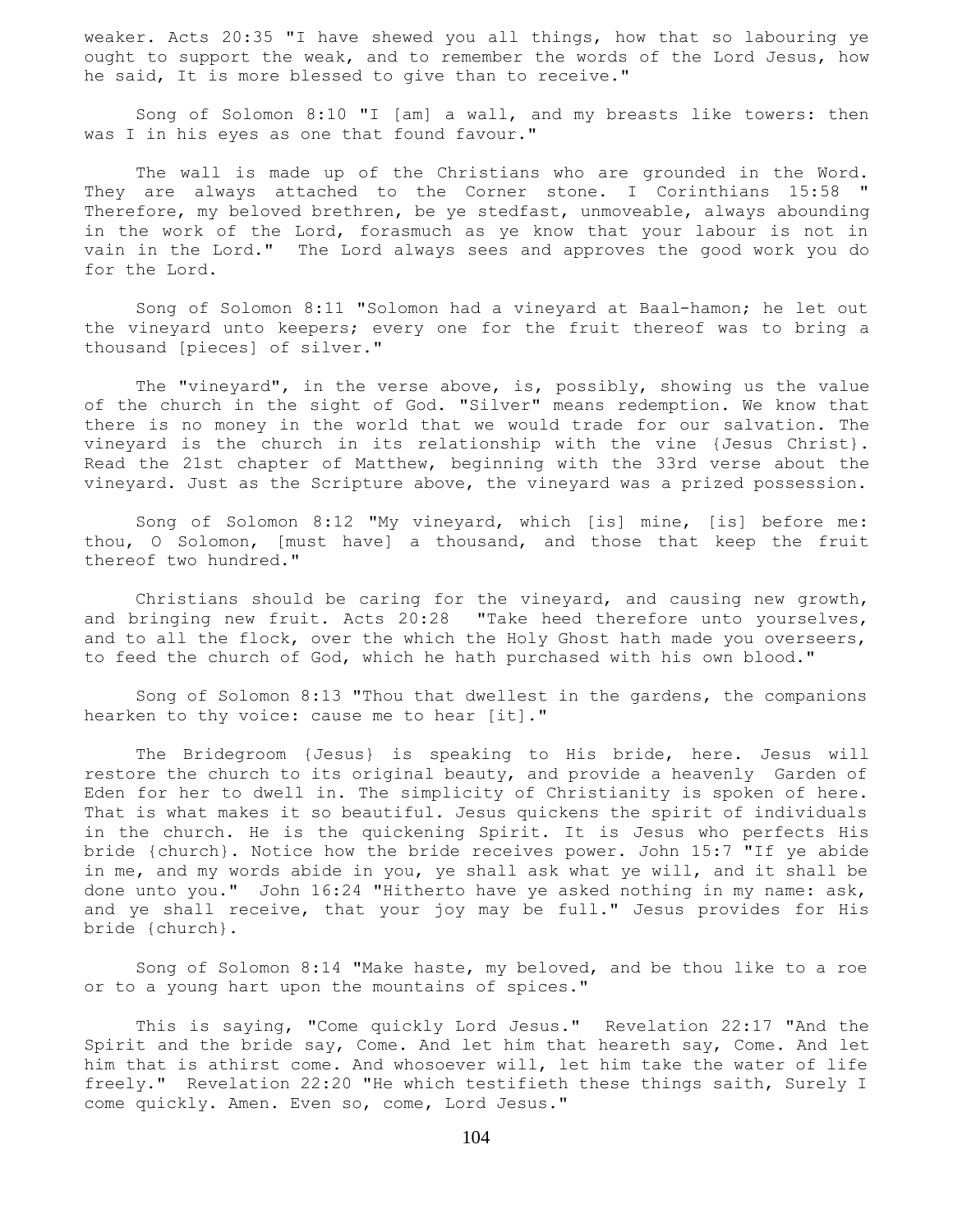weaker. Acts 20:35 "I have shewed you all things, how that so labouring ye ought to support the weak, and to remember the words of the Lord Jesus, how he said, It is more blessed to give than to receive."

Song of Solomon 8:10 "I [am] a wall, and my breasts like towers: then was I in his eyes as one that found favour."

The wall is made up of the Christians who are grounded in the Word. They are always attached to the Corner stone. I Corinthians 15:58 " Therefore, my beloved brethren, be ye stedfast, unmoveable, always abounding in the work of the Lord, forasmuch as ye know that your labour is not in vain in the Lord." The Lord always sees and approves the good work you do for the Lord.

Song of Solomon 8:11 "Solomon had a vineyard at Baal-hamon; he let out the vineyard unto keepers; every one for the fruit thereof was to bring a thousand [pieces] of silver."

The "vineyard", in the verse above, is, possibly, showing us the value of the church in the sight of God. "Silver" means redemption. We know that there is no money in the world that we would trade for our salvation. The vineyard is the church in its relationship with the vine {Jesus Christ}. Read the 21st chapter of Matthew, beginning with the 33rd verse about the vineyard. Just as the Scripture above, the vineyard was a prized possession.

Song of Solomon 8:12 "My vineyard, which [is] mine, [is] before me: thou, O Solomon, [must have] a thousand, and those that keep the fruit thereof two hundred."

Christians should be caring for the vineyard, and causing new growth, and bringing new fruit. Acts 20:28 "Take heed therefore unto yourselves, and to all the flock, over the which the Holy Ghost hath made you overseers, to feed the church of God, which he hath purchased with his own blood."

Song of Solomon 8:13 "Thou that dwellest in the gardens, the companions hearken to thy voice: cause me to hear [it]."

The Bridegroom {Jesus} is speaking to His bride, here. Jesus will restore the church to its original beauty, and provide a heavenly Garden of Eden for her to dwell in. The simplicity of Christianity is spoken of here. That is what makes it so beautiful. Jesus quickens the spirit of individuals in the church. He is the quickening Spirit. It is Jesus who perfects His bride {church}. Notice how the bride receives power. John 15:7 "If ye abide in me, and my words abide in you, ye shall ask what ye will, and it shall be done unto you." John 16:24 "Hitherto have ye asked nothing in my name: ask, and ye shall receive, that your joy may be full." Jesus provides for His bride {church}.

Song of Solomon 8:14 "Make haste, my beloved, and be thou like to a roe or to a young hart upon the mountains of spices."

This is saying, "Come quickly Lord Jesus." Revelation 22:17 "And the Spirit and the bride say, Come. And let him that heareth say, Come. And let him that is athirst come. And whosoever will, let him take the water of life freely." Revelation 22:20 "He which testifieth these things saith, Surely I come quickly. Amen. Even so, come, Lord Jesus."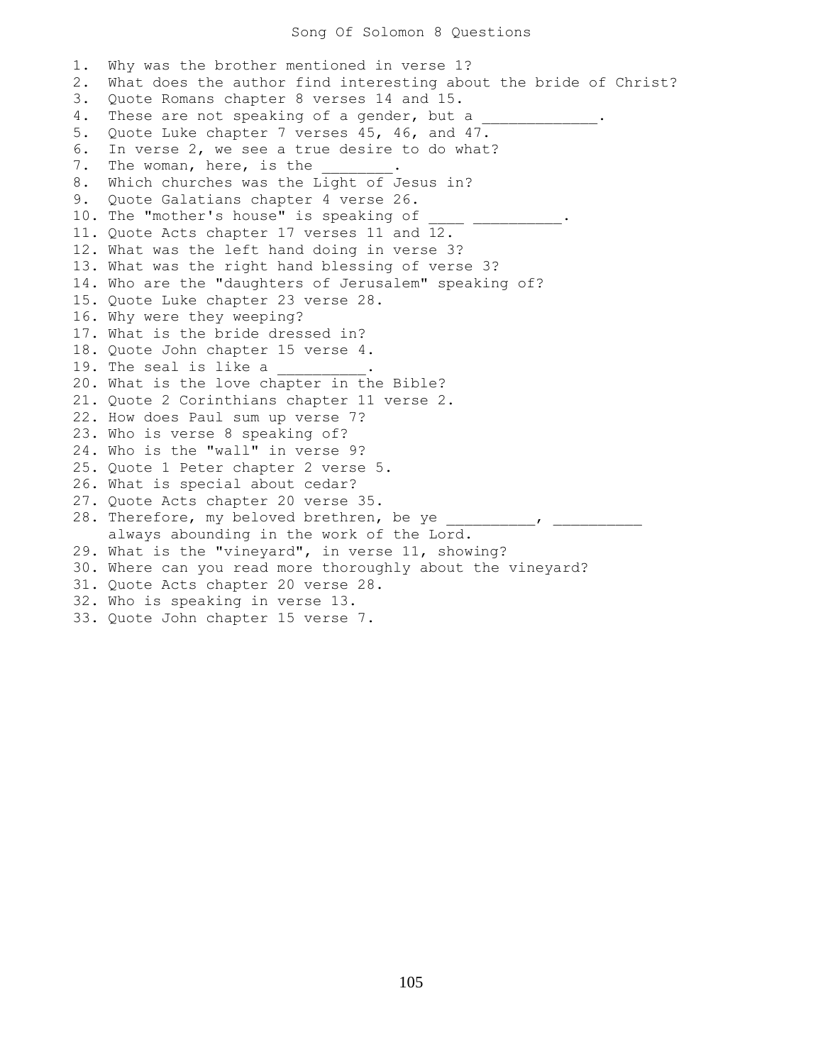# Song Of Solomon 8 Questions

1. Why was the brother mentioned in verse 1?
2. What does the author find interesting about the bride of Christ?
3. Quote Romans chapter 8 verses 14 and 15.
4. These are not speaking of a gender, but a _____________.
5. Quote Luke chapter 7 verses 45, 46, and 47.
6. In verse 2, we see a true desire to do what?
7. The woman, here, is the ________.
8. Which churches was the Light of Jesus in?
9. Quote Galatians chapter 4 verse 26.
10. The "mother's house" is speaking of ____ __________.
11. Quote Acts chapter 17 verses 11 and 12.
12. What was the left hand doing in verse 3?
13. What was the right hand blessing of verse 3?
14. Who are the "daughters of Jerusalem" speaking of?
15. Quote Luke chapter 23 verse 28.
16. Why were they weeping?
17. What is the bride dressed in?
18. Quote John chapter 15 verse 4.
19. The seal is like a __________.
20. What is the love chapter in the Bible?
21. Quote 2 Corinthians chapter 11 verse 2.
22. How does Paul sum up verse 7?
23. Who is verse 8 speaking of?
24. Who is the "wall" in verse 9?
25. Quote 1 Peter chapter 2 verse 5.
26. What is special about cedar?
27. Quote Acts chapter 20 verse 35.
28. Therefore, my beloved brethren, be ye __________, __________ always abounding in the work of the Lord.
29. What is the "vineyard", in verse 11, showing?
30. Where can you read more thoroughly about the vineyard?
31. Quote Acts chapter 20 verse 28.
32. Who is speaking in verse 13.
33. Quote John chapter 15 verse 7.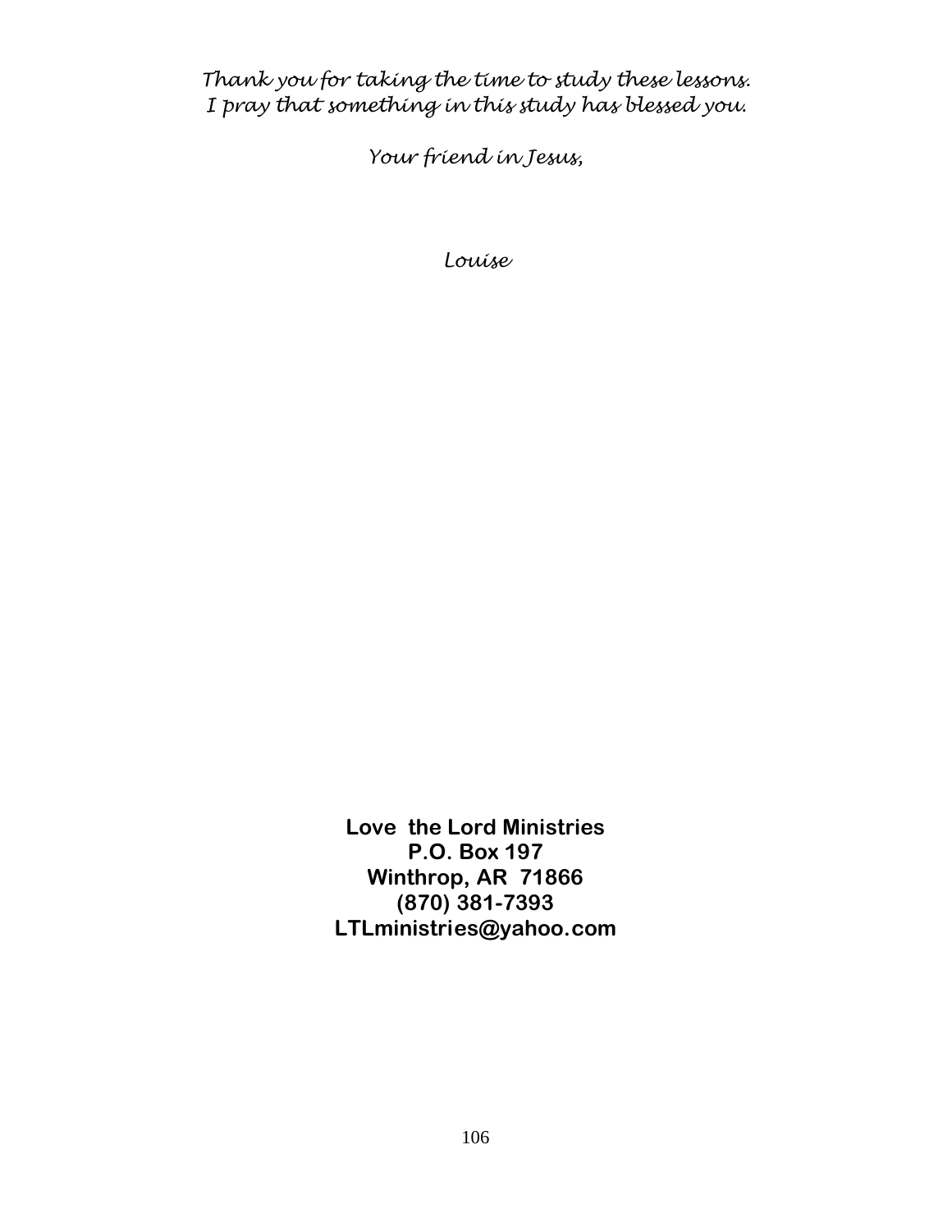*Thank you for taking the time to study these lessons.*
*I pray that something in this study has blessed you.*

*Your friend in Jesus,*

*Louise*

**Love the Lord Ministries**
**P.O. Box 197**
**Winthrop, AR 71866**
**(870) 381-7393**
**LTLministries@yahoo.com**